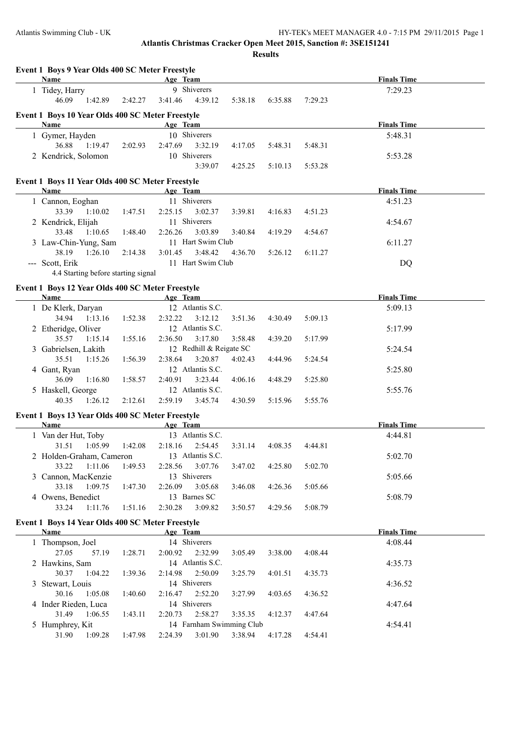# Atlantis Christmas Cracker Open Meet 2015, Sanction #: 3SE151241

## Results

### Event 1 Boys 9 Year Olds 400 SC Meter Freestyle

| | Name | Age | Team | Finals Time |
|---|---|---|---|---|
| 1 | Tidey, Harry | 9 | Shiverers | 7:29.23 |

Splits: 46.09, 1:42.89, 2:42.27, 3:41.46, 4:39.12, 5:38.18, 6:35.88, 7:29.23

### Event 1 Boys 10 Year Olds 400 SC Meter Freestyle

| | Name | Age | Team | Finals Time |
|---|---|---|---|---|
| 1 | Gymer, Hayden | 10 | Shiverers | 5:48.31 |
| | 36.88, 1:19.47, 2:02.93, 2:47.69, 3:32.19, 4:17.05, 5:48.31, 5:48.31 | | | |
| 2 | Kendrick, Solomon | 10 | Shiverers | 5:53.28 |
| | 3:39.07, 4:25.25, 5:10.13, 5:53.28 | | | |

### Event 1 Boys 11 Year Olds 400 SC Meter Freestyle

| | Name | Age | Team | Finals Time |
|---|---|---|---|---|
| 1 | Cannon, Eoghan | 11 | Shiverers | 4:51.23 |
| | 33.39, 1:10.02, 1:47.51, 2:25.15, 3:02.37, 3:39.81, 4:16.83, 4:51.23 | | | |
| 2 | Kendrick, Elijah | 11 | Shiverers | 4:54.67 |
| | 33.48, 1:10.65, 1:48.40, 2:26.26, 3:03.89, 3:40.84, 4:19.29, 4:54.67 | | | |
| 3 | Law-Chin-Yung, Sam | 11 | Hart Swim Club | 6:11.27 |
| | 38.19, 1:26.10, 2:14.38, 3:01.45, 3:48.42, 4:36.70, 5:26.12, 6:11.27 | | | |
| --- | Scott, Erik | 11 | Hart Swim Club | DQ |
| | 4.4 Starting before starting signal | | | |

### Event 1 Boys 12 Year Olds 400 SC Meter Freestyle

| | Name | Age | Team | Finals Time |
|---|---|---|---|---|
| 1 | De Klerk, Daryan | 12 | Atlantis S.C. | 5:09.13 |
| | 34.94, 1:13.16, 1:52.38, 2:32.22, 3:12.12, 3:51.36, 4:30.49, 5:09.13 | | | |
| 2 | Etheridge, Oliver | 12 | Atlantis S.C. | 5:17.99 |
| | 35.57, 1:15.14, 1:55.16, 2:36.50, 3:17.80, 3:58.48, 4:39.20, 5:17.99 | | | |
| 3 | Gabrielsen, Lakith | 12 | Redhill & Reigate SC | 5:24.54 |
| | 35.51, 1:15.26, 1:56.39, 2:38.64, 3:20.87, 4:02.43, 4:44.96, 5:24.54 | | | |
| 4 | Gant, Ryan | 12 | Atlantis S.C. | 5:25.80 |
| | 36.09, 1:16.80, 1:58.57, 2:40.91, 3:23.44, 4:06.16, 4:48.29, 5:25.80 | | | |
| 5 | Haskell, George | 12 | Atlantis S.C. | 5:55.76 |
| | 40.35, 1:26.12, 2:12.61, 2:59.19, 3:45.74, 4:30.59, 5:15.96, 5:55.76 | | | |

### Event 1 Boys 13 Year Olds 400 SC Meter Freestyle

| | Name | Age | Team | Finals Time |
|---|---|---|---|---|
| 1 | Van der Hut, Toby | 13 | Atlantis S.C. | 4:44.81 |
| | 31.51, 1:05.99, 1:42.08, 2:18.16, 2:54.45, 3:31.14, 4:08.35, 4:44.81 | | | |
| 2 | Holden-Graham, Cameron | 13 | Atlantis S.C. | 5:02.70 |
| | 33.22, 1:11.06, 1:49.53, 2:28.56, 3:07.76, 3:47.02, 4:25.80, 5:02.70 | | | |
| 3 | Cannon, MacKenzie | 13 | Shiverers | 5:05.66 |
| | 33.18, 1:09.75, 1:47.30, 2:26.09, 3:05.68, 3:46.08, 4:26.36, 5:05.66 | | | |
| 4 | Owens, Benedict | 13 | Barnes SC | 5:08.79 |
| | 33.24, 1:11.76, 1:51.16, 2:30.28, 3:09.82, 3:50.57, 4:29.56, 5:08.79 | | | |

### Event 1 Boys 14 Year Olds 400 SC Meter Freestyle

| | Name | Age | Team | Finals Time |
|---|---|---|---|---|
| 1 | Thompson, Joel | 14 | Shiverers | 4:08.44 |
| | 27.05, 57.19, 1:28.71, 2:00.92, 2:32.99, 3:05.49, 3:38.00, 4:08.44 | | | |
| 2 | Hawkins, Sam | 14 | Atlantis S.C. | 4:35.73 |
| | 30.37, 1:04.22, 1:39.36, 2:14.98, 2:50.09, 3:25.79, 4:01.51, 4:35.73 | | | |
| 3 | Stewart, Louis | 14 | Shiverers | 4:36.52 |
| | 30.16, 1:05.08, 1:40.60, 2:16.47, 2:52.20, 3:27.99, 4:03.65, 4:36.52 | | | |
| 4 | Inder Rieden, Luca | 14 | Shiverers | 4:47.64 |
| | 31.49, 1:06.55, 1:43.11, 2:20.73, 2:58.27, 3:35.35, 4:12.37, 4:47.64 | | | |
| 5 | Humphrey, Kit | 14 | Farnham Swimming Club | 4:54.41 |
| | 31.90, 1:09.28, 1:47.98, 2:24.39, 3:01.90, 3:38.94, 4:17.28, 4:54.41 | | | |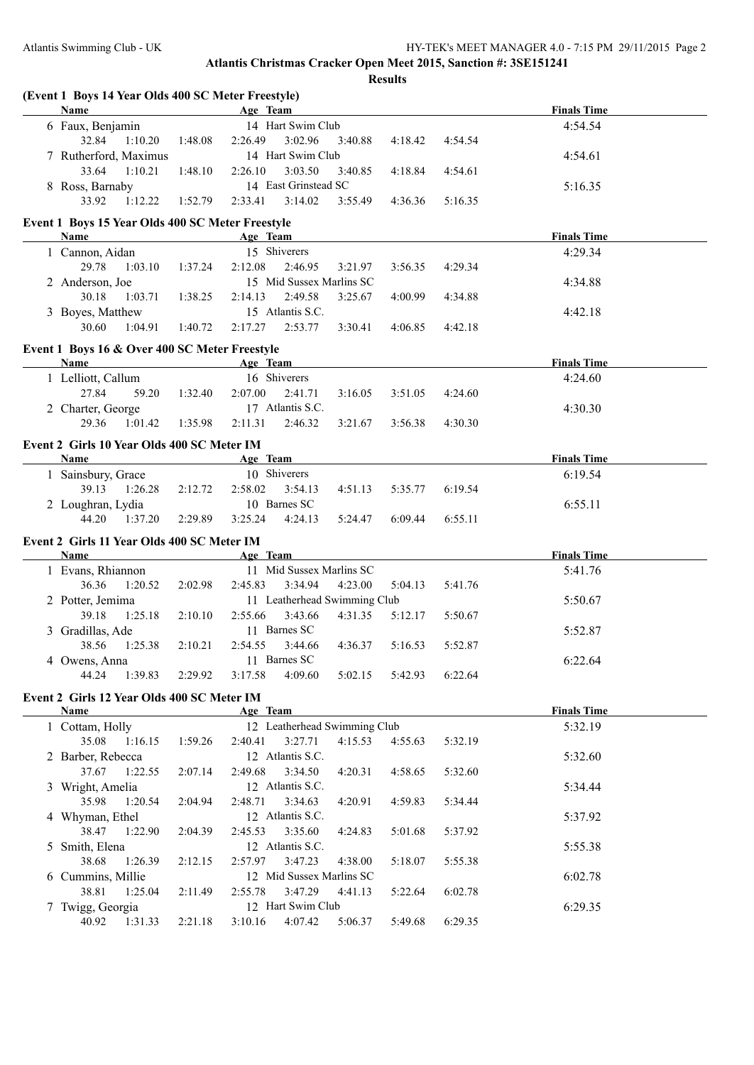# Atlantis Christmas Cracker Open Meet 2015, Sanction #: 3SE151241

## Results

### (Event 1 Boys 14 Year Olds 400 SC Meter Freestyle)

| Name | Age | Team | Finals Time |
| --- | --- | --- | --- |
| 6 Faux, Benjamin | 14 | Hart Swim Club | 4:54.54 |
| 32.84 1:10.20 1:48.08 2:26.49 3:02.96 3:40.88 4:18.42 4:54.54 | | | |
| 7 Rutherford, Maximus | 14 | Hart Swim Club | 4:54.61 |
| 33.64 1:10.21 1:48.10 2:26.10 3:03.50 3:40.85 4:18.84 4:54.61 | | | |
| 8 Ross, Barnaby | 14 | East Grinstead SC | 5:16.35 |
| 33.92 1:12.22 1:52.79 2:33.41 3:14.02 3:55.49 4:36.36 5:16.35 | | | |

### Event 1 Boys 15 Year Olds 400 SC Meter Freestyle

| Name | Age | Team | Finals Time |
| --- | --- | --- | --- |
| 1 Cannon, Aidan | 15 | Shiverers | 4:29.34 |
| 29.78 1:03.10 1:37.24 2:12.08 2:46.95 3:21.97 3:56.35 4:29.34 | | | |
| 2 Anderson, Joe | 15 | Mid Sussex Marlins SC | 4:34.88 |
| 30.18 1:03.71 1:38.25 2:14.13 2:49.58 3:25.67 4:00.99 4:34.88 | | | |
| 3 Boyes, Matthew | 15 | Atlantis S.C. | 4:42.18 |
| 30.60 1:04.91 1:40.72 2:17.27 2:53.77 3:30.41 4:06.85 4:42.18 | | | |

### Event 1 Boys 16 & Over 400 SC Meter Freestyle

| Name | Age | Team | Finals Time |
| --- | --- | --- | --- |
| 1 Lelliott, Callum | 16 | Shiverers | 4:24.60 |
| 27.84 59.20 1:32.40 2:07.00 2:41.71 3:16.05 3:51.05 4:24.60 | | | |
| 2 Charter, George | 17 | Atlantis S.C. | 4:30.30 |
| 29.36 1:01.42 1:35.98 2:11.31 2:46.32 3:21.67 3:56.38 4:30.30 | | | |

### Event 2 Girls 10 Year Olds 400 SC Meter IM

| Name | Age | Team | Finals Time |
| --- | --- | --- | --- |
| 1 Sainsbury, Grace | 10 | Shiverers | 6:19.54 |
| 39.13 1:26.28 2:12.72 2:58.02 3:54.13 4:51.13 5:35.77 6:19.54 | | | |
| 2 Loughran, Lydia | 10 | Barnes SC | 6:55.11 |
| 44.20 1:37.20 2:29.89 3:25.24 4:24.13 5:24.47 6:09.44 6:55.11 | | | |

### Event 2 Girls 11 Year Olds 400 SC Meter IM

| Name | Age | Team | Finals Time |
| --- | --- | --- | --- |
| 1 Evans, Rhiannon | 11 | Mid Sussex Marlins SC | 5:41.76 |
| 36.36 1:20.52 2:02.98 2:45.83 3:34.94 4:23.00 5:04.13 5:41.76 | | | |
| 2 Potter, Jemima | 11 | Leatherhead Swimming Club | 5:50.67 |
| 39.18 1:25.18 2:10.10 2:55.66 3:43.66 4:31.35 5:12.17 5:50.67 | | | |
| 3 Gradillas, Ade | 11 | Barnes SC | 5:52.87 |
| 38.56 1:25.38 2:10.21 2:54.55 3:44.66 4:36.37 5:16.53 5:52.87 | | | |
| 4 Owens, Anna | 11 | Barnes SC | 6:22.64 |
| 44.24 1:39.83 2:29.92 3:17.58 4:09.60 5:02.15 5:42.93 6:22.64 | | | |

### Event 2 Girls 12 Year Olds 400 SC Meter IM

| Name | Age | Team | Finals Time |
| --- | --- | --- | --- |
| 1 Cottam, Holly | 12 | Leatherhead Swimming Club | 5:32.19 |
| 35.08 1:16.15 1:59.26 2:40.41 3:27.71 4:15.53 4:55.63 5:32.19 | | | |
| 2 Barber, Rebecca | 12 | Atlantis S.C. | 5:32.60 |
| 37.67 1:22.55 2:07.14 2:49.68 3:34.50 4:20.31 4:58.65 5:32.60 | | | |
| 3 Wright, Amelia | 12 | Atlantis S.C. | 5:34.44 |
| 35.98 1:20.54 2:04.94 2:48.71 3:34.63 4:20.91 4:59.83 5:34.44 | | | |
| 4 Whyman, Ethel | 12 | Atlantis S.C. | 5:37.92 |
| 38.47 1:22.90 2:04.39 2:45.53 3:35.60 4:24.83 5:01.68 5:37.92 | | | |
| 5 Smith, Elena | 12 | Atlantis S.C. | 5:55.38 |
| 38.68 1:26.39 2:12.15 2:57.97 3:47.23 4:38.00 5:18.07 5:55.38 | | | |
| 6 Cummins, Millie | 12 | Mid Sussex Marlins SC | 6:02.78 |
| 38.81 1:25.04 2:11.49 2:55.78 3:47.29 4:41.13 5:22.64 6:02.78 | | | |
| 7 Twigg, Georgia | 12 | Hart Swim Club | 6:29.35 |
| 40.92 1:31.33 2:21.18 3:10.16 4:07.42 5:06.37 5:49.68 6:29.35 | | | |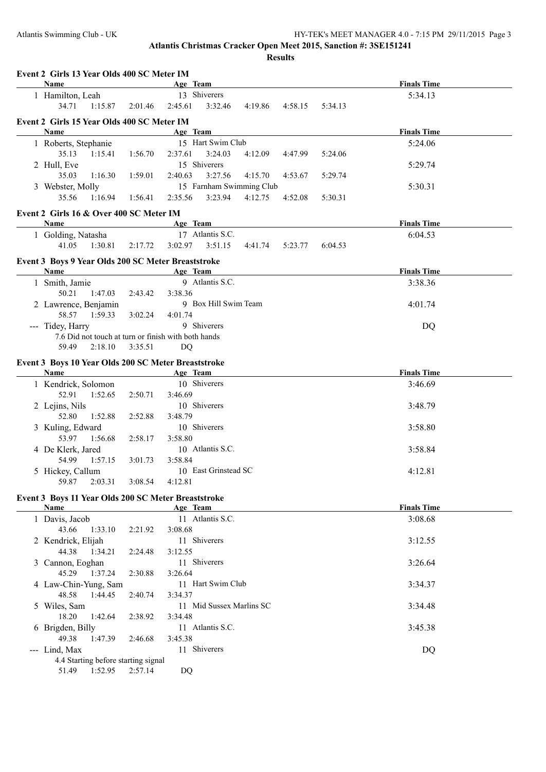# Atlantis Christmas Cracker Open Meet 2015, Sanction #: 3SE151241

## Results

### Event 2 Girls 13 Year Olds 400 SC Meter IM

| | Name | Age | Team | Finals Time |
|---|---|---|---|---|
| 1 | Hamilton, Leah | 13 | Shiverers | 5:34.13 |
| | 34.71 1:15.87 2:01.46 2:45.61 3:32.46 4:19.86 4:58.15 5:34.13 | | | |

### Event 2 Girls 15 Year Olds 400 SC Meter IM

| | Name | Age | Team | Finals Time |
|---|---|---|---|---|
| 1 | Roberts, Stephanie | 15 | Hart Swim Club | 5:24.06 |
| | 35.13 1:15.41 1:56.70 2:37.61 3:24.03 4:12.09 4:47.99 5:24.06 | | | |
| 2 | Hull, Eve | 15 | Shiverers | 5:29.74 |
| | 35.03 1:16.30 1:59.01 2:40.63 3:27.56 4:15.70 4:53.67 5:29.74 | | | |
| 3 | Webster, Molly | 15 | Farnham Swimming Club | 5:30.31 |
| | 35.56 1:16.94 1:56.41 2:35.56 3:23.94 4:12.75 4:52.08 5:30.31 | | | |

### Event 2 Girls 16 & Over 400 SC Meter IM

| | Name | Age | Team | Finals Time |
|---|---|---|---|---|
| 1 | Golding, Natasha | 17 | Atlantis S.C. | 6:04.53 |
| | 41.05 1:30.81 2:17.72 3:02.97 3:51.15 4:41.74 5:23.77 6:04.53 | | | |

### Event 3 Boys 9 Year Olds 200 SC Meter Breaststroke

| | Name | Age | Team | Finals Time |
|---|---|---|---|---|
| 1 | Smith, Jamie | 9 | Atlantis S.C. | 3:38.36 |
| | 50.21 1:47.03 2:43.42 3:38.36 | | | |
| 2 | Lawrence, Benjamin | 9 | Box Hill Swim Team | 4:01.74 |
| | 58.57 1:59.33 3:02.24 4:01.74 | | | |
| --- | Tidey, Harry | 9 | Shiverers | DQ |
| | 7.6 Did not touch at turn or finish with both hands | | | |
| | 59.49 2:18.10 3:35.51 DQ | | | |

### Event 3 Boys 10 Year Olds 200 SC Meter Breaststroke

| | Name | Age | Team | Finals Time |
|---|---|---|---|---|
| 1 | Kendrick, Solomon | 10 | Shiverers | 3:46.69 |
| | 52.91 1:52.65 2:50.71 3:46.69 | | | |
| 2 | Lejins, Nils | 10 | Shiverers | 3:48.79 |
| | 52.80 1:52.88 2:52.88 3:48.79 | | | |
| 3 | Kuling, Edward | 10 | Shiverers | 3:58.80 |
| | 53.97 1:56.68 2:58.17 3:58.80 | | | |
| 4 | De Klerk, Jared | 10 | Atlantis S.C. | 3:58.84 |
| | 54.99 1:57.15 3:01.73 3:58.84 | | | |
| 5 | Hickey, Callum | 10 | East Grinstead SC | 4:12.81 |
| | 59.87 2:03.31 3:08.54 4:12.81 | | | |

### Event 3 Boys 11 Year Olds 200 SC Meter Breaststroke

| | Name | Age | Team | Finals Time |
|---|---|---|---|---|
| 1 | Davis, Jacob | 11 | Atlantis S.C. | 3:08.68 |
| | 43.66 1:33.10 2:21.92 3:08.68 | | | |
| 2 | Kendrick, Elijah | 11 | Shiverers | 3:12.55 |
| | 44.38 1:34.21 2:24.48 3:12.55 | | | |
| 3 | Cannon, Eoghan | 11 | Shiverers | 3:26.64 |
| | 45.29 1:37.24 2:30.88 3:26.64 | | | |
| 4 | Law-Chin-Yung, Sam | 11 | Hart Swim Club | 3:34.37 |
| | 48.58 1:44.45 2:40.74 3:34.37 | | | |
| 5 | Wiles, Sam | 11 | Mid Sussex Marlins SC | 3:34.48 |
| | 18.20 1:42.64 2:38.92 3:34.48 | | | |
| 6 | Brigden, Billy | 11 | Atlantis S.C. | 3:45.38 |
| | 49.38 1:47.39 2:46.68 3:45.38 | | | |
| --- | Lind, Max | 11 | Shiverers | DQ |
| | 4.4 Starting before starting signal | | | |
| | 51.49 1:52.95 2:57.14 DQ | | | |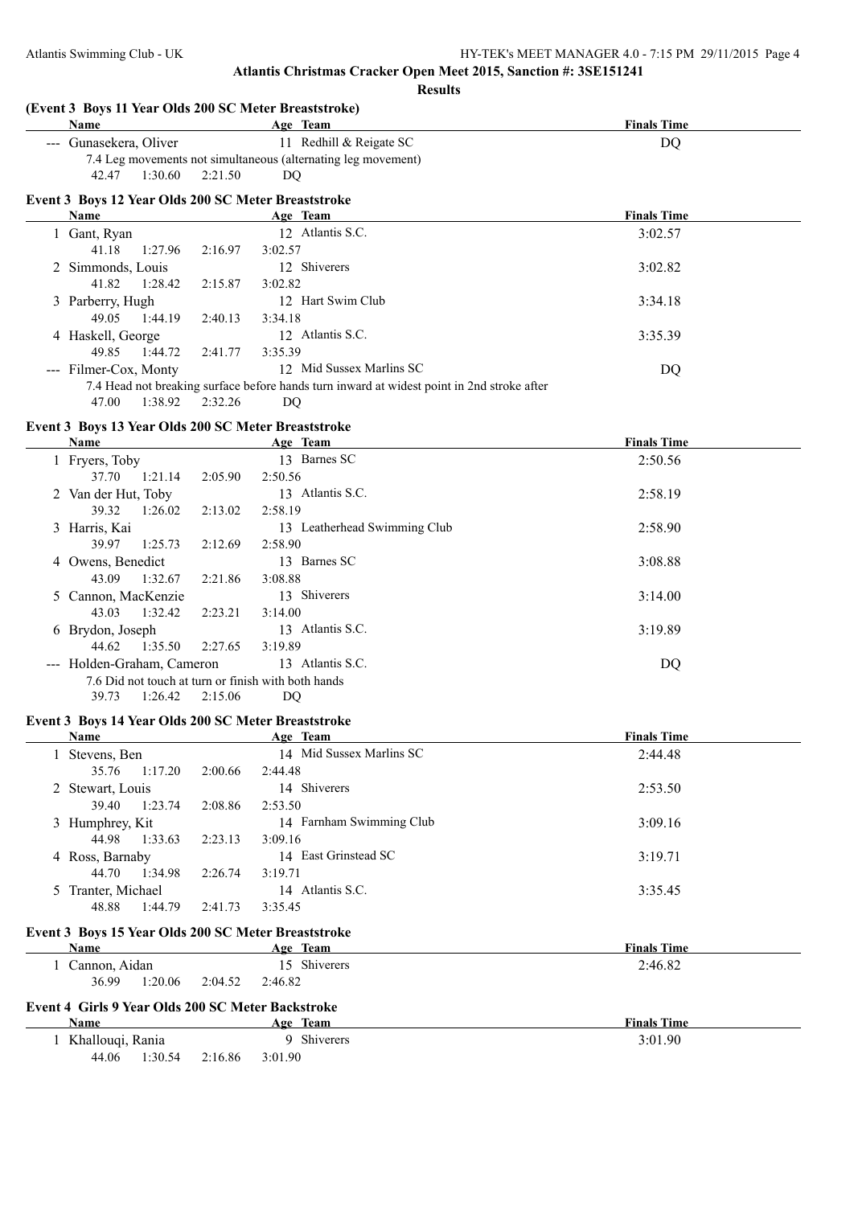**Atlantis Christmas Cracker Open Meet 2015, Sanction #: 3SE151241**

**Results**

### (Event 3 Boys 11 Year Olds 200 SC Meter Breaststroke)

| Name | Age | Team | Finals Time |
|---|---|---|---|
| --- Gunasekera, Oliver | 11 | Redhill & Reigate SC | DQ |

7.4 Leg movements not simultaneous (alternating leg movement)

42.47 1:30.60 2:21.50 DQ

### Event 3 Boys 12 Year Olds 200 SC Meter Breaststroke

| Name | Age | Team | Finals Time |
|---|---|---|---|
| 1 Gant, Ryan | 12 | Atlantis S.C. | 3:02.57 |
| 41.18 1:27.96 2:16.97 3:02.57 | | | |
| 2 Simmonds, Louis | 12 | Shiverers | 3:02.82 |
| 41.82 1:28.42 2:15.87 3:02.82 | | | |
| 3 Parberry, Hugh | 12 | Hart Swim Club | 3:34.18 |
| 49.05 1:44.19 2:40.13 3:34.18 | | | |
| 4 Haskell, George | 12 | Atlantis S.C. | 3:35.39 |
| 49.85 1:44.72 2:41.77 3:35.39 | | | |
| --- Filmer-Cox, Monty | 12 | Mid Sussex Marlins SC | DQ |
| 7.4 Head not breaking surface before hands turn inward at widest point in 2nd stroke after | | | |
| 47.00 1:38.92 2:32.26 DQ | | | |

### Event 3 Boys 13 Year Olds 200 SC Meter Breaststroke

| Name | Age | Team | Finals Time |
|---|---|---|---|
| 1 Fryers, Toby | 13 | Barnes SC | 2:50.56 |
| 37.70 1:21.14 2:05.90 2:50.56 | | | |
| 2 Van der Hut, Toby | 13 | Atlantis S.C. | 2:58.19 |
| 39.32 1:26.02 2:13.02 2:58.19 | | | |
| 3 Harris, Kai | 13 | Leatherhead Swimming Club | 2:58.90 |
| 39.97 1:25.73 2:12.69 2:58.90 | | | |
| 4 Owens, Benedict | 13 | Barnes SC | 3:08.88 |
| 43.09 1:32.67 2:21.86 3:08.88 | | | |
| 5 Cannon, MacKenzie | 13 | Shiverers | 3:14.00 |
| 43.03 1:32.42 2:23.21 3:14.00 | | | |
| 6 Brydon, Joseph | 13 | Atlantis S.C. | 3:19.89 |
| 44.62 1:35.50 2:27.65 3:19.89 | | | |
| --- Holden-Graham, Cameron | 13 | Atlantis S.C. | DQ |
| 7.6 Did not touch at turn or finish with both hands | | | |
| 39.73 1:26.42 2:15.06 DQ | | | |

### Event 3 Boys 14 Year Olds 200 SC Meter Breaststroke

| Name | Age | Team | Finals Time |
|---|---|---|---|
| 1 Stevens, Ben | 14 | Mid Sussex Marlins SC | 2:44.48 |
| 35.76 1:17.20 2:00.66 2:44.48 | | | |
| 2 Stewart, Louis | 14 | Shiverers | 2:53.50 |
| 39.40 1:23.74 2:08.86 2:53.50 | | | |
| 3 Humphrey, Kit | 14 | Farnham Swimming Club | 3:09.16 |
| 44.98 1:33.63 2:23.13 3:09.16 | | | |
| 4 Ross, Barnaby | 14 | East Grinstead SC | 3:19.71 |
| 44.70 1:34.98 2:26.74 3:19.71 | | | |
| 5 Tranter, Michael | 14 | Atlantis S.C. | 3:35.45 |
| 48.88 1:44.79 2:41.73 3:35.45 | | | |

### Event 3 Boys 15 Year Olds 200 SC Meter Breaststroke

| Name | Age | Team | Finals Time |
|---|---|---|---|
| 1 Cannon, Aidan | 15 | Shiverers | 2:46.82 |
| 36.99 1:20.06 2:04.52 2:46.82 | | | |

### Event 4 Girls 9 Year Olds 200 SC Meter Backstroke

| Name | Age | Team | Finals Time |
|---|---|---|---|
| 1 Khallouqi, Rania | 9 | Shiverers | 3:01.90 |
| 44.06 1:30.54 2:16.86 3:01.90 | | | |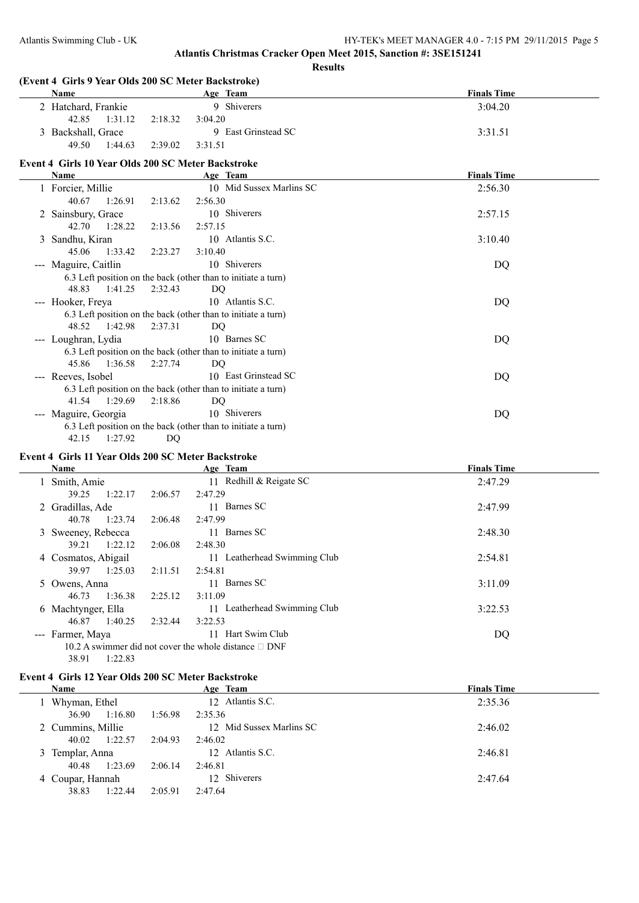# Atlantis Christmas Cracker Open Meet 2015, Sanction #: 3SE151241

## Results

### (Event 4 Girls 9 Year Olds 200 SC Meter Backstroke)

| Name | Age | Team | Finals Time |
|---|---|---|---|
| 2 Hatchard, Frankie | 9 | Shiverers | 3:04.20 |
| 42.85 1:31.12 2:18.32 3:04.20 | | | |
| 3 Backshall, Grace | 9 | East Grinstead SC | 3:31.51 |
| 49.50 1:44.63 2:39.02 3:31.51 | | | |

### Event 4 Girls 10 Year Olds 200 SC Meter Backstroke

| Name | Age | Team | Finals Time |
|---|---|---|---|
| 1 Forcier, Millie | 10 | Mid Sussex Marlins SC | 2:56.30 |
| 40.67 1:26.91 2:13.62 2:56.30 | | | |
| 2 Sainsbury, Grace | 10 | Shiverers | 2:57.15 |
| 42.70 1:28.22 2:13.56 2:57.15 | | | |
| 3 Sandhu, Kiran | 10 | Atlantis S.C. | 3:10.40 |
| 45.06 1:33.42 2:23.27 3:10.40 | | | |
| --- Maguire, Caitlin | 10 | Shiverers | DQ |
| 6.3 Left position on the back (other than to initiate a turn) | | | |
| 48.83 1:41.25 2:32.43 DQ | | | |
| --- Hooker, Freya | 10 | Atlantis S.C. | DQ |
| 6.3 Left position on the back (other than to initiate a turn) | | | |
| 48.52 1:42.98 2:37.31 DQ | | | |
| --- Loughran, Lydia | 10 | Barnes SC | DQ |
| 6.3 Left position on the back (other than to initiate a turn) | | | |
| 45.86 1:36.58 2:27.74 DQ | | | |
| --- Reeves, Isobel | 10 | East Grinstead SC | DQ |
| 6.3 Left position on the back (other than to initiate a turn) | | | |
| 41.54 1:29.69 2:18.86 DQ | | | |
| --- Maguire, Georgia | 10 | Shiverers | DQ |
| 6.3 Left position on the back (other than to initiate a turn) | | | |
| 42.15 1:27.92 DQ | | | |

### Event 4 Girls 11 Year Olds 200 SC Meter Backstroke

| Name | Age | Team | Finals Time |
|---|---|---|---|
| 1 Smith, Amie | 11 | Redhill & Reigate SC | 2:47.29 |
| 39.25 1:22.17 2:06.57 2:47.29 | | | |
| 2 Gradillas, Ade | 11 | Barnes SC | 2:47.99 |
| 40.78 1:23.74 2:06.48 2:47.99 | | | |
| 3 Sweeney, Rebecca | 11 | Barnes SC | 2:48.30 |
| 39.21 1:22.12 2:06.08 2:48.30 | | | |
| 4 Cosmatos, Abigail | 11 | Leatherhead Swimming Club | 2:54.81 |
| 39.97 1:25.03 2:11.51 2:54.81 | | | |
| 5 Owens, Anna | 11 | Barnes SC | 3:11.09 |
| 46.73 1:36.38 2:25.12 3:11.09 | | | |
| 6 Machtynger, Ella | 11 | Leatherhead Swimming Club | 3:22.53 |
| 46.87 1:40.25 2:32.44 3:22.53 | | | |
| --- Farmer, Maya | 11 | Hart Swim Club | DQ |
| 10.2 A swimmer did not cover the whole distance  DNF | | | |
| 38.91 1:22.83 | | | |

### Event 4 Girls 12 Year Olds 200 SC Meter Backstroke

| Name | Age | Team | Finals Time |
|---|---|---|---|
| 1 Whyman, Ethel | 12 | Atlantis S.C. | 2:35.36 |
| 36.90 1:16.80 1:56.98 2:35.36 | | | |
| 2 Cummins, Millie | 12 | Mid Sussex Marlins SC | 2:46.02 |
| 40.02 1:22.57 2:04.93 2:46.02 | | | |
| 3 Templar, Anna | 12 | Atlantis S.C. | 2:46.81 |
| 40.48 1:23.69 2:06.14 2:46.81 | | | |
| 4 Coupar, Hannah | 12 | Shiverers | 2:47.64 |
| 38.83 1:22.44 2:05.91 2:47.64 | | | |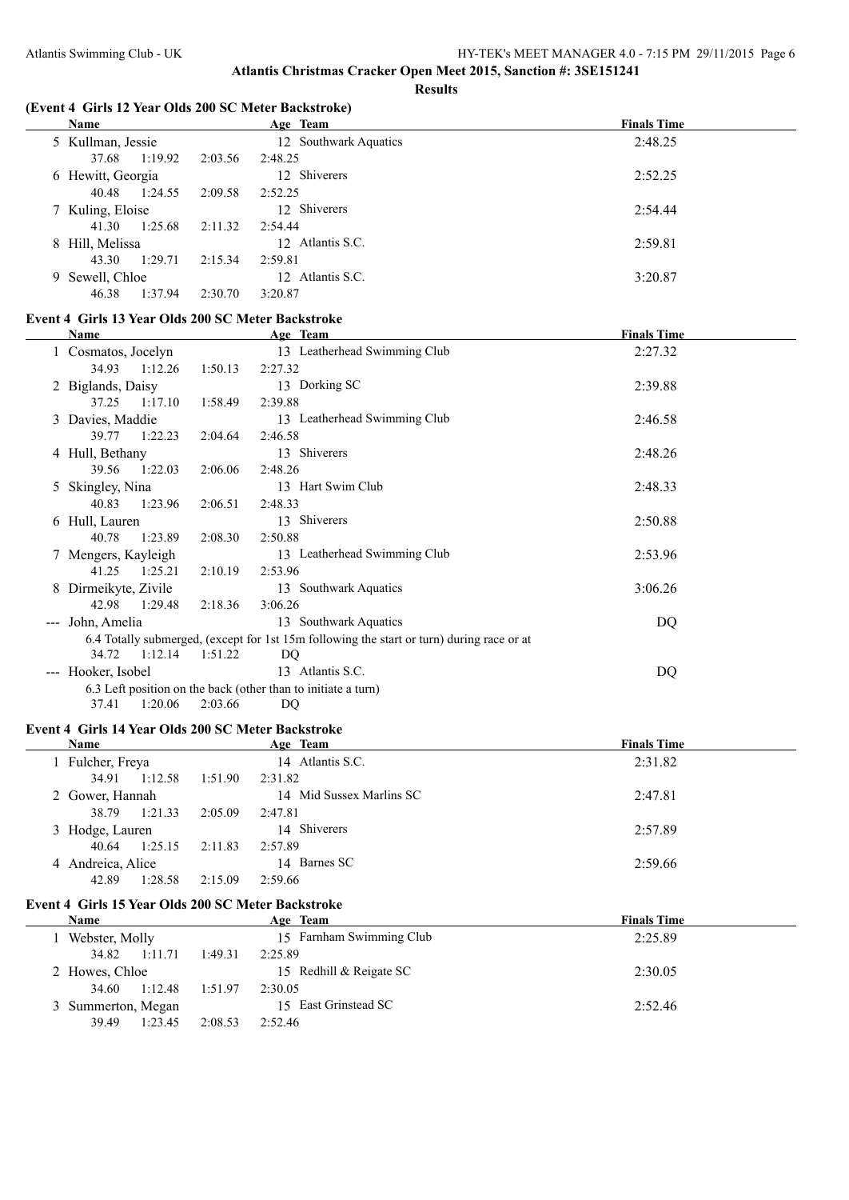# Atlantis Christmas Cracker Open Meet 2015, Sanction #: 3SE151241

## Results

### (Event 4 Girls 12 Year Olds 200 SC Meter Backstroke)

| Name | Age | Team | Finals Time |
|---|---|---|---|
| 5 Kullman, Jessie | 12 | Southwark Aquatics | 2:48.25 |
| 37.68 1:19.92 2:03.56 2:48.25 | | | |
| 6 Hewitt, Georgia | 12 | Shiverers | 2:52.25 |
| 40.48 1:24.55 2:09.58 2:52.25 | | | |
| 7 Kuling, Eloise | 12 | Shiverers | 2:54.44 |
| 41.30 1:25.68 2:11.32 2:54.44 | | | |
| 8 Hill, Melissa | 12 | Atlantis S.C. | 2:59.81 |
| 43.30 1:29.71 2:15.34 2:59.81 | | | |
| 9 Sewell, Chloe | 12 | Atlantis S.C. | 3:20.87 |
| 46.38 1:37.94 2:30.70 3:20.87 | | | |

### Event 4 Girls 13 Year Olds 200 SC Meter Backstroke

| Name | Age | Team | Finals Time |
|---|---|---|---|
| 1 Cosmatos, Jocelyn | 13 | Leatherhead Swimming Club | 2:27.32 |
| 34.93 1:12.26 1:50.13 2:27.32 | | | |
| 2 Biglands, Daisy | 13 | Dorking SC | 2:39.88 |
| 37.25 1:17.10 1:58.49 2:39.88 | | | |
| 3 Davies, Maddie | 13 | Leatherhead Swimming Club | 2:46.58 |
| 39.77 1:22.23 2:04.64 2:46.58 | | | |
| 4 Hull, Bethany | 13 | Shiverers | 2:48.26 |
| 39.56 1:22.03 2:06.06 2:48.26 | | | |
| 5 Skingley, Nina | 13 | Hart Swim Club | 2:48.33 |
| 40.83 1:23.96 2:06.51 2:48.33 | | | |
| 6 Hull, Lauren | 13 | Shiverers | 2:50.88 |
| 40.78 1:23.89 2:08.30 2:50.88 | | | |
| 7 Mengers, Kayleigh | 13 | Leatherhead Swimming Club | 2:53.96 |
| 41.25 1:25.21 2:10.19 2:53.96 | | | |
| 8 Dirmeikyte, Zivile | 13 | Southwark Aquatics | 3:06.26 |
| 42.98 1:29.48 2:18.36 3:06.26 | | | |
| --- John, Amelia | 13 | Southwark Aquatics | DQ |
| 6.4 Totally submerged, (except for 1st 15m following the start or turn) during race or at | | | |
| 34.72 1:12.14 1:51.22 DQ | | | |
| --- Hooker, Isobel | 13 | Atlantis S.C. | DQ |
| 6.3 Left position on the back (other than to initiate a turn) | | | |
| 37.41 1:20.06 2:03.66 DQ | | | |

### Event 4 Girls 14 Year Olds 200 SC Meter Backstroke

| Name | Age | Team | Finals Time |
|---|---|---|---|
| 1 Fulcher, Freya | 14 | Atlantis S.C. | 2:31.82 |
| 34.91 1:12.58 1:51.90 2:31.82 | | | |
| 2 Gower, Hannah | 14 | Mid Sussex Marlins SC | 2:47.81 |
| 38.79 1:21.33 2:05.09 2:47.81 | | | |
| 3 Hodge, Lauren | 14 | Shiverers | 2:57.89 |
| 40.64 1:25.15 2:11.83 2:57.89 | | | |
| 4 Andreica, Alice | 14 | Barnes SC | 2:59.66 |
| 42.89 1:28.58 2:15.09 2:59.66 | | | |

### Event 4 Girls 15 Year Olds 200 SC Meter Backstroke

| Name | Age | Team | Finals Time |
|---|---|---|---|
| 1 Webster, Molly | 15 | Farnham Swimming Club | 2:25.89 |
| 34.82 1:11.71 1:49.31 2:25.89 | | | |
| 2 Howes, Chloe | 15 | Redhill & Reigate SC | 2:30.05 |
| 34.60 1:12.48 1:51.97 2:30.05 | | | |
| 3 Summerton, Megan | 15 | East Grinstead SC | 2:52.46 |
| 39.49 1:23.45 2:08.53 2:52.46 | | | |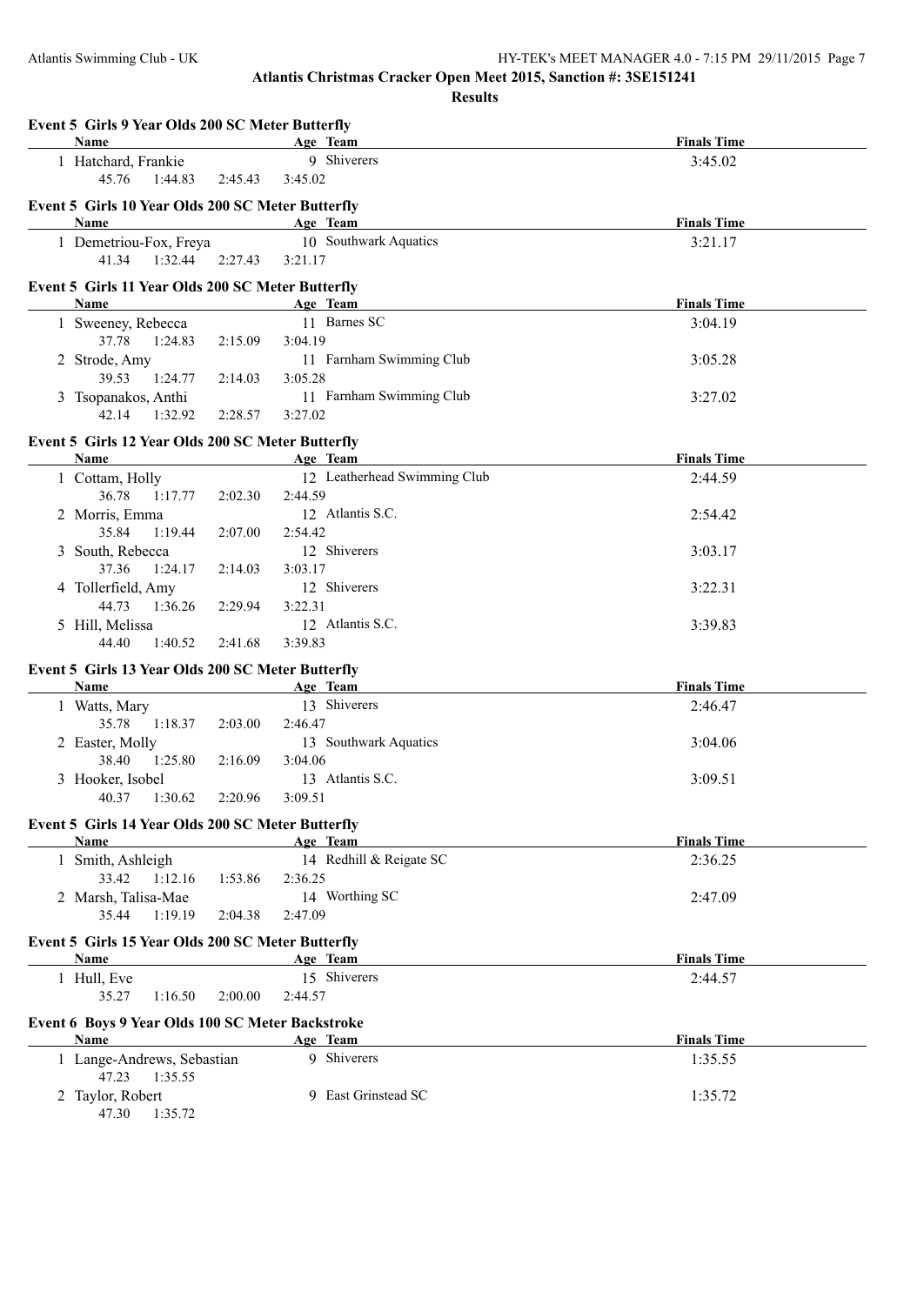## Atlantis Christmas Cracker Open Meet 2015, Sanction #: 3SE151241

### Results

**Event 5 Girls 9 Year Olds 200 SC Meter Butterfly**

| Name | Age | Team | Finals Time |
|---|---|---|---|
| 1 Hatchard, Frankie | 9 | Shiverers | 3:45.02 |
| 45.76 1:44.83 2:45.43 3:45.02 | | | |

**Event 5 Girls 10 Year Olds 200 SC Meter Butterfly**

| Name | Age | Team | Finals Time |
|---|---|---|---|
| 1 Demetriou-Fox, Freya | 10 | Southwark Aquatics | 3:21.17 |
| 41.34 1:32.44 2:27.43 3:21.17 | | | |

**Event 5 Girls 11 Year Olds 200 SC Meter Butterfly**

| Name | Age | Team | Finals Time |
|---|---|---|---|
| 1 Sweeney, Rebecca | 11 | Barnes SC | 3:04.19 |
| 37.78 1:24.83 2:15.09 3:04.19 | | | |
| 2 Strode, Amy | 11 | Farnham Swimming Club | 3:05.28 |
| 39.53 1:24.77 2:14.03 3:05.28 | | | |
| 3 Tsopanakos, Anthi | 11 | Farnham Swimming Club | 3:27.02 |
| 42.14 1:32.92 2:28.57 3:27.02 | | | |

**Event 5 Girls 12 Year Olds 200 SC Meter Butterfly**

| Name | Age | Team | Finals Time |
|---|---|---|---|
| 1 Cottam, Holly | 12 | Leatherhead Swimming Club | 2:44.59 |
| 36.78 1:17.77 2:02.30 2:44.59 | | | |
| 2 Morris, Emma | 12 | Atlantis S.C. | 2:54.42 |
| 35.84 1:19.44 2:07.00 2:54.42 | | | |
| 3 South, Rebecca | 12 | Shiverers | 3:03.17 |
| 37.36 1:24.17 2:14.03 3:03.17 | | | |
| 4 Tollerfield, Amy | 12 | Shiverers | 3:22.31 |
| 44.73 1:36.26 2:29.94 3:22.31 | | | |
| 5 Hill, Melissa | 12 | Atlantis S.C. | 3:39.83 |
| 44.40 1:40.52 2:41.68 3:39.83 | | | |

**Event 5 Girls 13 Year Olds 200 SC Meter Butterfly**

| Name | Age | Team | Finals Time |
|---|---|---|---|
| 1 Watts, Mary | 13 | Shiverers | 2:46.47 |
| 35.78 1:18.37 2:03.00 2:46.47 | | | |
| 2 Easter, Molly | 13 | Southwark Aquatics | 3:04.06 |
| 38.40 1:25.80 2:16.09 3:04.06 | | | |
| 3 Hooker, Isobel | 13 | Atlantis S.C. | 3:09.51 |
| 40.37 1:30.62 2:20.96 3:09.51 | | | |

**Event 5 Girls 14 Year Olds 200 SC Meter Butterfly**

| Name | Age | Team | Finals Time |
|---|---|---|---|
| 1 Smith, Ashleigh | 14 | Redhill & Reigate SC | 2:36.25 |
| 33.42 1:12.16 1:53.86 2:36.25 | | | |
| 2 Marsh, Talisa-Mae | 14 | Worthing SC | 2:47.09 |
| 35.44 1:19.19 2:04.38 2:47.09 | | | |

**Event 5 Girls 15 Year Olds 200 SC Meter Butterfly**

| Name | Age | Team | Finals Time |
|---|---|---|---|
| 1 Hull, Eve | 15 | Shiverers | 2:44.57 |
| 35.27 1:16.50 2:00.00 2:44.57 | | | |

**Event 6 Boys 9 Year Olds 100 SC Meter Backstroke**

| Name | Age | Team | Finals Time |
|---|---|---|---|
| 1 Lange-Andrews, Sebastian | 9 | Shiverers | 1:35.55 |
| 47.23 1:35.55 | | | |
| 2 Taylor, Robert | 9 | East Grinstead SC | 1:35.72 |
| 47.30 1:35.72 | | | |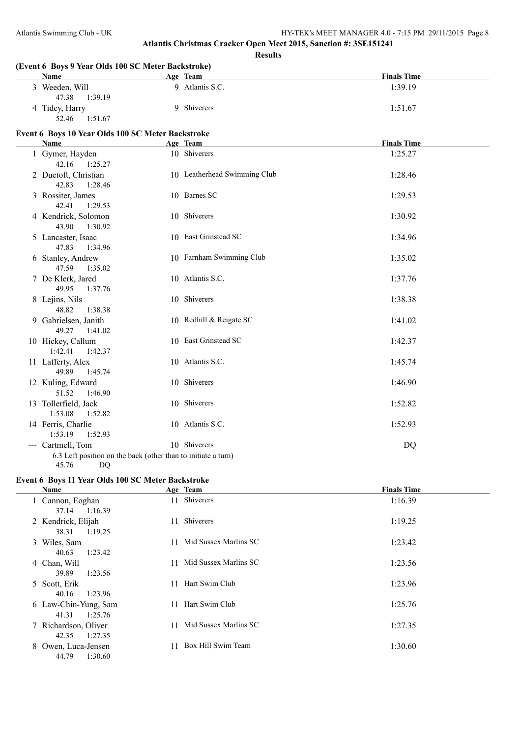## Atlantis Christmas Cracker Open Meet 2015, Sanction #: 3SE151241

**Results**

### (Event 6 Boys 9 Year Olds 100 SC Meter Backstroke)

| | Name | Age | Team | Finals Time |
|---|---|---|---|---|
| 3 | Weeden, Will | 9 | Atlantis S.C. | 1:39.19 |
| | 47.38 1:39.19 | | | |
| 4 | Tidey, Harry | 9 | Shiverers | 1:51.67 |
| | 52.46 1:51.67 | | | |

### Event 6 Boys 10 Year Olds 100 SC Meter Backstroke

| | Name | Age | Team | Finals Time |
|---|---|---|---|---|
| 1 | Gymer, Hayden | 10 | Shiverers | 1:25.27 |
| | 42.16 1:25.27 | | | |
| 2 | Duetoft, Christian | 10 | Leatherhead Swimming Club | 1:28.46 |
| | 42.83 1:28.46 | | | |
| 3 | Rossiter, James | 10 | Barnes SC | 1:29.53 |
| | 42.41 1:29.53 | | | |
| 4 | Kendrick, Solomon | 10 | Shiverers | 1:30.92 |
| | 43.90 1:30.92 | | | |
| 5 | Lancaster, Isaac | 10 | East Grinstead SC | 1:34.96 |
| | 47.83 1:34.96 | | | |
| 6 | Stanley, Andrew | 10 | Farnham Swimming Club | 1:35.02 |
| | 47.59 1:35.02 | | | |
| 7 | De Klerk, Jared | 10 | Atlantis S.C. | 1:37.76 |
| | 49.95 1:37.76 | | | |
| 8 | Lejins, Nils | 10 | Shiverers | 1:38.38 |
| | 48.82 1:38.38 | | | |
| 9 | Gabrielsen, Janith | 10 | Redhill & Reigate SC | 1:41.02 |
| | 49.27 1:41.02 | | | |
| 10 | Hickey, Callum | 10 | East Grinstead SC | 1:42.37 |
| | 1:42.41 1:42.37 | | | |
| 11 | Lafferty, Alex | 10 | Atlantis S.C. | 1:45.74 |
| | 49.89 1:45.74 | | | |
| 12 | Kuling, Edward | 10 | Shiverers | 1:46.90 |
| | 51.52 1:46.90 | | | |
| 13 | Tollerfield, Jack | 10 | Shiverers | 1:52.82 |
| | 1:53.08 1:52.82 | | | |
| 14 | Ferris, Charlie | 10 | Atlantis S.C. | 1:52.93 |
| | 1:53.19 1:52.93 | | | |
| --- | Cartmell, Tom | 10 | Shiverers | DQ |
| | 6.3 Left position on the back (other than to initiate a turn) | | | |
| | 45.76 DQ | | | |

### Event 6 Boys 11 Year Olds 100 SC Meter Backstroke

| | Name | Age | Team | Finals Time |
|---|---|---|---|---|
| 1 | Cannon, Eoghan | 11 | Shiverers | 1:16.39 |
| | 37.14 1:16.39 | | | |
| 2 | Kendrick, Elijah | 11 | Shiverers | 1:19.25 |
| | 38.31 1:19.25 | | | |
| 3 | Wiles, Sam | 11 | Mid Sussex Marlins SC | 1:23.42 |
| | 40.63 1:23.42 | | | |
| 4 | Chan, Will | 11 | Mid Sussex Marlins SC | 1:23.56 |
| | 39.89 1:23.56 | | | |
| 5 | Scott, Erik | 11 | Hart Swim Club | 1:23.96 |
| | 40.16 1:23.96 | | | |
| 6 | Law-Chin-Yung, Sam | 11 | Hart Swim Club | 1:25.76 |
| | 41.31 1:25.76 | | | |
| 7 | Richardson, Oliver | 11 | Mid Sussex Marlins SC | 1:27.35 |
| | 42.35 1:27.35 | | | |
| 8 | Owen, Luca-Jensen | 11 | Box Hill Swim Team | 1:30.60 |
| | 44.79 1:30.60 | | | |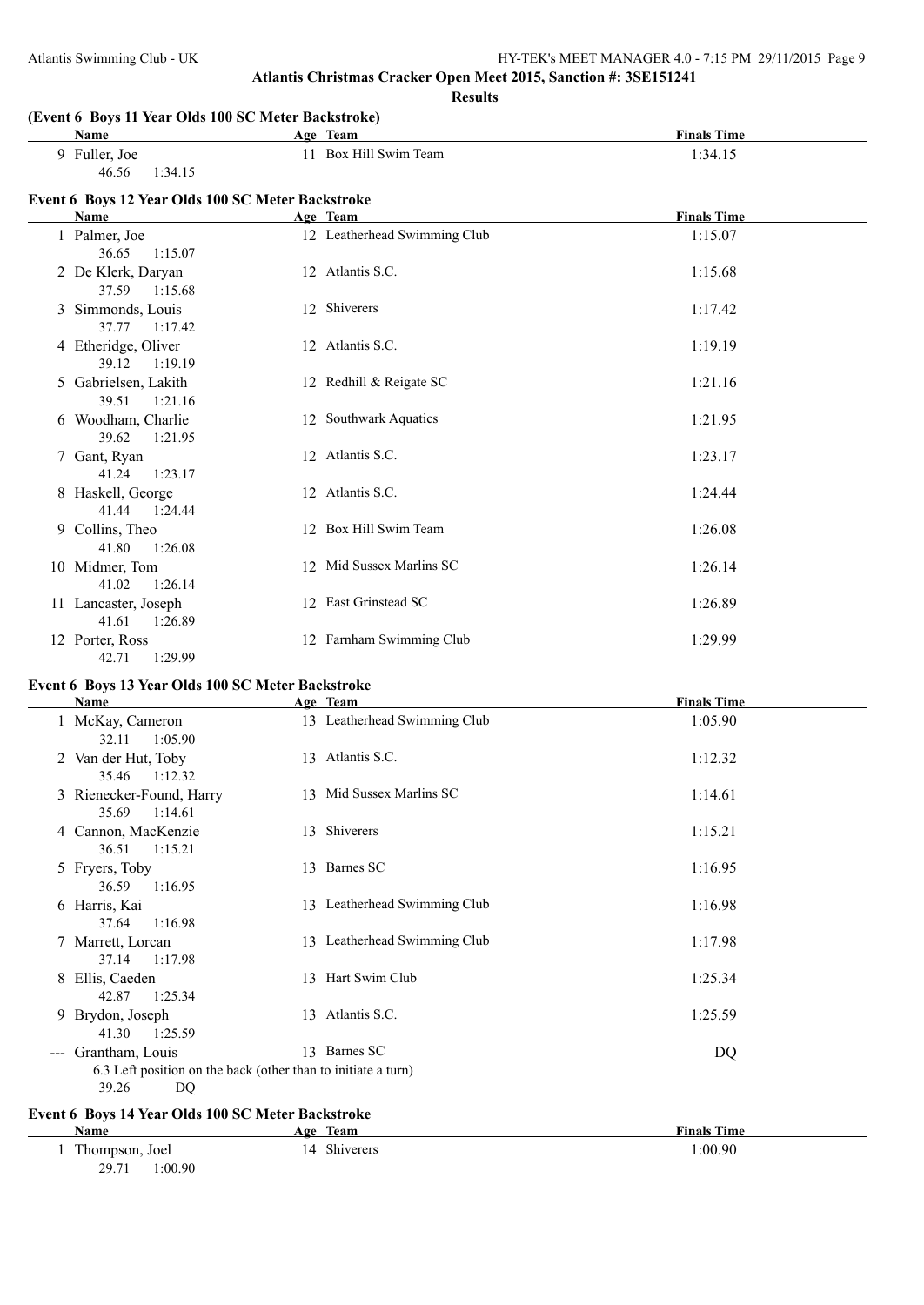**Atlantis Christmas Cracker Open Meet 2015, Sanction #: 3SE151241**

**Results**

### (Event 6 Boys 11 Year Olds 100 SC Meter Backstroke)

| Name | Age | Team | Finals Time |
|---|---|---|---|
| 9 Fuller, Joe | 11 | Box Hill Swim Team | 1:34.15 |
| 46.56 1:34.15 | | | |

### Event 6 Boys 12 Year Olds 100 SC Meter Backstroke

| Name | Age | Team | Finals Time |
|---|---|---|---|
| 1 Palmer, Joe | 12 | Leatherhead Swimming Club | 1:15.07 |
| 36.65 1:15.07 | | | |
| 2 De Klerk, Daryan | 12 | Atlantis S.C. | 1:15.68 |
| 37.59 1:15.68 | | | |
| 3 Simmonds, Louis | 12 | Shiverers | 1:17.42 |
| 37.77 1:17.42 | | | |
| 4 Etheridge, Oliver | 12 | Atlantis S.C. | 1:19.19 |
| 39.12 1:19.19 | | | |
| 5 Gabrielsen, Lakith | 12 | Redhill & Reigate SC | 1:21.16 |
| 39.51 1:21.16 | | | |
| 6 Woodham, Charlie | 12 | Southwark Aquatics | 1:21.95 |
| 39.62 1:21.95 | | | |
| 7 Gant, Ryan | 12 | Atlantis S.C. | 1:23.17 |
| 41.24 1:23.17 | | | |
| 8 Haskell, George | 12 | Atlantis S.C. | 1:24.44 |
| 41.44 1:24.44 | | | |
| 9 Collins, Theo | 12 | Box Hill Swim Team | 1:26.08 |
| 41.80 1:26.08 | | | |
| 10 Midmer, Tom | 12 | Mid Sussex Marlins SC | 1:26.14 |
| 41.02 1:26.14 | | | |
| 11 Lancaster, Joseph | 12 | East Grinstead SC | 1:26.89 |
| 41.61 1:26.89 | | | |
| 12 Porter, Ross | 12 | Farnham Swimming Club | 1:29.99 |
| 42.71 1:29.99 | | | |

### Event 6 Boys 13 Year Olds 100 SC Meter Backstroke

| Name | Age | Team | Finals Time |
|---|---|---|---|
| 1 McKay, Cameron | 13 | Leatherhead Swimming Club | 1:05.90 |
| 32.11 1:05.90 | | | |
| 2 Van der Hut, Toby | 13 | Atlantis S.C. | 1:12.32 |
| 35.46 1:12.32 | | | |
| 3 Rienecker-Found, Harry | 13 | Mid Sussex Marlins SC | 1:14.61 |
| 35.69 1:14.61 | | | |
| 4 Cannon, MacKenzie | 13 | Shiverers | 1:15.21 |
| 36.51 1:15.21 | | | |
| 5 Fryers, Toby | 13 | Barnes SC | 1:16.95 |
| 36.59 1:16.95 | | | |
| 6 Harris, Kai | 13 | Leatherhead Swimming Club | 1:16.98 |
| 37.64 1:16.98 | | | |
| 7 Marrett, Lorcan | 13 | Leatherhead Swimming Club | 1:17.98 |
| 37.14 1:17.98 | | | |
| 8 Ellis, Caeden | 13 | Hart Swim Club | 1:25.34 |
| 42.87 1:25.34 | | | |
| 9 Brydon, Joseph | 13 | Atlantis S.C. | 1:25.59 |
| 41.30 1:25.59 | | | |
| --- Grantham, Louis | 13 | Barnes SC | DQ |
| 6.3 Left position on the back (other than to initiate a turn) | | | |
| 39.26 DQ | | | |

### Event 6 Boys 14 Year Olds 100 SC Meter Backstroke

| Name | Age | Team | Finals Time |
|---|---|---|---|
| 1 Thompson, Joel | 14 | Shiverers | 1:00.90 |
| 29.71 1:00.90 | | | |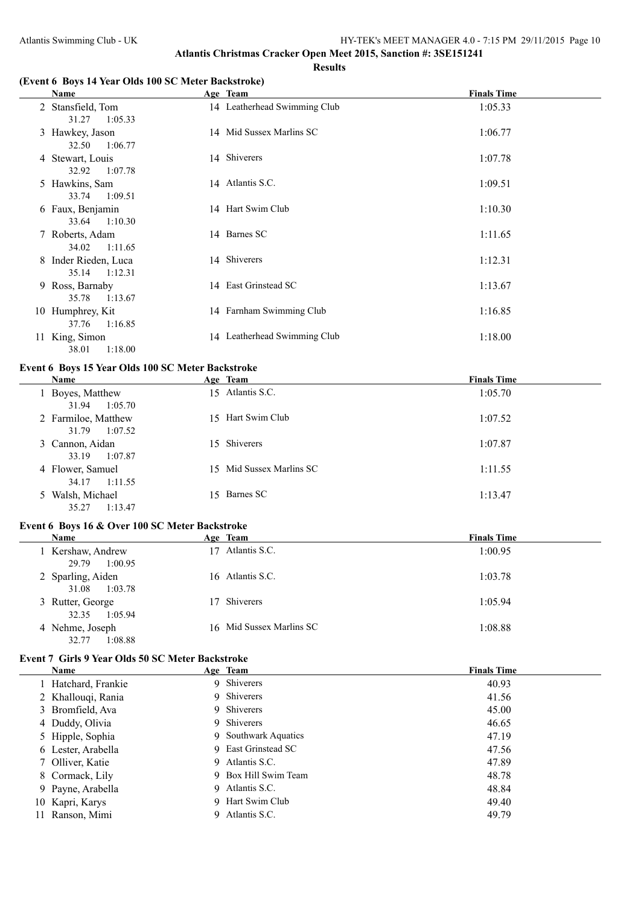# Atlantis Christmas Cracker Open Meet 2015, Sanction #: 3SE151241

## Results

### (Event 6 Boys 14 Year Olds 100 SC Meter Backstroke)

| | Name | Age | Team | Finals Time |
|---|---|---|---|---|
| 2 | Stansfield, Tom | 14 | Leatherhead Swimming Club | 1:05.33 |
| | 31.27 1:05.33 | | | |
| 3 | Hawkey, Jason | 14 | Mid Sussex Marlins SC | 1:06.77 |
| | 32.50 1:06.77 | | | |
| 4 | Stewart, Louis | 14 | Shiverers | 1:07.78 |
| | 32.92 1:07.78 | | | |
| 5 | Hawkins, Sam | 14 | Atlantis S.C. | 1:09.51 |
| | 33.74 1:09.51 | | | |
| 6 | Faux, Benjamin | 14 | Hart Swim Club | 1:10.30 |
| | 33.64 1:10.30 | | | |
| 7 | Roberts, Adam | 14 | Barnes SC | 1:11.65 |
| | 34.02 1:11.65 | | | |
| 8 | Inder Rieden, Luca | 14 | Shiverers | 1:12.31 |
| | 35.14 1:12.31 | | | |
| 9 | Ross, Barnaby | 14 | East Grinstead SC | 1:13.67 |
| | 35.78 1:13.67 | | | |
| 10 | Humphrey, Kit | 14 | Farnham Swimming Club | 1:16.85 |
| | 37.76 1:16.85 | | | |
| 11 | King, Simon | 14 | Leatherhead Swimming Club | 1:18.00 |
| | 38.01 1:18.00 | | | |

### Event 6 Boys 15 Year Olds 100 SC Meter Backstroke

| | Name | Age | Team | Finals Time |
|---|---|---|---|---|
| 1 | Boyes, Matthew | 15 | Atlantis S.C. | 1:05.70 |
| | 31.94 1:05.70 | | | |
| 2 | Farmiloe, Matthew | 15 | Hart Swim Club | 1:07.52 |
| | 31.79 1:07.52 | | | |
| 3 | Cannon, Aidan | 15 | Shiverers | 1:07.87 |
| | 33.19 1:07.87 | | | |
| 4 | Flower, Samuel | 15 | Mid Sussex Marlins SC | 1:11.55 |
| | 34.17 1:11.55 | | | |
| 5 | Walsh, Michael | 15 | Barnes SC | 1:13.47 |
| | 35.27 1:13.47 | | | |

### Event 6 Boys 16 & Over 100 SC Meter Backstroke

| | Name | Age | Team | Finals Time |
|---|---|---|---|---|
| 1 | Kershaw, Andrew | 17 | Atlantis S.C. | 1:00.95 |
| | 29.79 1:00.95 | | | |
| 2 | Sparling, Aiden | 16 | Atlantis S.C. | 1:03.78 |
| | 31.08 1:03.78 | | | |
| 3 | Rutter, George | 17 | Shiverers | 1:05.94 |
| | 32.35 1:05.94 | | | |
| 4 | Nehme, Joseph | 16 | Mid Sussex Marlins SC | 1:08.88 |
| | 32.77 1:08.88 | | | |

### Event 7 Girls 9 Year Olds 50 SC Meter Backstroke

| | Name | Age | Team | Finals Time |
|---|---|---|---|---|
| 1 | Hatchard, Frankie | 9 | Shiverers | 40.93 |
| 2 | Khallouqi, Rania | 9 | Shiverers | 41.56 |
| 3 | Bromfield, Ava | 9 | Shiverers | 45.00 |
| 4 | Duddy, Olivia | 9 | Shiverers | 46.65 |
| 5 | Hipple, Sophia | 9 | Southwark Aquatics | 47.19 |
| 6 | Lester, Arabella | 9 | East Grinstead SC | 47.56 |
| 7 | Olliver, Katie | 9 | Atlantis S.C. | 47.89 |
| 8 | Cormack, Lily | 9 | Box Hill Swim Team | 48.78 |
| 9 | Payne, Arabella | 9 | Atlantis S.C. | 48.84 |
| 10 | Kapri, Karys | 9 | Hart Swim Club | 49.40 |
| 11 | Ranson, Mimi | 9 | Atlantis S.C. | 49.79 |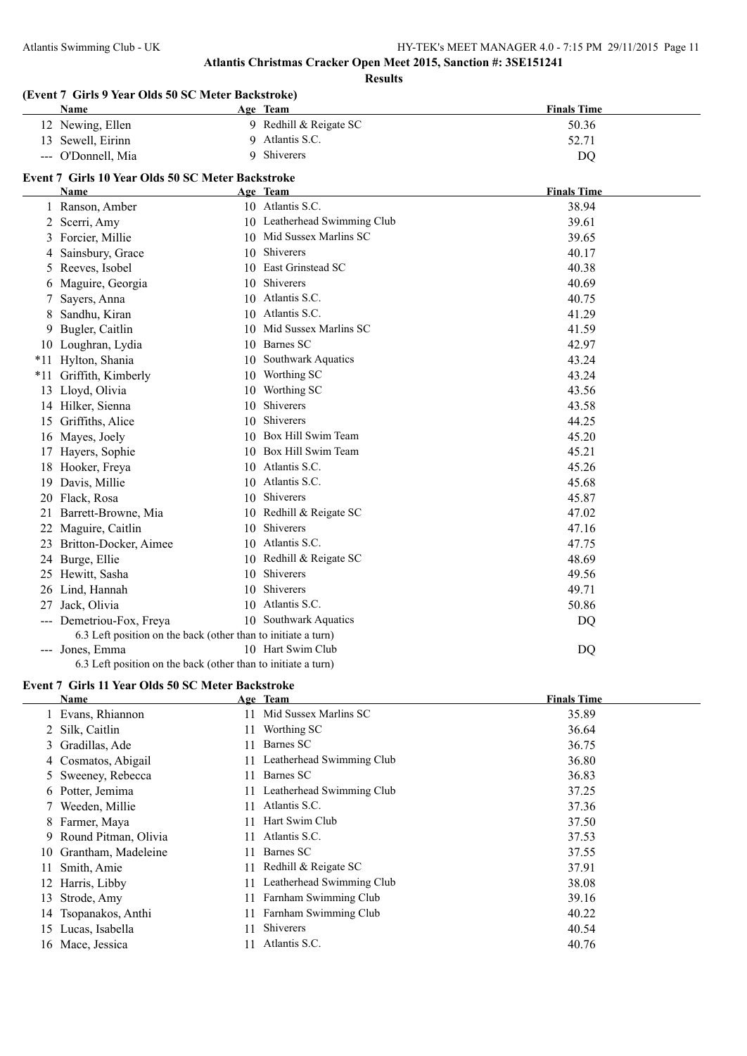## Atlantis Christmas Cracker Open Meet 2015, Sanction #: 3SE151241

### Results

### (Event 7 Girls 9 Year Olds 50 SC Meter Backstroke)

| | Name | Age | Team | Finals Time |
|---|---|---|---|---|
| 12 | Newing, Ellen | 9 | Redhill & Reigate SC | 50.36 |
| 13 | Sewell, Eirinn | 9 | Atlantis S.C. | 52.71 |
| --- | O'Donnell, Mia | 9 | Shiverers | DQ |

### Event 7 Girls 10 Year Olds 50 SC Meter Backstroke

| | Name | Age | Team | Finals Time |
|---|---|---|---|---|
| 1 | Ranson, Amber | 10 | Atlantis S.C. | 38.94 |
| 2 | Scerri, Amy | 10 | Leatherhead Swimming Club | 39.61 |
| 3 | Forcier, Millie | 10 | Mid Sussex Marlins SC | 39.65 |
| 4 | Sainsbury, Grace | 10 | Shiverers | 40.17 |
| 5 | Reeves, Isobel | 10 | East Grinstead SC | 40.38 |
| 6 | Maguire, Georgia | 10 | Shiverers | 40.69 |
| 7 | Sayers, Anna | 10 | Atlantis S.C. | 40.75 |
| 8 | Sandhu, Kiran | 10 | Atlantis S.C. | 41.29 |
| 9 | Bugler, Caitlin | 10 | Mid Sussex Marlins SC | 41.59 |
| 10 | Loughran, Lydia | 10 | Barnes SC | 42.97 |
| *11 | Hylton, Shania | 10 | Southwark Aquatics | 43.24 |
| *11 | Griffith, Kimberly | 10 | Worthing SC | 43.24 |
| 13 | Lloyd, Olivia | 10 | Worthing SC | 43.56 |
| 14 | Hilker, Sienna | 10 | Shiverers | 43.58 |
| 15 | Griffiths, Alice | 10 | Shiverers | 44.25 |
| 16 | Mayes, Joely | 10 | Box Hill Swim Team | 45.20 |
| 17 | Hayers, Sophie | 10 | Box Hill Swim Team | 45.21 |
| 18 | Hooker, Freya | 10 | Atlantis S.C. | 45.26 |
| 19 | Davis, Millie | 10 | Atlantis S.C. | 45.68 |
| 20 | Flack, Rosa | 10 | Shiverers | 45.87 |
| 21 | Barrett-Browne, Mia | 10 | Redhill & Reigate SC | 47.02 |
| 22 | Maguire, Caitlin | 10 | Shiverers | 47.16 |
| 23 | Britton-Docker, Aimee | 10 | Atlantis S.C. | 47.75 |
| 24 | Burge, Ellie | 10 | Redhill & Reigate SC | 48.69 |
| 25 | Hewitt, Sasha | 10 | Shiverers | 49.56 |
| 26 | Lind, Hannah | 10 | Shiverers | 49.71 |
| 27 | Jack, Olivia | 10 | Atlantis S.C. | 50.86 |
| --- | Demetriou-Fox, Freya | 10 | Southwark Aquatics | DQ |
| | 6.3 Left position on the back (other than to initiate a turn) | | | |
| --- | Jones, Emma | 10 | Hart Swim Club | DQ |
| | 6.3 Left position on the back (other than to initiate a turn) | | | |

### Event 7 Girls 11 Year Olds 50 SC Meter Backstroke

| | Name | Age | Team | Finals Time |
|---|---|---|---|---|
| 1 | Evans, Rhiannon | 11 | Mid Sussex Marlins SC | 35.89 |
| 2 | Silk, Caitlin | 11 | Worthing SC | 36.64 |
| 3 | Gradillas, Ade | 11 | Barnes SC | 36.75 |
| 4 | Cosmatos, Abigail | 11 | Leatherhead Swimming Club | 36.80 |
| 5 | Sweeney, Rebecca | 11 | Barnes SC | 36.83 |
| 6 | Potter, Jemima | 11 | Leatherhead Swimming Club | 37.25 |
| 7 | Weeden, Millie | 11 | Atlantis S.C. | 37.36 |
| 8 | Farmer, Maya | 11 | Hart Swim Club | 37.50 |
| 9 | Round Pitman, Olivia | 11 | Atlantis S.C. | 37.53 |
| 10 | Grantham, Madeleine | 11 | Barnes SC | 37.55 |
| 11 | Smith, Amie | 11 | Redhill & Reigate SC | 37.91 |
| 12 | Harris, Libby | 11 | Leatherhead Swimming Club | 38.08 |
| 13 | Strode, Amy | 11 | Farnham Swimming Club | 39.16 |
| 14 | Tsopanakos, Anthi | 11 | Farnham Swimming Club | 40.22 |
| 15 | Lucas, Isabella | 11 | Shiverers | 40.54 |
| 16 | Mace, Jessica | 11 | Atlantis S.C. | 40.76 |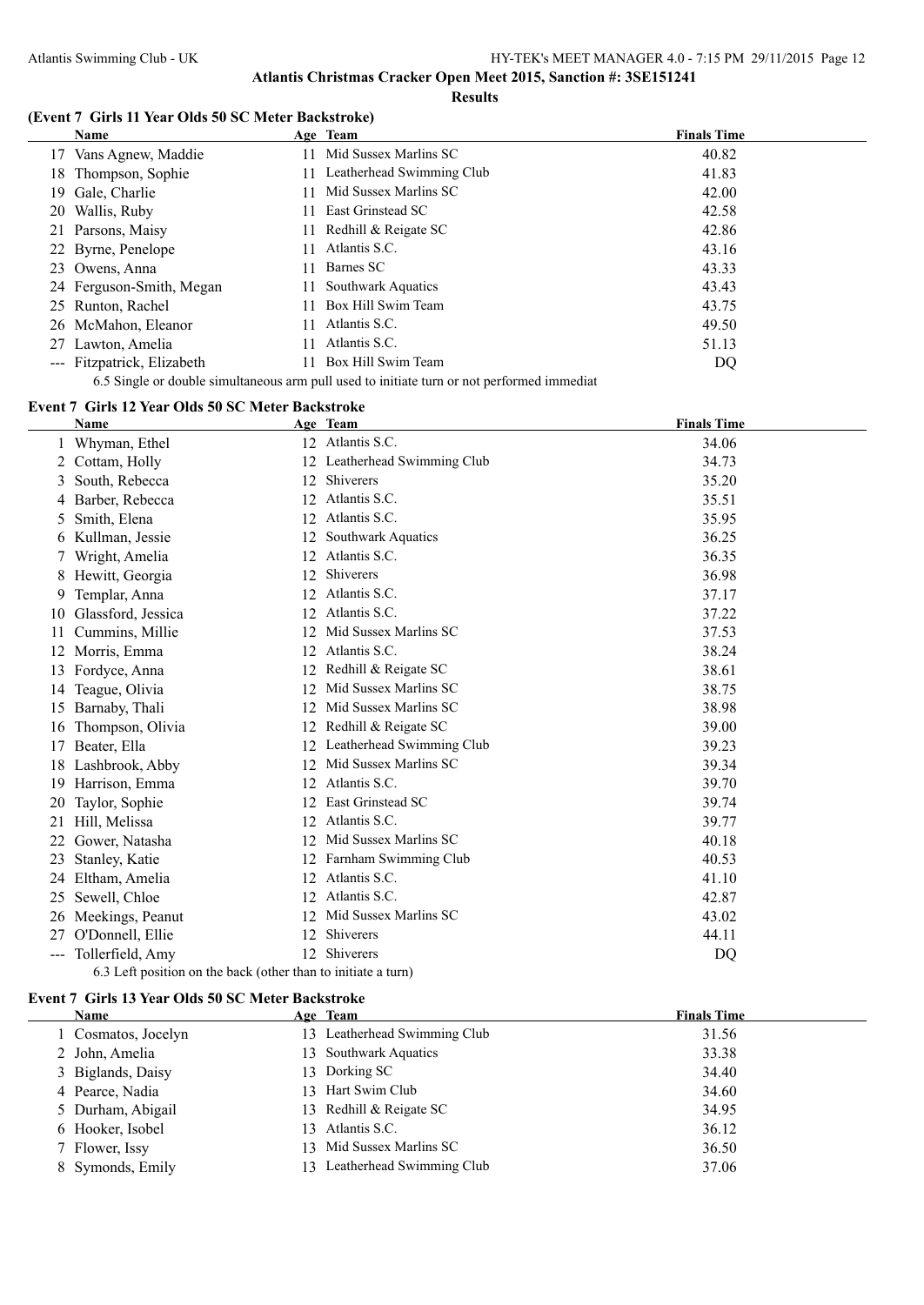## Atlantis Christmas Cracker Open Meet 2015, Sanction #: 3SE151241

### Results

#### (Event 7 Girls 11 Year Olds 50 SC Meter Backstroke)

| | Name | Age | Team | Finals Time |
|---|---|---|---|---|
| 17 | Vans Agnew, Maddie | 11 | Mid Sussex Marlins SC | 40.82 |
| 18 | Thompson, Sophie | 11 | Leatherhead Swimming Club | 41.83 |
| 19 | Gale, Charlie | 11 | Mid Sussex Marlins SC | 42.00 |
| 20 | Wallis, Ruby | 11 | East Grinstead SC | 42.58 |
| 21 | Parsons, Maisy | 11 | Redhill & Reigate SC | 42.86 |
| 22 | Byrne, Penelope | 11 | Atlantis S.C. | 43.16 |
| 23 | Owens, Anna | 11 | Barnes SC | 43.33 |
| 24 | Ferguson-Smith, Megan | 11 | Southwark Aquatics | 43.43 |
| 25 | Runton, Rachel | 11 | Box Hill Swim Team | 43.75 |
| 26 | McMahon, Eleanor | 11 | Atlantis S.C. | 49.50 |
| 27 | Lawton, Amelia | 11 | Atlantis S.C. | 51.13 |
| --- | Fitzpatrick, Elizabeth | 11 | Box Hill Swim Team | DQ |

6.5 Single or double simultaneous arm pull used to initiate turn or not performed immediat

#### Event 7 Girls 12 Year Olds 50 SC Meter Backstroke

| | Name | Age | Team | Finals Time |
|---|---|---|---|---|
| 1 | Whyman, Ethel | 12 | Atlantis S.C. | 34.06 |
| 2 | Cottam, Holly | 12 | Leatherhead Swimming Club | 34.73 |
| 3 | South, Rebecca | 12 | Shiverers | 35.20 |
| 4 | Barber, Rebecca | 12 | Atlantis S.C. | 35.51 |
| 5 | Smith, Elena | 12 | Atlantis S.C. | 35.95 |
| 6 | Kullman, Jessie | 12 | Southwark Aquatics | 36.25 |
| 7 | Wright, Amelia | 12 | Atlantis S.C. | 36.35 |
| 8 | Hewitt, Georgia | 12 | Shiverers | 36.98 |
| 9 | Templar, Anna | 12 | Atlantis S.C. | 37.17 |
| 10 | Glassford, Jessica | 12 | Atlantis S.C. | 37.22 |
| 11 | Cummins, Millie | 12 | Mid Sussex Marlins SC | 37.53 |
| 12 | Morris, Emma | 12 | Atlantis S.C. | 38.24 |
| 13 | Fordyce, Anna | 12 | Redhill & Reigate SC | 38.61 |
| 14 | Teague, Olivia | 12 | Mid Sussex Marlins SC | 38.75 |
| 15 | Barnaby, Thali | 12 | Mid Sussex Marlins SC | 38.98 |
| 16 | Thompson, Olivia | 12 | Redhill & Reigate SC | 39.00 |
| 17 | Beater, Ella | 12 | Leatherhead Swimming Club | 39.23 |
| 18 | Lashbrook, Abby | 12 | Mid Sussex Marlins SC | 39.34 |
| 19 | Harrison, Emma | 12 | Atlantis S.C. | 39.70 |
| 20 | Taylor, Sophie | 12 | East Grinstead SC | 39.74 |
| 21 | Hill, Melissa | 12 | Atlantis S.C. | 39.77 |
| 22 | Gower, Natasha | 12 | Mid Sussex Marlins SC | 40.18 |
| 23 | Stanley, Katie | 12 | Farnham Swimming Club | 40.53 |
| 24 | Eltham, Amelia | 12 | Atlantis S.C. | 41.10 |
| 25 | Sewell, Chloe | 12 | Atlantis S.C. | 42.87 |
| 26 | Meekings, Peanut | 12 | Mid Sussex Marlins SC | 43.02 |
| 27 | O'Donnell, Ellie | 12 | Shiverers | 44.11 |
| --- | Tollerfield, Amy | 12 | Shiverers | DQ |

6.3 Left position on the back (other than to initiate a turn)

#### Event 7 Girls 13 Year Olds 50 SC Meter Backstroke

| | Name | Age | Team | Finals Time |
|---|---|---|---|---|
| 1 | Cosmatos, Jocelyn | 13 | Leatherhead Swimming Club | 31.56 |
| 2 | John, Amelia | 13 | Southwark Aquatics | 33.38 |
| 3 | Biglands, Daisy | 13 | Dorking SC | 34.40 |
| 4 | Pearce, Nadia | 13 | Hart Swim Club | 34.60 |
| 5 | Durham, Abigail | 13 | Redhill & Reigate SC | 34.95 |
| 6 | Hooker, Isobel | 13 | Atlantis S.C. | 36.12 |
| 7 | Flower, Issy | 13 | Mid Sussex Marlins SC | 36.50 |
| 8 | Symonds, Emily | 13 | Leatherhead Swimming Club | 37.06 |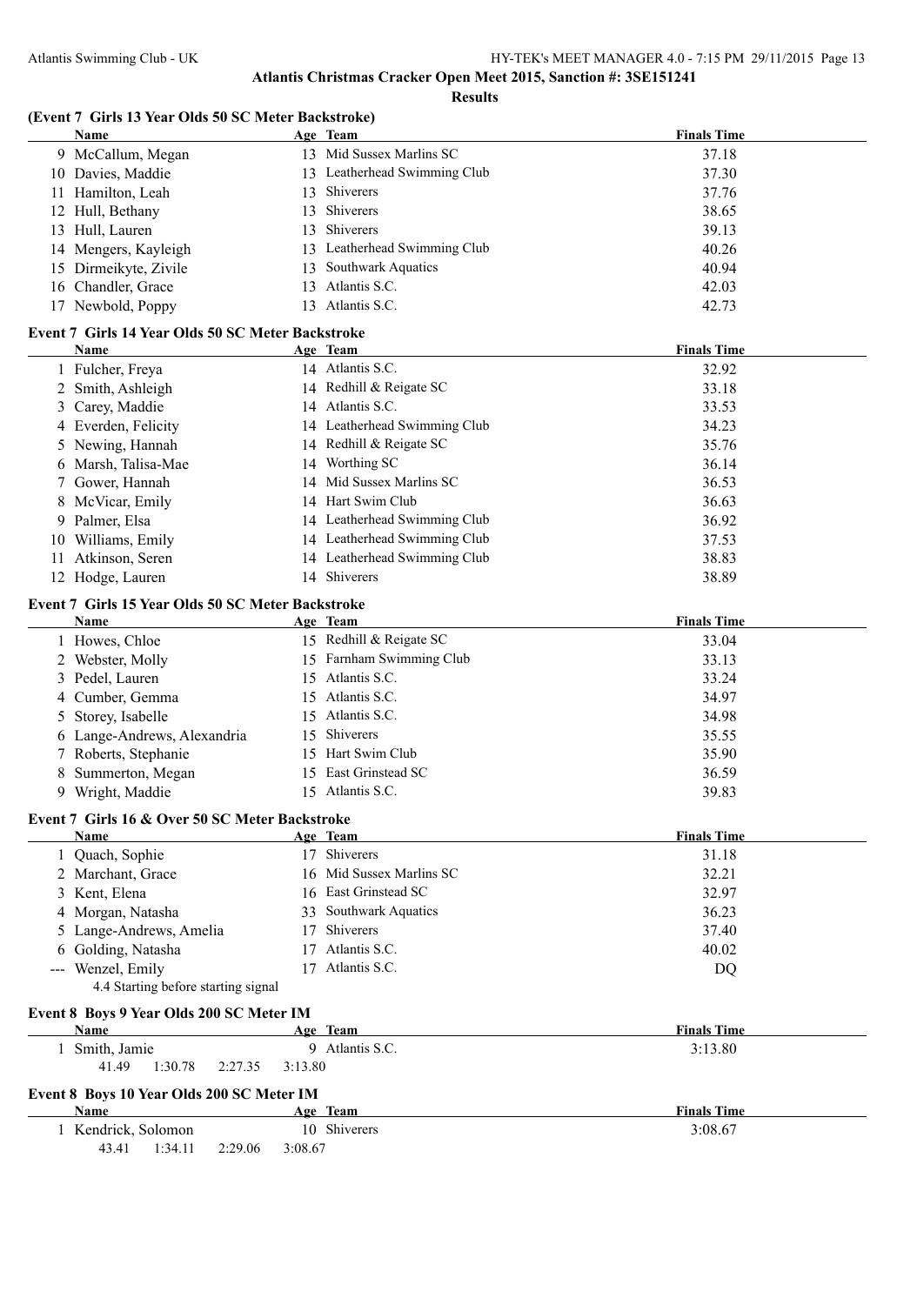## Atlantis Christmas Cracker Open Meet 2015, Sanction #: 3SE151241

### Results

### (Event 7 Girls 13 Year Olds 50 SC Meter Backstroke)

| | Name | Age | Team | Finals Time |
|---|---|---|---|---|
| 9 | McCallum, Megan | 13 | Mid Sussex Marlins SC | 37.18 |
| 10 | Davies, Maddie | 13 | Leatherhead Swimming Club | 37.30 |
| 11 | Hamilton, Leah | 13 | Shiverers | 37.76 |
| 12 | Hull, Bethany | 13 | Shiverers | 38.65 |
| 13 | Hull, Lauren | 13 | Shiverers | 39.13 |
| 14 | Mengers, Kayleigh | 13 | Leatherhead Swimming Club | 40.26 |
| 15 | Dirmeikyte, Zivile | 13 | Southwark Aquatics | 40.94 |
| 16 | Chandler, Grace | 13 | Atlantis S.C. | 42.03 |
| 17 | Newbold, Poppy | 13 | Atlantis S.C. | 42.73 |

### Event 7 Girls 14 Year Olds 50 SC Meter Backstroke

| | Name | Age | Team | Finals Time |
|---|---|---|---|---|
| 1 | Fulcher, Freya | 14 | Atlantis S.C. | 32.92 |
| 2 | Smith, Ashleigh | 14 | Redhill & Reigate SC | 33.18 |
| 3 | Carey, Maddie | 14 | Atlantis S.C. | 33.53 |
| 4 | Everden, Felicity | 14 | Leatherhead Swimming Club | 34.23 |
| 5 | Newing, Hannah | 14 | Redhill & Reigate SC | 35.76 |
| 6 | Marsh, Talisa-Mae | 14 | Worthing SC | 36.14 |
| 7 | Gower, Hannah | 14 | Mid Sussex Marlins SC | 36.53 |
| 8 | McVicar, Emily | 14 | Hart Swim Club | 36.63 |
| 9 | Palmer, Elsa | 14 | Leatherhead Swimming Club | 36.92 |
| 10 | Williams, Emily | 14 | Leatherhead Swimming Club | 37.53 |
| 11 | Atkinson, Seren | 14 | Leatherhead Swimming Club | 38.83 |
| 12 | Hodge, Lauren | 14 | Shiverers | 38.89 |

### Event 7 Girls 15 Year Olds 50 SC Meter Backstroke

| | Name | Age | Team | Finals Time |
|---|---|---|---|---|
| 1 | Howes, Chloe | 15 | Redhill & Reigate SC | 33.04 |
| 2 | Webster, Molly | 15 | Farnham Swimming Club | 33.13 |
| 3 | Pedel, Lauren | 15 | Atlantis S.C. | 33.24 |
| 4 | Cumber, Gemma | 15 | Atlantis S.C. | 34.97 |
| 5 | Storey, Isabelle | 15 | Atlantis S.C. | 34.98 |
| 6 | Lange-Andrews, Alexandria | 15 | Shiverers | 35.55 |
| 7 | Roberts, Stephanie | 15 | Hart Swim Club | 35.90 |
| 8 | Summerton, Megan | 15 | East Grinstead SC | 36.59 |
| 9 | Wright, Maddie | 15 | Atlantis S.C. | 39.83 |

### Event 7 Girls 16 & Over 50 SC Meter Backstroke

| | Name | Age | Team | Finals Time |
|---|---|---|---|---|
| 1 | Quach, Sophie | 17 | Shiverers | 31.18 |
| 2 | Marchant, Grace | 16 | Mid Sussex Marlins SC | 32.21 |
| 3 | Kent, Elena | 16 | East Grinstead SC | 32.97 |
| 4 | Morgan, Natasha | 33 | Southwark Aquatics | 36.23 |
| 5 | Lange-Andrews, Amelia | 17 | Shiverers | 37.40 |
| 6 | Golding, Natasha | 17 | Atlantis S.C. | 40.02 |
| --- | Wenzel, Emily | 17 | Atlantis S.C. | DQ |

4.4 Starting before starting signal

### Event 8 Boys 9 Year Olds 200 SC Meter IM

| | Name | Age | Team | Finals Time |
|---|---|---|---|---|
| 1 | Smith, Jamie | 9 | Atlantis S.C. | 3:13.80 |

41.49 1:30.78 2:27.35 3:13.80

### Event 8 Boys 10 Year Olds 200 SC Meter IM

| | Name | Age | Team | Finals Time |
|---|---|---|---|---|
| 1 | Kendrick, Solomon | 10 | Shiverers | 3:08.67 |

43.41 1:34.11 2:29.06 3:08.67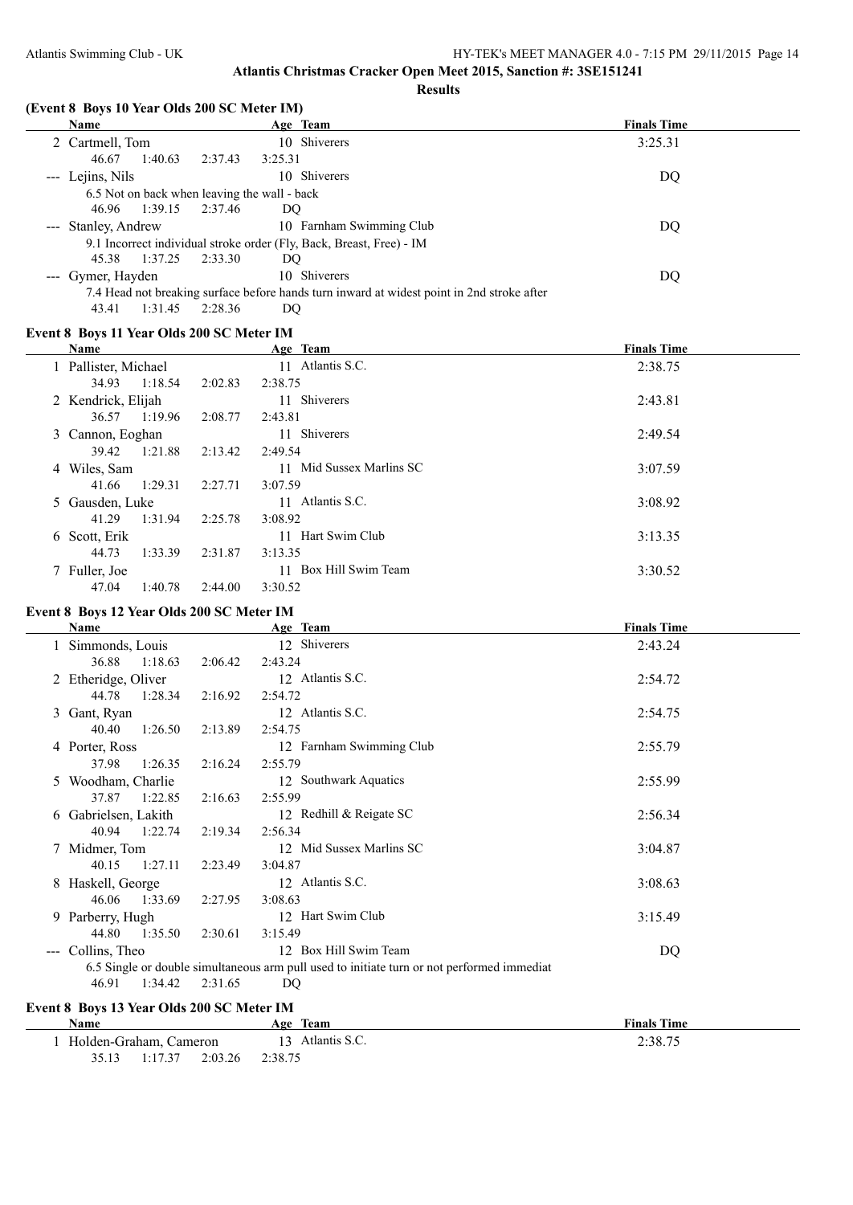# Atlantis Christmas Cracker Open Meet 2015, Sanction #: 3SE151241

## Results

### (Event 8 Boys 10 Year Olds 200 SC Meter IM)

| | Name | Age | Team | Finals Time |
|---|---|---|---|---|
| 2 | Cartmell, Tom | 10 | Shiverers | 3:25.31 |
| | 46.67 1:40.63 2:37.43 3:25.31 | | | |
| --- | Lejins, Nils | 10 | Shiverers | DQ |
| | 6.5 Not on back when leaving the wall - back | | | |
| | 46.96 1:39.15 2:37.46 DQ | | | |
| --- | Stanley, Andrew | 10 | Farnham Swimming Club | DQ |
| | 9.1 Incorrect individual stroke order (Fly, Back, Breast, Free) - IM | | | |
| | 45.38 1:37.25 2:33.30 DQ | | | |
| --- | Gymer, Hayden | 10 | Shiverers | DQ |
| | 7.4 Head not breaking surface before hands turn inward at widest point in 2nd stroke after | | | |
| | 43.41 1:31.45 2:28.36 DQ | | | |

### Event 8 Boys 11 Year Olds 200 SC Meter IM

| | Name | Age | Team | Finals Time |
|---|---|---|---|---|
| 1 | Pallister, Michael | 11 | Atlantis S.C. | 2:38.75 |
| | 34.93 1:18.54 2:02.83 2:38.75 | | | |
| 2 | Kendrick, Elijah | 11 | Shiverers | 2:43.81 |
| | 36.57 1:19.96 2:08.77 2:43.81 | | | |
| 3 | Cannon, Eoghan | 11 | Shiverers | 2:49.54 |
| | 39.42 1:21.88 2:13.42 2:49.54 | | | |
| 4 | Wiles, Sam | 11 | Mid Sussex Marlins SC | 3:07.59 |
| | 41.66 1:29.31 2:27.71 3:07.59 | | | |
| 5 | Gausden, Luke | 11 | Atlantis S.C. | 3:08.92 |
| | 41.29 1:31.94 2:25.78 3:08.92 | | | |
| 6 | Scott, Erik | 11 | Hart Swim Club | 3:13.35 |
| | 44.73 1:33.39 2:31.87 3:13.35 | | | |
| 7 | Fuller, Joe | 11 | Box Hill Swim Team | 3:30.52 |
| | 47.04 1:40.78 2:44.00 3:30.52 | | | |

### Event 8 Boys 12 Year Olds 200 SC Meter IM

| | Name | Age | Team | Finals Time |
|---|---|---|---|---|
| 1 | Simmonds, Louis | 12 | Shiverers | 2:43.24 |
| | 36.88 1:18.63 2:06.42 2:43.24 | | | |
| 2 | Etheridge, Oliver | 12 | Atlantis S.C. | 2:54.72 |
| | 44.78 1:28.34 2:16.92 2:54.72 | | | |
| 3 | Gant, Ryan | 12 | Atlantis S.C. | 2:54.75 |
| | 40.40 1:26.50 2:13.89 2:54.75 | | | |
| 4 | Porter, Ross | 12 | Farnham Swimming Club | 2:55.79 |
| | 37.98 1:26.35 2:16.24 2:55.79 | | | |
| 5 | Woodham, Charlie | 12 | Southwark Aquatics | 2:55.99 |
| | 37.87 1:22.85 2:16.63 2:55.99 | | | |
| 6 | Gabrielsen, Lakith | 12 | Redhill & Reigate SC | 2:56.34 |
| | 40.94 1:22.74 2:19.34 2:56.34 | | | |
| 7 | Midmer, Tom | 12 | Mid Sussex Marlins SC | 3:04.87 |
| | 40.15 1:27.11 2:23.49 3:04.87 | | | |
| 8 | Haskell, George | 12 | Atlantis S.C. | 3:08.63 |
| | 46.06 1:33.69 2:27.95 3:08.63 | | | |
| 9 | Parberry, Hugh | 12 | Hart Swim Club | 3:15.49 |
| | 44.80 1:35.50 2:30.61 3:15.49 | | | |
| --- | Collins, Theo | 12 | Box Hill Swim Team | DQ |
| | 6.5 Single or double simultaneous arm pull used to initiate turn or not performed immediat | | | |
| | 46.91 1:34.42 2:31.65 DQ | | | |

### Event 8 Boys 13 Year Olds 200 SC Meter IM

| | Name | Age | Team | Finals Time |
|---|---|---|---|---|
| 1 | Holden-Graham, Cameron | 13 | Atlantis S.C. | 2:38.75 |
| | 35.13 1:17.37 2:03.26 2:38.75 | | | |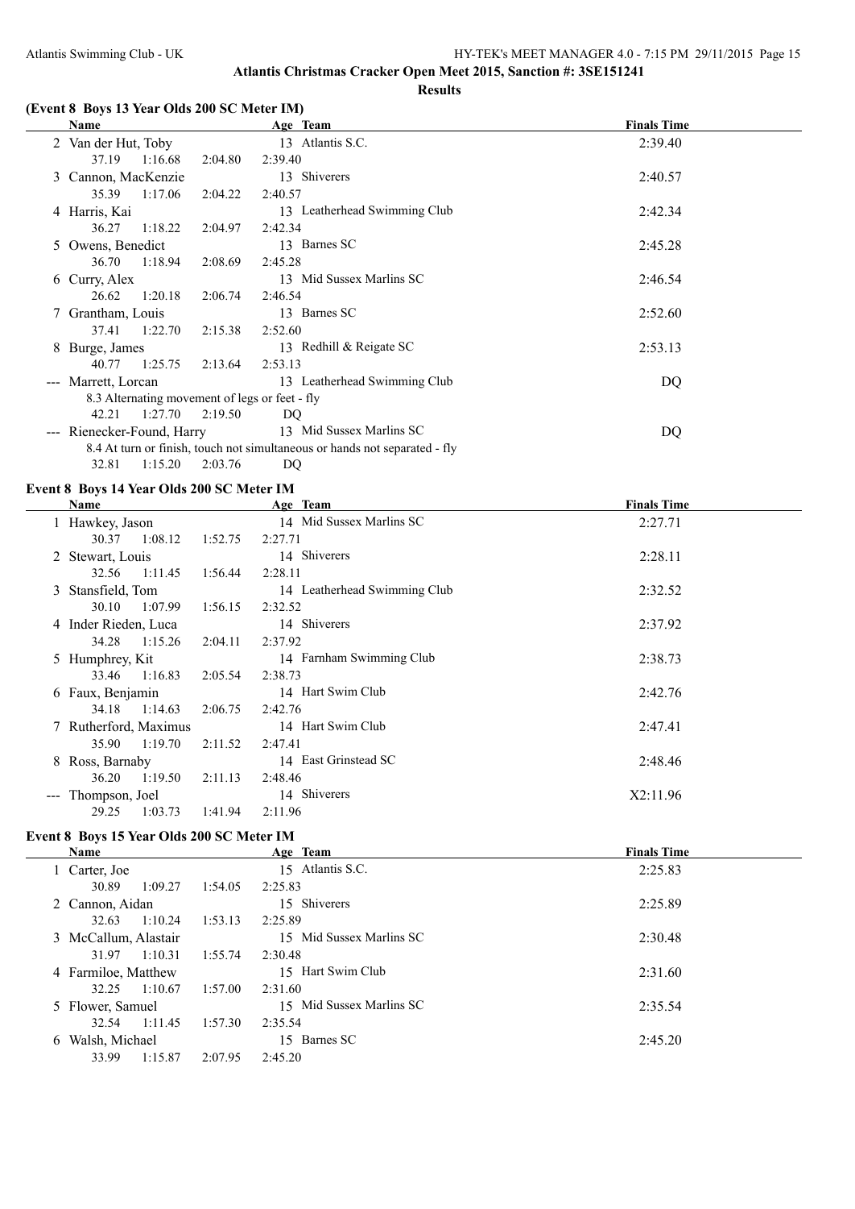## Atlantis Christmas Cracker Open Meet 2015, Sanction #: 3SE151241

**Results**

### (Event 8 Boys 13 Year Olds 200 SC Meter IM)

| | Name | Age | Team | Finals Time |
|---|---|---|---|---|
| 2 | Van der Hut, Toby | 13 | Atlantis S.C. | 2:39.40 |
| | 37.19 1:16.68 2:04.80 2:39.40 | | | |
| 3 | Cannon, MacKenzie | 13 | Shiverers | 2:40.57 |
| | 35.39 1:17.06 2:04.22 2:40.57 | | | |
| 4 | Harris, Kai | 13 | Leatherhead Swimming Club | 2:42.34 |
| | 36.27 1:18.22 2:04.97 2:42.34 | | | |
| 5 | Owens, Benedict | 13 | Barnes SC | 2:45.28 |
| | 36.70 1:18.94 2:08.69 2:45.28 | | | |
| 6 | Curry, Alex | 13 | Mid Sussex Marlins SC | 2:46.54 |
| | 26.62 1:20.18 2:06.74 2:46.54 | | | |
| 7 | Grantham, Louis | 13 | Barnes SC | 2:52.60 |
| | 37.41 1:22.70 2:15.38 2:52.60 | | | |
| 8 | Burge, James | 13 | Redhill & Reigate SC | 2:53.13 |
| | 40.77 1:25.75 2:13.64 2:53.13 | | | |
| --- | Marrett, Lorcan | 13 | Leatherhead Swimming Club | DQ |
| | 8.3 Alternating movement of legs or feet - fly | | | |
| | 42.21 1:27.70 2:19.50 DQ | | | |
| --- | Rienecker-Found, Harry | 13 | Mid Sussex Marlins SC | DQ |
| | 8.4 At turn or finish, touch not simultaneous or hands not separated - fly | | | |
| | 32.81 1:15.20 2:03.76 DQ | | | |

### Event 8 Boys 14 Year Olds 200 SC Meter IM

| | Name | Age | Team | Finals Time |
|---|---|---|---|---|
| 1 | Hawkey, Jason | 14 | Mid Sussex Marlins SC | 2:27.71 |
| | 30.37 1:08.12 1:52.75 2:27.71 | | | |
| 2 | Stewart, Louis | 14 | Shiverers | 2:28.11 |
| | 32.56 1:11.45 1:56.44 2:28.11 | | | |
| 3 | Stansfield, Tom | 14 | Leatherhead Swimming Club | 2:32.52 |
| | 30.10 1:07.99 1:56.15 2:32.52 | | | |
| 4 | Inder Rieden, Luca | 14 | Shiverers | 2:37.92 |
| | 34.28 1:15.26 2:04.11 2:37.92 | | | |
| 5 | Humphrey, Kit | 14 | Farnham Swimming Club | 2:38.73 |
| | 33.46 1:16.83 2:05.54 2:38.73 | | | |
| 6 | Faux, Benjamin | 14 | Hart Swim Club | 2:42.76 |
| | 34.18 1:14.63 2:06.75 2:42.76 | | | |
| 7 | Rutherford, Maximus | 14 | Hart Swim Club | 2:47.41 |
| | 35.90 1:19.70 2:11.52 2:47.41 | | | |
| 8 | Ross, Barnaby | 14 | East Grinstead SC | 2:48.46 |
| | 36.20 1:19.50 2:11.13 2:48.46 | | | |
| --- | Thompson, Joel | 14 | Shiverers | X2:11.96 |
| | 29.25 1:03.73 1:41.94 2:11.96 | | | |

### Event 8 Boys 15 Year Olds 200 SC Meter IM

| | Name | Age | Team | Finals Time |
|---|---|---|---|---|
| 1 | Carter, Joe | 15 | Atlantis S.C. | 2:25.83 |
| | 30.89 1:09.27 1:54.05 2:25.83 | | | |
| 2 | Cannon, Aidan | 15 | Shiverers | 2:25.89 |
| | 32.63 1:10.24 1:53.13 2:25.89 | | | |
| 3 | McCallum, Alastair | 15 | Mid Sussex Marlins SC | 2:30.48 |
| | 31.97 1:10.31 1:55.74 2:30.48 | | | |
| 4 | Farmiloe, Matthew | 15 | Hart Swim Club | 2:31.60 |
| | 32.25 1:10.67 1:57.00 2:31.60 | | | |
| 5 | Flower, Samuel | 15 | Mid Sussex Marlins SC | 2:35.54 |
| | 32.54 1:11.45 1:57.30 2:35.54 | | | |
| 6 | Walsh, Michael | 15 | Barnes SC | 2:45.20 |
| | 33.99 1:15.87 2:07.95 2:45.20 | | | |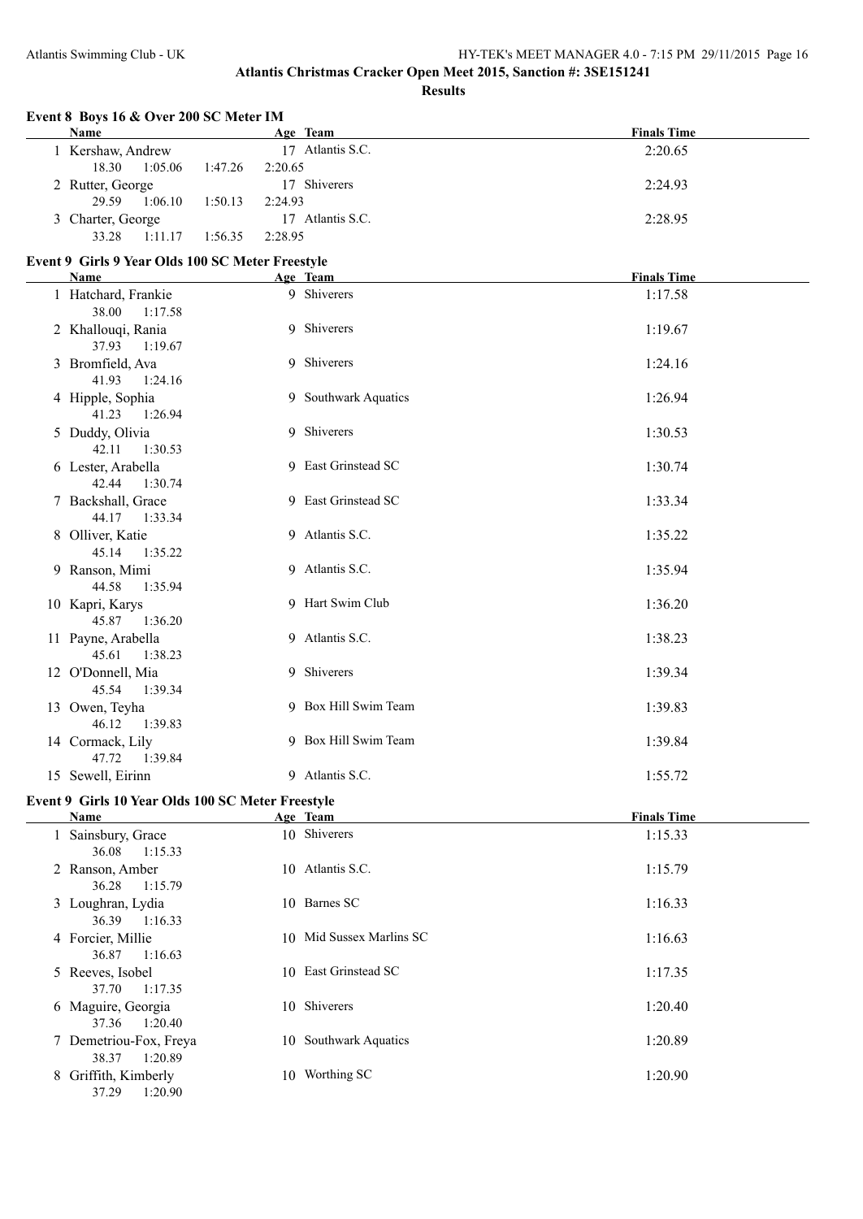## Atlantis Christmas Cracker Open Meet 2015, Sanction #: 3SE151241

### Results

#### Event 8 Boys 16 & Over 200 SC Meter IM

| | Name | Age | Team | Finals Time |
|---|---|---|---|---|
| 1 | Kershaw, Andrew | 17 | Atlantis S.C. | 2:20.65 |
| | 18.30 1:05.06 1:47.26 2:20.65 | | | |
| 2 | Rutter, George | 17 | Shiverers | 2:24.93 |
| | 29.59 1:06.10 1:50.13 2:24.93 | | | |
| 3 | Charter, George | 17 | Atlantis S.C. | 2:28.95 |
| | 33.28 1:11.17 1:56.35 2:28.95 | | | |

#### Event 9 Girls 9 Year Olds 100 SC Meter Freestyle

| | Name | Age | Team | Finals Time |
|---|---|---|---|---|
| 1 | Hatchard, Frankie | 9 | Shiverers | 1:17.58 |
| | 38.00 1:17.58 | | | |
| 2 | Khallouqi, Rania | 9 | Shiverers | 1:19.67 |
| | 37.93 1:19.67 | | | |
| 3 | Bromfield, Ava | 9 | Shiverers | 1:24.16 |
| | 41.93 1:24.16 | | | |
| 4 | Hipple, Sophia | 9 | Southwark Aquatics | 1:26.94 |
| | 41.23 1:26.94 | | | |
| 5 | Duddy, Olivia | 9 | Shiverers | 1:30.53 |
| | 42.11 1:30.53 | | | |
| 6 | Lester, Arabella | 9 | East Grinstead SC | 1:30.74 |
| | 42.44 1:30.74 | | | |
| 7 | Backshall, Grace | 9 | East Grinstead SC | 1:33.34 |
| | 44.17 1:33.34 | | | |
| 8 | Olliver, Katie | 9 | Atlantis S.C. | 1:35.22 |
| | 45.14 1:35.22 | | | |
| 9 | Ranson, Mimi | 9 | Atlantis S.C. | 1:35.94 |
| | 44.58 1:35.94 | | | |
| 10 | Kapri, Karys | 9 | Hart Swim Club | 1:36.20 |
| | 45.87 1:36.20 | | | |
| 11 | Payne, Arabella | 9 | Atlantis S.C. | 1:38.23 |
| | 45.61 1:38.23 | | | |
| 12 | O'Donnell, Mia | 9 | Shiverers | 1:39.34 |
| | 45.54 1:39.34 | | | |
| 13 | Owen, Teyha | 9 | Box Hill Swim Team | 1:39.83 |
| | 46.12 1:39.83 | | | |
| 14 | Cormack, Lily | 9 | Box Hill Swim Team | 1:39.84 |
| | 47.72 1:39.84 | | | |
| 15 | Sewell, Eirinn | 9 | Atlantis S.C. | 1:55.72 |

#### Event 9 Girls 10 Year Olds 100 SC Meter Freestyle

| | Name | Age | Team | Finals Time |
|---|---|---|---|---|
| 1 | Sainsbury, Grace | 10 | Shiverers | 1:15.33 |
| | 36.08 1:15.33 | | | |
| 2 | Ranson, Amber | 10 | Atlantis S.C. | 1:15.79 |
| | 36.28 1:15.79 | | | |
| 3 | Loughran, Lydia | 10 | Barnes SC | 1:16.33 |
| | 36.39 1:16.33 | | | |
| 4 | Forcier, Millie | 10 | Mid Sussex Marlins SC | 1:16.63 |
| | 36.87 1:16.63 | | | |
| 5 | Reeves, Isobel | 10 | East Grinstead SC | 1:17.35 |
| | 37.70 1:17.35 | | | |
| 6 | Maguire, Georgia | 10 | Shiverers | 1:20.40 |
| | 37.36 1:20.40 | | | |
| 7 | Demetriou-Fox, Freya | 10 | Southwark Aquatics | 1:20.89 |
| | 38.37 1:20.89 | | | |
| 8 | Griffith, Kimberly | 10 | Worthing SC | 1:20.90 |
| | 37.29 1:20.90 | | | |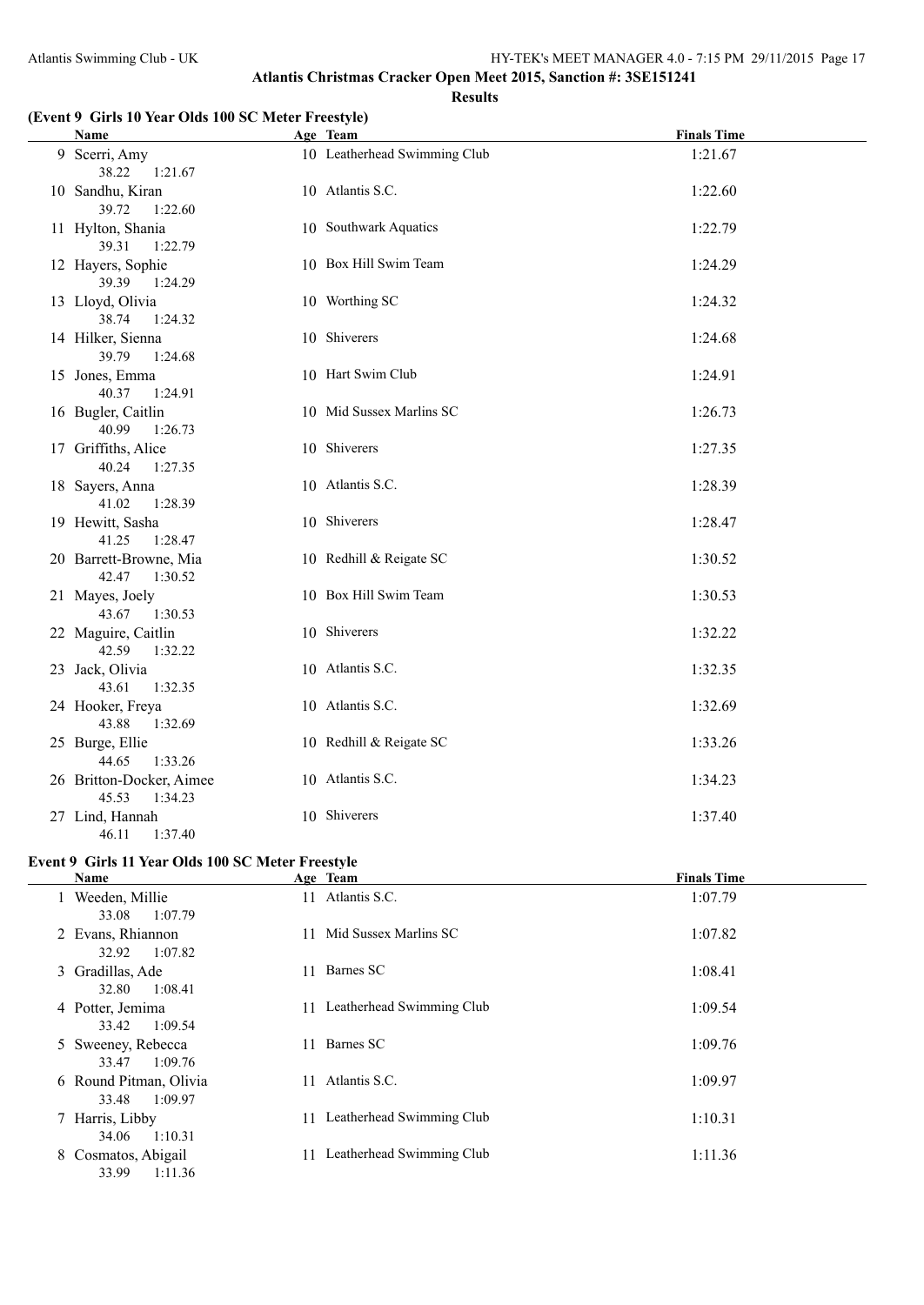# Atlantis Christmas Cracker Open Meet 2015, Sanction #: 3SE151241

## Results

### (Event 9 Girls 10 Year Olds 100 SC Meter Freestyle)

| Name | Age | Team | Finals Time |
|---|---|---|---|
| 9 Scerri, Amy | 10 | Leatherhead Swimming Club | 1:21.67 |
| 38.22 1:21.67 | | | |
| 10 Sandhu, Kiran | 10 | Atlantis S.C. | 1:22.60 |
| 39.72 1:22.60 | | | |
| 11 Hylton, Shania | 10 | Southwark Aquatics | 1:22.79 |
| 39.31 1:22.79 | | | |
| 12 Hayers, Sophie | 10 | Box Hill Swim Team | 1:24.29 |
| 39.39 1:24.29 | | | |
| 13 Lloyd, Olivia | 10 | Worthing SC | 1:24.32 |
| 38.74 1:24.32 | | | |
| 14 Hilker, Sienna | 10 | Shiverers | 1:24.68 |
| 39.79 1:24.68 | | | |
| 15 Jones, Emma | 10 | Hart Swim Club | 1:24.91 |
| 40.37 1:24.91 | | | |
| 16 Bugler, Caitlin | 10 | Mid Sussex Marlins SC | 1:26.73 |
| 40.99 1:26.73 | | | |
| 17 Griffiths, Alice | 10 | Shiverers | 1:27.35 |
| 40.24 1:27.35 | | | |
| 18 Sayers, Anna | 10 | Atlantis S.C. | 1:28.39 |
| 41.02 1:28.39 | | | |
| 19 Hewitt, Sasha | 10 | Shiverers | 1:28.47 |
| 41.25 1:28.47 | | | |
| 20 Barrett-Browne, Mia | 10 | Redhill & Reigate SC | 1:30.52 |
| 42.47 1:30.52 | | | |
| 21 Mayes, Joely | 10 | Box Hill Swim Team | 1:30.53 |
| 43.67 1:30.53 | | | |
| 22 Maguire, Caitlin | 10 | Shiverers | 1:32.22 |
| 42.59 1:32.22 | | | |
| 23 Jack, Olivia | 10 | Atlantis S.C. | 1:32.35 |
| 43.61 1:32.35 | | | |
| 24 Hooker, Freya | 10 | Atlantis S.C. | 1:32.69 |
| 43.88 1:32.69 | | | |
| 25 Burge, Ellie | 10 | Redhill & Reigate SC | 1:33.26 |
| 44.65 1:33.26 | | | |
| 26 Britton-Docker, Aimee | 10 | Atlantis S.C. | 1:34.23 |
| 45.53 1:34.23 | | | |
| 27 Lind, Hannah | 10 | Shiverers | 1:37.40 |
| 46.11 1:37.40 | | | |

### Event 9 Girls 11 Year Olds 100 SC Meter Freestyle

| Name | Age | Team | Finals Time |
|---|---|---|---|
| 1 Weeden, Millie | 11 | Atlantis S.C. | 1:07.79 |
| 33.08 1:07.79 | | | |
| 2 Evans, Rhiannon | 11 | Mid Sussex Marlins SC | 1:07.82 |
| 32.92 1:07.82 | | | |
| 3 Gradillas, Ade | 11 | Barnes SC | 1:08.41 |
| 32.80 1:08.41 | | | |
| 4 Potter, Jemima | 11 | Leatherhead Swimming Club | 1:09.54 |
| 33.42 1:09.54 | | | |
| 5 Sweeney, Rebecca | 11 | Barnes SC | 1:09.76 |
| 33.47 1:09.76 | | | |
| 6 Round Pitman, Olivia | 11 | Atlantis S.C. | 1:09.97 |
| 33.48 1:09.97 | | | |
| 7 Harris, Libby | 11 | Leatherhead Swimming Club | 1:10.31 |
| 34.06 1:10.31 | | | |
| 8 Cosmatos, Abigail | 11 | Leatherhead Swimming Club | 1:11.36 |
| 33.99 1:11.36 | | | |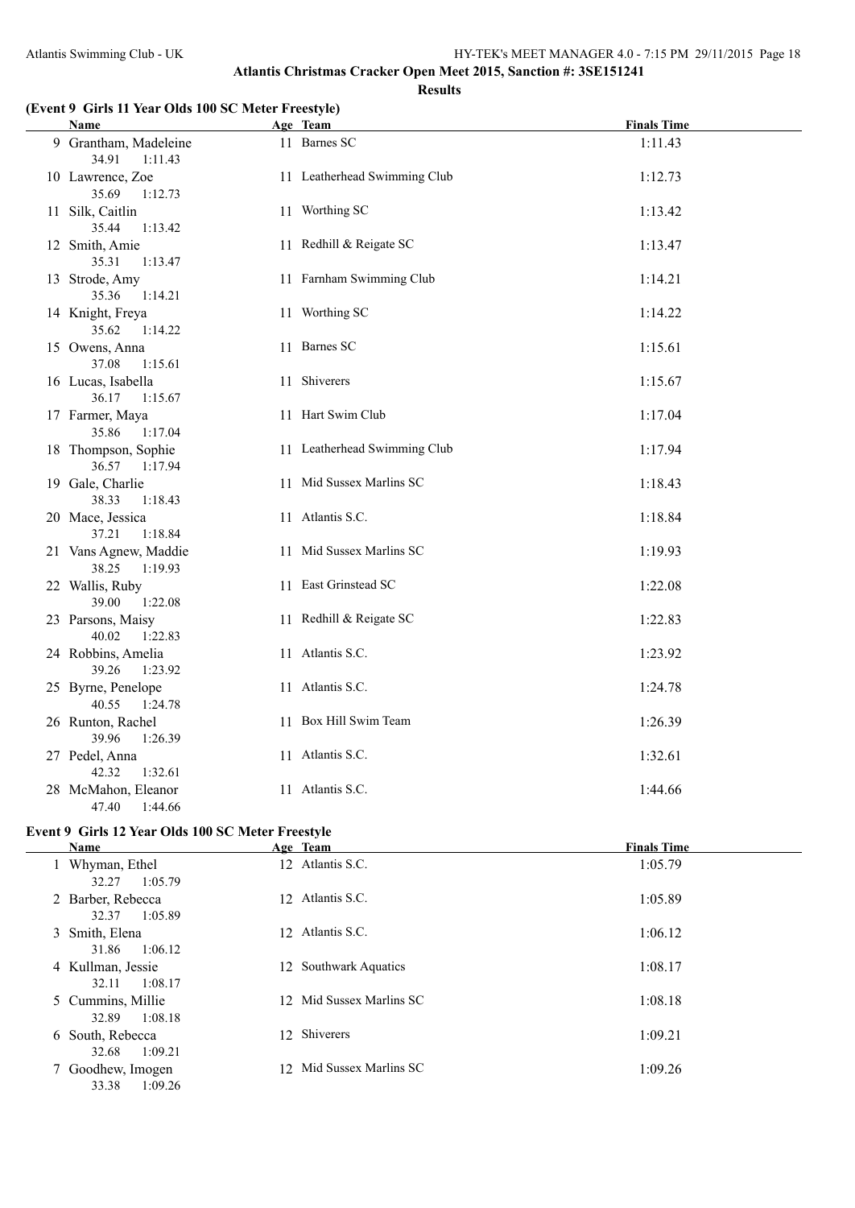## Atlantis Christmas Cracker Open Meet 2015, Sanction #: 3SE151241

### Results

#### (Event 9 Girls 11 Year Olds 100 SC Meter Freestyle)

| | Name | Age | Team | Splits | Finals Time |
|---|---|---|---|---|---|
| 9 | Grantham, Madeleine | 11 | Barnes SC | 34.91 1:11.43 | 1:11.43 |
| 10 | Lawrence, Zoe | 11 | Leatherhead Swimming Club | 35.69 1:12.73 | 1:12.73 |
| 11 | Silk, Caitlin | 11 | Worthing SC | 35.44 1:13.42 | 1:13.42 |
| 12 | Smith, Amie | 11 | Redhill & Reigate SC | 35.31 1:13.47 | 1:13.47 |
| 13 | Strode, Amy | 11 | Farnham Swimming Club | 35.36 1:14.21 | 1:14.21 |
| 14 | Knight, Freya | 11 | Worthing SC | 35.62 1:14.22 | 1:14.22 |
| 15 | Owens, Anna | 11 | Barnes SC | 37.08 1:15.61 | 1:15.61 |
| 16 | Lucas, Isabella | 11 | Shiverers | 36.17 1:15.67 | 1:15.67 |
| 17 | Farmer, Maya | 11 | Hart Swim Club | 35.86 1:17.04 | 1:17.04 |
| 18 | Thompson, Sophie | 11 | Leatherhead Swimming Club | 36.57 1:17.94 | 1:17.94 |
| 19 | Gale, Charlie | 11 | Mid Sussex Marlins SC | 38.33 1:18.43 | 1:18.43 |
| 20 | Mace, Jessica | 11 | Atlantis S.C. | 37.21 1:18.84 | 1:18.84 |
| 21 | Vans Agnew, Maddie | 11 | Mid Sussex Marlins SC | 38.25 1:19.93 | 1:19.93 |
| 22 | Wallis, Ruby | 11 | East Grinstead SC | 39.00 1:22.08 | 1:22.08 |
| 23 | Parsons, Maisy | 11 | Redhill & Reigate SC | 40.02 1:22.83 | 1:22.83 |
| 24 | Robbins, Amelia | 11 | Atlantis S.C. | 39.26 1:23.92 | 1:23.92 |
| 25 | Byrne, Penelope | 11 | Atlantis S.C. | 40.55 1:24.78 | 1:24.78 |
| 26 | Runton, Rachel | 11 | Box Hill Swim Team | 39.96 1:26.39 | 1:26.39 |
| 27 | Pedel, Anna | 11 | Atlantis S.C. | 42.32 1:32.61 | 1:32.61 |
| 28 | McMahon, Eleanor | 11 | Atlantis S.C. | 47.40 1:44.66 | 1:44.66 |

#### Event 9 Girls 12 Year Olds 100 SC Meter Freestyle

| | Name | Age | Team | Splits | Finals Time |
|---|---|---|---|---|---|
| 1 | Whyman, Ethel | 12 | Atlantis S.C. | 32.27 1:05.79 | 1:05.79 |
| 2 | Barber, Rebecca | 12 | Atlantis S.C. | 32.37 1:05.89 | 1:05.89 |
| 3 | Smith, Elena | 12 | Atlantis S.C. | 31.86 1:06.12 | 1:06.12 |
| 4 | Kullman, Jessie | 12 | Southwark Aquatics | 32.11 1:08.17 | 1:08.17 |
| 5 | Cummins, Millie | 12 | Mid Sussex Marlins SC | 32.89 1:08.18 | 1:08.18 |
| 6 | South, Rebecca | 12 | Shiverers | 32.68 1:09.21 | 1:09.21 |
| 7 | Goodhew, Imogen | 12 | Mid Sussex Marlins SC | 33.38 1:09.26 | 1:09.26 |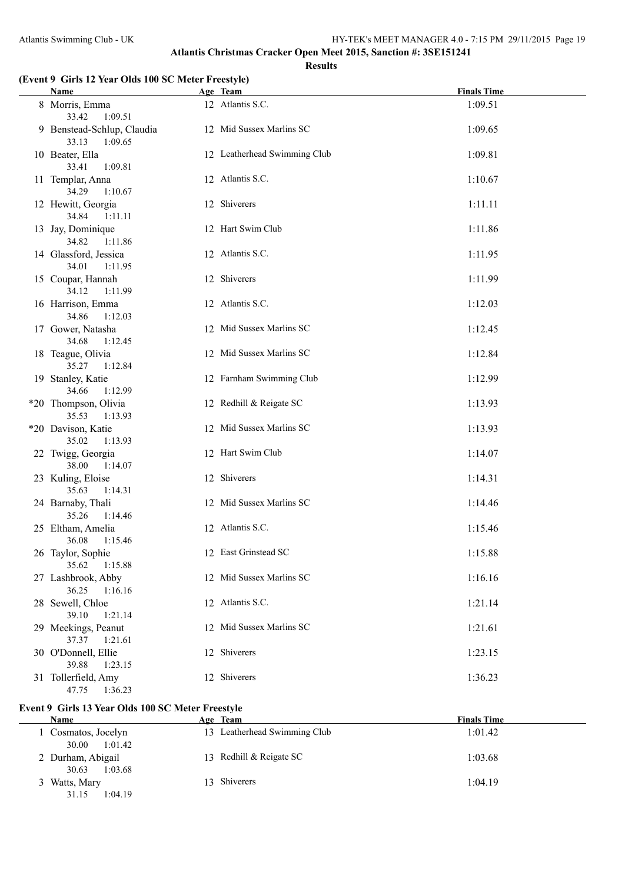## Atlantis Christmas Cracker Open Meet 2015, Sanction #: 3SE151241

**Results**

### (Event 9 Girls 12 Year Olds 100 SC Meter Freestyle)

| | Name | Age | Team | Finals Time |
|---|---|---|---|---|
| 8 | Morris, Emma | 12 | Atlantis S.C. | 1:09.51 |
| | 33.42 1:09.51 | | | |
| 9 | Benstead-Schlup, Claudia | 12 | Mid Sussex Marlins SC | 1:09.65 |
| | 33.13 1:09.65 | | | |
| 10 | Beater, Ella | 12 | Leatherhead Swimming Club | 1:09.81 |
| | 33.41 1:09.81 | | | |
| 11 | Templar, Anna | 12 | Atlantis S.C. | 1:10.67 |
| | 34.29 1:10.67 | | | |
| 12 | Hewitt, Georgia | 12 | Shiverers | 1:11.11 |
| | 34.84 1:11.11 | | | |
| 13 | Jay, Dominique | 12 | Hart Swim Club | 1:11.86 |
| | 34.82 1:11.86 | | | |
| 14 | Glassford, Jessica | 12 | Atlantis S.C. | 1:11.95 |
| | 34.01 1:11.95 | | | |
| 15 | Coupar, Hannah | 12 | Shiverers | 1:11.99 |
| | 34.12 1:11.99 | | | |
| 16 | Harrison, Emma | 12 | Atlantis S.C. | 1:12.03 |
| | 34.86 1:12.03 | | | |
| 17 | Gower, Natasha | 12 | Mid Sussex Marlins SC | 1:12.45 |
| | 34.68 1:12.45 | | | |
| 18 | Teague, Olivia | 12 | Mid Sussex Marlins SC | 1:12.84 |
| | 35.27 1:12.84 | | | |
| 19 | Stanley, Katie | 12 | Farnham Swimming Club | 1:12.99 |
| | 34.66 1:12.99 | | | |
| *20 | Thompson, Olivia | 12 | Redhill & Reigate SC | 1:13.93 |
| | 35.53 1:13.93 | | | |
| *20 | Davison, Katie | 12 | Mid Sussex Marlins SC | 1:13.93 |
| | 35.02 1:13.93 | | | |
| 22 | Twigg, Georgia | 12 | Hart Swim Club | 1:14.07 |
| | 38.00 1:14.07 | | | |
| 23 | Kuling, Eloise | 12 | Shiverers | 1:14.31 |
| | 35.63 1:14.31 | | | |
| 24 | Barnaby, Thali | 12 | Mid Sussex Marlins SC | 1:14.46 |
| | 35.26 1:14.46 | | | |
| 25 | Eltham, Amelia | 12 | Atlantis S.C. | 1:15.46 |
| | 36.08 1:15.46 | | | |
| 26 | Taylor, Sophie | 12 | East Grinstead SC | 1:15.88 |
| | 35.62 1:15.88 | | | |
| 27 | Lashbrook, Abby | 12 | Mid Sussex Marlins SC | 1:16.16 |
| | 36.25 1:16.16 | | | |
| 28 | Sewell, Chloe | 12 | Atlantis S.C. | 1:21.14 |
| | 39.10 1:21.14 | | | |
| 29 | Meekings, Peanut | 12 | Mid Sussex Marlins SC | 1:21.61 |
| | 37.37 1:21.61 | | | |
| 30 | O'Donnell, Ellie | 12 | Shiverers | 1:23.15 |
| | 39.88 1:23.15 | | | |
| 31 | Tollerfield, Amy | 12 | Shiverers | 1:36.23 |
| | 47.75 1:36.23 | | | |

### Event 9 Girls 13 Year Olds 100 SC Meter Freestyle

| | Name | Age | Team | Finals Time |
|---|---|---|---|---|
| 1 | Cosmatos, Jocelyn | 13 | Leatherhead Swimming Club | 1:01.42 |
| | 30.00 1:01.42 | | | |
| 2 | Durham, Abigail | 13 | Redhill & Reigate SC | 1:03.68 |
| | 30.63 1:03.68 | | | |
| 3 | Watts, Mary | 13 | Shiverers | 1:04.19 |
| | 31.15 1:04.19 | | | |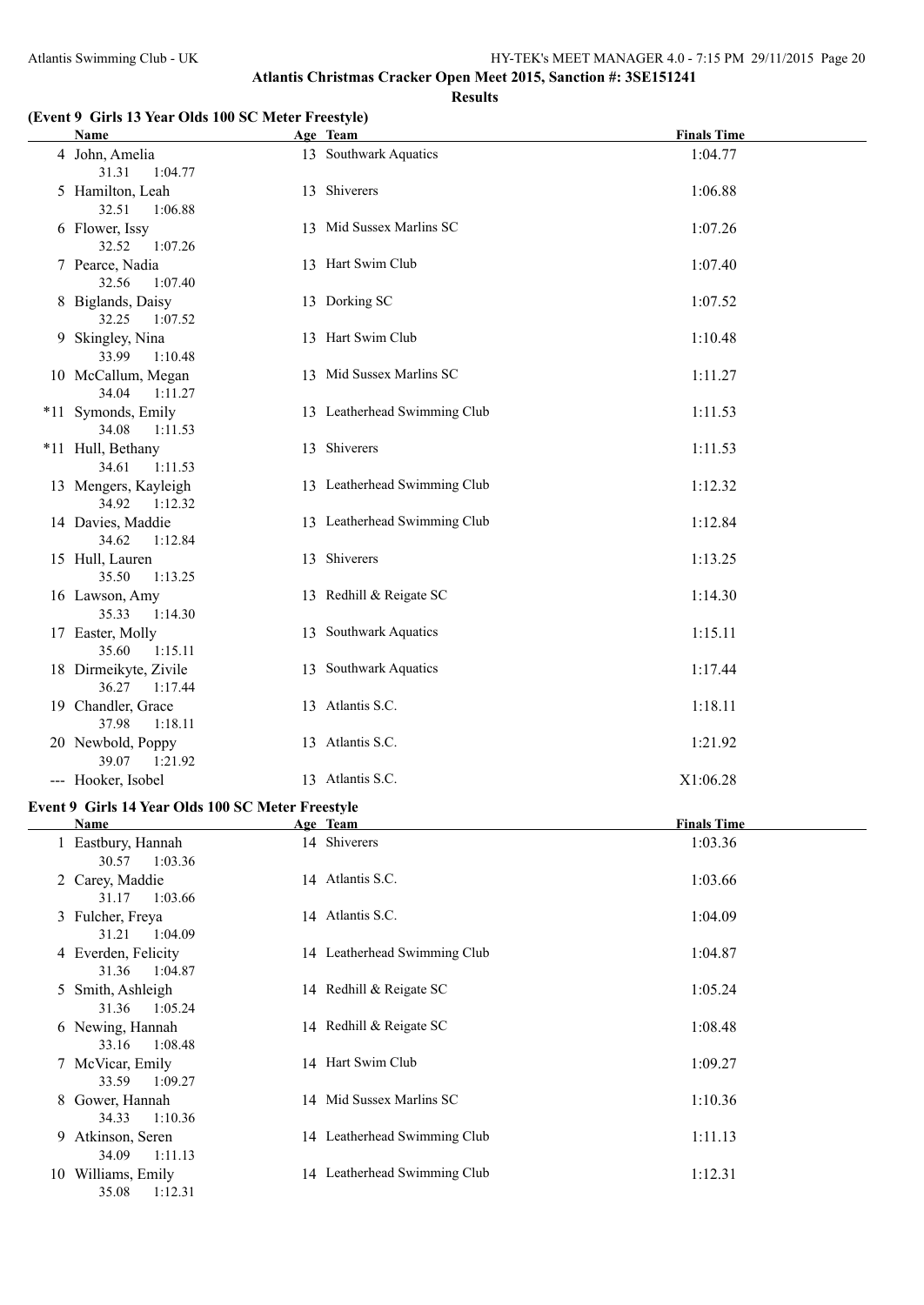## Atlantis Christmas Cracker Open Meet 2015, Sanction #: 3SE151241

### Results

#### (Event 9 Girls 13 Year Olds 100 SC Meter Freestyle)

| | Name | Age | Team | Finals Time |
|---|---|---|---|---|
| 4 | John, Amelia | 13 | Southwark Aquatics | 1:04.77 |
| | 31.31 1:04.77 | | | |
| 5 | Hamilton, Leah | 13 | Shiverers | 1:06.88 |
| | 32.51 1:06.88 | | | |
| 6 | Flower, Issy | 13 | Mid Sussex Marlins SC | 1:07.26 |
| | 32.52 1:07.26 | | | |
| 7 | Pearce, Nadia | 13 | Hart Swim Club | 1:07.40 |
| | 32.56 1:07.40 | | | |
| 8 | Biglands, Daisy | 13 | Dorking SC | 1:07.52 |
| | 32.25 1:07.52 | | | |
| 9 | Skingley, Nina | 13 | Hart Swim Club | 1:10.48 |
| | 33.99 1:10.48 | | | |
| 10 | McCallum, Megan | 13 | Mid Sussex Marlins SC | 1:11.27 |
| | 34.04 1:11.27 | | | |
| *11 | Symonds, Emily | 13 | Leatherhead Swimming Club | 1:11.53 |
| | 34.08 1:11.53 | | | |
| *11 | Hull, Bethany | 13 | Shiverers | 1:11.53 |
| | 34.61 1:11.53 | | | |
| 13 | Mengers, Kayleigh | 13 | Leatherhead Swimming Club | 1:12.32 |
| | 34.92 1:12.32 | | | |
| 14 | Davies, Maddie | 13 | Leatherhead Swimming Club | 1:12.84 |
| | 34.62 1:12.84 | | | |
| 15 | Hull, Lauren | 13 | Shiverers | 1:13.25 |
| | 35.50 1:13.25 | | | |
| 16 | Lawson, Amy | 13 | Redhill & Reigate SC | 1:14.30 |
| | 35.33 1:14.30 | | | |
| 17 | Easter, Molly | 13 | Southwark Aquatics | 1:15.11 |
| | 35.60 1:15.11 | | | |
| 18 | Dirmeikyte, Zivile | 13 | Southwark Aquatics | 1:17.44 |
| | 36.27 1:17.44 | | | |
| 19 | Chandler, Grace | 13 | Atlantis S.C. | 1:18.11 |
| | 37.98 1:18.11 | | | |
| 20 | Newbold, Poppy | 13 | Atlantis S.C. | 1:21.92 |
| | 39.07 1:21.92 | | | |
| --- | Hooker, Isobel | 13 | Atlantis S.C. | X1:06.28 |

#### Event 9 Girls 14 Year Olds 100 SC Meter Freestyle

| | Name | Age | Team | Finals Time |
|---|---|---|---|---|
| 1 | Eastbury, Hannah | 14 | Shiverers | 1:03.36 |
| | 30.57 1:03.36 | | | |
| 2 | Carey, Maddie | 14 | Atlantis S.C. | 1:03.66 |
| | 31.17 1:03.66 | | | |
| 3 | Fulcher, Freya | 14 | Atlantis S.C. | 1:04.09 |
| | 31.21 1:04.09 | | | |
| 4 | Everden, Felicity | 14 | Leatherhead Swimming Club | 1:04.87 |
| | 31.36 1:04.87 | | | |
| 5 | Smith, Ashleigh | 14 | Redhill & Reigate SC | 1:05.24 |
| | 31.36 1:05.24 | | | |
| 6 | Newing, Hannah | 14 | Redhill & Reigate SC | 1:08.48 |
| | 33.16 1:08.48 | | | |
| 7 | McVicar, Emily | 14 | Hart Swim Club | 1:09.27 |
| | 33.59 1:09.27 | | | |
| 8 | Gower, Hannah | 14 | Mid Sussex Marlins SC | 1:10.36 |
| | 34.33 1:10.36 | | | |
| 9 | Atkinson, Seren | 14 | Leatherhead Swimming Club | 1:11.13 |
| | 34.09 1:11.13 | | | |
| 10 | Williams, Emily | 14 | Leatherhead Swimming Club | 1:12.31 |
| | 35.08 1:12.31 | | | |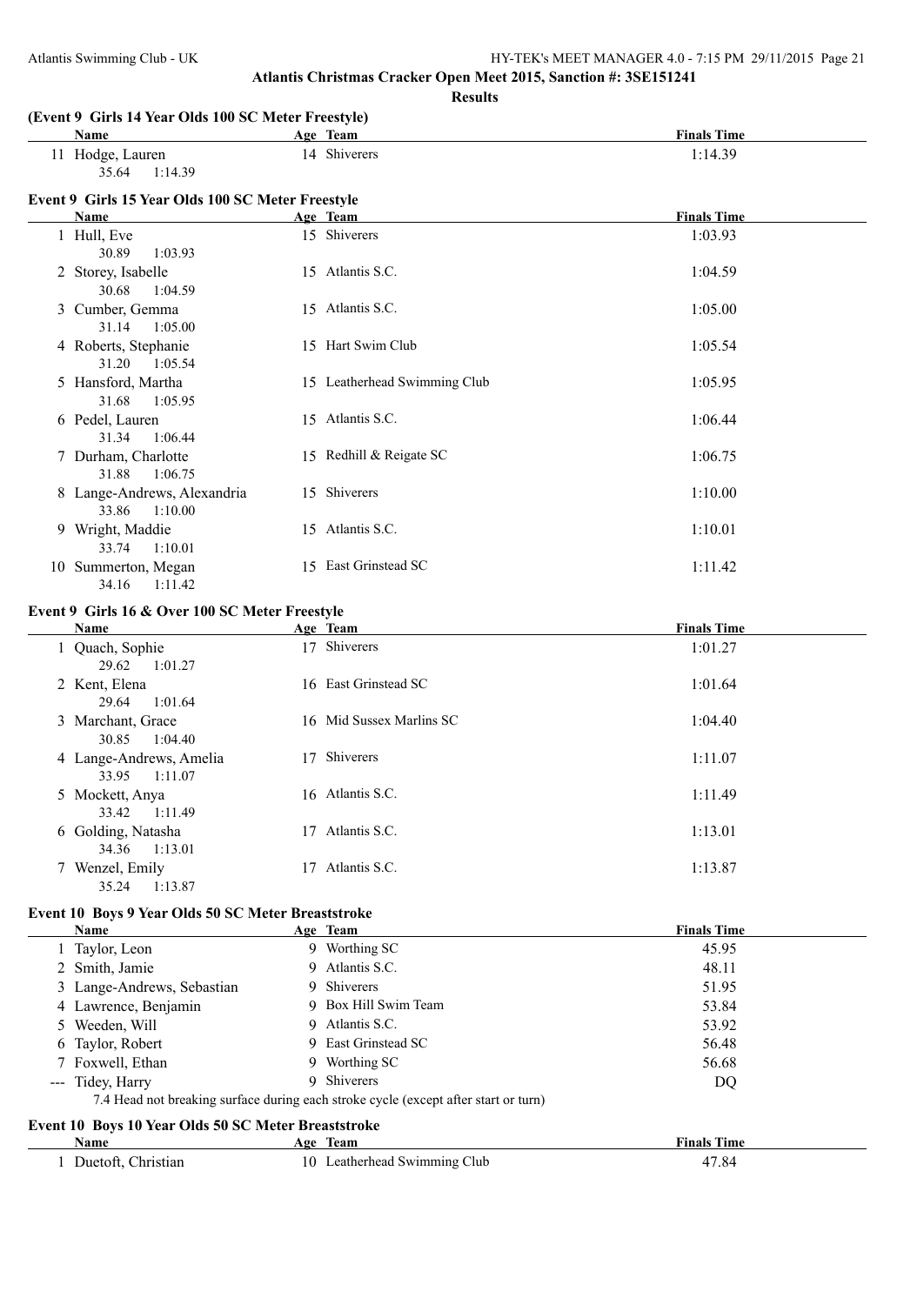**Atlantis Christmas Cracker Open Meet 2015, Sanction #: 3SE151241**

**Results**

### (Event 9 Girls 14 Year Olds 100 SC Meter Freestyle)

| | Name | Age | Team | Finals Time |
|---|---|---|---|---|
| 11 | Hodge, Lauren | 14 | Shiverers | 1:14.39 |
| | 35.64 1:14.39 | | | |

### Event 9 Girls 15 Year Olds 100 SC Meter Freestyle

| | Name | Age | Team | Finals Time |
|---|---|---|---|---|
| 1 | Hull, Eve | 15 | Shiverers | 1:03.93 |
| | 30.89 1:03.93 | | | |
| 2 | Storey, Isabelle | 15 | Atlantis S.C. | 1:04.59 |
| | 30.68 1:04.59 | | | |
| 3 | Cumber, Gemma | 15 | Atlantis S.C. | 1:05.00 |
| | 31.14 1:05.00 | | | |
| 4 | Roberts, Stephanie | 15 | Hart Swim Club | 1:05.54 |
| | 31.20 1:05.54 | | | |
| 5 | Hansford, Martha | 15 | Leatherhead Swimming Club | 1:05.95 |
| | 31.68 1:05.95 | | | |
| 6 | Pedel, Lauren | 15 | Atlantis S.C. | 1:06.44 |
| | 31.34 1:06.44 | | | |
| 7 | Durham, Charlotte | 15 | Redhill & Reigate SC | 1:06.75 |
| | 31.88 1:06.75 | | | |
| 8 | Lange-Andrews, Alexandria | 15 | Shiverers | 1:10.00 |
| | 33.86 1:10.00 | | | |
| 9 | Wright, Maddie | 15 | Atlantis S.C. | 1:10.01 |
| | 33.74 1:10.01 | | | |
| 10 | Summerton, Megan | 15 | East Grinstead SC | 1:11.42 |
| | 34.16 1:11.42 | | | |

### Event 9 Girls 16 & Over 100 SC Meter Freestyle

| | Name | Age | Team | Finals Time |
|---|---|---|---|---|
| 1 | Quach, Sophie | 17 | Shiverers | 1:01.27 |
| | 29.62 1:01.27 | | | |
| 2 | Kent, Elena | 16 | East Grinstead SC | 1:01.64 |
| | 29.64 1:01.64 | | | |
| 3 | Marchant, Grace | 16 | Mid Sussex Marlins SC | 1:04.40 |
| | 30.85 1:04.40 | | | |
| 4 | Lange-Andrews, Amelia | 17 | Shiverers | 1:11.07 |
| | 33.95 1:11.07 | | | |
| 5 | Mockett, Anya | 16 | Atlantis S.C. | 1:11.49 |
| | 33.42 1:11.49 | | | |
| 6 | Golding, Natasha | 17 | Atlantis S.C. | 1:13.01 |
| | 34.36 1:13.01 | | | |
| 7 | Wenzel, Emily | 17 | Atlantis S.C. | 1:13.87 |
| | 35.24 1:13.87 | | | |

### Event 10 Boys 9 Year Olds 50 SC Meter Breaststroke

| | Name | Age | Team | Finals Time |
|---|---|---|---|---|
| 1 | Taylor, Leon | 9 | Worthing SC | 45.95 |
| 2 | Smith, Jamie | 9 | Atlantis S.C. | 48.11 |
| 3 | Lange-Andrews, Sebastian | 9 | Shiverers | 51.95 |
| 4 | Lawrence, Benjamin | 9 | Box Hill Swim Team | 53.84 |
| 5 | Weeden, Will | 9 | Atlantis S.C. | 53.92 |
| 6 | Taylor, Robert | 9 | East Grinstead SC | 56.48 |
| 7 | Foxwell, Ethan | 9 | Worthing SC | 56.68 |
| --- | Tidey, Harry | 9 | Shiverers | DQ |
| | 7.4 Head not breaking surface during each stroke cycle (except after start or turn) | | | |

### Event 10 Boys 10 Year Olds 50 SC Meter Breaststroke

| | Name | Age | Team | Finals Time |
|---|---|---|---|---|
| 1 | Duetoft, Christian | 10 | Leatherhead Swimming Club | 47.84 |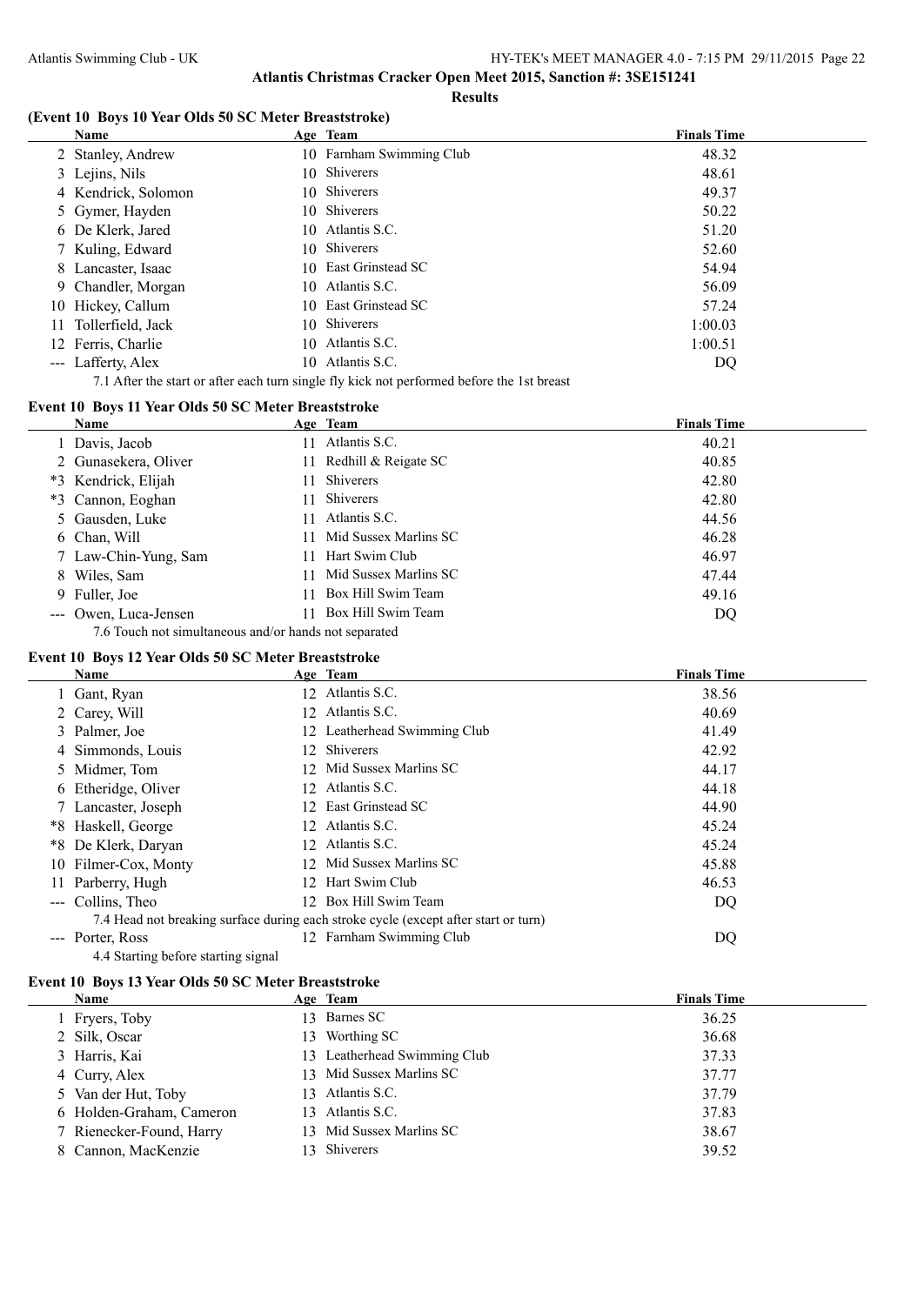## Atlantis Christmas Cracker Open Meet 2015, Sanction #: 3SE151241

### Results

### (Event 10 Boys 10 Year Olds 50 SC Meter Breaststroke)

| | Name | Age | Team | Finals Time |
|---|---|---|---|---|
| 2 | Stanley, Andrew | 10 | Farnham Swimming Club | 48.32 |
| 3 | Lejins, Nils | 10 | Shiverers | 48.61 |
| 4 | Kendrick, Solomon | 10 | Shiverers | 49.37 |
| 5 | Gymer, Hayden | 10 | Shiverers | 50.22 |
| 6 | De Klerk, Jared | 10 | Atlantis S.C. | 51.20 |
| 7 | Kuling, Edward | 10 | Shiverers | 52.60 |
| 8 | Lancaster, Isaac | 10 | East Grinstead SC | 54.94 |
| 9 | Chandler, Morgan | 10 | Atlantis S.C. | 56.09 |
| 10 | Hickey, Callum | 10 | East Grinstead SC | 57.24 |
| 11 | Tollerfield, Jack | 10 | Shiverers | 1:00.03 |
| 12 | Ferris, Charlie | 10 | Atlantis S.C. | 1:00.51 |
| --- | Lafferty, Alex | 10 | Atlantis S.C. | DQ |

7.1 After the start or after each turn single fly kick not performed before the 1st breast

### Event 10 Boys 11 Year Olds 50 SC Meter Breaststroke

| | Name | Age | Team | Finals Time |
|---|---|---|---|---|
| 1 | Davis, Jacob | 11 | Atlantis S.C. | 40.21 |
| 2 | Gunasekera, Oliver | 11 | Redhill & Reigate SC | 40.85 |
| *3 | Kendrick, Elijah | 11 | Shiverers | 42.80 |
| *3 | Cannon, Eoghan | 11 | Shiverers | 42.80 |
| 5 | Gausden, Luke | 11 | Atlantis S.C. | 44.56 |
| 6 | Chan, Will | 11 | Mid Sussex Marlins SC | 46.28 |
| 7 | Law-Chin-Yung, Sam | 11 | Hart Swim Club | 46.97 |
| 8 | Wiles, Sam | 11 | Mid Sussex Marlins SC | 47.44 |
| 9 | Fuller, Joe | 11 | Box Hill Swim Team | 49.16 |
| --- | Owen, Luca-Jensen | 11 | Box Hill Swim Team | DQ |

7.6 Touch not simultaneous and/or hands not separated

### Event 10 Boys 12 Year Olds 50 SC Meter Breaststroke

| | Name | Age | Team | Finals Time |
|---|---|---|---|---|
| 1 | Gant, Ryan | 12 | Atlantis S.C. | 38.56 |
| 2 | Carey, Will | 12 | Atlantis S.C. | 40.69 |
| 3 | Palmer, Joe | 12 | Leatherhead Swimming Club | 41.49 |
| 4 | Simmonds, Louis | 12 | Shiverers | 42.92 |
| 5 | Midmer, Tom | 12 | Mid Sussex Marlins SC | 44.17 |
| 6 | Etheridge, Oliver | 12 | Atlantis S.C. | 44.18 |
| 7 | Lancaster, Joseph | 12 | East Grinstead SC | 44.90 |
| *8 | Haskell, George | 12 | Atlantis S.C. | 45.24 |
| *8 | De Klerk, Daryan | 12 | Atlantis S.C. | 45.24 |
| 10 | Filmer-Cox, Monty | 12 | Mid Sussex Marlins SC | 45.88 |
| 11 | Parberry, Hugh | 12 | Hart Swim Club | 46.53 |
| --- | Collins, Theo | 12 | Box Hill Swim Team | DQ |
| | 7.4 Head not breaking surface during each stroke cycle (except after start or turn) | | | |
| --- | Porter, Ross | 12 | Farnham Swimming Club | DQ |

4.4 Starting before starting signal

### Event 10 Boys 13 Year Olds 50 SC Meter Breaststroke

| | Name | Age | Team | Finals Time |
|---|---|---|---|---|
| 1 | Fryers, Toby | 13 | Barnes SC | 36.25 |
| 2 | Silk, Oscar | 13 | Worthing SC | 36.68 |
| 3 | Harris, Kai | 13 | Leatherhead Swimming Club | 37.33 |
| 4 | Curry, Alex | 13 | Mid Sussex Marlins SC | 37.77 |
| 5 | Van der Hut, Toby | 13 | Atlantis S.C. | 37.79 |
| 6 | Holden-Graham, Cameron | 13 | Atlantis S.C. | 37.83 |
| 7 | Rienecker-Found, Harry | 13 | Mid Sussex Marlins SC | 38.67 |
| 8 | Cannon, MacKenzie | 13 | Shiverers | 39.52 |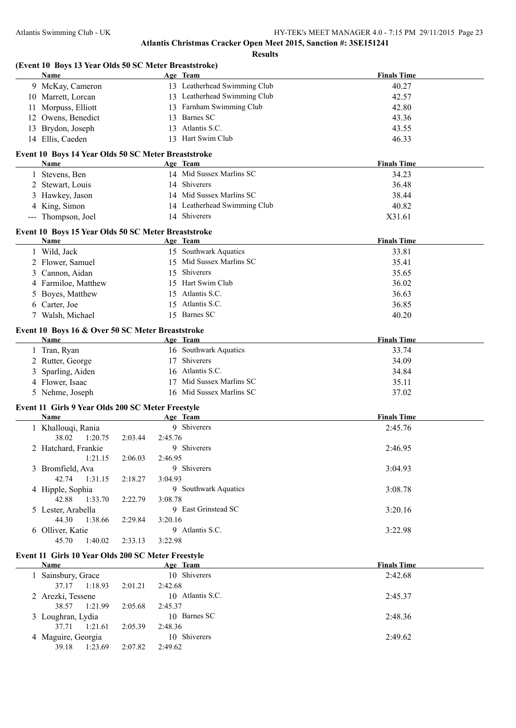**Atlantis Christmas Cracker Open Meet 2015, Sanction #: 3SE151241**

**Results**

### (Event 10 Boys 13 Year Olds 50 SC Meter Breaststroke)

| | Name | Age | Team | Finals Time |
|---|---|---|---|---|
| 9 | McKay, Cameron | 13 | Leatherhead Swimming Club | 40.27 |
| 10 | Marrett, Lorcan | 13 | Leatherhead Swimming Club | 42.57 |
| 11 | Morpuss, Elliott | 13 | Farnham Swimming Club | 42.80 |
| 12 | Owens, Benedict | 13 | Barnes SC | 43.36 |
| 13 | Brydon, Joseph | 13 | Atlantis S.C. | 43.55 |
| 14 | Ellis, Caeden | 13 | Hart Swim Club | 46.33 |

### Event 10 Boys 14 Year Olds 50 SC Meter Breaststroke

| | Name | Age | Team | Finals Time |
|---|---|---|---|---|
| 1 | Stevens, Ben | 14 | Mid Sussex Marlins SC | 34.23 |
| 2 | Stewart, Louis | 14 | Shiverers | 36.48 |
| 3 | Hawkey, Jason | 14 | Mid Sussex Marlins SC | 38.44 |
| 4 | King, Simon | 14 | Leatherhead Swimming Club | 40.82 |
| --- | Thompson, Joel | 14 | Shiverers | X31.61 |

### Event 10 Boys 15 Year Olds 50 SC Meter Breaststroke

| | Name | Age | Team | Finals Time |
|---|---|---|---|---|
| 1 | Wild, Jack | 15 | Southwark Aquatics | 33.81 |
| 2 | Flower, Samuel | 15 | Mid Sussex Marlins SC | 35.41 |
| 3 | Cannon, Aidan | 15 | Shiverers | 35.65 |
| 4 | Farmiloe, Matthew | 15 | Hart Swim Club | 36.02 |
| 5 | Boyes, Matthew | 15 | Atlantis S.C. | 36.63 |
| 6 | Carter, Joe | 15 | Atlantis S.C. | 36.85 |
| 7 | Walsh, Michael | 15 | Barnes SC | 40.20 |

### Event 10 Boys 16 & Over 50 SC Meter Breaststroke

| | Name | Age | Team | Finals Time |
|---|---|---|---|---|
| 1 | Tran, Ryan | 16 | Southwark Aquatics | 33.74 |
| 2 | Rutter, George | 17 | Shiverers | 34.09 |
| 3 | Sparling, Aiden | 16 | Atlantis S.C. | 34.84 |
| 4 | Flower, Isaac | 17 | Mid Sussex Marlins SC | 35.11 |
| 5 | Nehme, Joseph | 16 | Mid Sussex Marlins SC | 37.02 |

### Event 11 Girls 9 Year Olds 200 SC Meter Freestyle

| | Name | Age | Team | Finals Time |
|---|---|---|---|---|
| 1 | Khallouqi, Rania | 9 | Shiverers | 2:45.76 |
| | 38.02 1:20.75 2:03.44 2:45.76 | | | |
| 2 | Hatchard, Frankie | 9 | Shiverers | 2:46.95 |
| | 1:21.15 2:06.03 2:46.95 | | | |
| 3 | Bromfield, Ava | 9 | Shiverers | 3:04.93 |
| | 42.74 1:31.15 2:18.27 3:04.93 | | | |
| 4 | Hipple, Sophia | 9 | Southwark Aquatics | 3:08.78 |
| | 42.88 1:33.70 2:22.79 3:08.78 | | | |
| 5 | Lester, Arabella | 9 | East Grinstead SC | 3:20.16 |
| | 44.30 1:38.66 2:29.84 3:20.16 | | | |
| 6 | Olliver, Katie | 9 | Atlantis S.C. | 3:22.98 |
| | 45.70 1:40.02 2:33.13 3:22.98 | | | |

### Event 11 Girls 10 Year Olds 200 SC Meter Freestyle

| | Name | Age | Team | Finals Time |
|---|---|---|---|---|
| 1 | Sainsbury, Grace | 10 | Shiverers | 2:42.68 |
| | 37.17 1:18.93 2:01.21 2:42.68 | | | |
| 2 | Arezki, Tessene | 10 | Atlantis S.C. | 2:45.37 |
| | 38.57 1:21.99 2:05.68 2:45.37 | | | |
| 3 | Loughran, Lydia | 10 | Barnes SC | 2:48.36 |
| | 37.71 1:21.61 2:05.39 2:48.36 | | | |
| 4 | Maguire, Georgia | 10 | Shiverers | 2:49.62 |
| | 39.18 1:23.69 2:07.82 2:49.62 | | | |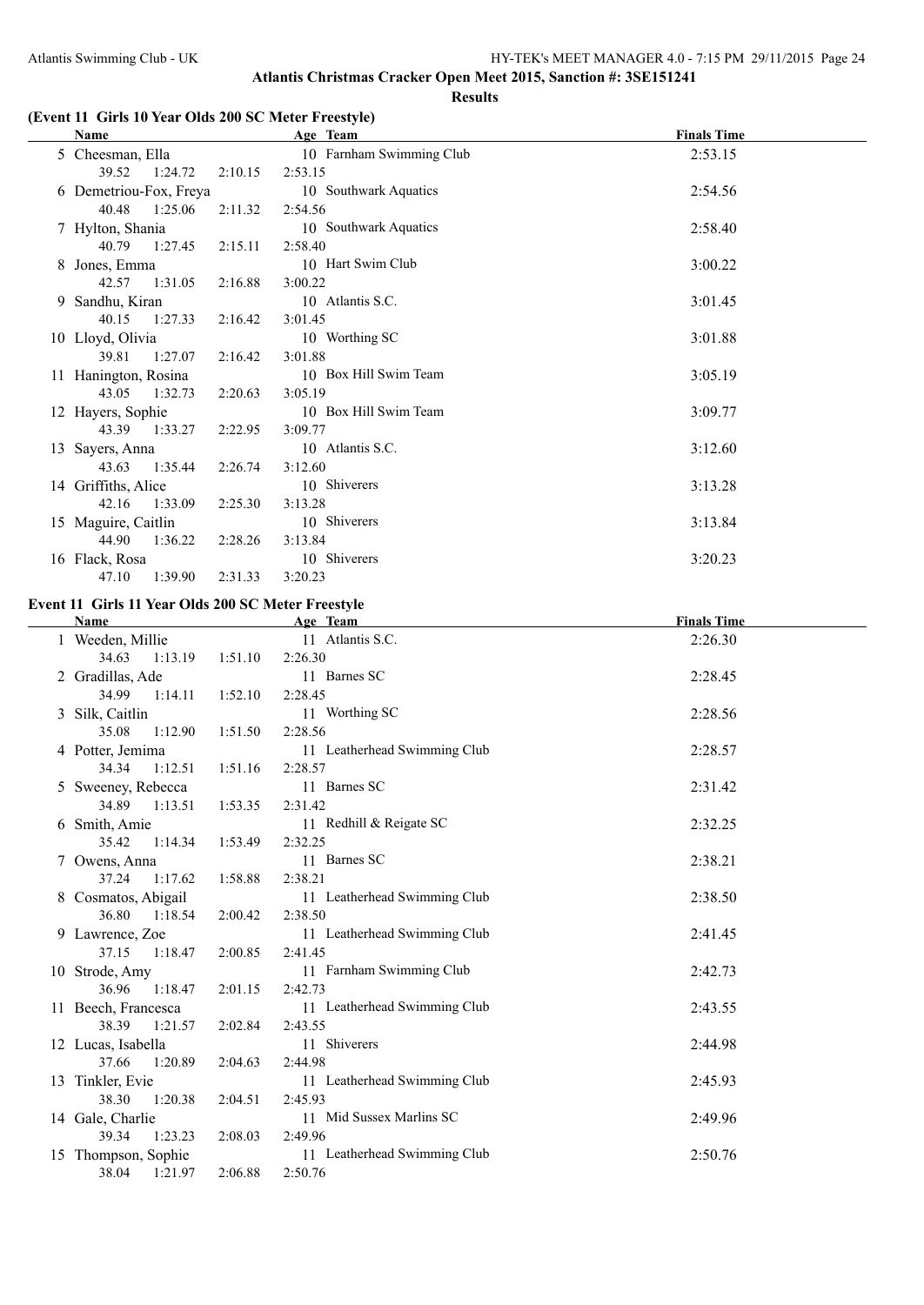## Atlantis Christmas Cracker Open Meet 2015, Sanction #: 3SE151241

### Results

#### (Event 11 Girls 10 Year Olds 200 SC Meter Freestyle)

| Name | Age | Team | Finals Time |
|---|---|---|---|
| 5 Cheesman, Ella | 10 | Farnham Swimming Club | 2:53.15 |
| 39.52 1:24.72 2:10.15 2:53.15 | | | |
| 6 Demetriou-Fox, Freya | 10 | Southwark Aquatics | 2:54.56 |
| 40.48 1:25.06 2:11.32 2:54.56 | | | |
| 7 Hylton, Shania | 10 | Southwark Aquatics | 2:58.40 |
| 40.79 1:27.45 2:15.11 2:58.40 | | | |
| 8 Jones, Emma | 10 | Hart Swim Club | 3:00.22 |
| 42.57 1:31.05 2:16.88 3:00.22 | | | |
| 9 Sandhu, Kiran | 10 | Atlantis S.C. | 3:01.45 |
| 40.15 1:27.33 2:16.42 3:01.45 | | | |
| 10 Lloyd, Olivia | 10 | Worthing SC | 3:01.88 |
| 39.81 1:27.07 2:16.42 3:01.88 | | | |
| 11 Hanington, Rosina | 10 | Box Hill Swim Team | 3:05.19 |
| 43.05 1:32.73 2:20.63 3:05.19 | | | |
| 12 Hayers, Sophie | 10 | Box Hill Swim Team | 3:09.77 |
| 43.39 1:33.27 2:22.95 3:09.77 | | | |
| 13 Sayers, Anna | 10 | Atlantis S.C. | 3:12.60 |
| 43.63 1:35.44 2:26.74 3:12.60 | | | |
| 14 Griffiths, Alice | 10 | Shiverers | 3:13.28 |
| 42.16 1:33.09 2:25.30 3:13.28 | | | |
| 15 Maguire, Caitlin | 10 | Shiverers | 3:13.84 |
| 44.90 1:36.22 2:28.26 3:13.84 | | | |
| 16 Flack, Rosa | 10 | Shiverers | 3:20.23 |
| 47.10 1:39.90 2:31.33 3:20.23 | | | |

#### Event 11 Girls 11 Year Olds 200 SC Meter Freestyle

| Name | Age | Team | Finals Time |
|---|---|---|---|
| 1 Weeden, Millie | 11 | Atlantis S.C. | 2:26.30 |
| 34.63 1:13.19 1:51.10 2:26.30 | | | |
| 2 Gradillas, Ade | 11 | Barnes SC | 2:28.45 |
| 34.99 1:14.11 1:52.10 2:28.45 | | | |
| 3 Silk, Caitlin | 11 | Worthing SC | 2:28.56 |
| 35.08 1:12.90 1:51.50 2:28.56 | | | |
| 4 Potter, Jemima | 11 | Leatherhead Swimming Club | 2:28.57 |
| 34.34 1:12.51 1:51.16 2:28.57 | | | |
| 5 Sweeney, Rebecca | 11 | Barnes SC | 2:31.42 |
| 34.89 1:13.51 1:53.35 2:31.42 | | | |
| 6 Smith, Amie | 11 | Redhill & Reigate SC | 2:32.25 |
| 35.42 1:14.34 1:53.49 2:32.25 | | | |
| 7 Owens, Anna | 11 | Barnes SC | 2:38.21 |
| 37.24 1:17.62 1:58.88 2:38.21 | | | |
| 8 Cosmatos, Abigail | 11 | Leatherhead Swimming Club | 2:38.50 |
| 36.80 1:18.54 2:00.42 2:38.50 | | | |
| 9 Lawrence, Zoe | 11 | Leatherhead Swimming Club | 2:41.45 |
| 37.15 1:18.47 2:00.85 2:41.45 | | | |
| 10 Strode, Amy | 11 | Farnham Swimming Club | 2:42.73 |
| 36.96 1:18.47 2:01.15 2:42.73 | | | |
| 11 Beech, Francesca | 11 | Leatherhead Swimming Club | 2:43.55 |
| 38.39 1:21.57 2:02.84 2:43.55 | | | |
| 12 Lucas, Isabella | 11 | Shiverers | 2:44.98 |
| 37.66 1:20.89 2:04.63 2:44.98 | | | |
| 13 Tinkler, Evie | 11 | Leatherhead Swimming Club | 2:45.93 |
| 38.30 1:20.38 2:04.51 2:45.93 | | | |
| 14 Gale, Charlie | 11 | Mid Sussex Marlins SC | 2:49.96 |
| 39.34 1:23.23 2:08.03 2:49.96 | | | |
| 15 Thompson, Sophie | 11 | Leatherhead Swimming Club | 2:50.76 |
| 38.04 1:21.97 2:06.88 2:50.76 | | | |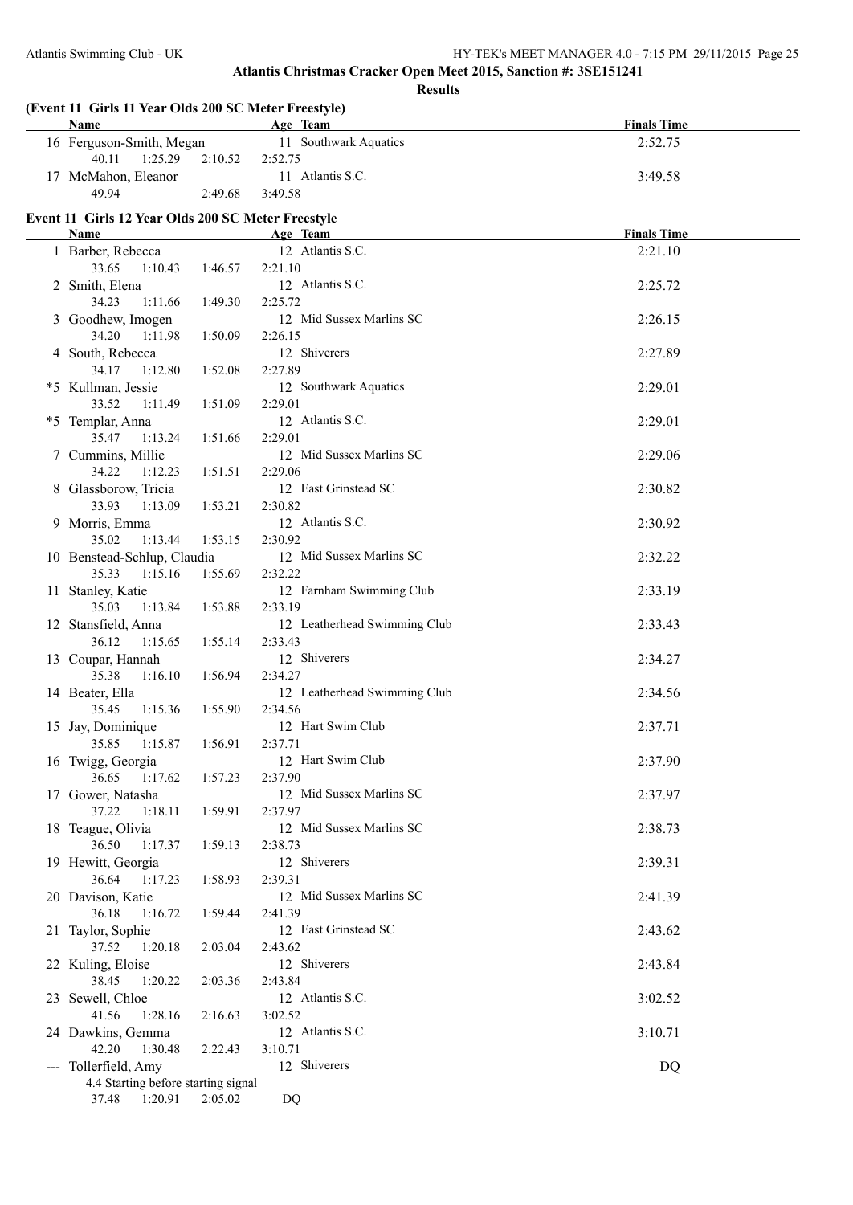## Atlantis Christmas Cracker Open Meet 2015, Sanction #: 3SE151241

### Results

**(Event 11 Girls 11 Year Olds 200 SC Meter Freestyle)**

| | Name | Age | Team | Finals Time |
|---|---|---|---|---|
| 16 | Ferguson-Smith, Megan | 11 | Southwark Aquatics | 2:52.75 |
| | 40.11 1:25.29 2:10.52 2:52.75 | | | |
| 17 | McMahon, Eleanor | 11 | Atlantis S.C. | 3:49.58 |
| | 49.94 2:49.68 3:49.58 | | | |

**Event 11 Girls 12 Year Olds 200 SC Meter Freestyle**

| | Name | Age | Team | Finals Time |
|---|---|---|---|---|
| 1 | Barber, Rebecca | 12 | Atlantis S.C. | 2:21.10 |
| | 33.65 1:10.43 1:46.57 2:21.10 | | | |
| 2 | Smith, Elena | 12 | Atlantis S.C. | 2:25.72 |
| | 34.23 1:11.66 1:49.30 2:25.72 | | | |
| 3 | Goodhew, Imogen | 12 | Mid Sussex Marlins SC | 2:26.15 |
| | 34.20 1:11.98 1:50.09 2:26.15 | | | |
| 4 | South, Rebecca | 12 | Shiverers | 2:27.89 |
| | 34.17 1:12.80 1:52.08 2:27.89 | | | |
| *5 | Kullman, Jessie | 12 | Southwark Aquatics | 2:29.01 |
| | 33.52 1:11.49 1:51.09 2:29.01 | | | |
| *5 | Templar, Anna | 12 | Atlantis S.C. | 2:29.01 |
| | 35.47 1:13.24 1:51.66 2:29.01 | | | |
| 7 | Cummins, Millie | 12 | Mid Sussex Marlins SC | 2:29.06 |
| | 34.22 1:12.23 1:51.51 2:29.06 | | | |
| 8 | Glassborow, Tricia | 12 | East Grinstead SC | 2:30.82 |
| | 33.93 1:13.09 1:53.21 2:30.82 | | | |
| 9 | Morris, Emma | 12 | Atlantis S.C. | 2:30.92 |
| | 35.02 1:13.44 1:53.15 2:30.92 | | | |
| 10 | Benstead-Schlup, Claudia | 12 | Mid Sussex Marlins SC | 2:32.22 |
| | 35.33 1:15.16 1:55.69 2:32.22 | | | |
| 11 | Stanley, Katie | 12 | Farnham Swimming Club | 2:33.19 |
| | 35.03 1:13.84 1:53.88 2:33.19 | | | |
| 12 | Stansfield, Anna | 12 | Leatherhead Swimming Club | 2:33.43 |
| | 36.12 1:15.65 1:55.14 2:33.43 | | | |
| 13 | Coupar, Hannah | 12 | Shiverers | 2:34.27 |
| | 35.38 1:16.10 1:56.94 2:34.27 | | | |
| 14 | Beater, Ella | 12 | Leatherhead Swimming Club | 2:34.56 |
| | 35.45 1:15.36 1:55.90 2:34.56 | | | |
| 15 | Jay, Dominique | 12 | Hart Swim Club | 2:37.71 |
| | 35.85 1:15.87 1:56.91 2:37.71 | | | |
| 16 | Twigg, Georgia | 12 | Hart Swim Club | 2:37.90 |
| | 36.65 1:17.62 1:57.23 2:37.90 | | | |
| 17 | Gower, Natasha | 12 | Mid Sussex Marlins SC | 2:37.97 |
| | 37.22 1:18.11 1:59.91 2:37.97 | | | |
| 18 | Teague, Olivia | 12 | Mid Sussex Marlins SC | 2:38.73 |
| | 36.50 1:17.37 1:59.13 2:38.73 | | | |
| 19 | Hewitt, Georgia | 12 | Shiverers | 2:39.31 |
| | 36.64 1:17.23 1:58.93 2:39.31 | | | |
| 20 | Davison, Katie | 12 | Mid Sussex Marlins SC | 2:41.39 |
| | 36.18 1:16.72 1:59.44 2:41.39 | | | |
| 21 | Taylor, Sophie | 12 | East Grinstead SC | 2:43.62 |
| | 37.52 1:20.18 2:03.04 2:43.62 | | | |
| 22 | Kuling, Eloise | 12 | Shiverers | 2:43.84 |
| | 38.45 1:20.22 2:03.36 2:43.84 | | | |
| 23 | Sewell, Chloe | 12 | Atlantis S.C. | 3:02.52 |
| | 41.56 1:28.16 2:16.63 3:02.52 | | | |
| 24 | Dawkins, Gemma | 12 | Atlantis S.C. | 3:10.71 |
| | 42.20 1:30.48 2:22.43 3:10.71 | | | |
| --- | Tollerfield, Amy | 12 | Shiverers | DQ |
| | 4.4 Starting before starting signal | | | |
| | 37.48 1:20.91 2:05.02 DQ | | | |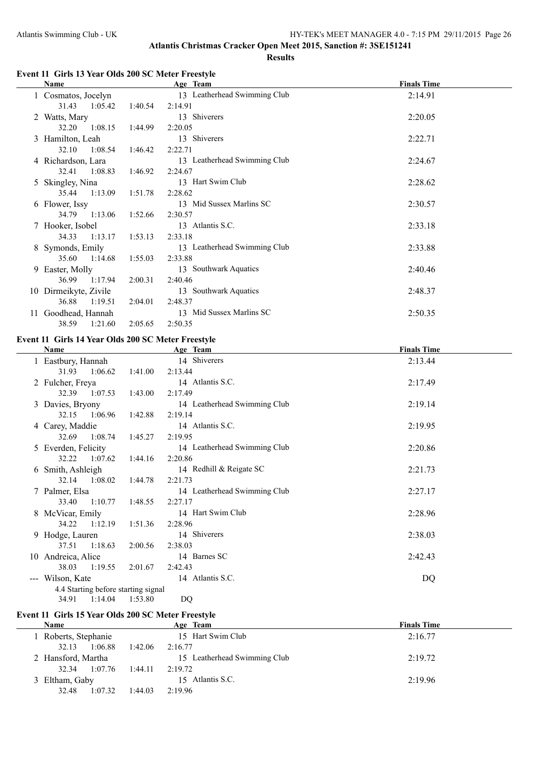# Atlantis Christmas Cracker Open Meet 2015, Sanction #: 3SE151241

## Results

### Event 11 Girls 13 Year Olds 200 SC Meter Freestyle

| | Name | Age | Team | Finals Time |
|---|---|---|---|---|
| 1 | Cosmatos, Jocelyn | 13 | Leatherhead Swimming Club | 2:14.91 |
| | 31.43 1:05.42 1:40.54 2:14.91 | | | |
| 2 | Watts, Mary | 13 | Shiverers | 2:20.05 |
| | 32.20 1:08.15 1:44.99 2:20.05 | | | |
| 3 | Hamilton, Leah | 13 | Shiverers | 2:22.71 |
| | 32.10 1:08.54 1:46.42 2:22.71 | | | |
| 4 | Richardson, Lara | 13 | Leatherhead Swimming Club | 2:24.67 |
| | 32.41 1:08.83 1:46.92 2:24.67 | | | |
| 5 | Skingley, Nina | 13 | Hart Swim Club | 2:28.62 |
| | 35.44 1:13.09 1:51.78 2:28.62 | | | |
| 6 | Flower, Issy | 13 | Mid Sussex Marlins SC | 2:30.57 |
| | 34.79 1:13.06 1:52.66 2:30.57 | | | |
| 7 | Hooker, Isobel | 13 | Atlantis S.C. | 2:33.18 |
| | 34.33 1:13.17 1:53.13 2:33.18 | | | |
| 8 | Symonds, Emily | 13 | Leatherhead Swimming Club | 2:33.88 |
| | 35.60 1:14.68 1:55.03 2:33.88 | | | |
| 9 | Easter, Molly | 13 | Southwark Aquatics | 2:40.46 |
| | 36.99 1:17.94 2:00.31 2:40.46 | | | |
| 10 | Dirmeikyte, Zivile | 13 | Southwark Aquatics | 2:48.37 |
| | 36.88 1:19.51 2:04.01 2:48.37 | | | |
| 11 | Goodhead, Hannah | 13 | Mid Sussex Marlins SC | 2:50.35 |
| | 38.59 1:21.60 2:05.65 2:50.35 | | | |

### Event 11 Girls 14 Year Olds 200 SC Meter Freestyle

| | Name | Age | Team | Finals Time |
|---|---|---|---|---|
| 1 | Eastbury, Hannah | 14 | Shiverers | 2:13.44 |
| | 31.93 1:06.62 1:41.00 2:13.44 | | | |
| 2 | Fulcher, Freya | 14 | Atlantis S.C. | 2:17.49 |
| | 32.39 1:07.53 1:43.00 2:17.49 | | | |
| 3 | Davies, Bryony | 14 | Leatherhead Swimming Club | 2:19.14 |
| | 32.15 1:06.96 1:42.88 2:19.14 | | | |
| 4 | Carey, Maddie | 14 | Atlantis S.C. | 2:19.95 |
| | 32.69 1:08.74 1:45.27 2:19.95 | | | |
| 5 | Everden, Felicity | 14 | Leatherhead Swimming Club | 2:20.86 |
| | 32.22 1:07.62 1:44.16 2:20.86 | | | |
| 6 | Smith, Ashleigh | 14 | Redhill & Reigate SC | 2:21.73 |
| | 32.14 1:08.02 1:44.78 2:21.73 | | | |
| 7 | Palmer, Elsa | 14 | Leatherhead Swimming Club | 2:27.17 |
| | 33.40 1:10.77 1:48.55 2:27.17 | | | |
| 8 | McVicar, Emily | 14 | Hart Swim Club | 2:28.96 |
| | 34.22 1:12.19 1:51.36 2:28.96 | | | |
| 9 | Hodge, Lauren | 14 | Shiverers | 2:38.03 |
| | 37.51 1:18.63 2:00.56 2:38.03 | | | |
| 10 | Andreica, Alice | 14 | Barnes SC | 2:42.43 |
| | 38.03 1:19.55 2:01.67 2:42.43 | | | |
| --- | Wilson, Kate | 14 | Atlantis S.C. | DQ |
| | 4.4 Starting before starting signal | | | |
| | 34.91 1:14.04 1:53.80 DQ | | | |

### Event 11 Girls 15 Year Olds 200 SC Meter Freestyle

| | Name | Age | Team | Finals Time |
|---|---|---|---|---|
| 1 | Roberts, Stephanie | 15 | Hart Swim Club | 2:16.77 |
| | 32.13 1:06.88 1:42.06 2:16.77 | | | |
| 2 | Hansford, Martha | 15 | Leatherhead Swimming Club | 2:19.72 |
| | 32.34 1:07.76 1:44.11 2:19.72 | | | |
| 3 | Eltham, Gaby | 15 | Atlantis S.C. | 2:19.96 |
| | 32.48 1:07.32 1:44.03 2:19.96 | | | |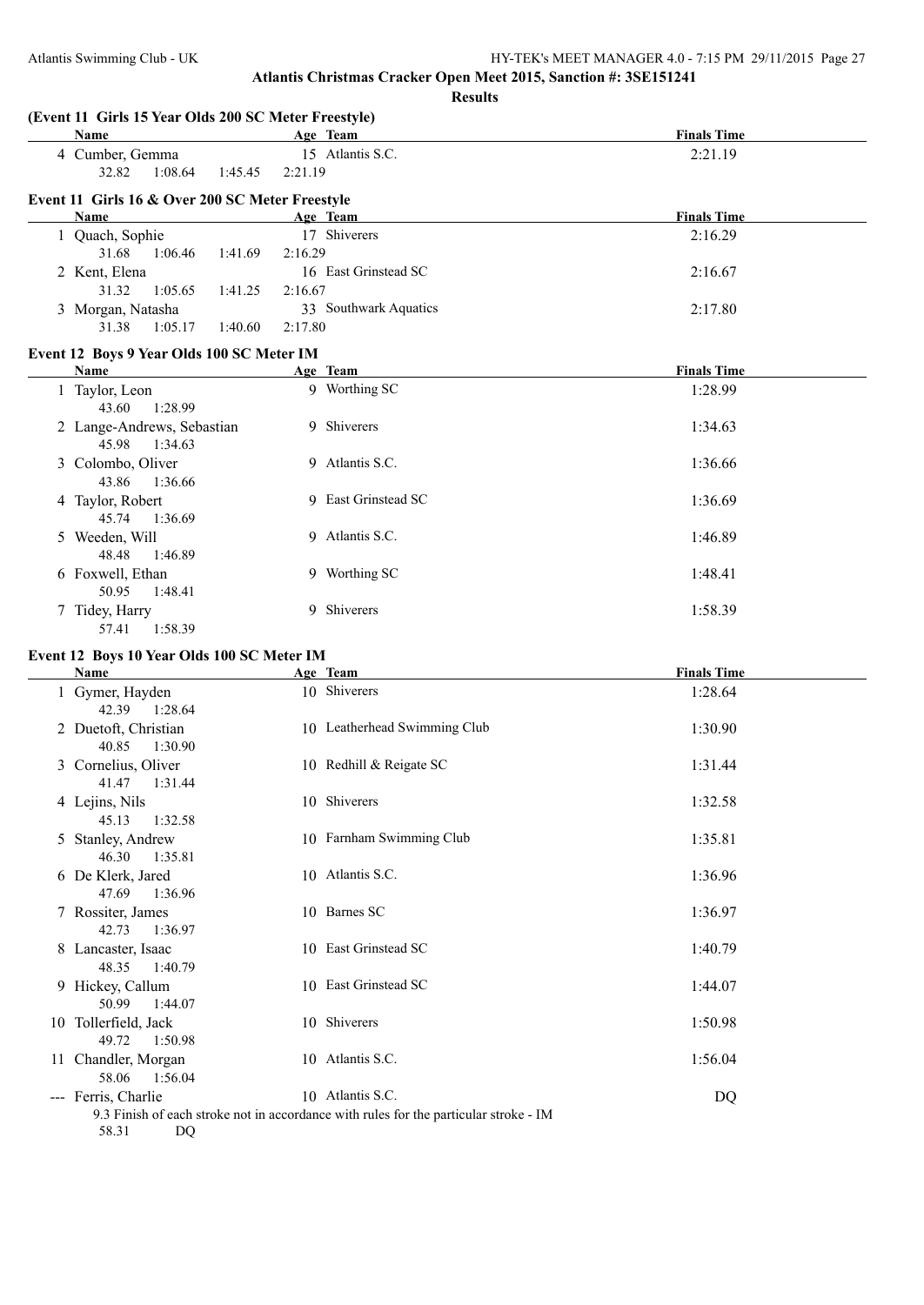## Atlantis Christmas Cracker Open Meet 2015, Sanction #: 3SE151241

### Results

#### (Event 11 Girls 15 Year Olds 200 SC Meter Freestyle)

| Name | Age | Team | Finals Time |
|---|---|---|---|
| 4 Cumber, Gemma | 15 | Atlantis S.C. | 2:21.19 |
| 32.82 1:08.64 1:45.45 2:21.19 | | | |

#### Event 11 Girls 16 & Over 200 SC Meter Freestyle

| Name | Age | Team | Finals Time |
|---|---|---|---|
| 1 Quach, Sophie | 17 | Shiverers | 2:16.29 |
| 31.68 1:06.46 1:41.69 2:16.29 | | | |
| 2 Kent, Elena | 16 | East Grinstead SC | 2:16.67 |
| 31.32 1:05.65 1:41.25 2:16.67 | | | |
| 3 Morgan, Natasha | 33 | Southwark Aquatics | 2:17.80 |
| 31.38 1:05.17 1:40.60 2:17.80 | | | |

#### Event 12 Boys 9 Year Olds 100 SC Meter IM

| Name | Age | Team | Finals Time |
|---|---|---|---|
| 1 Taylor, Leon | 9 | Worthing SC | 1:28.99 |
| 43.60 1:28.99 | | | |
| 2 Lange-Andrews, Sebastian | 9 | Shiverers | 1:34.63 |
| 45.98 1:34.63 | | | |
| 3 Colombo, Oliver | 9 | Atlantis S.C. | 1:36.66 |
| 43.86 1:36.66 | | | |
| 4 Taylor, Robert | 9 | East Grinstead SC | 1:36.69 |
| 45.74 1:36.69 | | | |
| 5 Weeden, Will | 9 | Atlantis S.C. | 1:46.89 |
| 48.48 1:46.89 | | | |
| 6 Foxwell, Ethan | 9 | Worthing SC | 1:48.41 |
| 50.95 1:48.41 | | | |
| 7 Tidey, Harry | 9 | Shiverers | 1:58.39 |
| 57.41 1:58.39 | | | |

#### Event 12 Boys 10 Year Olds 100 SC Meter IM

| Name | Age | Team | Finals Time |
|---|---|---|---|
| 1 Gymer, Hayden | 10 | Shiverers | 1:28.64 |
| 42.39 1:28.64 | | | |
| 2 Duetoft, Christian | 10 | Leatherhead Swimming Club | 1:30.90 |
| 40.85 1:30.90 | | | |
| 3 Cornelius, Oliver | 10 | Redhill & Reigate SC | 1:31.44 |
| 41.47 1:31.44 | | | |
| 4 Lejins, Nils | 10 | Shiverers | 1:32.58 |
| 45.13 1:32.58 | | | |
| 5 Stanley, Andrew | 10 | Farnham Swimming Club | 1:35.81 |
| 46.30 1:35.81 | | | |
| 6 De Klerk, Jared | 10 | Atlantis S.C. | 1:36.96 |
| 47.69 1:36.96 | | | |
| 7 Rossiter, James | 10 | Barnes SC | 1:36.97 |
| 42.73 1:36.97 | | | |
| 8 Lancaster, Isaac | 10 | East Grinstead SC | 1:40.79 |
| 48.35 1:40.79 | | | |
| 9 Hickey, Callum | 10 | East Grinstead SC | 1:44.07 |
| 50.99 1:44.07 | | | |
| 10 Tollerfield, Jack | 10 | Shiverers | 1:50.98 |
| 49.72 1:50.98 | | | |
| 11 Chandler, Morgan | 10 | Atlantis S.C. | 1:56.04 |
| 58.06 1:56.04 | | | |
| --- Ferris, Charlie | 10 | Atlantis S.C. | DQ |
| 9.3 Finish of each stroke not in accordance with rules for the particular stroke - IM | | | |
| 58.31 DQ | | | |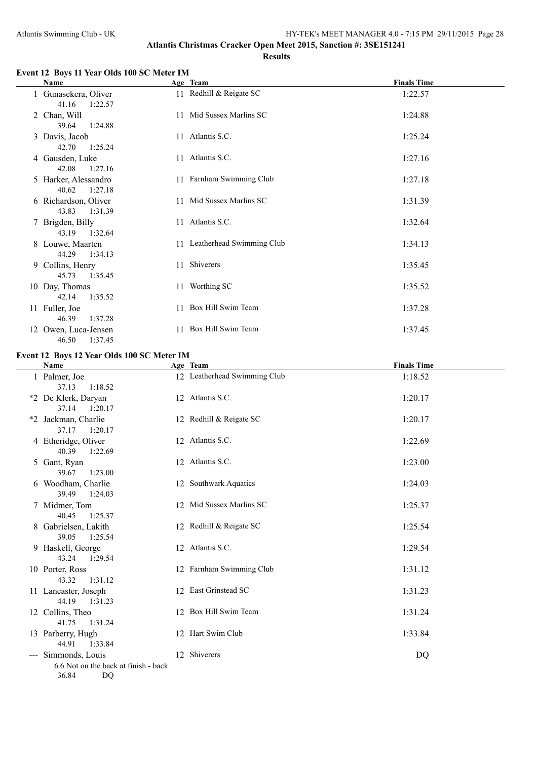# Atlantis Christmas Cracker Open Meet 2015, Sanction #: 3SE151241

## Results

### Event 12 Boys 11 Year Olds 100 SC Meter IM

| | Name | Age | Team | Finals Time |
|---|---|---|---|---|
| 1 | Gunasekera, Oliver | 11 | Redhill & Reigate SC | 1:22.57 |
| | 41.16 1:22.57 | | | |
| 2 | Chan, Will | 11 | Mid Sussex Marlins SC | 1:24.88 |
| | 39.64 1:24.88 | | | |
| 3 | Davis, Jacob | 11 | Atlantis S.C. | 1:25.24 |
| | 42.70 1:25.24 | | | |
| 4 | Gausden, Luke | 11 | Atlantis S.C. | 1:27.16 |
| | 42.08 1:27.16 | | | |
| 5 | Harker, Alessandro | 11 | Farnham Swimming Club | 1:27.18 |
| | 40.62 1:27.18 | | | |
| 6 | Richardson, Oliver | 11 | Mid Sussex Marlins SC | 1:31.39 |
| | 43.83 1:31.39 | | | |
| 7 | Brigden, Billy | 11 | Atlantis S.C. | 1:32.64 |
| | 43.19 1:32.64 | | | |
| 8 | Louwe, Maarten | 11 | Leatherhead Swimming Club | 1:34.13 |
| | 44.29 1:34.13 | | | |
| 9 | Collins, Henry | 11 | Shiverers | 1:35.45 |
| | 45.73 1:35.45 | | | |
| 10 | Day, Thomas | 11 | Worthing SC | 1:35.52 |
| | 42.14 1:35.52 | | | |
| 11 | Fuller, Joe | 11 | Box Hill Swim Team | 1:37.28 |
| | 46.39 1:37.28 | | | |
| 12 | Owen, Luca-Jensen | 11 | Box Hill Swim Team | 1:37.45 |
| | 46.50 1:37.45 | | | |

### Event 12 Boys 12 Year Olds 100 SC Meter IM

| | Name | Age | Team | Finals Time |
|---|---|---|---|---|
| 1 | Palmer, Joe | 12 | Leatherhead Swimming Club | 1:18.52 |
| | 37.13 1:18.52 | | | |
| *2 | De Klerk, Daryan | 12 | Atlantis S.C. | 1:20.17 |
| | 37.14 1:20.17 | | | |
| *2 | Jackman, Charlie | 12 | Redhill & Reigate SC | 1:20.17 |
| | 37.17 1:20.17 | | | |
| 4 | Etheridge, Oliver | 12 | Atlantis S.C. | 1:22.69 |
| | 40.39 1:22.69 | | | |
| 5 | Gant, Ryan | 12 | Atlantis S.C. | 1:23.00 |
| | 39.67 1:23.00 | | | |
| 6 | Woodham, Charlie | 12 | Southwark Aquatics | 1:24.03 |
| | 39.49 1:24.03 | | | |
| 7 | Midmer, Tom | 12 | Mid Sussex Marlins SC | 1:25.37 |
| | 40.45 1:25.37 | | | |
| 8 | Gabrielsen, Lakith | 12 | Redhill & Reigate SC | 1:25.54 |
| | 39.05 1:25.54 | | | |
| 9 | Haskell, George | 12 | Atlantis S.C. | 1:29.54 |
| | 43.24 1:29.54 | | | |
| 10 | Porter, Ross | 12 | Farnham Swimming Club | 1:31.12 |
| | 43.32 1:31.12 | | | |
| 11 | Lancaster, Joseph | 12 | East Grinstead SC | 1:31.23 |
| | 44.19 1:31.23 | | | |
| 12 | Collins, Theo | 12 | Box Hill Swim Team | 1:31.24 |
| | 41.75 1:31.24 | | | |
| 13 | Parberry, Hugh | 12 | Hart Swim Club | 1:33.84 |
| | 44.91 1:33.84 | | | |
| --- | Simmonds, Louis | 12 | Shiverers | DQ |
| | 6.6 Not on the back at finish - back | | | |
| | 36.84 DQ | | | |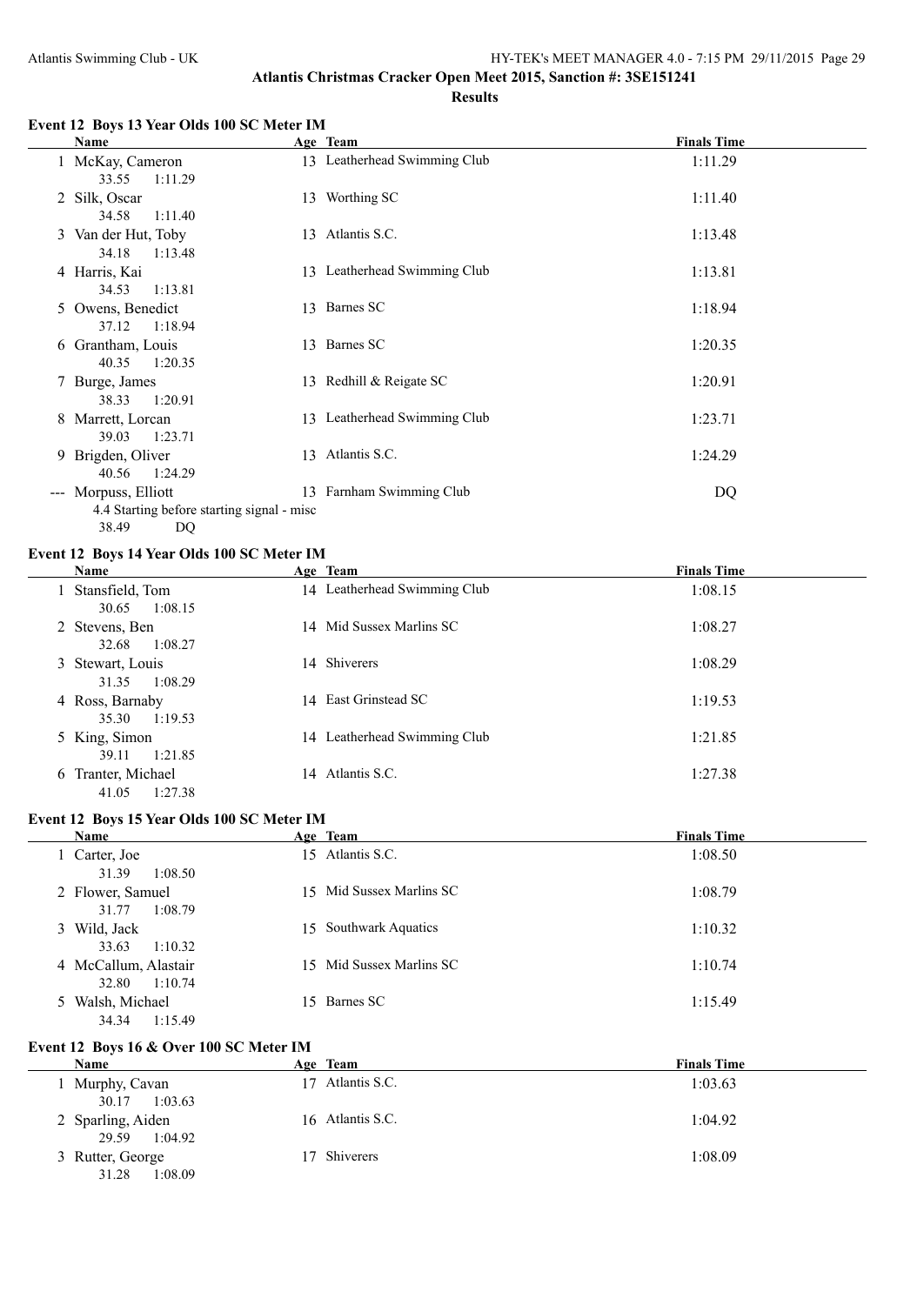## Atlantis Christmas Cracker Open Meet 2015, Sanction #: 3SE151241

### Results

#### Event 12 Boys 13 Year Olds 100 SC Meter IM

| | Name | Age | Team | Finals Time |
|---|---|---|---|---|
| 1 | McKay, Cameron | 13 | Leatherhead Swimming Club | 1:11.29 |
| | 33.55 1:11.29 | | | |
| 2 | Silk, Oscar | 13 | Worthing SC | 1:11.40 |
| | 34.58 1:11.40 | | | |
| 3 | Van der Hut, Toby | 13 | Atlantis S.C. | 1:13.48 |
| | 34.18 1:13.48 | | | |
| 4 | Harris, Kai | 13 | Leatherhead Swimming Club | 1:13.81 |
| | 34.53 1:13.81 | | | |
| 5 | Owens, Benedict | 13 | Barnes SC | 1:18.94 |
| | 37.12 1:18.94 | | | |
| 6 | Grantham, Louis | 13 | Barnes SC | 1:20.35 |
| | 40.35 1:20.35 | | | |
| 7 | Burge, James | 13 | Redhill & Reigate SC | 1:20.91 |
| | 38.33 1:20.91 | | | |
| 8 | Marrett, Lorcan | 13 | Leatherhead Swimming Club | 1:23.71 |
| | 39.03 1:23.71 | | | |
| 9 | Brigden, Oliver | 13 | Atlantis S.C. | 1:24.29 |
| | 40.56 1:24.29 | | | |
| --- | Morpuss, Elliott | 13 | Farnham Swimming Club | DQ |
| | 4.4 Starting before starting signal - misc | | | |
| | 38.49 DQ | | | |

#### Event 12 Boys 14 Year Olds 100 SC Meter IM

| | Name | Age | Team | Finals Time |
|---|---|---|---|---|
| 1 | Stansfield, Tom | 14 | Leatherhead Swimming Club | 1:08.15 |
| | 30.65 1:08.15 | | | |
| 2 | Stevens, Ben | 14 | Mid Sussex Marlins SC | 1:08.27 |
| | 32.68 1:08.27 | | | |
| 3 | Stewart, Louis | 14 | Shiverers | 1:08.29 |
| | 31.35 1:08.29 | | | |
| 4 | Ross, Barnaby | 14 | East Grinstead SC | 1:19.53 |
| | 35.30 1:19.53 | | | |
| 5 | King, Simon | 14 | Leatherhead Swimming Club | 1:21.85 |
| | 39.11 1:21.85 | | | |
| 6 | Tranter, Michael | 14 | Atlantis S.C. | 1:27.38 |
| | 41.05 1:27.38 | | | |

#### Event 12 Boys 15 Year Olds 100 SC Meter IM

| | Name | Age | Team | Finals Time |
|---|---|---|---|---|
| 1 | Carter, Joe | 15 | Atlantis S.C. | 1:08.50 |
| | 31.39 1:08.50 | | | |
| 2 | Flower, Samuel | 15 | Mid Sussex Marlins SC | 1:08.79 |
| | 31.77 1:08.79 | | | |
| 3 | Wild, Jack | 15 | Southwark Aquatics | 1:10.32 |
| | 33.63 1:10.32 | | | |
| 4 | McCallum, Alastair | 15 | Mid Sussex Marlins SC | 1:10.74 |
| | 32.80 1:10.74 | | | |
| 5 | Walsh, Michael | 15 | Barnes SC | 1:15.49 |
| | 34.34 1:15.49 | | | |

#### Event 12 Boys 16 & Over 100 SC Meter IM

| | Name | Age | Team | Finals Time |
|---|---|---|---|---|
| 1 | Murphy, Cavan | 17 | Atlantis S.C. | 1:03.63 |
| | 30.17 1:03.63 | | | |
| 2 | Sparling, Aiden | 16 | Atlantis S.C. | 1:04.92 |
| | 29.59 1:04.92 | | | |
| 3 | Rutter, George | 17 | Shiverers | 1:08.09 |
| | 31.28 1:08.09 | | | |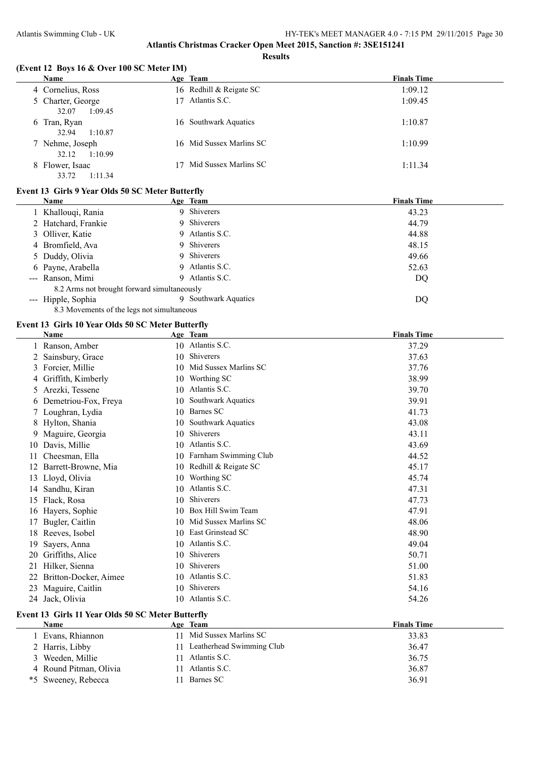## Atlantis Christmas Cracker Open Meet 2015, Sanction #: 3SE151241

### Results

### (Event 12 Boys 16 & Over 100 SC Meter IM)

| Name | Age | Team | Finals Time |
|---|---|---|---|
| 4 Cornelius, Ross | 16 | Redhill & Reigate SC | 1:09.12 |
| 5 Charter, George | 17 | Atlantis S.C. | 1:09.45 |
| 32.07 1:09.45 | | | |
| 6 Tran, Ryan | 16 | Southwark Aquatics | 1:10.87 |
| 32.94 1:10.87 | | | |
| 7 Nehme, Joseph | 16 | Mid Sussex Marlins SC | 1:10.99 |
| 32.12 1:10.99 | | | |
| 8 Flower, Isaac | 17 | Mid Sussex Marlins SC | 1:11.34 |
| 33.72 1:11.34 | | | |

### Event 13 Girls 9 Year Olds 50 SC Meter Butterfly

| Name | Age | Team | Finals Time |
|---|---|---|---|
| 1 Khallouqi, Rania | 9 | Shiverers | 43.23 |
| 2 Hatchard, Frankie | 9 | Shiverers | 44.79 |
| 3 Olliver, Katie | 9 | Atlantis S.C. | 44.88 |
| 4 Bromfield, Ava | 9 | Shiverers | 48.15 |
| 5 Duddy, Olivia | 9 | Shiverers | 49.66 |
| 6 Payne, Arabella | 9 | Atlantis S.C. | 52.63 |
| --- Ranson, Mimi | 9 | Atlantis S.C. | DQ |
| 8.2 Arms not brought forward simultaneously | | | |
| --- Hipple, Sophia | 9 | Southwark Aquatics | DQ |
| 8.3 Movements of the legs not simultaneous | | | |

### Event 13 Girls 10 Year Olds 50 SC Meter Butterfly

| Name | Age | Team | Finals Time |
|---|---|---|---|
| 1 Ranson, Amber | 10 | Atlantis S.C. | 37.29 |
| 2 Sainsbury, Grace | 10 | Shiverers | 37.63 |
| 3 Forcier, Millie | 10 | Mid Sussex Marlins SC | 37.76 |
| 4 Griffith, Kimberly | 10 | Worthing SC | 38.99 |
| 5 Arezki, Tessene | 10 | Atlantis S.C. | 39.70 |
| 6 Demetriou-Fox, Freya | 10 | Southwark Aquatics | 39.91 |
| 7 Loughran, Lydia | 10 | Barnes SC | 41.73 |
| 8 Hylton, Shania | 10 | Southwark Aquatics | 43.08 |
| 9 Maguire, Georgia | 10 | Shiverers | 43.11 |
| 10 Davis, Millie | 10 | Atlantis S.C. | 43.69 |
| 11 Cheesman, Ella | 10 | Farnham Swimming Club | 44.52 |
| 12 Barrett-Browne, Mia | 10 | Redhill & Reigate SC | 45.17 |
| 13 Lloyd, Olivia | 10 | Worthing SC | 45.74 |
| 14 Sandhu, Kiran | 10 | Atlantis S.C. | 47.31 |
| 15 Flack, Rosa | 10 | Shiverers | 47.73 |
| 16 Hayers, Sophie | 10 | Box Hill Swim Team | 47.91 |
| 17 Bugler, Caitlin | 10 | Mid Sussex Marlins SC | 48.06 |
| 18 Reeves, Isobel | 10 | East Grinstead SC | 48.90 |
| 19 Sayers, Anna | 10 | Atlantis S.C. | 49.04 |
| 20 Griffiths, Alice | 10 | Shiverers | 50.71 |
| 21 Hilker, Sienna | 10 | Shiverers | 51.00 |
| 22 Britton-Docker, Aimee | 10 | Atlantis S.C. | 51.83 |
| 23 Maguire, Caitlin | 10 | Shiverers | 54.16 |
| 24 Jack, Olivia | 10 | Atlantis S.C. | 54.26 |

### Event 13 Girls 11 Year Olds 50 SC Meter Butterfly

| Name | Age | Team | Finals Time |
|---|---|---|---|
| 1 Evans, Rhiannon | 11 | Mid Sussex Marlins SC | 33.83 |
| 2 Harris, Libby | 11 | Leatherhead Swimming Club | 36.47 |
| 3 Weeden, Millie | 11 | Atlantis S.C. | 36.75 |
| 4 Round Pitman, Olivia | 11 | Atlantis S.C. | 36.87 |
| *5 Sweeney, Rebecca | 11 | Barnes SC | 36.91 |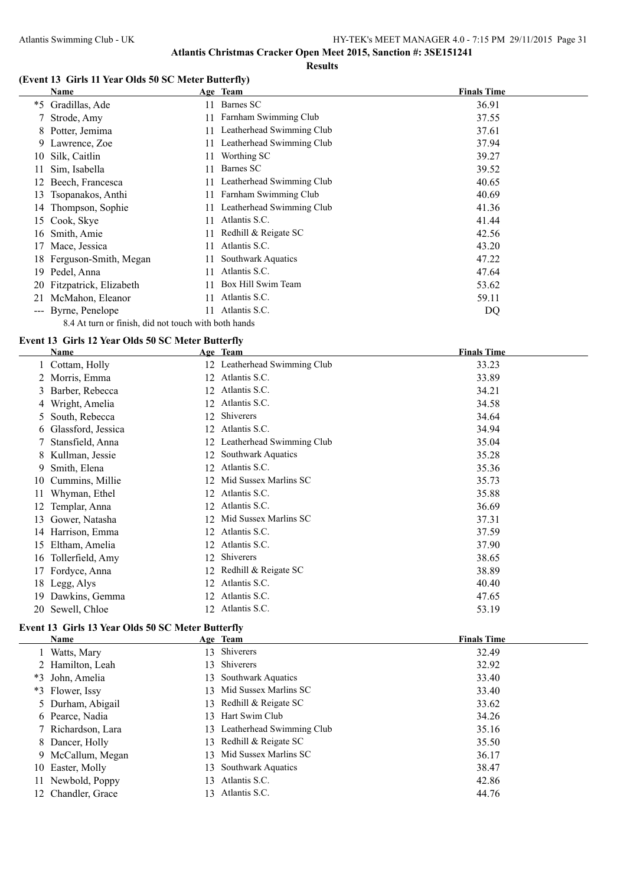**Atlantis Christmas Cracker Open Meet 2015, Sanction #: 3SE151241**

**Results**

### (Event 13 Girls 11 Year Olds 50 SC Meter Butterfly)

| | Name | Age | Team | Finals Time |
|---|---|---|---|---|
| *5 | Gradillas, Ade | 11 | Barnes SC | 36.91 |
| 7 | Strode, Amy | 11 | Farnham Swimming Club | 37.55 |
| 8 | Potter, Jemima | 11 | Leatherhead Swimming Club | 37.61 |
| 9 | Lawrence, Zoe | 11 | Leatherhead Swimming Club | 37.94 |
| 10 | Silk, Caitlin | 11 | Worthing SC | 39.27 |
| 11 | Sim, Isabella | 11 | Barnes SC | 39.52 |
| 12 | Beech, Francesca | 11 | Leatherhead Swimming Club | 40.65 |
| 13 | Tsopanakos, Anthi | 11 | Farnham Swimming Club | 40.69 |
| 14 | Thompson, Sophie | 11 | Leatherhead Swimming Club | 41.36 |
| 15 | Cook, Skye | 11 | Atlantis S.C. | 41.44 |
| 16 | Smith, Amie | 11 | Redhill & Reigate SC | 42.56 |
| 17 | Mace, Jessica | 11 | Atlantis S.C. | 43.20 |
| 18 | Ferguson-Smith, Megan | 11 | Southwark Aquatics | 47.22 |
| 19 | Pedel, Anna | 11 | Atlantis S.C. | 47.64 |
| 20 | Fitzpatrick, Elizabeth | 11 | Box Hill Swim Team | 53.62 |
| 21 | McMahon, Eleanor | 11 | Atlantis S.C. | 59.11 |
| --- | Byrne, Penelope | 11 | Atlantis S.C. | DQ |

8.4 At turn or finish, did not touch with both hands

### Event 13 Girls 12 Year Olds 50 SC Meter Butterfly

| | Name | Age | Team | Finals Time |
|---|---|---|---|---|
| 1 | Cottam, Holly | 12 | Leatherhead Swimming Club | 33.23 |
| 2 | Morris, Emma | 12 | Atlantis S.C. | 33.89 |
| 3 | Barber, Rebecca | 12 | Atlantis S.C. | 34.21 |
| 4 | Wright, Amelia | 12 | Atlantis S.C. | 34.58 |
| 5 | South, Rebecca | 12 | Shiverers | 34.64 |
| 6 | Glassford, Jessica | 12 | Atlantis S.C. | 34.94 |
| 7 | Stansfield, Anna | 12 | Leatherhead Swimming Club | 35.04 |
| 8 | Kullman, Jessie | 12 | Southwark Aquatics | 35.28 |
| 9 | Smith, Elena | 12 | Atlantis S.C. | 35.36 |
| 10 | Cummins, Millie | 12 | Mid Sussex Marlins SC | 35.73 |
| 11 | Whyman, Ethel | 12 | Atlantis S.C. | 35.88 |
| 12 | Templar, Anna | 12 | Atlantis S.C. | 36.69 |
| 13 | Gower, Natasha | 12 | Mid Sussex Marlins SC | 37.31 |
| 14 | Harrison, Emma | 12 | Atlantis S.C. | 37.59 |
| 15 | Eltham, Amelia | 12 | Atlantis S.C. | 37.90 |
| 16 | Tollerfield, Amy | 12 | Shiverers | 38.65 |
| 17 | Fordyce, Anna | 12 | Redhill & Reigate SC | 38.89 |
| 18 | Legg, Alys | 12 | Atlantis S.C. | 40.40 |
| 19 | Dawkins, Gemma | 12 | Atlantis S.C. | 47.65 |
| 20 | Sewell, Chloe | 12 | Atlantis S.C. | 53.19 |

### Event 13 Girls 13 Year Olds 50 SC Meter Butterfly

| | Name | Age | Team | Finals Time |
|---|---|---|---|---|
| 1 | Watts, Mary | 13 | Shiverers | 32.49 |
| 2 | Hamilton, Leah | 13 | Shiverers | 32.92 |
| *3 | John, Amelia | 13 | Southwark Aquatics | 33.40 |
| *3 | Flower, Issy | 13 | Mid Sussex Marlins SC | 33.40 |
| 5 | Durham, Abigail | 13 | Redhill & Reigate SC | 33.62 |
| 6 | Pearce, Nadia | 13 | Hart Swim Club | 34.26 |
| 7 | Richardson, Lara | 13 | Leatherhead Swimming Club | 35.16 |
| 8 | Dancer, Holly | 13 | Redhill & Reigate SC | 35.50 |
| 9 | McCallum, Megan | 13 | Mid Sussex Marlins SC | 36.17 |
| 10 | Easter, Molly | 13 | Southwark Aquatics | 38.47 |
| 11 | Newbold, Poppy | 13 | Atlantis S.C. | 42.86 |
| 12 | Chandler, Grace | 13 | Atlantis S.C. | 44.76 |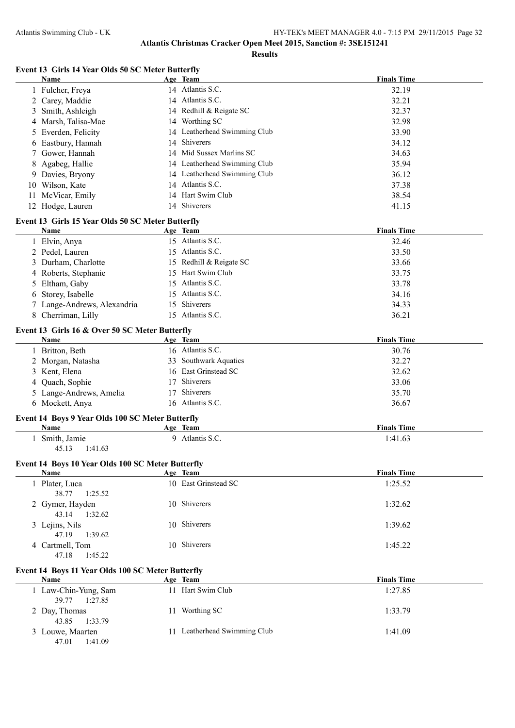# Atlantis Christmas Cracker Open Meet 2015, Sanction #: 3SE151241

## Results

### Event 13 Girls 14 Year Olds 50 SC Meter Butterfly

| | Name | Age | Team | Finals Time |
|---|---|---|---|---|
| 1 | Fulcher, Freya | 14 | Atlantis S.C. | 32.19 |
| 2 | Carey, Maddie | 14 | Atlantis S.C. | 32.21 |
| 3 | Smith, Ashleigh | 14 | Redhill & Reigate SC | 32.37 |
| 4 | Marsh, Talisa-Mae | 14 | Worthing SC | 32.98 |
| 5 | Everden, Felicity | 14 | Leatherhead Swimming Club | 33.90 |
| 6 | Eastbury, Hannah | 14 | Shiverers | 34.12 |
| 7 | Gower, Hannah | 14 | Mid Sussex Marlins SC | 34.63 |
| 8 | Agabeg, Hallie | 14 | Leatherhead Swimming Club | 35.94 |
| 9 | Davies, Bryony | 14 | Leatherhead Swimming Club | 36.12 |
| 10 | Wilson, Kate | 14 | Atlantis S.C. | 37.38 |
| 11 | McVicar, Emily | 14 | Hart Swim Club | 38.54 |
| 12 | Hodge, Lauren | 14 | Shiverers | 41.15 |

### Event 13 Girls 15 Year Olds 50 SC Meter Butterfly

| | Name | Age | Team | Finals Time |
|---|---|---|---|---|
| 1 | Elvin, Anya | 15 | Atlantis S.C. | 32.46 |
| 2 | Pedel, Lauren | 15 | Atlantis S.C. | 33.50 |
| 3 | Durham, Charlotte | 15 | Redhill & Reigate SC | 33.66 |
| 4 | Roberts, Stephanie | 15 | Hart Swim Club | 33.75 |
| 5 | Eltham, Gaby | 15 | Atlantis S.C. | 33.78 |
| 6 | Storey, Isabelle | 15 | Atlantis S.C. | 34.16 |
| 7 | Lange-Andrews, Alexandria | 15 | Shiverers | 34.33 |
| 8 | Cherriman, Lilly | 15 | Atlantis S.C. | 36.21 |

### Event 13 Girls 16 & Over 50 SC Meter Butterfly

| | Name | Age | Team | Finals Time |
|---|---|---|---|---|
| 1 | Britton, Beth | 16 | Atlantis S.C. | 30.76 |
| 2 | Morgan, Natasha | 33 | Southwark Aquatics | 32.27 |
| 3 | Kent, Elena | 16 | East Grinstead SC | 32.62 |
| 4 | Quach, Sophie | 17 | Shiverers | 33.06 |
| 5 | Lange-Andrews, Amelia | 17 | Shiverers | 35.70 |
| 6 | Mockett, Anya | 16 | Atlantis S.C. | 36.67 |

### Event 14 Boys 9 Year Olds 100 SC Meter Butterfly

| | Name | Age | Team | Finals Time |
|---|---|---|---|---|
| 1 | Smith, Jamie | 9 | Atlantis S.C. | 1:41.63 |
| | 45.13 1:41.63 | | | |

### Event 14 Boys 10 Year Olds 100 SC Meter Butterfly

| | Name | Age | Team | Finals Time |
|---|---|---|---|---|
| 1 | Plater, Luca | 10 | East Grinstead SC | 1:25.52 |
| | 38.77 1:25.52 | | | |
| 2 | Gymer, Hayden | 10 | Shiverers | 1:32.62 |
| | 43.14 1:32.62 | | | |
| 3 | Lejins, Nils | 10 | Shiverers | 1:39.62 |
| | 47.19 1:39.62 | | | |
| 4 | Cartmell, Tom | 10 | Shiverers | 1:45.22 |
| | 47.18 1:45.22 | | | |

### Event 14 Boys 11 Year Olds 100 SC Meter Butterfly

| | Name | Age | Team | Finals Time |
|---|---|---|---|---|
| 1 | Law-Chin-Yung, Sam | 11 | Hart Swim Club | 1:27.85 |
| | 39.77 1:27.85 | | | |
| 2 | Day, Thomas | 11 | Worthing SC | 1:33.79 |
| | 43.85 1:33.79 | | | |
| 3 | Louwe, Maarten | 11 | Leatherhead Swimming Club | 1:41.09 |
| | 47.01 1:41.09 | | | |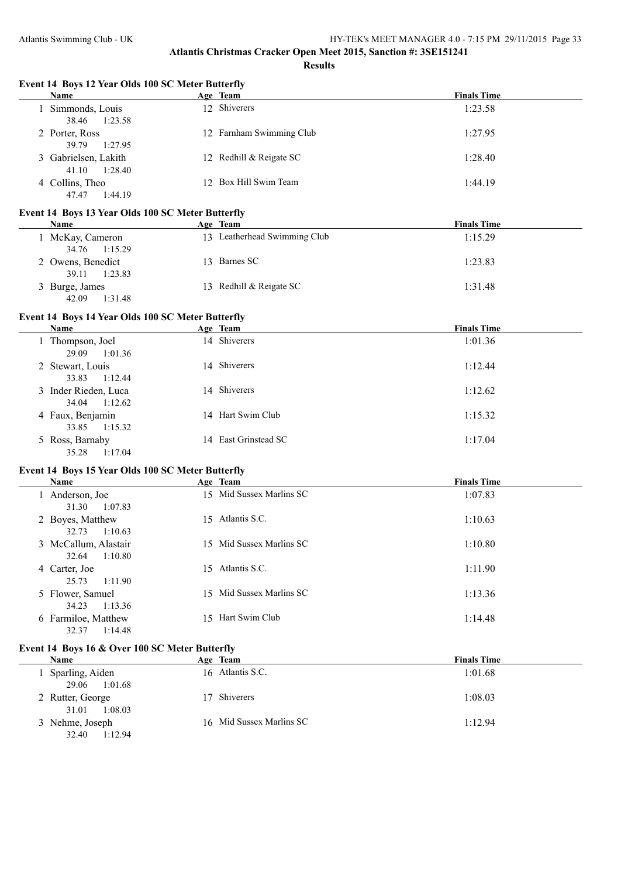# Atlantis Christmas Cracker Open Meet 2015, Sanction #: 3SE151241

## Results

### Event 14 Boys 12 Year Olds 100 SC Meter Butterfly

| | Name | Age | Team | Finals Time |
|---|---|---|---|---|
| 1 | Simmonds, Louis | 12 | Shiverers | 1:23.58 |
| | 38.46 1:23.58 | | | |
| 2 | Porter, Ross | 12 | Farnham Swimming Club | 1:27.95 |
| | 39.79 1:27.95 | | | |
| 3 | Gabrielsen, Lakith | 12 | Redhill & Reigate SC | 1:28.40 |
| | 41.10 1:28.40 | | | |
| 4 | Collins, Theo | 12 | Box Hill Swim Team | 1:44.19 |
| | 47.47 1:44.19 | | | |

### Event 14 Boys 13 Year Olds 100 SC Meter Butterfly

| | Name | Age | Team | Finals Time |
|---|---|---|---|---|
| 1 | McKay, Cameron | 13 | Leatherhead Swimming Club | 1:15.29 |
| | 34.76 1:15.29 | | | |
| 2 | Owens, Benedict | 13 | Barnes SC | 1:23.83 |
| | 39.11 1:23.83 | | | |
| 3 | Burge, James | 13 | Redhill & Reigate SC | 1:31.48 |
| | 42.09 1:31.48 | | | |

### Event 14 Boys 14 Year Olds 100 SC Meter Butterfly

| | Name | Age | Team | Finals Time |
|---|---|---|---|---|
| 1 | Thompson, Joel | 14 | Shiverers | 1:01.36 |
| | 29.09 1:01.36 | | | |
| 2 | Stewart, Louis | 14 | Shiverers | 1:12.44 |
| | 33.83 1:12.44 | | | |
| 3 | Inder Rieden, Luca | 14 | Shiverers | 1:12.62 |
| | 34.04 1:12.62 | | | |
| 4 | Faux, Benjamin | 14 | Hart Swim Club | 1:15.32 |
| | 33.85 1:15.32 | | | |
| 5 | Ross, Barnaby | 14 | East Grinstead SC | 1:17.04 |
| | 35.28 1:17.04 | | | |

### Event 14 Boys 15 Year Olds 100 SC Meter Butterfly

| | Name | Age | Team | Finals Time |
|---|---|---|---|---|
| 1 | Anderson, Joe | 15 | Mid Sussex Marlins SC | 1:07.83 |
| | 31.30 1:07.83 | | | |
| 2 | Boyes, Matthew | 15 | Atlantis S.C. | 1:10.63 |
| | 32.73 1:10.63 | | | |
| 3 | McCallum, Alastair | 15 | Mid Sussex Marlins SC | 1:10.80 |
| | 32.64 1:10.80 | | | |
| 4 | Carter, Joe | 15 | Atlantis S.C. | 1:11.90 |
| | 25.73 1:11.90 | | | |
| 5 | Flower, Samuel | 15 | Mid Sussex Marlins SC | 1:13.36 |
| | 34.23 1:13.36 | | | |
| 6 | Farmiloe, Matthew | 15 | Hart Swim Club | 1:14.48 |
| | 32.37 1:14.48 | | | |

### Event 14 Boys 16 & Over 100 SC Meter Butterfly

| | Name | Age | Team | Finals Time |
|---|---|---|---|---|
| 1 | Sparling, Aiden | 16 | Atlantis S.C. | 1:01.68 |
| | 29.06 1:01.68 | | | |
| 2 | Rutter, George | 17 | Shiverers | 1:08.03 |
| | 31.01 1:08.03 | | | |
| 3 | Nehme, Joseph | 16 | Mid Sussex Marlins SC | 1:12.94 |
| | 32.40 1:12.94 | | | |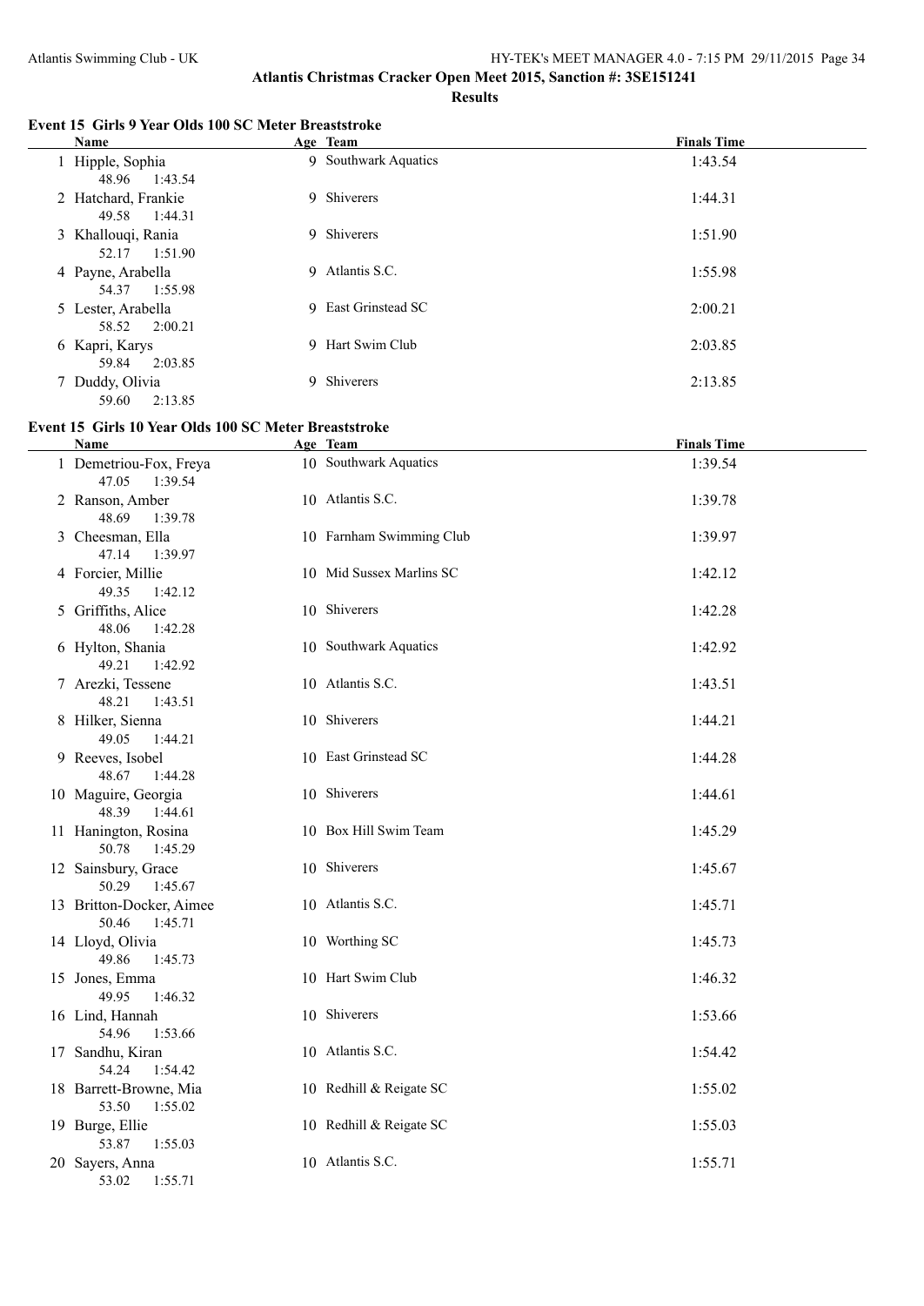# Atlantis Christmas Cracker Open Meet 2015, Sanction #: 3SE151241

## Results

### Event 15 Girls 9 Year Olds 100 SC Meter Breaststroke

| | Name | Age | Team | Finals Time |
|---|---|---|---|---|
| 1 | Hipple, Sophia | 9 | Southwark Aquatics | 1:43.54 |
| | 48.96 1:43.54 | | | |
| 2 | Hatchard, Frankie | 9 | Shiverers | 1:44.31 |
| | 49.58 1:44.31 | | | |
| 3 | Khallouqi, Rania | 9 | Shiverers | 1:51.90 |
| | 52.17 1:51.90 | | | |
| 4 | Payne, Arabella | 9 | Atlantis S.C. | 1:55.98 |
| | 54.37 1:55.98 | | | |
| 5 | Lester, Arabella | 9 | East Grinstead SC | 2:00.21 |
| | 58.52 2:00.21 | | | |
| 6 | Kapri, Karys | 9 | Hart Swim Club | 2:03.85 |
| | 59.84 2:03.85 | | | |
| 7 | Duddy, Olivia | 9 | Shiverers | 2:13.85 |
| | 59.60 2:13.85 | | | |

### Event 15 Girls 10 Year Olds 100 SC Meter Breaststroke

| | Name | Age | Team | Finals Time |
|---|---|---|---|---|
| 1 | Demetriou-Fox, Freya | 10 | Southwark Aquatics | 1:39.54 |
| | 47.05 1:39.54 | | | |
| 2 | Ranson, Amber | 10 | Atlantis S.C. | 1:39.78 |
| | 48.69 1:39.78 | | | |
| 3 | Cheesman, Ella | 10 | Farnham Swimming Club | 1:39.97 |
| | 47.14 1:39.97 | | | |
| 4 | Forcier, Millie | 10 | Mid Sussex Marlins SC | 1:42.12 |
| | 49.35 1:42.12 | | | |
| 5 | Griffiths, Alice | 10 | Shiverers | 1:42.28 |
| | 48.06 1:42.28 | | | |
| 6 | Hylton, Shania | 10 | Southwark Aquatics | 1:42.92 |
| | 49.21 1:42.92 | | | |
| 7 | Arezki, Tessene | 10 | Atlantis S.C. | 1:43.51 |
| | 48.21 1:43.51 | | | |
| 8 | Hilker, Sienna | 10 | Shiverers | 1:44.21 |
| | 49.05 1:44.21 | | | |
| 9 | Reeves, Isobel | 10 | East Grinstead SC | 1:44.28 |
| | 48.67 1:44.28 | | | |
| 10 | Maguire, Georgia | 10 | Shiverers | 1:44.61 |
| | 48.39 1:44.61 | | | |
| 11 | Hanington, Rosina | 10 | Box Hill Swim Team | 1:45.29 |
| | 50.78 1:45.29 | | | |
| 12 | Sainsbury, Grace | 10 | Shiverers | 1:45.67 |
| | 50.29 1:45.67 | | | |
| 13 | Britton-Docker, Aimee | 10 | Atlantis S.C. | 1:45.71 |
| | 50.46 1:45.71 | | | |
| 14 | Lloyd, Olivia | 10 | Worthing SC | 1:45.73 |
| | 49.86 1:45.73 | | | |
| 15 | Jones, Emma | 10 | Hart Swim Club | 1:46.32 |
| | 49.95 1:46.32 | | | |
| 16 | Lind, Hannah | 10 | Shiverers | 1:53.66 |
| | 54.96 1:53.66 | | | |
| 17 | Sandhu, Kiran | 10 | Atlantis S.C. | 1:54.42 |
| | 54.24 1:54.42 | | | |
| 18 | Barrett-Browne, Mia | 10 | Redhill & Reigate SC | 1:55.02 |
| | 53.50 1:55.02 | | | |
| 19 | Burge, Ellie | 10 | Redhill & Reigate SC | 1:55.03 |
| | 53.87 1:55.03 | | | |
| 20 | Sayers, Anna | 10 | Atlantis S.C. | 1:55.71 |
| | 53.02 1:55.71 | | | |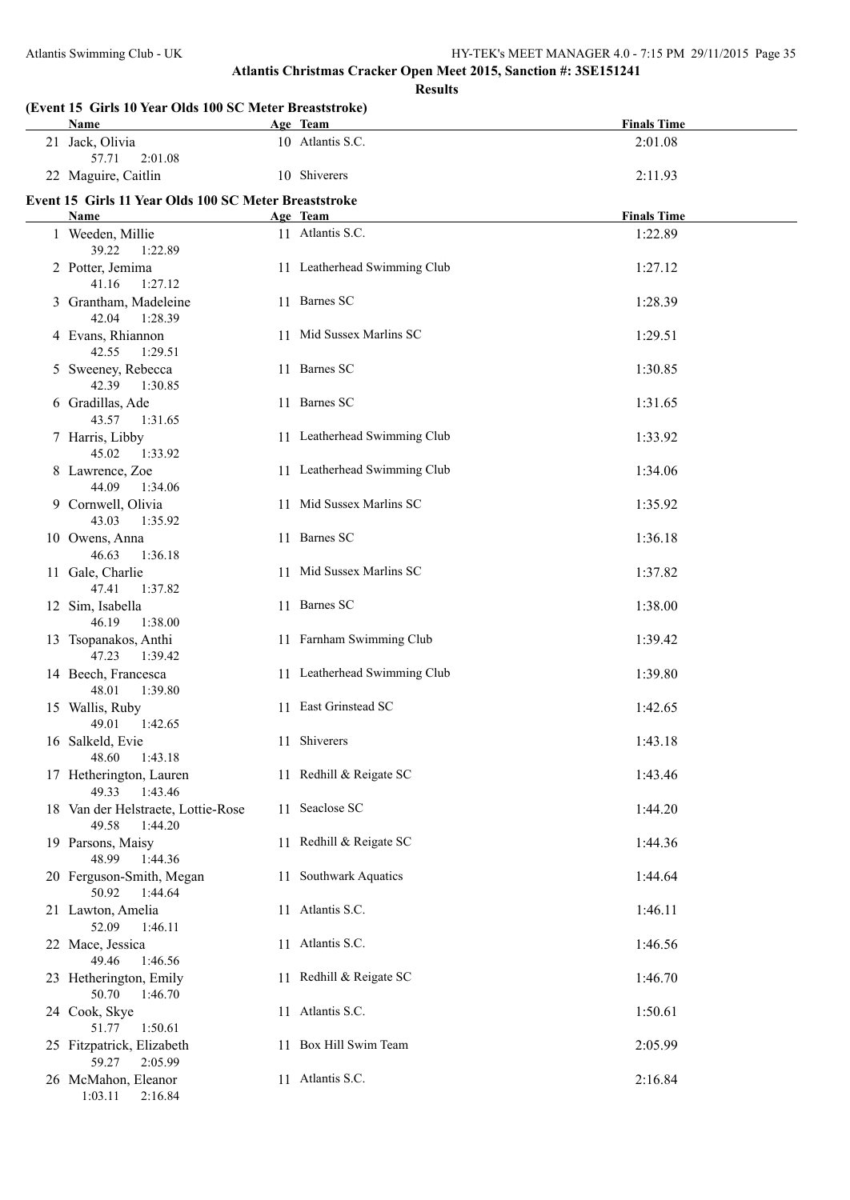**Atlantis Christmas Cracker Open Meet 2015, Sanction #: 3SE151241**

**Results**

**(Event 15 Girls 10 Year Olds 100 SC Meter Breaststroke)**

| | Name | Age | Team | Finals Time |
|---|---|---|---|---|
| 21 | Jack, Olivia | 10 | Atlantis S.C. | 2:01.08 |
| | 57.71 2:01.08 | | | |
| 22 | Maguire, Caitlin | 10 | Shiverers | 2:11.93 |

**Event 15 Girls 11 Year Olds 100 SC Meter Breaststroke**

| | Name | Age | Team | Finals Time |
|---|---|---|---|---|
| 1 | Weeden, Millie | 11 | Atlantis S.C. | 1:22.89 |
| | 39.22 1:22.89 | | | |
| 2 | Potter, Jemima | 11 | Leatherhead Swimming Club | 1:27.12 |
| | 41.16 1:27.12 | | | |
| 3 | Grantham, Madeleine | 11 | Barnes SC | 1:28.39 |
| | 42.04 1:28.39 | | | |
| 4 | Evans, Rhiannon | 11 | Mid Sussex Marlins SC | 1:29.51 |
| | 42.55 1:29.51 | | | |
| 5 | Sweeney, Rebecca | 11 | Barnes SC | 1:30.85 |
| | 42.39 1:30.85 | | | |
| 6 | Gradillas, Ade | 11 | Barnes SC | 1:31.65 |
| | 43.57 1:31.65 | | | |
| 7 | Harris, Libby | 11 | Leatherhead Swimming Club | 1:33.92 |
| | 45.02 1:33.92 | | | |
| 8 | Lawrence, Zoe | 11 | Leatherhead Swimming Club | 1:34.06 |
| | 44.09 1:34.06 | | | |
| 9 | Cornwell, Olivia | 11 | Mid Sussex Marlins SC | 1:35.92 |
| | 43.03 1:35.92 | | | |
| 10 | Owens, Anna | 11 | Barnes SC | 1:36.18 |
| | 46.63 1:36.18 | | | |
| 11 | Gale, Charlie | 11 | Mid Sussex Marlins SC | 1:37.82 |
| | 47.41 1:37.82 | | | |
| 12 | Sim, Isabella | 11 | Barnes SC | 1:38.00 |
| | 46.19 1:38.00 | | | |
| 13 | Tsopanakos, Anthi | 11 | Farnham Swimming Club | 1:39.42 |
| | 47.23 1:39.42 | | | |
| 14 | Beech, Francesca | 11 | Leatherhead Swimming Club | 1:39.80 |
| | 48.01 1:39.80 | | | |
| 15 | Wallis, Ruby | 11 | East Grinstead SC | 1:42.65 |
| | 49.01 1:42.65 | | | |
| 16 | Salkeld, Evie | 11 | Shiverers | 1:43.18 |
| | 48.60 1:43.18 | | | |
| 17 | Hetherington, Lauren | 11 | Redhill & Reigate SC | 1:43.46 |
| | 49.33 1:43.46 | | | |
| 18 | Van der Helstraete, Lottie-Rose | 11 | Seaclose SC | 1:44.20 |
| | 49.58 1:44.20 | | | |
| 19 | Parsons, Maisy | 11 | Redhill & Reigate SC | 1:44.36 |
| | 48.99 1:44.36 | | | |
| 20 | Ferguson-Smith, Megan | 11 | Southwark Aquatics | 1:44.64 |
| | 50.92 1:44.64 | | | |
| 21 | Lawton, Amelia | 11 | Atlantis S.C. | 1:46.11 |
| | 52.09 1:46.11 | | | |
| 22 | Mace, Jessica | 11 | Atlantis S.C. | 1:46.56 |
| | 49.46 1:46.56 | | | |
| 23 | Hetherington, Emily | 11 | Redhill & Reigate SC | 1:46.70 |
| | 50.70 1:46.70 | | | |
| 24 | Cook, Skye | 11 | Atlantis S.C. | 1:50.61 |
| | 51.77 1:50.61 | | | |
| 25 | Fitzpatrick, Elizabeth | 11 | Box Hill Swim Team | 2:05.99 |
| | 59.27 2:05.99 | | | |
| 26 | McMahon, Eleanor | 11 | Atlantis S.C. | 2:16.84 |
| | 1:03.11 2:16.84 | | | |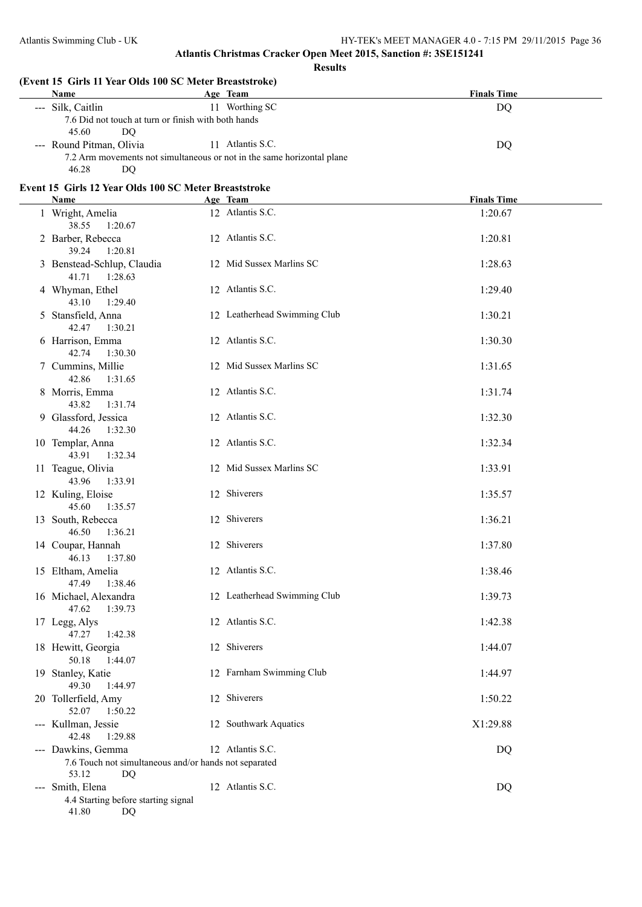## Atlantis Christmas Cracker Open Meet 2015, Sanction #: 3SE151241

### Results

### (Event 15 Girls 11 Year Olds 100 SC Meter Breaststroke)

| | Name | Age | Team | Finals Time |
|---|---|---|---|---|
| --- | Silk, Caitlin | 11 | Worthing SC | DQ |
| | 7.6 Did not touch at turn or finish with both hands | | | |
| | 45.60 DQ | | | |
| --- | Round Pitman, Olivia | 11 | Atlantis S.C. | DQ |
| | 7.2 Arm movements not simultaneous or not in the same horizontal plane | | | |
| | 46.28 DQ | | | |

### Event 15 Girls 12 Year Olds 100 SC Meter Breaststroke

| | Name | Age | Team | Finals Time |
|---|---|---|---|---|
| 1 | Wright, Amelia | 12 | Atlantis S.C. | 1:20.67 |
| | 38.55 1:20.67 | | | |
| 2 | Barber, Rebecca | 12 | Atlantis S.C. | 1:20.81 |
| | 39.24 1:20.81 | | | |
| 3 | Benstead-Schlup, Claudia | 12 | Mid Sussex Marlins SC | 1:28.63 |
| | 41.71 1:28.63 | | | |
| 4 | Whyman, Ethel | 12 | Atlantis S.C. | 1:29.40 |
| | 43.10 1:29.40 | | | |
| 5 | Stansfield, Anna | 12 | Leatherhead Swimming Club | 1:30.21 |
| | 42.47 1:30.21 | | | |
| 6 | Harrison, Emma | 12 | Atlantis S.C. | 1:30.30 |
| | 42.74 1:30.30 | | | |
| 7 | Cummins, Millie | 12 | Mid Sussex Marlins SC | 1:31.65 |
| | 42.86 1:31.65 | | | |
| 8 | Morris, Emma | 12 | Atlantis S.C. | 1:31.74 |
| | 43.82 1:31.74 | | | |
| 9 | Glassford, Jessica | 12 | Atlantis S.C. | 1:32.30 |
| | 44.26 1:32.30 | | | |
| 10 | Templar, Anna | 12 | Atlantis S.C. | 1:32.34 |
| | 43.91 1:32.34 | | | |
| 11 | Teague, Olivia | 12 | Mid Sussex Marlins SC | 1:33.91 |
| | 43.96 1:33.91 | | | |
| 12 | Kuling, Eloise | 12 | Shiverers | 1:35.57 |
| | 45.60 1:35.57 | | | |
| 13 | South, Rebecca | 12 | Shiverers | 1:36.21 |
| | 46.50 1:36.21 | | | |
| 14 | Coupar, Hannah | 12 | Shiverers | 1:37.80 |
| | 46.13 1:37.80 | | | |
| 15 | Eltham, Amelia | 12 | Atlantis S.C. | 1:38.46 |
| | 47.49 1:38.46 | | | |
| 16 | Michael, Alexandra | 12 | Leatherhead Swimming Club | 1:39.73 |
| | 47.62 1:39.73 | | | |
| 17 | Legg, Alys | 12 | Atlantis S.C. | 1:42.38 |
| | 47.27 1:42.38 | | | |
| 18 | Hewitt, Georgia | 12 | Shiverers | 1:44.07 |
| | 50.18 1:44.07 | | | |
| 19 | Stanley, Katie | 12 | Farnham Swimming Club | 1:44.97 |
| | 49.30 1:44.97 | | | |
| 20 | Tollerfield, Amy | 12 | Shiverers | 1:50.22 |
| | 52.07 1:50.22 | | | |
| --- | Kullman, Jessie | 12 | Southwark Aquatics | X1:29.88 |
| | 42.48 1:29.88 | | | |
| --- | Dawkins, Gemma | 12 | Atlantis S.C. | DQ |
| | 7.6 Touch not simultaneous and/or hands not separated | | | |
| | 53.12 DQ | | | |
| --- | Smith, Elena | 12 | Atlantis S.C. | DQ |
| | 4.4 Starting before starting signal | | | |
| | 41.80 DQ | | | |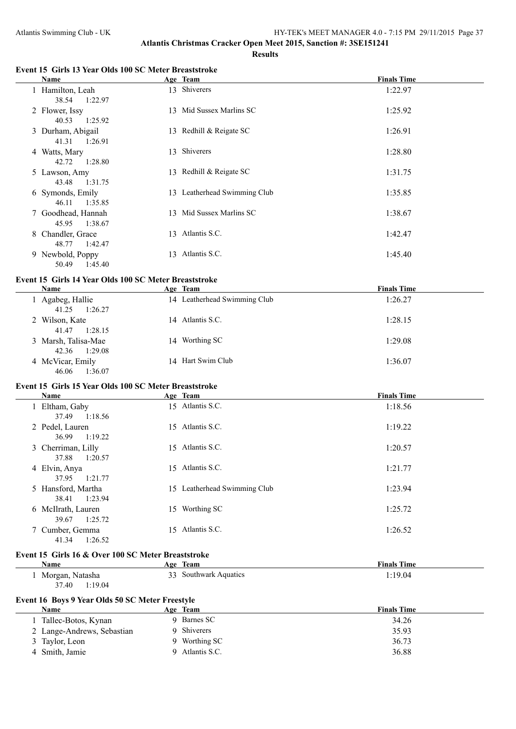**Atlantis Christmas Cracker Open Meet 2015, Sanction #: 3SE151241**

**Results**

### Event 15 Girls 13 Year Olds 100 SC Meter Breaststroke

| Name | Age | Team | Finals Time |
|---|---|---|---|
| 1 Hamilton, Leah | 13 | Shiverers | 1:22.97 |
| 38.54 1:22.97 | | | |
| 2 Flower, Issy | 13 | Mid Sussex Marlins SC | 1:25.92 |
| 40.53 1:25.92 | | | |
| 3 Durham, Abigail | 13 | Redhill & Reigate SC | 1:26.91 |
| 41.31 1:26.91 | | | |
| 4 Watts, Mary | 13 | Shiverers | 1:28.80 |
| 42.72 1:28.80 | | | |
| 5 Lawson, Amy | 13 | Redhill & Reigate SC | 1:31.75 |
| 43.48 1:31.75 | | | |
| 6 Symonds, Emily | 13 | Leatherhead Swimming Club | 1:35.85 |
| 46.11 1:35.85 | | | |
| 7 Goodhead, Hannah | 13 | Mid Sussex Marlins SC | 1:38.67 |
| 45.95 1:38.67 | | | |
| 8 Chandler, Grace | 13 | Atlantis S.C. | 1:42.47 |
| 48.77 1:42.47 | | | |
| 9 Newbold, Poppy | 13 | Atlantis S.C. | 1:45.40 |
| 50.49 1:45.40 | | | |

### Event 15 Girls 14 Year Olds 100 SC Meter Breaststroke

| Name | Age | Team | Finals Time |
|---|---|---|---|
| 1 Agabeg, Hallie | 14 | Leatherhead Swimming Club | 1:26.27 |
| 41.25 1:26.27 | | | |
| 2 Wilson, Kate | 14 | Atlantis S.C. | 1:28.15 |
| 41.47 1:28.15 | | | |
| 3 Marsh, Talisa-Mae | 14 | Worthing SC | 1:29.08 |
| 42.36 1:29.08 | | | |
| 4 McVicar, Emily | 14 | Hart Swim Club | 1:36.07 |
| 46.06 1:36.07 | | | |

### Event 15 Girls 15 Year Olds 100 SC Meter Breaststroke

| Name | Age | Team | Finals Time |
|---|---|---|---|
| 1 Eltham, Gaby | 15 | Atlantis S.C. | 1:18.56 |
| 37.49 1:18.56 | | | |
| 2 Pedel, Lauren | 15 | Atlantis S.C. | 1:19.22 |
| 36.99 1:19.22 | | | |
| 3 Cherriman, Lilly | 15 | Atlantis S.C. | 1:20.57 |
| 37.88 1:20.57 | | | |
| 4 Elvin, Anya | 15 | Atlantis S.C. | 1:21.77 |
| 37.95 1:21.77 | | | |
| 5 Hansford, Martha | 15 | Leatherhead Swimming Club | 1:23.94 |
| 38.41 1:23.94 | | | |
| 6 McIlrath, Lauren | 15 | Worthing SC | 1:25.72 |
| 39.67 1:25.72 | | | |
| 7 Cumber, Gemma | 15 | Atlantis S.C. | 1:26.52 |
| 41.34 1:26.52 | | | |

### Event 15 Girls 16 & Over 100 SC Meter Breaststroke

| Name | Age | Team | Finals Time |
|---|---|---|---|
| 1 Morgan, Natasha | 33 | Southwark Aquatics | 1:19.04 |
| 37.40 1:19.04 | | | |

### Event 16 Boys 9 Year Olds 50 SC Meter Freestyle

| Name | Age | Team | Finals Time |
|---|---|---|---|
| 1 Tallec-Botos, Kynan | 9 | Barnes SC | 34.26 |
| 2 Lange-Andrews, Sebastian | 9 | Shiverers | 35.93 |
| 3 Taylor, Leon | 9 | Worthing SC | 36.73 |
| 4 Smith, Jamie | 9 | Atlantis S.C. | 36.88 |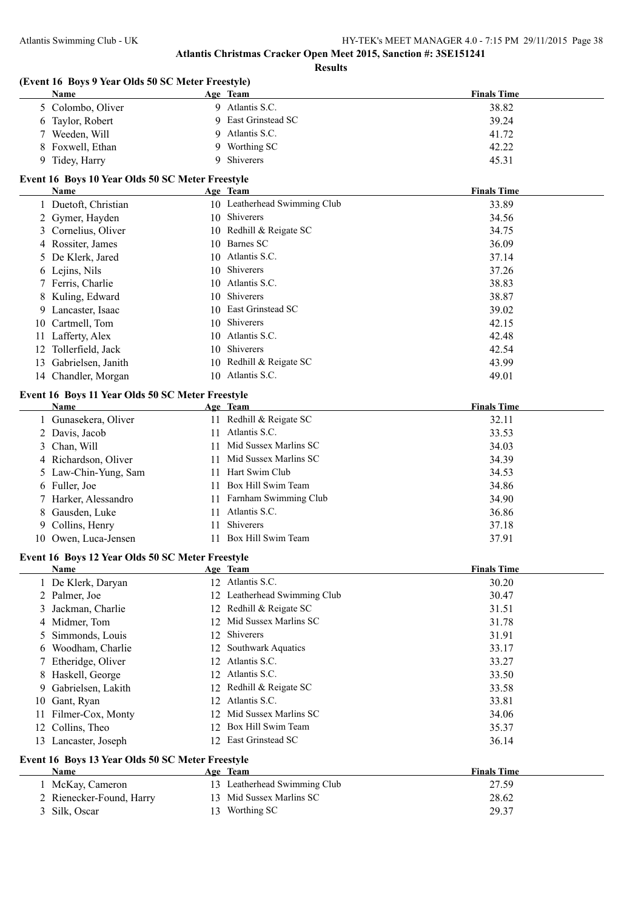# Atlantis Christmas Cracker Open Meet 2015, Sanction #: 3SE151241

## Results

### (Event 16 Boys 9 Year Olds 50 SC Meter Freestyle)

| | Name | Age | Team | Finals Time |
|---|---|---|---|---|
| 5 | Colombo, Oliver | 9 | Atlantis S.C. | 38.82 |
| 6 | Taylor, Robert | 9 | East Grinstead SC | 39.24 |
| 7 | Weeden, Will | 9 | Atlantis S.C. | 41.72 |
| 8 | Foxwell, Ethan | 9 | Worthing SC | 42.22 |
| 9 | Tidey, Harry | 9 | Shiverers | 45.31 |

### Event 16 Boys 10 Year Olds 50 SC Meter Freestyle

| | Name | Age | Team | Finals Time |
|---|---|---|---|---|
| 1 | Duetoft, Christian | 10 | Leatherhead Swimming Club | 33.89 |
| 2 | Gymer, Hayden | 10 | Shiverers | 34.56 |
| 3 | Cornelius, Oliver | 10 | Redhill & Reigate SC | 34.75 |
| 4 | Rossiter, James | 10 | Barnes SC | 36.09 |
| 5 | De Klerk, Jared | 10 | Atlantis S.C. | 37.14 |
| 6 | Lejins, Nils | 10 | Shiverers | 37.26 |
| 7 | Ferris, Charlie | 10 | Atlantis S.C. | 38.83 |
| 8 | Kuling, Edward | 10 | Shiverers | 38.87 |
| 9 | Lancaster, Isaac | 10 | East Grinstead SC | 39.02 |
| 10 | Cartmell, Tom | 10 | Shiverers | 42.15 |
| 11 | Lafferty, Alex | 10 | Atlantis S.C. | 42.48 |
| 12 | Tollerfield, Jack | 10 | Shiverers | 42.54 |
| 13 | Gabrielsen, Janith | 10 | Redhill & Reigate SC | 43.99 |
| 14 | Chandler, Morgan | 10 | Atlantis S.C. | 49.01 |

### Event 16 Boys 11 Year Olds 50 SC Meter Freestyle

| | Name | Age | Team | Finals Time |
|---|---|---|---|---|
| 1 | Gunasekera, Oliver | 11 | Redhill & Reigate SC | 32.11 |
| 2 | Davis, Jacob | 11 | Atlantis S.C. | 33.53 |
| 3 | Chan, Will | 11 | Mid Sussex Marlins SC | 34.03 |
| 4 | Richardson, Oliver | 11 | Mid Sussex Marlins SC | 34.39 |
| 5 | Law-Chin-Yung, Sam | 11 | Hart Swim Club | 34.53 |
| 6 | Fuller, Joe | 11 | Box Hill Swim Team | 34.86 |
| 7 | Harker, Alessandro | 11 | Farnham Swimming Club | 34.90 |
| 8 | Gausden, Luke | 11 | Atlantis S.C. | 36.86 |
| 9 | Collins, Henry | 11 | Shiverers | 37.18 |
| 10 | Owen, Luca-Jensen | 11 | Box Hill Swim Team | 37.91 |

### Event 16 Boys 12 Year Olds 50 SC Meter Freestyle

| | Name | Age | Team | Finals Time |
|---|---|---|---|---|
| 1 | De Klerk, Daryan | 12 | Atlantis S.C. | 30.20 |
| 2 | Palmer, Joe | 12 | Leatherhead Swimming Club | 30.47 |
| 3 | Jackman, Charlie | 12 | Redhill & Reigate SC | 31.51 |
| 4 | Midmer, Tom | 12 | Mid Sussex Marlins SC | 31.78 |
| 5 | Simmonds, Louis | 12 | Shiverers | 31.91 |
| 6 | Woodham, Charlie | 12 | Southwark Aquatics | 33.17 |
| 7 | Etheridge, Oliver | 12 | Atlantis S.C. | 33.27 |
| 8 | Haskell, George | 12 | Atlantis S.C. | 33.50 |
| 9 | Gabrielsen, Lakith | 12 | Redhill & Reigate SC | 33.58 |
| 10 | Gant, Ryan | 12 | Atlantis S.C. | 33.81 |
| 11 | Filmer-Cox, Monty | 12 | Mid Sussex Marlins SC | 34.06 |
| 12 | Collins, Theo | 12 | Box Hill Swim Team | 35.37 |
| 13 | Lancaster, Joseph | 12 | East Grinstead SC | 36.14 |

### Event 16 Boys 13 Year Olds 50 SC Meter Freestyle

| | Name | Age | Team | Finals Time |
|---|---|---|---|---|
| 1 | McKay, Cameron | 13 | Leatherhead Swimming Club | 27.59 |
| 2 | Rienecker-Found, Harry | 13 | Mid Sussex Marlins SC | 28.62 |
| 3 | Silk, Oscar | 13 | Worthing SC | 29.37 |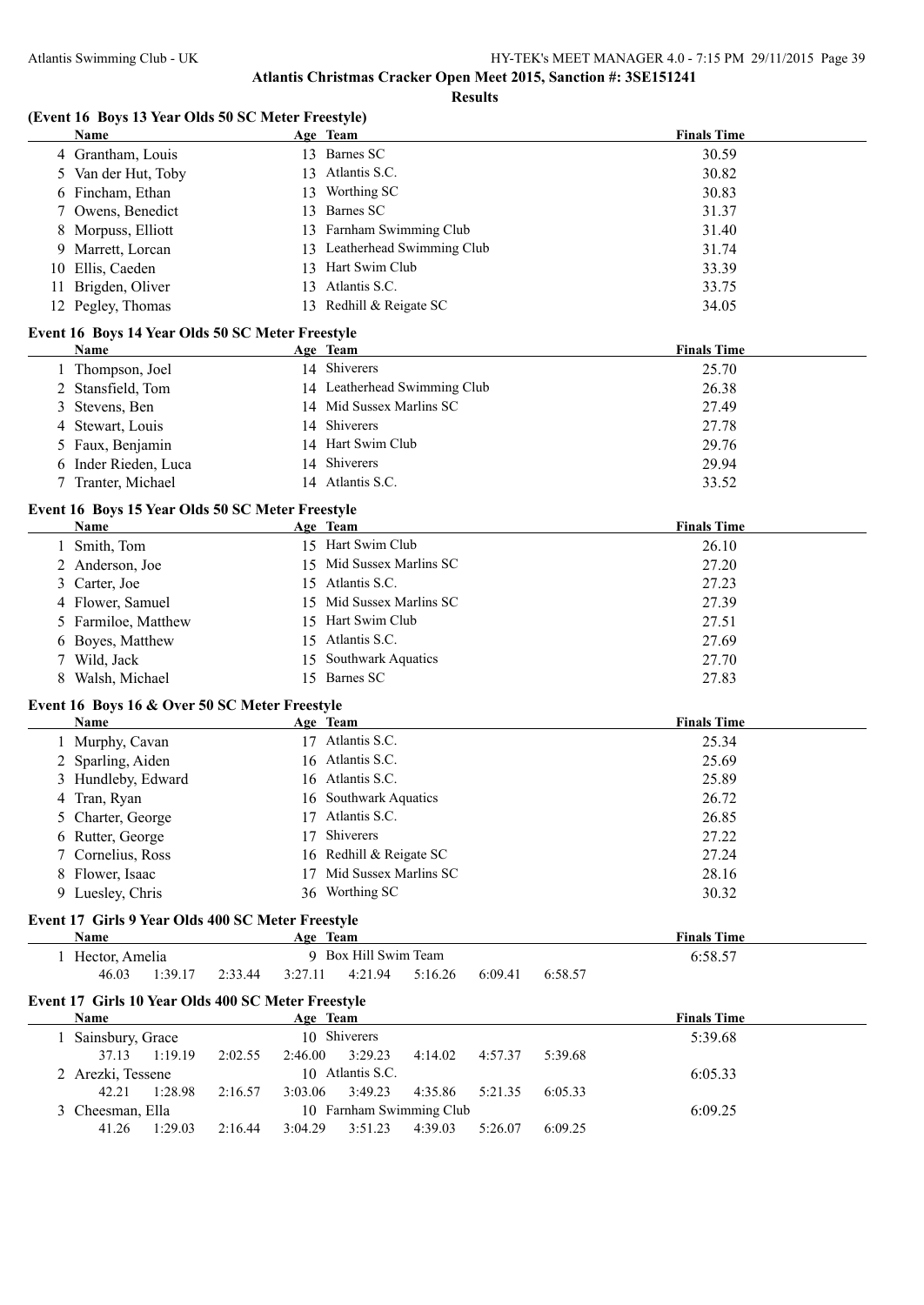## Atlantis Christmas Cracker Open Meet 2015, Sanction #: 3SE151241

### Results

### (Event 16 Boys 13 Year Olds 50 SC Meter Freestyle)

| | Name | Age | Team | Finals Time |
|---|---|---|---|---|
| 4 | Grantham, Louis | 13 | Barnes SC | 30.59 |
| 5 | Van der Hut, Toby | 13 | Atlantis S.C. | 30.82 |
| 6 | Fincham, Ethan | 13 | Worthing SC | 30.83 |
| 7 | Owens, Benedict | 13 | Barnes SC | 31.37 |
| 8 | Morpuss, Elliott | 13 | Farnham Swimming Club | 31.40 |
| 9 | Marrett, Lorcan | 13 | Leatherhead Swimming Club | 31.74 |
| 10 | Ellis, Caeden | 13 | Hart Swim Club | 33.39 |
| 11 | Brigden, Oliver | 13 | Atlantis S.C. | 33.75 |
| 12 | Pegley, Thomas | 13 | Redhill & Reigate SC | 34.05 |

### Event 16 Boys 14 Year Olds 50 SC Meter Freestyle

| | Name | Age | Team | Finals Time |
|---|---|---|---|---|
| 1 | Thompson, Joel | 14 | Shiverers | 25.70 |
| 2 | Stansfield, Tom | 14 | Leatherhead Swimming Club | 26.38 |
| 3 | Stevens, Ben | 14 | Mid Sussex Marlins SC | 27.49 |
| 4 | Stewart, Louis | 14 | Shiverers | 27.78 |
| 5 | Faux, Benjamin | 14 | Hart Swim Club | 29.76 |
| 6 | Inder Rieden, Luca | 14 | Shiverers | 29.94 |
| 7 | Tranter, Michael | 14 | Atlantis S.C. | 33.52 |

### Event 16 Boys 15 Year Olds 50 SC Meter Freestyle

| | Name | Age | Team | Finals Time |
|---|---|---|---|---|
| 1 | Smith, Tom | 15 | Hart Swim Club | 26.10 |
| 2 | Anderson, Joe | 15 | Mid Sussex Marlins SC | 27.20 |
| 3 | Carter, Joe | 15 | Atlantis S.C. | 27.23 |
| 4 | Flower, Samuel | 15 | Mid Sussex Marlins SC | 27.39 |
| 5 | Farmiloe, Matthew | 15 | Hart Swim Club | 27.51 |
| 6 | Boyes, Matthew | 15 | Atlantis S.C. | 27.69 |
| 7 | Wild, Jack | 15 | Southwark Aquatics | 27.70 |
| 8 | Walsh, Michael | 15 | Barnes SC | 27.83 |

### Event 16 Boys 16 & Over 50 SC Meter Freestyle

| | Name | Age | Team | Finals Time |
|---|---|---|---|---|
| 1 | Murphy, Cavan | 17 | Atlantis S.C. | 25.34 |
| 2 | Sparling, Aiden | 16 | Atlantis S.C. | 25.69 |
| 3 | Hundleby, Edward | 16 | Atlantis S.C. | 25.89 |
| 4 | Tran, Ryan | 16 | Southwark Aquatics | 26.72 |
| 5 | Charter, George | 17 | Atlantis S.C. | 26.85 |
| 6 | Rutter, George | 17 | Shiverers | 27.22 |
| 7 | Cornelius, Ross | 16 | Redhill & Reigate SC | 27.24 |
| 8 | Flower, Isaac | 17 | Mid Sussex Marlins SC | 28.16 |
| 9 | Luesley, Chris | 36 | Worthing SC | 30.32 |

### Event 17 Girls 9 Year Olds 400 SC Meter Freestyle

| | Name | Age | Team | Finals Time |
|---|---|---|---|---|
| 1 | Hector, Amelia | 9 | Box Hill Swim Team | 6:58.57 |

Splits: 46.03 1:39.17 2:33.44 3:27.11 4:21.94 5:16.26 6:09.41 6:58.57

### Event 17 Girls 10 Year Olds 400 SC Meter Freestyle

| | Name | Age | Team | Finals Time |
|---|---|---|---|---|
| 1 | Sainsbury, Grace | 10 | Shiverers | 5:39.68 |
| | 37.13 1:19.19 2:02.55 2:46.00 3:29.23 4:14.02 4:57.37 5:39.68 | | | |
| 2 | Arezki, Tessene | 10 | Atlantis S.C. | 6:05.33 |
| | 42.21 1:28.98 2:16.57 3:03.06 3:49.23 4:35.86 5:21.35 6:05.33 | | | |
| 3 | Cheesman, Ella | 10 | Farnham Swimming Club | 6:09.25 |
| | 41.26 1:29.03 2:16.44 3:04.29 3:51.23 4:39.03 5:26.07 6:09.25 | | | |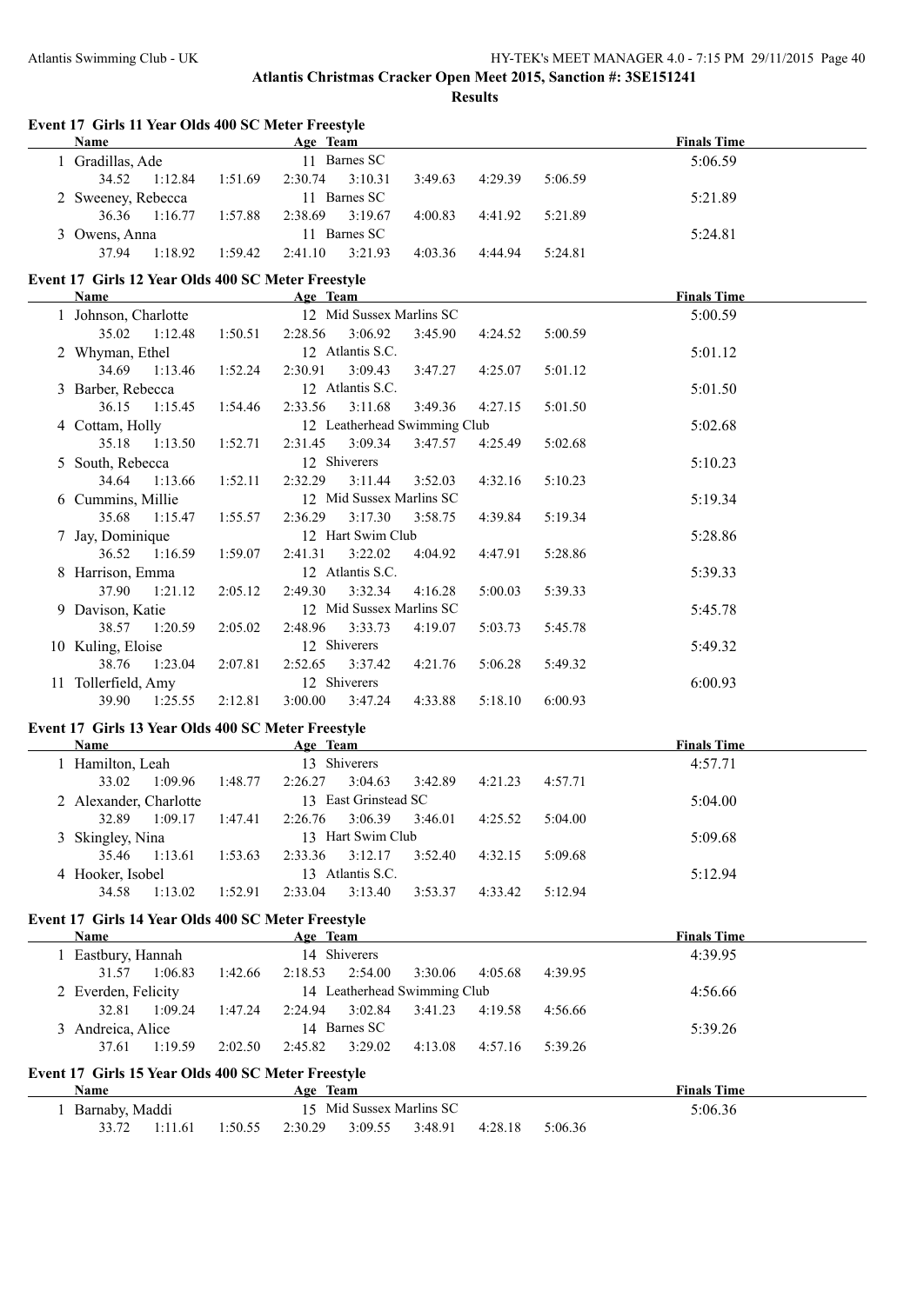Atlantis Christmas Cracker Open Meet 2015, Sanction #: 3SE151241

**Results**

### Event 17 Girls 11 Year Olds 400 SC Meter Freestyle

| Name | Age | Team | Finals Time |
|---|---|---|---|
| 1 Gradillas, Ade | 11 | Barnes SC | 5:06.59 |
| 34.52 1:12.84 1:51.69 2:30.74 3:10.31 3:49.63 4:29.39 5:06.59 | | | |
| 2 Sweeney, Rebecca | 11 | Barnes SC | 5:21.89 |
| 36.36 1:16.77 1:57.88 2:38.69 3:19.67 4:00.83 4:41.92 5:21.89 | | | |
| 3 Owens, Anna | 11 | Barnes SC | 5:24.81 |
| 37.94 1:18.92 1:59.42 2:41.10 3:21.93 4:03.36 4:44.94 5:24.81 | | | |

### Event 17 Girls 12 Year Olds 400 SC Meter Freestyle

| Name | Age | Team | Finals Time |
|---|---|---|---|
| 1 Johnson, Charlotte | 12 | Mid Sussex Marlins SC | 5:00.59 |
| 35.02 1:12.48 1:50.51 2:28.56 3:06.92 3:45.90 4:24.52 5:00.59 | | | |
| 2 Whyman, Ethel | 12 | Atlantis S.C. | 5:01.12 |
| 34.69 1:13.46 1:52.24 2:30.91 3:09.43 3:47.27 4:25.07 5:01.12 | | | |
| 3 Barber, Rebecca | 12 | Atlantis S.C. | 5:01.50 |
| 36.15 1:15.45 1:54.46 2:33.56 3:11.68 3:49.36 4:27.15 5:01.50 | | | |
| 4 Cottam, Holly | 12 | Leatherhead Swimming Club | 5:02.68 |
| 35.18 1:13.50 1:52.71 2:31.45 3:09.34 3:47.57 4:25.49 5:02.68 | | | |
| 5 South, Rebecca | 12 | Shiverers | 5:10.23 |
| 34.64 1:13.66 1:52.11 2:32.29 3:11.44 3:52.03 4:32.16 5:10.23 | | | |
| 6 Cummins, Millie | 12 | Mid Sussex Marlins SC | 5:19.34 |
| 35.68 1:15.47 1:55.57 2:36.29 3:17.30 3:58.75 4:39.84 5:19.34 | | | |
| 7 Jay, Dominique | 12 | Hart Swim Club | 5:28.86 |
| 36.52 1:16.59 1:59.07 2:41.31 3:22.02 4:04.92 4:47.91 5:28.86 | | | |
| 8 Harrison, Emma | 12 | Atlantis S.C. | 5:39.33 |
| 37.90 1:21.12 2:05.12 2:49.30 3:32.34 4:16.28 5:00.03 5:39.33 | | | |
| 9 Davison, Katie | 12 | Mid Sussex Marlins SC | 5:45.78 |
| 38.57 1:20.59 2:05.02 2:48.96 3:33.73 4:19.07 5:03.73 5:45.78 | | | |
| 10 Kuling, Eloise | 12 | Shiverers | 5:49.32 |
| 38.76 1:23.04 2:07.81 2:52.65 3:37.42 4:21.76 5:06.28 5:49.32 | | | |
| 11 Tollerfield, Amy | 12 | Shiverers | 6:00.93 |
| 39.90 1:25.55 2:12.81 3:00.00 3:47.24 4:33.88 5:18.10 6:00.93 | | | |

### Event 17 Girls 13 Year Olds 400 SC Meter Freestyle

| Name | Age | Team | Finals Time |
|---|---|---|---|
| 1 Hamilton, Leah | 13 | Shiverers | 4:57.71 |
| 33.02 1:09.96 1:48.77 2:26.27 3:04.63 3:42.89 4:21.23 4:57.71 | | | |
| 2 Alexander, Charlotte | 13 | East Grinstead SC | 5:04.00 |
| 32.89 1:09.17 1:47.41 2:26.76 3:06.39 3:46.01 4:25.52 5:04.00 | | | |
| 3 Skingley, Nina | 13 | Hart Swim Club | 5:09.68 |
| 35.46 1:13.61 1:53.63 2:33.36 3:12.17 3:52.40 4:32.15 5:09.68 | | | |
| 4 Hooker, Isobel | 13 | Atlantis S.C. | 5:12.94 |
| 34.58 1:13.02 1:52.91 2:33.04 3:13.40 3:53.37 4:33.42 5:12.94 | | | |

### Event 17 Girls 14 Year Olds 400 SC Meter Freestyle

| Name | Age | Team | Finals Time |
|---|---|---|---|
| 1 Eastbury, Hannah | 14 | Shiverers | 4:39.95 |
| 31.57 1:06.83 1:42.66 2:18.53 2:54.00 3:30.06 4:05.68 4:39.95 | | | |
| 2 Everden, Felicity | 14 | Leatherhead Swimming Club | 4:56.66 |
| 32.81 1:09.24 1:47.24 2:24.94 3:02.84 3:41.23 4:19.58 4:56.66 | | | |
| 3 Andreica, Alice | 14 | Barnes SC | 5:39.26 |
| 37.61 1:19.59 2:02.50 2:45.82 3:29.02 4:13.08 4:57.16 5:39.26 | | | |

### Event 17 Girls 15 Year Olds 400 SC Meter Freestyle

| Name | Age | Team | Finals Time |
|---|---|---|---|
| 1 Barnaby, Maddi | 15 | Mid Sussex Marlins SC | 5:06.36 |
| 33.72 1:11.61 1:50.55 2:30.29 3:09.55 3:48.91 4:28.18 5:06.36 | | | |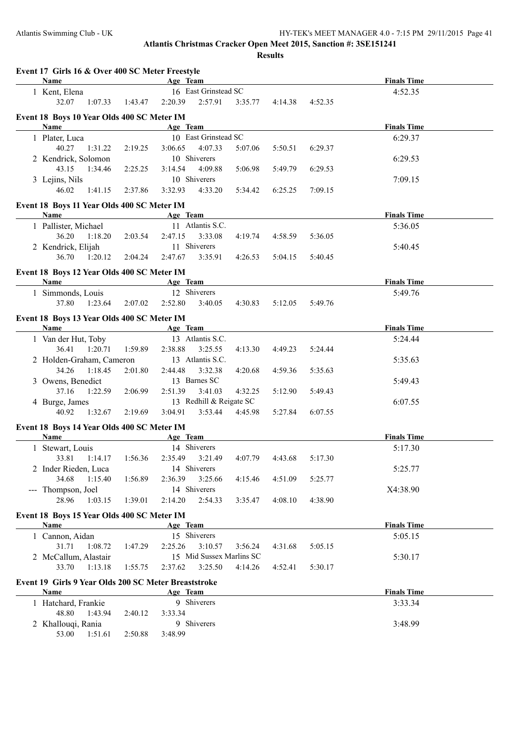# Atlantis Christmas Cracker Open Meet 2015, Sanction #: 3SE151241

## Results

### Event 17 Girls 16 & Over 400 SC Meter Freestyle

| Name | Age | Team | | | | | | | Finals Time |
|---|---|---|---|---|---|---|---|---|---|
| 1 Kent, Elena | 16 | East Grinstead SC | | | | | | | 4:52.35 |
| 32.07 | 1:07.33 | 1:43.47 | 2:20.39 | 2:57.91 | 3:35.77 | 4:14.38 | 4:52.35 | | |

### Event 18 Boys 10 Year Olds 400 SC Meter IM

| Name | Age | Team | | | | | | | Finals Time |
|---|---|---|---|---|---|---|---|---|---|
| 1 Plater, Luca | 10 | East Grinstead SC | | | | | | | 6:29.37 |
| 40.27 | 1:31.22 | 2:19.25 | 3:06.65 | 4:07.33 | 5:07.06 | 5:50.51 | 6:29.37 | | |
| 2 Kendrick, Solomon | 10 | Shiverers | | | | | | | 6:29.53 |
| 43.15 | 1:34.46 | 2:25.25 | 3:14.54 | 4:09.88 | 5:06.98 | 5:49.79 | 6:29.53 | | |
| 3 Lejins, Nils | 10 | Shiverers | | | | | | | 7:09.15 |
| 46.02 | 1:41.15 | 2:37.86 | 3:32.93 | 4:33.20 | 5:34.42 | 6:25.25 | 7:09.15 | | |

### Event 18 Boys 11 Year Olds 400 SC Meter IM

| Name | Age | Team | | | | | | | Finals Time |
|---|---|---|---|---|---|---|---|---|---|
| 1 Pallister, Michael | 11 | Atlantis S.C. | | | | | | | 5:36.05 |
| 36.20 | 1:18.20 | 2:03.54 | 2:47.15 | 3:33.08 | 4:19.74 | 4:58.59 | 5:36.05 | | |
| 2 Kendrick, Elijah | 11 | Shiverers | | | | | | | 5:40.45 |
| 36.70 | 1:20.12 | 2:04.24 | 2:47.67 | 3:35.91 | 4:26.53 | 5:04.15 | 5:40.45 | | |

### Event 18 Boys 12 Year Olds 400 SC Meter IM

| Name | Age | Team | | | | | | | Finals Time |
|---|---|---|---|---|---|---|---|---|---|
| 1 Simmonds, Louis | 12 | Shiverers | | | | | | | 5:49.76 |
| 37.80 | 1:23.64 | 2:07.02 | 2:52.80 | 3:40.05 | 4:30.83 | 5:12.05 | 5:49.76 | | |

### Event 18 Boys 13 Year Olds 400 SC Meter IM

| Name | Age | Team | | | | | | | Finals Time |
|---|---|---|---|---|---|---|---|---|---|
| 1 Van der Hut, Toby | 13 | Atlantis S.C. | | | | | | | 5:24.44 |
| 36.41 | 1:20.71 | 1:59.89 | 2:38.88 | 3:25.55 | 4:13.30 | 4:49.23 | 5:24.44 | | |
| 2 Holden-Graham, Cameron | 13 | Atlantis S.C. | | | | | | | 5:35.63 |
| 34.26 | 1:18.45 | 2:01.80 | 2:44.48 | 3:32.38 | 4:20.68 | 4:59.36 | 5:35.63 | | |
| 3 Owens, Benedict | 13 | Barnes SC | | | | | | | 5:49.43 |
| 37.16 | 1:22.59 | 2:06.99 | 2:51.39 | 3:41.03 | 4:32.25 | 5:12.90 | 5:49.43 | | |
| 4 Burge, James | 13 | Redhill & Reigate SC | | | | | | | 6:07.55 |
| 40.92 | 1:32.67 | 2:19.69 | 3:04.91 | 3:53.44 | 4:45.98 | 5:27.84 | 6:07.55 | | |

### Event 18 Boys 14 Year Olds 400 SC Meter IM

| Name | Age | Team | | | | | | | Finals Time |
|---|---|---|---|---|---|---|---|---|---|
| 1 Stewart, Louis | 14 | Shiverers | | | | | | | 5:17.30 |
| 33.81 | 1:14.17 | 1:56.36 | 2:35.49 | 3:21.49 | 4:07.79 | 4:43.68 | 5:17.30 | | |
| 2 Inder Rieden, Luca | 14 | Shiverers | | | | | | | 5:25.77 |
| 34.68 | 1:15.40 | 1:56.89 | 2:36.39 | 3:25.66 | 4:15.46 | 4:51.09 | 5:25.77 | | |
| --- Thompson, Joel | 14 | Shiverers | | | | | | | X4:38.90 |
| 28.96 | 1:03.15 | 1:39.01 | 2:14.20 | 2:54.33 | 3:35.47 | 4:08.10 | 4:38.90 | | |

### Event 18 Boys 15 Year Olds 400 SC Meter IM

| Name | Age | Team | | | | | | | Finals Time |
|---|---|---|---|---|---|---|---|---|---|
| 1 Cannon, Aidan | 15 | Shiverers | | | | | | | 5:05.15 |
| 31.71 | 1:08.72 | 1:47.29 | 2:25.26 | 3:10.57 | 3:56.24 | 4:31.68 | 5:05.15 | | |
| 2 McCallum, Alastair | 15 | Mid Sussex Marlins SC | | | | | | | 5:30.17 |
| 33.70 | 1:13.18 | 1:55.75 | 2:37.62 | 3:25.50 | 4:14.26 | 4:52.41 | 5:30.17 | | |

### Event 19 Girls 9 Year Olds 200 SC Meter Breaststroke

| Name | Age | Team | | | Finals Time |
|---|---|---|---|---|---|
| 1 Hatchard, Frankie | 9 | Shiverers | | | 3:33.34 |
| 48.80 | 1:43.94 | 2:40.12 | 3:33.34 | | |
| 2 Khallouqi, Rania | 9 | Shiverers | | | 3:48.99 |
| 53.00 | 1:51.61 | 2:50.88 | 3:48.99 | | |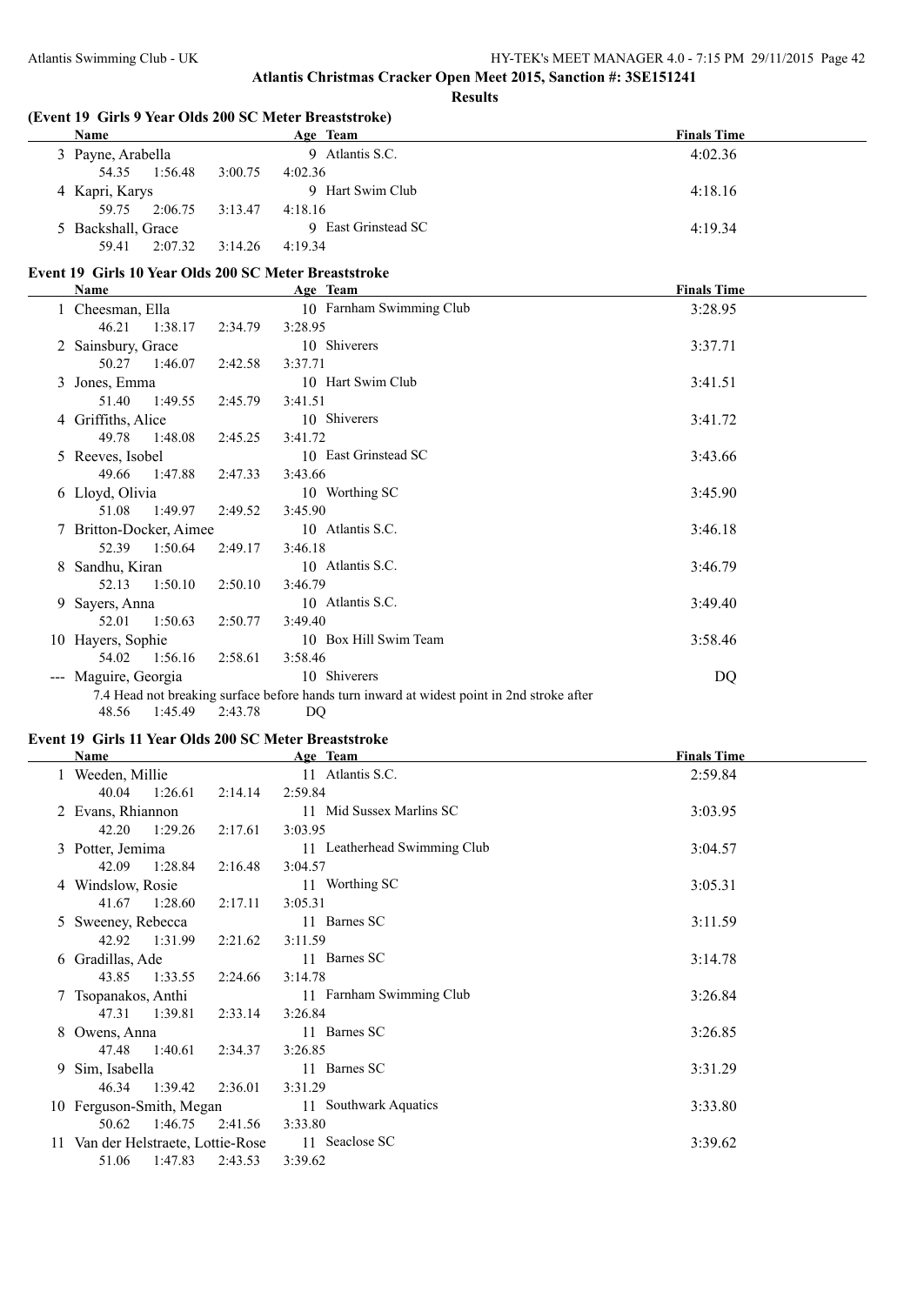## Atlantis Christmas Cracker Open Meet 2015, Sanction #: 3SE151241

### Results

#### (Event 19 Girls 9 Year Olds 200 SC Meter Breaststroke)

| Name | Age | Team | Finals Time |
|---|---|---|---|
| 3 Payne, Arabella | 9 | Atlantis S.C. | 4:02.36 |
| 54.35 1:56.48 3:00.75 4:02.36 | | | |
| 4 Kapri, Karys | 9 | Hart Swim Club | 4:18.16 |
| 59.75 2:06.75 3:13.47 4:18.16 | | | |
| 5 Backshall, Grace | 9 | East Grinstead SC | 4:19.34 |
| 59.41 2:07.32 3:14.26 4:19.34 | | | |

#### Event 19 Girls 10 Year Olds 200 SC Meter Breaststroke

| Name | Age | Team | Finals Time |
|---|---|---|---|
| 1 Cheesman, Ella | 10 | Farnham Swimming Club | 3:28.95 |
| 46.21 1:38.17 2:34.79 3:28.95 | | | |
| 2 Sainsbury, Grace | 10 | Shiverers | 3:37.71 |
| 50.27 1:46.07 2:42.58 3:37.71 | | | |
| 3 Jones, Emma | 10 | Hart Swim Club | 3:41.51 |
| 51.40 1:49.55 2:45.79 3:41.51 | | | |
| 4 Griffiths, Alice | 10 | Shiverers | 3:41.72 |
| 49.78 1:48.08 2:45.25 3:41.72 | | | |
| 5 Reeves, Isobel | 10 | East Grinstead SC | 3:43.66 |
| 49.66 1:47.88 2:47.33 3:43.66 | | | |
| 6 Lloyd, Olivia | 10 | Worthing SC | 3:45.90 |
| 51.08 1:49.97 2:49.52 3:45.90 | | | |
| 7 Britton-Docker, Aimee | 10 | Atlantis S.C. | 3:46.18 |
| 52.39 1:50.64 2:49.17 3:46.18 | | | |
| 8 Sandhu, Kiran | 10 | Atlantis S.C. | 3:46.79 |
| 52.13 1:50.10 2:50.10 3:46.79 | | | |
| 9 Sayers, Anna | 10 | Atlantis S.C. | 3:49.40 |
| 52.01 1:50.63 2:50.77 3:49.40 | | | |
| 10 Hayers, Sophie | 10 | Box Hill Swim Team | 3:58.46 |
| 54.02 1:56.16 2:58.61 3:58.46 | | | |
| --- Maguire, Georgia | 10 | Shiverers | DQ |
| 7.4 Head not breaking surface before hands turn inward at widest point in 2nd stroke after | | | |
| 48.56 1:45.49 2:43.78 DQ | | | |

#### Event 19 Girls 11 Year Olds 200 SC Meter Breaststroke

| Name | Age | Team | Finals Time |
|---|---|---|---|
| 1 Weeden, Millie | 11 | Atlantis S.C. | 2:59.84 |
| 40.04 1:26.61 2:14.14 2:59.84 | | | |
| 2 Evans, Rhiannon | 11 | Mid Sussex Marlins SC | 3:03.95 |
| 42.20 1:29.26 2:17.61 3:03.95 | | | |
| 3 Potter, Jemima | 11 | Leatherhead Swimming Club | 3:04.57 |
| 42.09 1:28.84 2:16.48 3:04.57 | | | |
| 4 Windslow, Rosie | 11 | Worthing SC | 3:05.31 |
| 41.67 1:28.60 2:17.11 3:05.31 | | | |
| 5 Sweeney, Rebecca | 11 | Barnes SC | 3:11.59 |
| 42.92 1:31.99 2:21.62 3:11.59 | | | |
| 6 Gradillas, Ade | 11 | Barnes SC | 3:14.78 |
| 43.85 1:33.55 2:24.66 3:14.78 | | | |
| 7 Tsopanakos, Anthi | 11 | Farnham Swimming Club | 3:26.84 |
| 47.31 1:39.81 2:33.14 3:26.84 | | | |
| 8 Owens, Anna | 11 | Barnes SC | 3:26.85 |
| 47.48 1:40.61 2:34.37 3:26.85 | | | |
| 9 Sim, Isabella | 11 | Barnes SC | 3:31.29 |
| 46.34 1:39.42 2:36.01 3:31.29 | | | |
| 10 Ferguson-Smith, Megan | 11 | Southwark Aquatics | 3:33.80 |
| 50.62 1:46.75 2:41.56 3:33.80 | | | |
| 11 Van der Helstraete, Lottie-Rose | 11 | Seaclose SC | 3:39.62 |
| 51.06 1:47.83 2:43.53 3:39.62 | | | |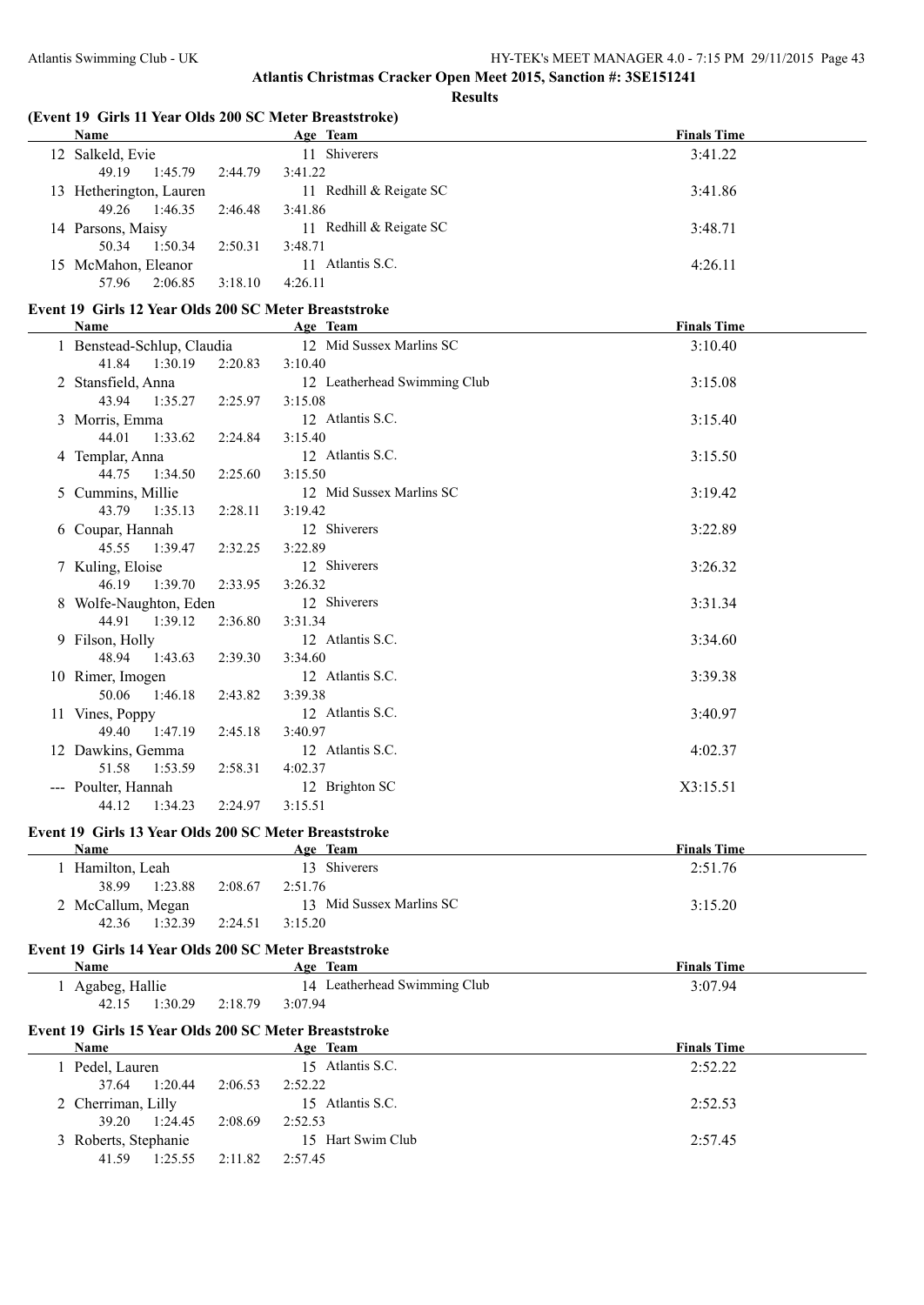## Atlantis Christmas Cracker Open Meet 2015, Sanction #: 3SE151241

### Results

#### (Event 19 Girls 11 Year Olds 200 SC Meter Breaststroke)

| Name | Age | Team | Finals Time |
|---|---|---|---|
| 12 Salkeld, Evie | 11 | Shiverers | 3:41.22 |
| 49.19 1:45.79 2:44.79 3:41.22 | | | |
| 13 Hetherington, Lauren | 11 | Redhill & Reigate SC | 3:41.86 |
| 49.26 1:46.35 2:46.48 3:41.86 | | | |
| 14 Parsons, Maisy | 11 | Redhill & Reigate SC | 3:48.71 |
| 50.34 1:50.34 2:50.31 3:48.71 | | | |
| 15 McMahon, Eleanor | 11 | Atlantis S.C. | 4:26.11 |
| 57.96 2:06.85 3:18.10 4:26.11 | | | |

#### Event 19 Girls 12 Year Olds 200 SC Meter Breaststroke

| Name | Age | Team | Finals Time |
|---|---|---|---|
| 1 Benstead-Schlup, Claudia | 12 | Mid Sussex Marlins SC | 3:10.40 |
| 41.84 1:30.19 2:20.83 3:10.40 | | | |
| 2 Stansfield, Anna | 12 | Leatherhead Swimming Club | 3:15.08 |
| 43.94 1:35.27 2:25.97 3:15.08 | | | |
| 3 Morris, Emma | 12 | Atlantis S.C. | 3:15.40 |
| 44.01 1:33.62 2:24.84 3:15.40 | | | |
| 4 Templar, Anna | 12 | Atlantis S.C. | 3:15.50 |
| 44.75 1:34.50 2:25.60 3:15.50 | | | |
| 5 Cummins, Millie | 12 | Mid Sussex Marlins SC | 3:19.42 |
| 43.79 1:35.13 2:28.11 3:19.42 | | | |
| 6 Coupar, Hannah | 12 | Shiverers | 3:22.89 |
| 45.55 1:39.47 2:32.25 3:22.89 | | | |
| 7 Kuling, Eloise | 12 | Shiverers | 3:26.32 |
| 46.19 1:39.70 2:33.95 3:26.32 | | | |
| 8 Wolfe-Naughton, Eden | 12 | Shiverers | 3:31.34 |
| 44.91 1:39.12 2:36.80 3:31.34 | | | |
| 9 Filson, Holly | 12 | Atlantis S.C. | 3:34.60 |
| 48.94 1:43.63 2:39.30 3:34.60 | | | |
| 10 Rimer, Imogen | 12 | Atlantis S.C. | 3:39.38 |
| 50.06 1:46.18 2:43.82 3:39.38 | | | |
| 11 Vines, Poppy | 12 | Atlantis S.C. | 3:40.97 |
| 49.40 1:47.19 2:45.18 3:40.97 | | | |
| 12 Dawkins, Gemma | 12 | Atlantis S.C. | 4:02.37 |
| 51.58 1:53.59 2:58.31 4:02.37 | | | |
| --- Poulter, Hannah | 12 | Brighton SC | X3:15.51 |
| 44.12 1:34.23 2:24.97 3:15.51 | | | |

#### Event 19 Girls 13 Year Olds 200 SC Meter Breaststroke

| Name | Age | Team | Finals Time |
|---|---|---|---|
| 1 Hamilton, Leah | 13 | Shiverers | 2:51.76 |
| 38.99 1:23.88 2:08.67 2:51.76 | | | |
| 2 McCallum, Megan | 13 | Mid Sussex Marlins SC | 3:15.20 |
| 42.36 1:32.39 2:24.51 3:15.20 | | | |

#### Event 19 Girls 14 Year Olds 200 SC Meter Breaststroke

| Name | Age | Team | Finals Time |
|---|---|---|---|
| 1 Agabeg, Hallie | 14 | Leatherhead Swimming Club | 3:07.94 |
| 42.15 1:30.29 2:18.79 3:07.94 | | | |

#### Event 19 Girls 15 Year Olds 200 SC Meter Breaststroke

| Name | Age | Team | Finals Time |
|---|---|---|---|
| 1 Pedel, Lauren | 15 | Atlantis S.C. | 2:52.22 |
| 37.64 1:20.44 2:06.53 2:52.22 | | | |
| 2 Cherriman, Lilly | 15 | Atlantis S.C. | 2:52.53 |
| 39.20 1:24.45 2:08.69 2:52.53 | | | |
| 3 Roberts, Stephanie | 15 | Hart Swim Club | 2:57.45 |
| 41.59 1:25.55 2:11.82 2:57.45 | | | |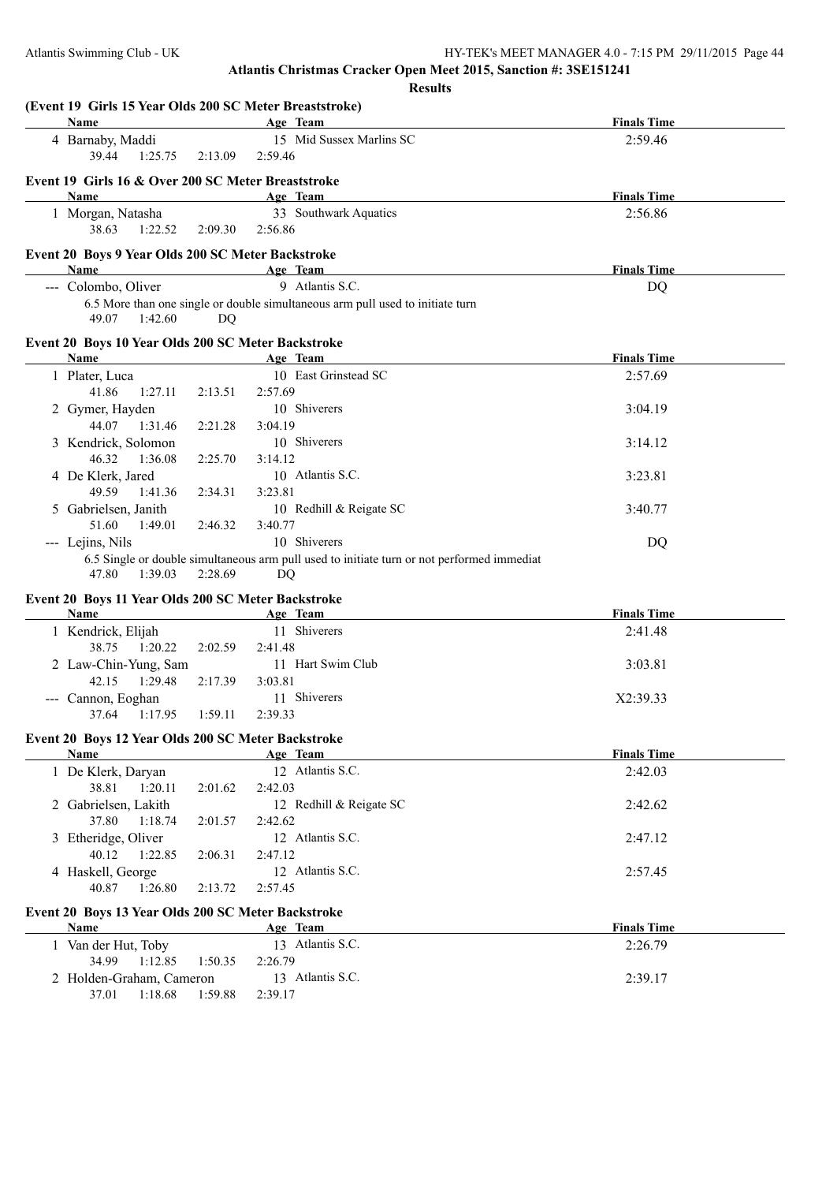**Atlantis Christmas Cracker Open Meet 2015, Sanction #: 3SE151241**

**Results**

### (Event 19 Girls 15 Year Olds 200 SC Meter Breaststroke)

| Name | Age | Team | Finals Time |
|---|---|---|---|
| 4 Barnaby, Maddi | 15 | Mid Sussex Marlins SC | 2:59.46 |
| 39.44   1:25.75   2:13.09   2:59.46 | | | |

### Event 19 Girls 16 & Over 200 SC Meter Breaststroke

| Name | Age | Team | Finals Time |
|---|---|---|---|
| 1 Morgan, Natasha | 33 | Southwark Aquatics | 2:56.86 |
| 38.63   1:22.52   2:09.30   2:56.86 | | | |

### Event 20 Boys 9 Year Olds 200 SC Meter Backstroke

| Name | Age | Team | Finals Time |
|---|---|---|---|
| --- Colombo, Oliver | 9 | Atlantis S.C. | DQ |
| 6.5 More than one single or double simultaneous arm pull used to initiate turn | | | |
| 49.07   1:42.60   DQ | | | |

### Event 20 Boys 10 Year Olds 200 SC Meter Backstroke

| Name | Age | Team | Finals Time |
|---|---|---|---|
| 1 Plater, Luca | 10 | East Grinstead SC | 2:57.69 |
| 41.86   1:27.11   2:13.51   2:57.69 | | | |
| 2 Gymer, Hayden | 10 | Shiverers | 3:04.19 |
| 44.07   1:31.46   2:21.28   3:04.19 | | | |
| 3 Kendrick, Solomon | 10 | Shiverers | 3:14.12 |
| 46.32   1:36.08   2:25.70   3:14.12 | | | |
| 4 De Klerk, Jared | 10 | Atlantis S.C. | 3:23.81 |
| 49.59   1:41.36   2:34.31   3:23.81 | | | |
| 5 Gabrielsen, Janith | 10 | Redhill & Reigate SC | 3:40.77 |
| 51.60   1:49.01   2:46.32   3:40.77 | | | |
| --- Lejins, Nils | 10 | Shiverers | DQ |
| 6.5 Single or double simultaneous arm pull used to initiate turn or not performed immediat | | | |
| 47.80   1:39.03   2:28.69   DQ | | | |

### Event 20 Boys 11 Year Olds 200 SC Meter Backstroke

| Name | Age | Team | Finals Time |
|---|---|---|---|
| 1 Kendrick, Elijah | 11 | Shiverers | 2:41.48 |
| 38.75   1:20.22   2:02.59   2:41.48 | | | |
| 2 Law-Chin-Yung, Sam | 11 | Hart Swim Club | 3:03.81 |
| 42.15   1:29.48   2:17.39   3:03.81 | | | |
| --- Cannon, Eoghan | 11 | Shiverers | X2:39.33 |
| 37.64   1:17.95   1:59.11   2:39.33 | | | |

### Event 20 Boys 12 Year Olds 200 SC Meter Backstroke

| Name | Age | Team | Finals Time |
|---|---|---|---|
| 1 De Klerk, Daryan | 12 | Atlantis S.C. | 2:42.03 |
| 38.81   1:20.11   2:01.62   2:42.03 | | | |
| 2 Gabrielsen, Lakith | 12 | Redhill & Reigate SC | 2:42.62 |
| 37.80   1:18.74   2:01.57   2:42.62 | | | |
| 3 Etheridge, Oliver | 12 | Atlantis S.C. | 2:47.12 |
| 40.12   1:22.85   2:06.31   2:47.12 | | | |
| 4 Haskell, George | 12 | Atlantis S.C. | 2:57.45 |
| 40.87   1:26.80   2:13.72   2:57.45 | | | |

### Event 20 Boys 13 Year Olds 200 SC Meter Backstroke

| Name | Age | Team | Finals Time |
|---|---|---|---|
| 1 Van der Hut, Toby | 13 | Atlantis S.C. | 2:26.79 |
| 34.99   1:12.85   1:50.35   2:26.79 | | | |
| 2 Holden-Graham, Cameron | 13 | Atlantis S.C. | 2:39.17 |
| 37.01   1:18.68   1:59.88   2:39.17 | | | |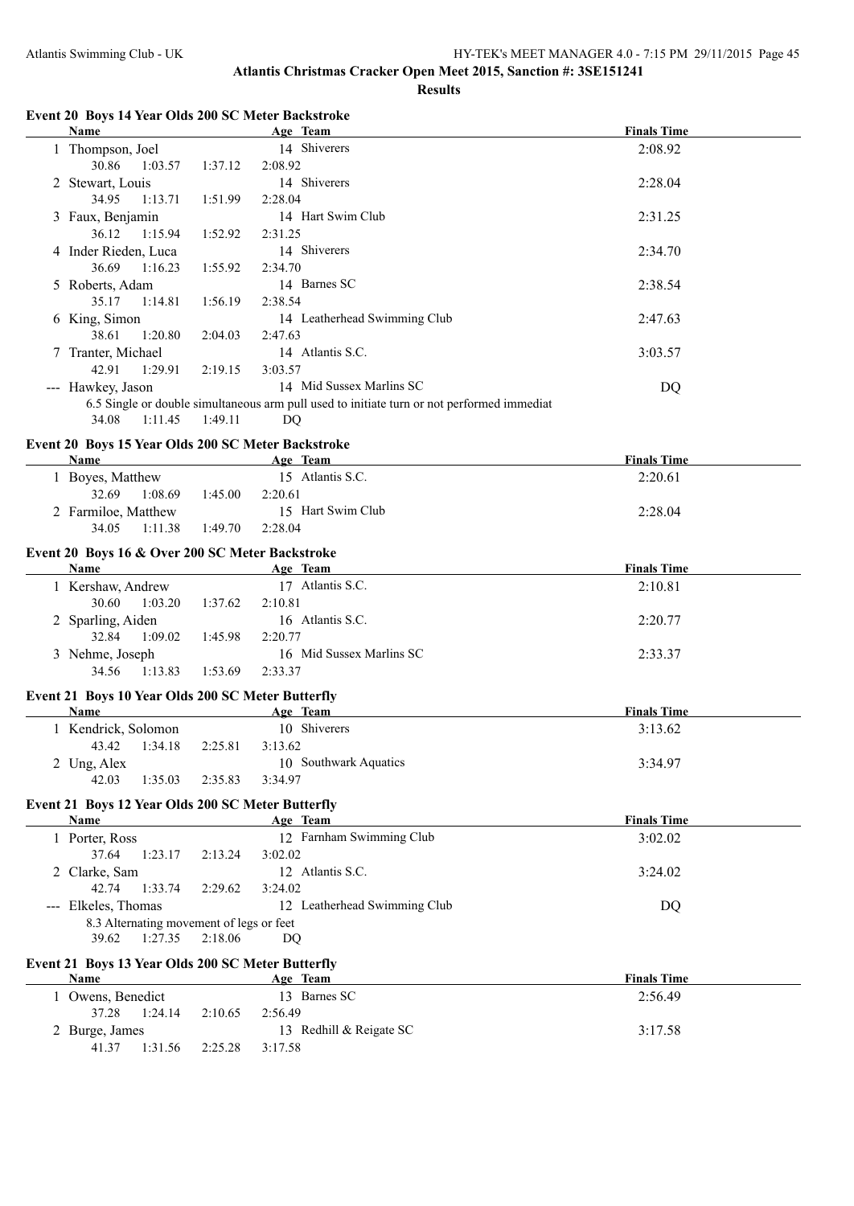**Atlantis Christmas Cracker Open Meet 2015, Sanction #: 3SE151241**

**Results**

### Event 20 Boys 14 Year Olds 200 SC Meter Backstroke

| | Name | Age | Team | Finals Time |
|---|---|---|---|---|
| 1 | Thompson, Joel | 14 | Shiverers | 2:08.92 |
| | 30.86 1:03.57 1:37.12 2:08.92 | | | |
| 2 | Stewart, Louis | 14 | Shiverers | 2:28.04 |
| | 34.95 1:13.71 1:51.99 2:28.04 | | | |
| 3 | Faux, Benjamin | 14 | Hart Swim Club | 2:31.25 |
| | 36.12 1:15.94 1:52.92 2:31.25 | | | |
| 4 | Inder Rieden, Luca | 14 | Shiverers | 2:34.70 |
| | 36.69 1:16.23 1:55.92 2:34.70 | | | |
| 5 | Roberts, Adam | 14 | Barnes SC | 2:38.54 |
| | 35.17 1:14.81 1:56.19 2:38.54 | | | |
| 6 | King, Simon | 14 | Leatherhead Swimming Club | 2:47.63 |
| | 38.61 1:20.80 2:04.03 2:47.63 | | | |
| 7 | Tranter, Michael | 14 | Atlantis S.C. | 3:03.57 |
| | 42.91 1:29.91 2:19.15 3:03.57 | | | |
| --- | Hawkey, Jason | 14 | Mid Sussex Marlins SC | DQ |
| | 6.5 Single or double simultaneous arm pull used to initiate turn or not performed immediat | | | |
| | 34.08 1:11.45 1:49.11 DQ | | | |

### Event 20 Boys 15 Year Olds 200 SC Meter Backstroke

| | Name | Age | Team | Finals Time |
|---|---|---|---|---|
| 1 | Boyes, Matthew | 15 | Atlantis S.C. | 2:20.61 |
| | 32.69 1:08.69 1:45.00 2:20.61 | | | |
| 2 | Farmiloe, Matthew | 15 | Hart Swim Club | 2:28.04 |
| | 34.05 1:11.38 1:49.70 2:28.04 | | | |

### Event 20 Boys 16 & Over 200 SC Meter Backstroke

| | Name | Age | Team | Finals Time |
|---|---|---|---|---|
| 1 | Kershaw, Andrew | 17 | Atlantis S.C. | 2:10.81 |
| | 30.60 1:03.20 1:37.62 2:10.81 | | | |
| 2 | Sparling, Aiden | 16 | Atlantis S.C. | 2:20.77 |
| | 32.84 1:09.02 1:45.98 2:20.77 | | | |
| 3 | Nehme, Joseph | 16 | Mid Sussex Marlins SC | 2:33.37 |
| | 34.56 1:13.83 1:53.69 2:33.37 | | | |

### Event 21 Boys 10 Year Olds 200 SC Meter Butterfly

| | Name | Age | Team | Finals Time |
|---|---|---|---|---|
| 1 | Kendrick, Solomon | 10 | Shiverers | 3:13.62 |
| | 43.42 1:34.18 2:25.81 3:13.62 | | | |
| 2 | Ung, Alex | 10 | Southwark Aquatics | 3:34.97 |
| | 42.03 1:35.03 2:35.83 3:34.97 | | | |

### Event 21 Boys 12 Year Olds 200 SC Meter Butterfly

| | Name | Age | Team | Finals Time |
|---|---|---|---|---|
| 1 | Porter, Ross | 12 | Farnham Swimming Club | 3:02.02 |
| | 37.64 1:23.17 2:13.24 3:02.02 | | | |
| 2 | Clarke, Sam | 12 | Atlantis S.C. | 3:24.02 |
| | 42.74 1:33.74 2:29.62 3:24.02 | | | |
| --- | Elkeles, Thomas | 12 | Leatherhead Swimming Club | DQ |
| | 8.3 Alternating movement of legs or feet | | | |
| | 39.62 1:27.35 2:18.06 DQ | | | |

### Event 21 Boys 13 Year Olds 200 SC Meter Butterfly

| | Name | Age | Team | Finals Time |
|---|---|---|---|---|
| 1 | Owens, Benedict | 13 | Barnes SC | 2:56.49 |
| | 37.28 1:24.14 2:10.65 2:56.49 | | | |
| 2 | Burge, James | 13 | Redhill & Reigate SC | 3:17.58 |
| | 41.37 1:31.56 2:25.28 3:17.58 | | | |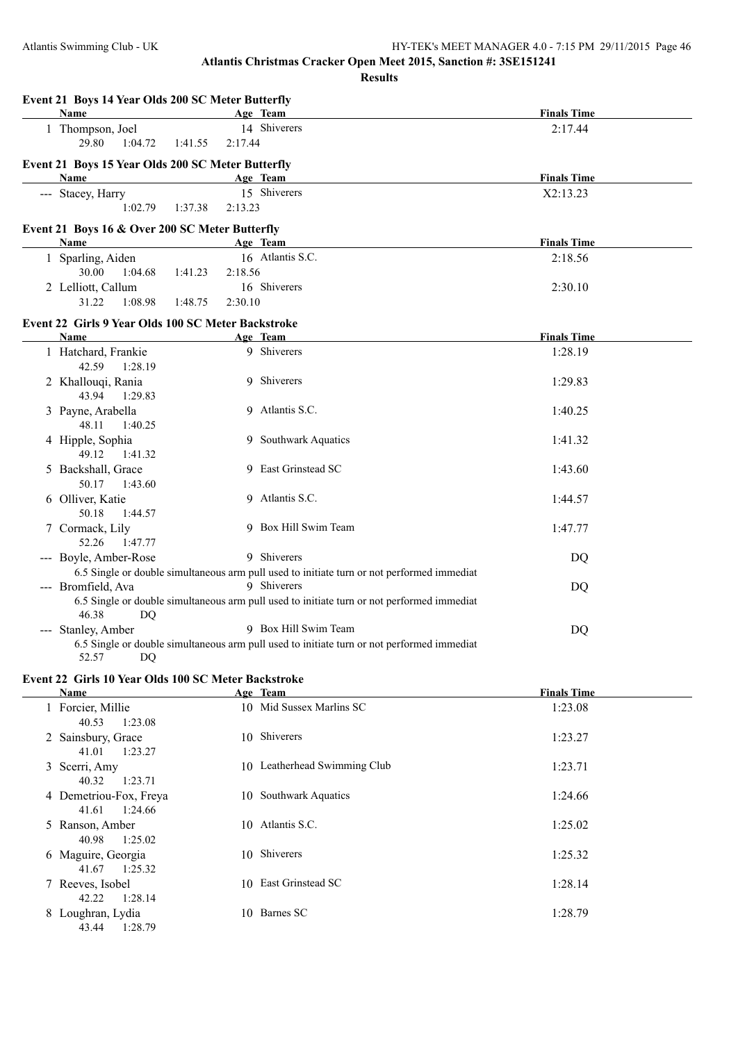**Atlantis Christmas Cracker Open Meet 2015, Sanction #: 3SE151241**

**Results**

### Event 21 Boys 14 Year Olds 200 SC Meter Butterfly

| Name | Age | Team | Finals Time |
|---|---|---|---|
| 1 Thompson, Joel | 14 | Shiverers | 2:17.44 |
| 29.80  1:04.72  1:41.55  2:17.44 | | | |

### Event 21 Boys 15 Year Olds 200 SC Meter Butterfly

| Name | Age | Team | Finals Time |
|---|---|---|---|
| --- Stacey, Harry | 15 | Shiverers | X2:13.23 |
| 1:02.79  1:37.38  2:13.23 | | | |

### Event 21 Boys 16 & Over 200 SC Meter Butterfly

| Name | Age | Team | Finals Time |
|---|---|---|---|
| 1 Sparling, Aiden | 16 | Atlantis S.C. | 2:18.56 |
| 30.00  1:04.68  1:41.23  2:18.56 | | | |
| 2 Lelliott, Callum | 16 | Shiverers | 2:30.10 |
| 31.22  1:08.98  1:48.75  2:30.10 | | | |

### Event 22 Girls 9 Year Olds 100 SC Meter Backstroke

| Name | Age | Team | Finals Time |
|---|---|---|---|
| 1 Hatchard, Frankie | 9 | Shiverers | 1:28.19 |
| 42.59  1:28.19 | | | |
| 2 Khallouqi, Rania | 9 | Shiverers | 1:29.83 |
| 43.94  1:29.83 | | | |
| 3 Payne, Arabella | 9 | Atlantis S.C. | 1:40.25 |
| 48.11  1:40.25 | | | |
| 4 Hipple, Sophia | 9 | Southwark Aquatics | 1:41.32 |
| 49.12  1:41.32 | | | |
| 5 Backshall, Grace | 9 | East Grinstead SC | 1:43.60 |
| 50.17  1:43.60 | | | |
| 6 Olliver, Katie | 9 | Atlantis S.C. | 1:44.57 |
| 50.18  1:44.57 | | | |
| 7 Cormack, Lily | 9 | Box Hill Swim Team | 1:47.77 |
| 52.26  1:47.77 | | | |
| --- Boyle, Amber-Rose | 9 | Shiverers | DQ |
| 6.5 Single or double simultaneous arm pull used to initiate turn or not performed immediat | | | |
| --- Bromfield, Ava | 9 | Shiverers | DQ |
| 6.5 Single or double simultaneous arm pull used to initiate turn or not performed immediat | | | |
| 46.38  DQ | | | |
| --- Stanley, Amber | 9 | Box Hill Swim Team | DQ |
| 6.5 Single or double simultaneous arm pull used to initiate turn or not performed immediat | | | |
| 52.57  DQ | | | |

### Event 22 Girls 10 Year Olds 100 SC Meter Backstroke

| Name | Age | Team | Finals Time |
|---|---|---|---|
| 1 Forcier, Millie | 10 | Mid Sussex Marlins SC | 1:23.08 |
| 40.53  1:23.08 | | | |
| 2 Sainsbury, Grace | 10 | Shiverers | 1:23.27 |
| 41.01  1:23.27 | | | |
| 3 Scerri, Amy | 10 | Leatherhead Swimming Club | 1:23.71 |
| 40.32  1:23.71 | | | |
| 4 Demetriou-Fox, Freya | 10 | Southwark Aquatics | 1:24.66 |
| 41.61  1:24.66 | | | |
| 5 Ranson, Amber | 10 | Atlantis S.C. | 1:25.02 |
| 40.98  1:25.02 | | | |
| 6 Maguire, Georgia | 10 | Shiverers | 1:25.32 |
| 41.67  1:25.32 | | | |
| 7 Reeves, Isobel | 10 | East Grinstead SC | 1:28.14 |
| 42.22  1:28.14 | | | |
| 8 Loughran, Lydia | 10 | Barnes SC | 1:28.79 |
| 43.44  1:28.79 | | | |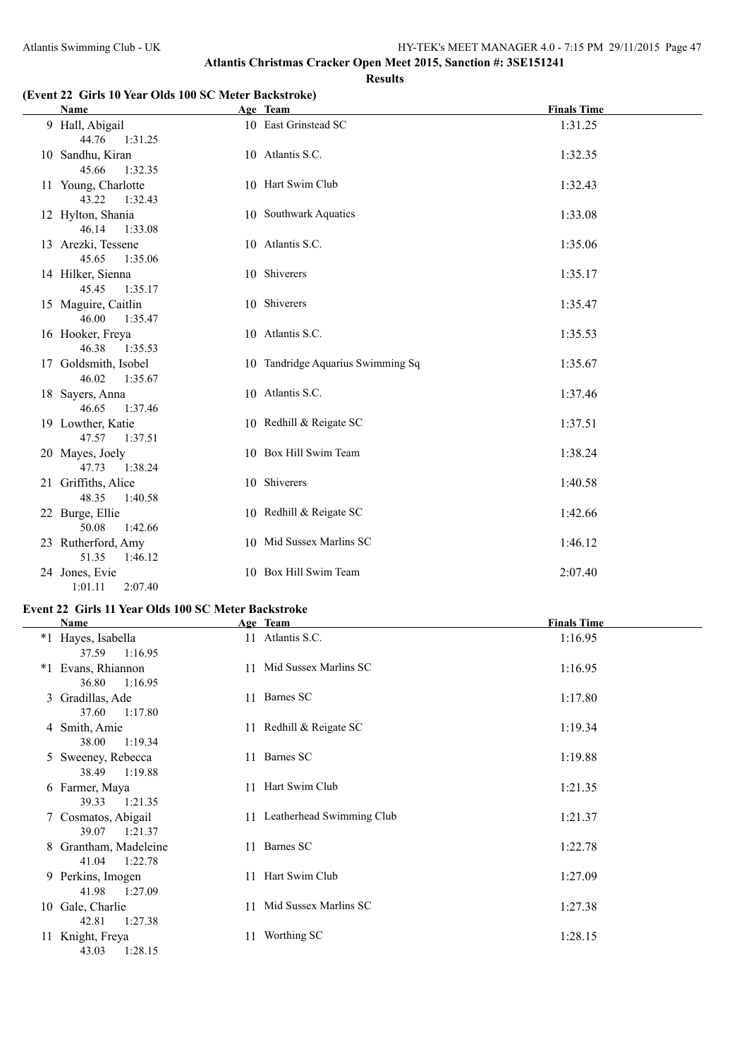## Atlantis Christmas Cracker Open Meet 2015, Sanction #: 3SE151241

### Results

#### (Event 22 Girls 10 Year Olds 100 SC Meter Backstroke)

| | Name | Age | Team | Finals Time |
|---|---|---|---|---|
| 9 | Hall, Abigail | 10 | East Grinstead SC | 1:31.25 |
| | 44.76 1:31.25 | | | |
| 10 | Sandhu, Kiran | 10 | Atlantis S.C. | 1:32.35 |
| | 45.66 1:32.35 | | | |
| 11 | Young, Charlotte | 10 | Hart Swim Club | 1:32.43 |
| | 43.22 1:32.43 | | | |
| 12 | Hylton, Shania | 10 | Southwark Aquatics | 1:33.08 |
| | 46.14 1:33.08 | | | |
| 13 | Arezki, Tessene | 10 | Atlantis S.C. | 1:35.06 |
| | 45.65 1:35.06 | | | |
| 14 | Hilker, Sienna | 10 | Shiverers | 1:35.17 |
| | 45.45 1:35.17 | | | |
| 15 | Maguire, Caitlin | 10 | Shiverers | 1:35.47 |
| | 46.00 1:35.47 | | | |
| 16 | Hooker, Freya | 10 | Atlantis S.C. | 1:35.53 |
| | 46.38 1:35.53 | | | |
| 17 | Goldsmith, Isobel | 10 | Tandridge Aquarius Swimming Sq | 1:35.67 |
| | 46.02 1:35.67 | | | |
| 18 | Sayers, Anna | 10 | Atlantis S.C. | 1:37.46 |
| | 46.65 1:37.46 | | | |
| 19 | Lowther, Katie | 10 | Redhill & Reigate SC | 1:37.51 |
| | 47.57 1:37.51 | | | |
| 20 | Mayes, Joely | 10 | Box Hill Swim Team | 1:38.24 |
| | 47.73 1:38.24 | | | |
| 21 | Griffiths, Alice | 10 | Shiverers | 1:40.58 |
| | 48.35 1:40.58 | | | |
| 22 | Burge, Ellie | 10 | Redhill & Reigate SC | 1:42.66 |
| | 50.08 1:42.66 | | | |
| 23 | Rutherford, Amy | 10 | Mid Sussex Marlins SC | 1:46.12 |
| | 51.35 1:46.12 | | | |
| 24 | Jones, Evie | 10 | Box Hill Swim Team | 2:07.40 |
| | 1:01.11 2:07.40 | | | |

#### Event 22 Girls 11 Year Olds 100 SC Meter Backstroke

| | Name | Age | Team | Finals Time |
|---|---|---|---|---|
| *1 | Hayes, Isabella | 11 | Atlantis S.C. | 1:16.95 |
| | 37.59 1:16.95 | | | |
| *1 | Evans, Rhiannon | 11 | Mid Sussex Marlins SC | 1:16.95 |
| | 36.80 1:16.95 | | | |
| 3 | Gradillas, Ade | 11 | Barnes SC | 1:17.80 |
| | 37.60 1:17.80 | | | |
| 4 | Smith, Amie | 11 | Redhill & Reigate SC | 1:19.34 |
| | 38.00 1:19.34 | | | |
| 5 | Sweeney, Rebecca | 11 | Barnes SC | 1:19.88 |
| | 38.49 1:19.88 | | | |
| 6 | Farmer, Maya | 11 | Hart Swim Club | 1:21.35 |
| | 39.33 1:21.35 | | | |
| 7 | Cosmatos, Abigail | 11 | Leatherhead Swimming Club | 1:21.37 |
| | 39.07 1:21.37 | | | |
| 8 | Grantham, Madeleine | 11 | Barnes SC | 1:22.78 |
| | 41.04 1:22.78 | | | |
| 9 | Perkins, Imogen | 11 | Hart Swim Club | 1:27.09 |
| | 41.98 1:27.09 | | | |
| 10 | Gale, Charlie | 11 | Mid Sussex Marlins SC | 1:27.38 |
| | 42.81 1:27.38 | | | |
| 11 | Knight, Freya | 11 | Worthing SC | 1:28.15 |
| | 43.03 1:28.15 | | | |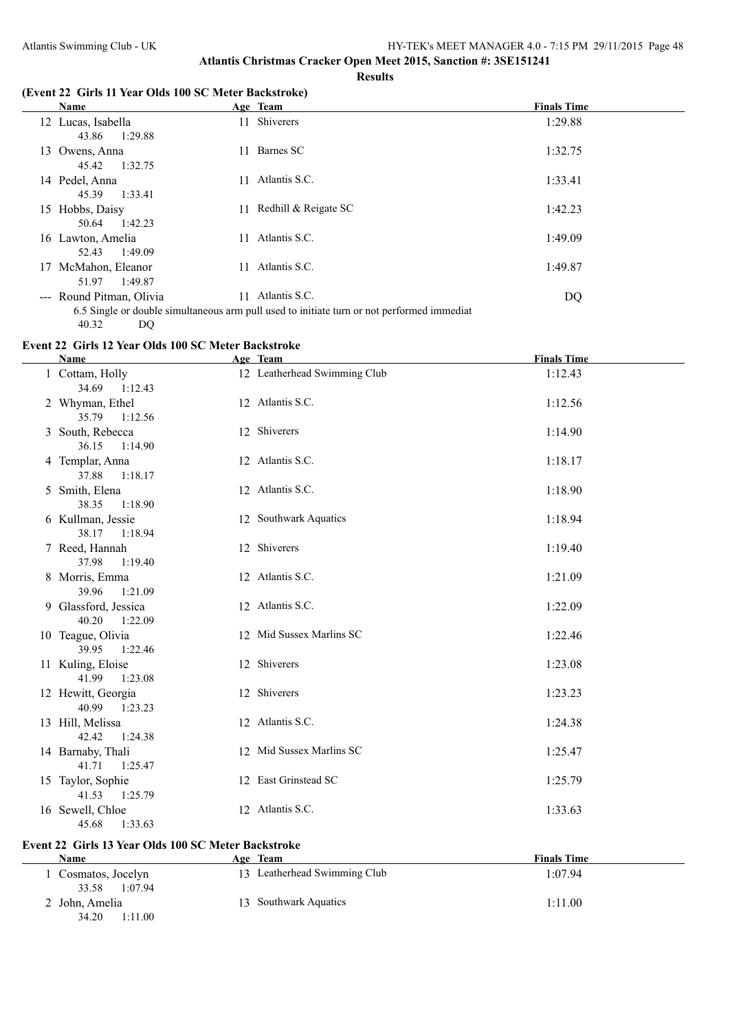**Atlantis Christmas Cracker Open Meet 2015, Sanction #: 3SE151241**

**Results**

### (Event 22 Girls 11 Year Olds 100 SC Meter Backstroke)

| | Name | Age | Team | Finals Time |
|---|---|---|---|---|
| 12 | Lucas, Isabella | 11 | Shiverers | 1:29.88 |
| | 43.86 1:29.88 | | | |
| 13 | Owens, Anna | 11 | Barnes SC | 1:32.75 |
| | 45.42 1:32.75 | | | |
| 14 | Pedel, Anna | 11 | Atlantis S.C. | 1:33.41 |
| | 45.39 1:33.41 | | | |
| 15 | Hobbs, Daisy | 11 | Redhill & Reigate SC | 1:42.23 |
| | 50.64 1:42.23 | | | |
| 16 | Lawton, Amelia | 11 | Atlantis S.C. | 1:49.09 |
| | 52.43 1:49.09 | | | |
| 17 | McMahon, Eleanor | 11 | Atlantis S.C. | 1:49.87 |
| | 51.97 1:49.87 | | | |
| --- | Round Pitman, Olivia | 11 | Atlantis S.C. | DQ |
| | 6.5 Single or double simultaneous arm pull used to initiate turn or not performed immediat | | | |
| | 40.32 DQ | | | |

### Event 22 Girls 12 Year Olds 100 SC Meter Backstroke

| | Name | Age | Team | Finals Time |
|---|---|---|---|---|
| 1 | Cottam, Holly | 12 | Leatherhead Swimming Club | 1:12.43 |
| | 34.69 1:12.43 | | | |
| 2 | Whyman, Ethel | 12 | Atlantis S.C. | 1:12.56 |
| | 35.79 1:12.56 | | | |
| 3 | South, Rebecca | 12 | Shiverers | 1:14.90 |
| | 36.15 1:14.90 | | | |
| 4 | Templar, Anna | 12 | Atlantis S.C. | 1:18.17 |
| | 37.88 1:18.17 | | | |
| 5 | Smith, Elena | 12 | Atlantis S.C. | 1:18.90 |
| | 38.35 1:18.90 | | | |
| 6 | Kullman, Jessie | 12 | Southwark Aquatics | 1:18.94 |
| | 38.17 1:18.94 | | | |
| 7 | Reed, Hannah | 12 | Shiverers | 1:19.40 |
| | 37.98 1:19.40 | | | |
| 8 | Morris, Emma | 12 | Atlantis S.C. | 1:21.09 |
| | 39.96 1:21.09 | | | |
| 9 | Glassford, Jessica | 12 | Atlantis S.C. | 1:22.09 |
| | 40.20 1:22.09 | | | |
| 10 | Teague, Olivia | 12 | Mid Sussex Marlins SC | 1:22.46 |
| | 39.95 1:22.46 | | | |
| 11 | Kuling, Eloise | 12 | Shiverers | 1:23.08 |
| | 41.99 1:23.08 | | | |
| 12 | Hewitt, Georgia | 12 | Shiverers | 1:23.23 |
| | 40.99 1:23.23 | | | |
| 13 | Hill, Melissa | 12 | Atlantis S.C. | 1:24.38 |
| | 42.42 1:24.38 | | | |
| 14 | Barnaby, Thali | 12 | Mid Sussex Marlins SC | 1:25.47 |
| | 41.71 1:25.47 | | | |
| 15 | Taylor, Sophie | 12 | East Grinstead SC | 1:25.79 |
| | 41.53 1:25.79 | | | |
| 16 | Sewell, Chloe | 12 | Atlantis S.C. | 1:33.63 |
| | 45.68 1:33.63 | | | |

### Event 22 Girls 13 Year Olds 100 SC Meter Backstroke

| | Name | Age | Team | Finals Time |
|---|---|---|---|---|
| 1 | Cosmatos, Jocelyn | 13 | Leatherhead Swimming Club | 1:07.94 |
| | 33.58 1:07.94 | | | |
| 2 | John, Amelia | 13 | Southwark Aquatics | 1:11.00 |
| | 34.20 1:11.00 | | | |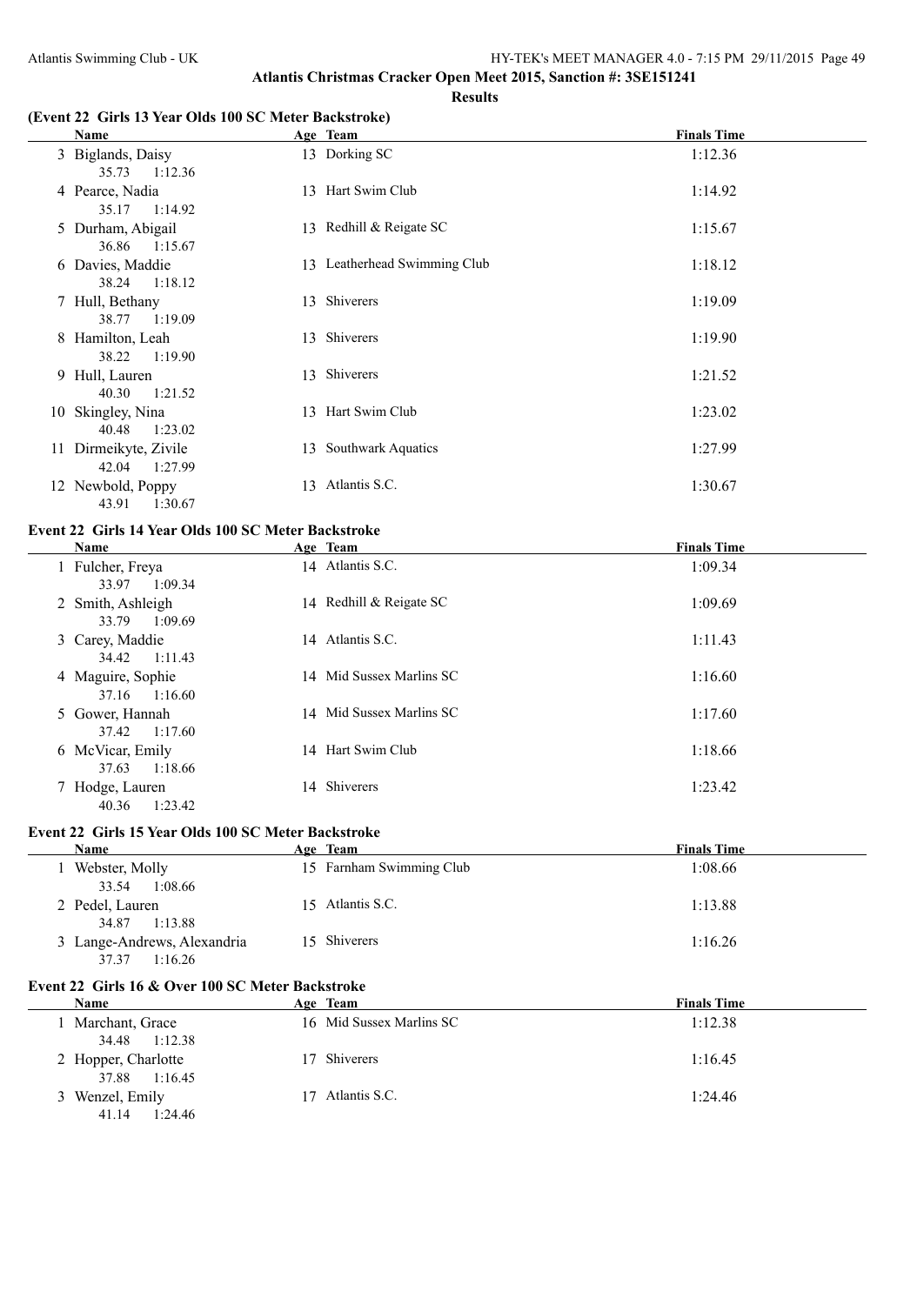**Atlantis Christmas Cracker Open Meet 2015, Sanction #: 3SE151241**

**Results**

### (Event 22 Girls 13 Year Olds 100 SC Meter Backstroke)

| | Name | Age | Team | Finals Time |
|---|---|---|---|---|
| 3 | Biglands, Daisy | 13 | Dorking SC | 1:12.36 |
| | 35.73 1:12.36 | | | |
| 4 | Pearce, Nadia | 13 | Hart Swim Club | 1:14.92 |
| | 35.17 1:14.92 | | | |
| 5 | Durham, Abigail | 13 | Redhill & Reigate SC | 1:15.67 |
| | 36.86 1:15.67 | | | |
| 6 | Davies, Maddie | 13 | Leatherhead Swimming Club | 1:18.12 |
| | 38.24 1:18.12 | | | |
| 7 | Hull, Bethany | 13 | Shiverers | 1:19.09 |
| | 38.77 1:19.09 | | | |
| 8 | Hamilton, Leah | 13 | Shiverers | 1:19.90 |
| | 38.22 1:19.90 | | | |
| 9 | Hull, Lauren | 13 | Shiverers | 1:21.52 |
| | 40.30 1:21.52 | | | |
| 10 | Skingley, Nina | 13 | Hart Swim Club | 1:23.02 |
| | 40.48 1:23.02 | | | |
| 11 | Dirmeikyte, Zivile | 13 | Southwark Aquatics | 1:27.99 |
| | 42.04 1:27.99 | | | |
| 12 | Newbold, Poppy | 13 | Atlantis S.C. | 1:30.67 |
| | 43.91 1:30.67 | | | |

### Event 22 Girls 14 Year Olds 100 SC Meter Backstroke

| | Name | Age | Team | Finals Time |
|---|---|---|---|---|
| 1 | Fulcher, Freya | 14 | Atlantis S.C. | 1:09.34 |
| | 33.97 1:09.34 | | | |
| 2 | Smith, Ashleigh | 14 | Redhill & Reigate SC | 1:09.69 |
| | 33.79 1:09.69 | | | |
| 3 | Carey, Maddie | 14 | Atlantis S.C. | 1:11.43 |
| | 34.42 1:11.43 | | | |
| 4 | Maguire, Sophie | 14 | Mid Sussex Marlins SC | 1:16.60 |
| | 37.16 1:16.60 | | | |
| 5 | Gower, Hannah | 14 | Mid Sussex Marlins SC | 1:17.60 |
| | 37.42 1:17.60 | | | |
| 6 | McVicar, Emily | 14 | Hart Swim Club | 1:18.66 |
| | 37.63 1:18.66 | | | |
| 7 | Hodge, Lauren | 14 | Shiverers | 1:23.42 |
| | 40.36 1:23.42 | | | |

### Event 22 Girls 15 Year Olds 100 SC Meter Backstroke

| | Name | Age | Team | Finals Time |
|---|---|---|---|---|
| 1 | Webster, Molly | 15 | Farnham Swimming Club | 1:08.66 |
| | 33.54 1:08.66 | | | |
| 2 | Pedel, Lauren | 15 | Atlantis S.C. | 1:13.88 |
| | 34.87 1:13.88 | | | |
| 3 | Lange-Andrews, Alexandria | 15 | Shiverers | 1:16.26 |
| | 37.37 1:16.26 | | | |

### Event 22 Girls 16 & Over 100 SC Meter Backstroke

| | Name | Age | Team | Finals Time |
|---|---|---|---|---|
| 1 | Marchant, Grace | 16 | Mid Sussex Marlins SC | 1:12.38 |
| | 34.48 1:12.38 | | | |
| 2 | Hopper, Charlotte | 17 | Shiverers | 1:16.45 |
| | 37.88 1:16.45 | | | |
| 3 | Wenzel, Emily | 17 | Atlantis S.C. | 1:24.46 |
| | 41.14 1:24.46 | | | |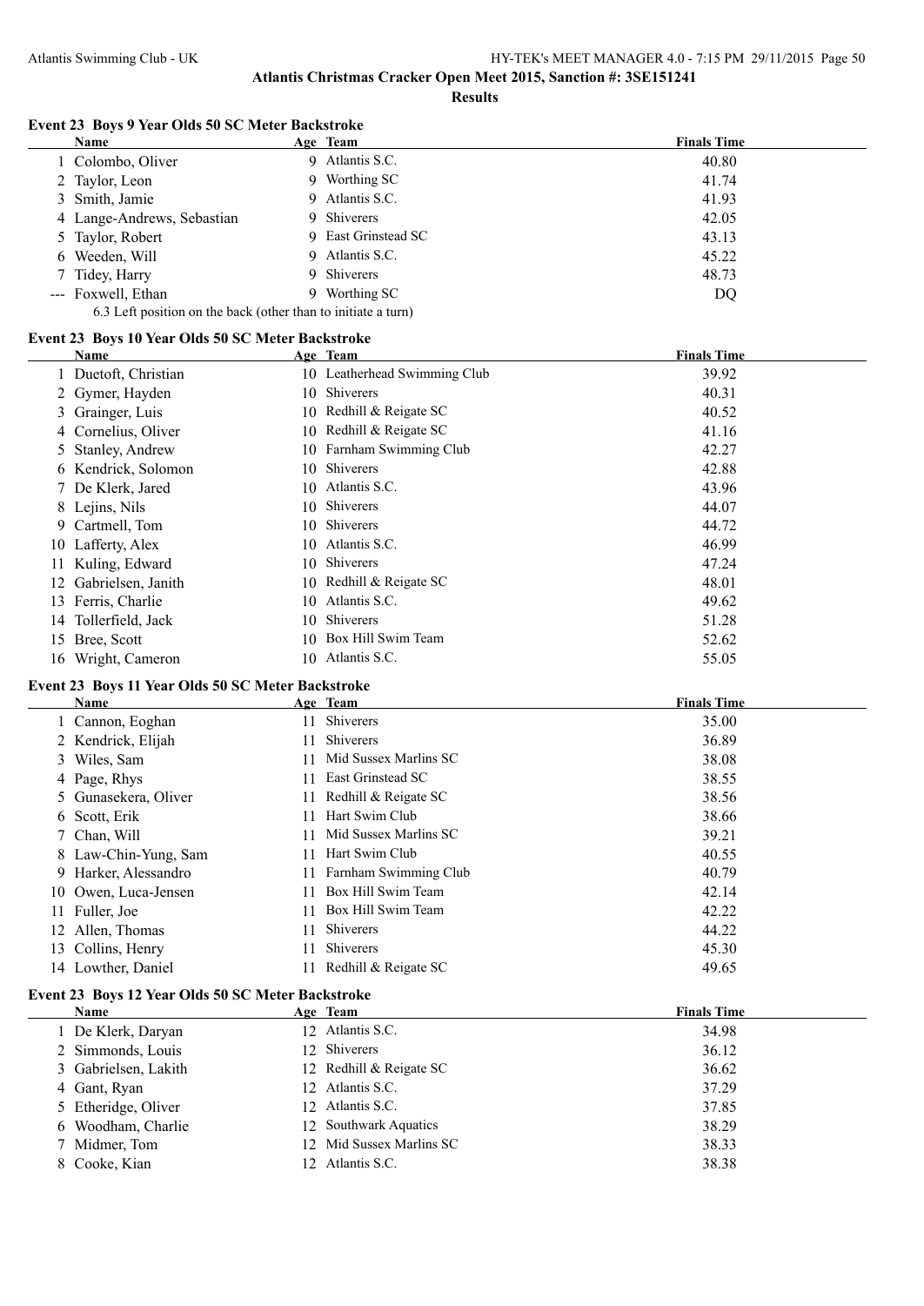# Atlantis Christmas Cracker Open Meet 2015, Sanction #: 3SE151241

## Results

### Event 23 Boys 9 Year Olds 50 SC Meter Backstroke

| | Name | Age | Team | Finals Time |
|---|---|---|---|---|
| 1 | Colombo, Oliver | 9 | Atlantis S.C. | 40.80 |
| 2 | Taylor, Leon | 9 | Worthing SC | 41.74 |
| 3 | Smith, Jamie | 9 | Atlantis S.C. | 41.93 |
| 4 | Lange-Andrews, Sebastian | 9 | Shiverers | 42.05 |
| 5 | Taylor, Robert | 9 | East Grinstead SC | 43.13 |
| 6 | Weeden, Will | 9 | Atlantis S.C. | 45.22 |
| 7 | Tidey, Harry | 9 | Shiverers | 48.73 |
| --- | Foxwell, Ethan | 9 | Worthing SC | DQ |

6.3 Left position on the back (other than to initiate a turn)

### Event 23 Boys 10 Year Olds 50 SC Meter Backstroke

| | Name | Age | Team | Finals Time |
|---|---|---|---|---|
| 1 | Duetoft, Christian | 10 | Leatherhead Swimming Club | 39.92 |
| 2 | Gymer, Hayden | 10 | Shiverers | 40.31 |
| 3 | Grainger, Luis | 10 | Redhill & Reigate SC | 40.52 |
| 4 | Cornelius, Oliver | 10 | Redhill & Reigate SC | 41.16 |
| 5 | Stanley, Andrew | 10 | Farnham Swimming Club | 42.27 |
| 6 | Kendrick, Solomon | 10 | Shiverers | 42.88 |
| 7 | De Klerk, Jared | 10 | Atlantis S.C. | 43.96 |
| 8 | Lejins, Nils | 10 | Shiverers | 44.07 |
| 9 | Cartmell, Tom | 10 | Shiverers | 44.72 |
| 10 | Lafferty, Alex | 10 | Atlantis S.C. | 46.99 |
| 11 | Kuling, Edward | 10 | Shiverers | 47.24 |
| 12 | Gabrielsen, Janith | 10 | Redhill & Reigate SC | 48.01 |
| 13 | Ferris, Charlie | 10 | Atlantis S.C. | 49.62 |
| 14 | Tollerfield, Jack | 10 | Shiverers | 51.28 |
| 15 | Bree, Scott | 10 | Box Hill Swim Team | 52.62 |
| 16 | Wright, Cameron | 10 | Atlantis S.C. | 55.05 |

### Event 23 Boys 11 Year Olds 50 SC Meter Backstroke

| | Name | Age | Team | Finals Time |
|---|---|---|---|---|
| 1 | Cannon, Eoghan | 11 | Shiverers | 35.00 |
| 2 | Kendrick, Elijah | 11 | Shiverers | 36.89 |
| 3 | Wiles, Sam | 11 | Mid Sussex Marlins SC | 38.08 |
| 4 | Page, Rhys | 11 | East Grinstead SC | 38.55 |
| 5 | Gunasekera, Oliver | 11 | Redhill & Reigate SC | 38.56 |
| 6 | Scott, Erik | 11 | Hart Swim Club | 38.66 |
| 7 | Chan, Will | 11 | Mid Sussex Marlins SC | 39.21 |
| 8 | Law-Chin-Yung, Sam | 11 | Hart Swim Club | 40.55 |
| 9 | Harker, Alessandro | 11 | Farnham Swimming Club | 40.79 |
| 10 | Owen, Luca-Jensen | 11 | Box Hill Swim Team | 42.14 |
| 11 | Fuller, Joe | 11 | Box Hill Swim Team | 42.22 |
| 12 | Allen, Thomas | 11 | Shiverers | 44.22 |
| 13 | Collins, Henry | 11 | Shiverers | 45.30 |
| 14 | Lowther, Daniel | 11 | Redhill & Reigate SC | 49.65 |

### Event 23 Boys 12 Year Olds 50 SC Meter Backstroke

| | Name | Age | Team | Finals Time |
|---|---|---|---|---|
| 1 | De Klerk, Daryan | 12 | Atlantis S.C. | 34.98 |
| 2 | Simmonds, Louis | 12 | Shiverers | 36.12 |
| 3 | Gabrielsen, Lakith | 12 | Redhill & Reigate SC | 36.62 |
| 4 | Gant, Ryan | 12 | Atlantis S.C. | 37.29 |
| 5 | Etheridge, Oliver | 12 | Atlantis S.C. | 37.85 |
| 6 | Woodham, Charlie | 12 | Southwark Aquatics | 38.29 |
| 7 | Midmer, Tom | 12 | Mid Sussex Marlins SC | 38.33 |
| 8 | Cooke, Kian | 12 | Atlantis S.C. | 38.38 |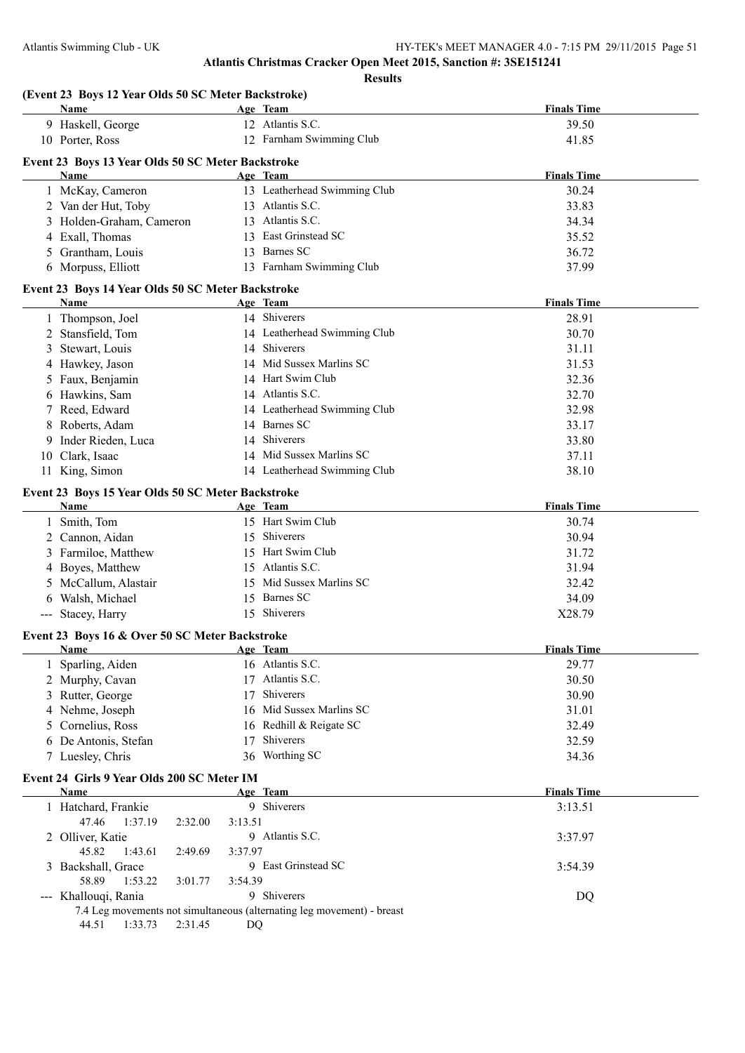## Atlantis Christmas Cracker Open Meet 2015, Sanction #: 3SE151241

### Results

**(Event 23 Boys 12 Year Olds 50 SC Meter Backstroke)**

| | Name | Age | Team | Finals Time |
|---|---|---|---|---|
| 9 | Haskell, George | 12 | Atlantis S.C. | 39.50 |
| 10 | Porter, Ross | 12 | Farnham Swimming Club | 41.85 |

**Event 23 Boys 13 Year Olds 50 SC Meter Backstroke**

| | Name | Age | Team | Finals Time |
|---|---|---|---|---|
| 1 | McKay, Cameron | 13 | Leatherhead Swimming Club | 30.24 |
| 2 | Van der Hut, Toby | 13 | Atlantis S.C. | 33.83 |
| 3 | Holden-Graham, Cameron | 13 | Atlantis S.C. | 34.34 |
| 4 | Exall, Thomas | 13 | East Grinstead SC | 35.52 |
| 5 | Grantham, Louis | 13 | Barnes SC | 36.72 |
| 6 | Morpuss, Elliott | 13 | Farnham Swimming Club | 37.99 |

**Event 23 Boys 14 Year Olds 50 SC Meter Backstroke**

| | Name | Age | Team | Finals Time |
|---|---|---|---|---|
| 1 | Thompson, Joel | 14 | Shiverers | 28.91 |
| 2 | Stansfield, Tom | 14 | Leatherhead Swimming Club | 30.70 |
| 3 | Stewart, Louis | 14 | Shiverers | 31.11 |
| 4 | Hawkey, Jason | 14 | Mid Sussex Marlins SC | 31.53 |
| 5 | Faux, Benjamin | 14 | Hart Swim Club | 32.36 |
| 6 | Hawkins, Sam | 14 | Atlantis S.C. | 32.70 |
| 7 | Reed, Edward | 14 | Leatherhead Swimming Club | 32.98 |
| 8 | Roberts, Adam | 14 | Barnes SC | 33.17 |
| 9 | Inder Rieden, Luca | 14 | Shiverers | 33.80 |
| 10 | Clark, Isaac | 14 | Mid Sussex Marlins SC | 37.11 |
| 11 | King, Simon | 14 | Leatherhead Swimming Club | 38.10 |

**Event 23 Boys 15 Year Olds 50 SC Meter Backstroke**

| | Name | Age | Team | Finals Time |
|---|---|---|---|---|
| 1 | Smith, Tom | 15 | Hart Swim Club | 30.74 |
| 2 | Cannon, Aidan | 15 | Shiverers | 30.94 |
| 3 | Farmiloe, Matthew | 15 | Hart Swim Club | 31.72 |
| 4 | Boyes, Matthew | 15 | Atlantis S.C. | 31.94 |
| 5 | McCallum, Alastair | 15 | Mid Sussex Marlins SC | 32.42 |
| 6 | Walsh, Michael | 15 | Barnes SC | 34.09 |
| --- | Stacey, Harry | 15 | Shiverers | X28.79 |

**Event 23 Boys 16 & Over 50 SC Meter Backstroke**

| | Name | Age | Team | Finals Time |
|---|---|---|---|---|
| 1 | Sparling, Aiden | 16 | Atlantis S.C. | 29.77 |
| 2 | Murphy, Cavan | 17 | Atlantis S.C. | 30.50 |
| 3 | Rutter, George | 17 | Shiverers | 30.90 |
| 4 | Nehme, Joseph | 16 | Mid Sussex Marlins SC | 31.01 |
| 5 | Cornelius, Ross | 16 | Redhill & Reigate SC | 32.49 |
| 6 | De Antonis, Stefan | 17 | Shiverers | 32.59 |
| 7 | Luesley, Chris | 36 | Worthing SC | 34.36 |

**Event 24 Girls 9 Year Olds 200 SC Meter IM**

| | Name | Age | Team | Finals Time |
|---|---|---|---|---|
| 1 | Hatchard, Frankie | 9 | Shiverers | 3:13.51 |
| | 47.46 1:37.19 2:32.00 3:13.51 | | | |
| 2 | Olliver, Katie | 9 | Atlantis S.C. | 3:37.97 |
| | 45.82 1:43.61 2:49.69 3:37.97 | | | |
| 3 | Backshall, Grace | 9 | East Grinstead SC | 3:54.39 |
| | 58.89 1:53.22 3:01.77 3:54.39 | | | |
| --- | Khallouqi, Rania | 9 | Shiverers | DQ |
| | 7.4 Leg movements not simultaneous (alternating leg movement) - breast | | | |
| | 44.51 1:33.73 2:31.45 DQ | | | |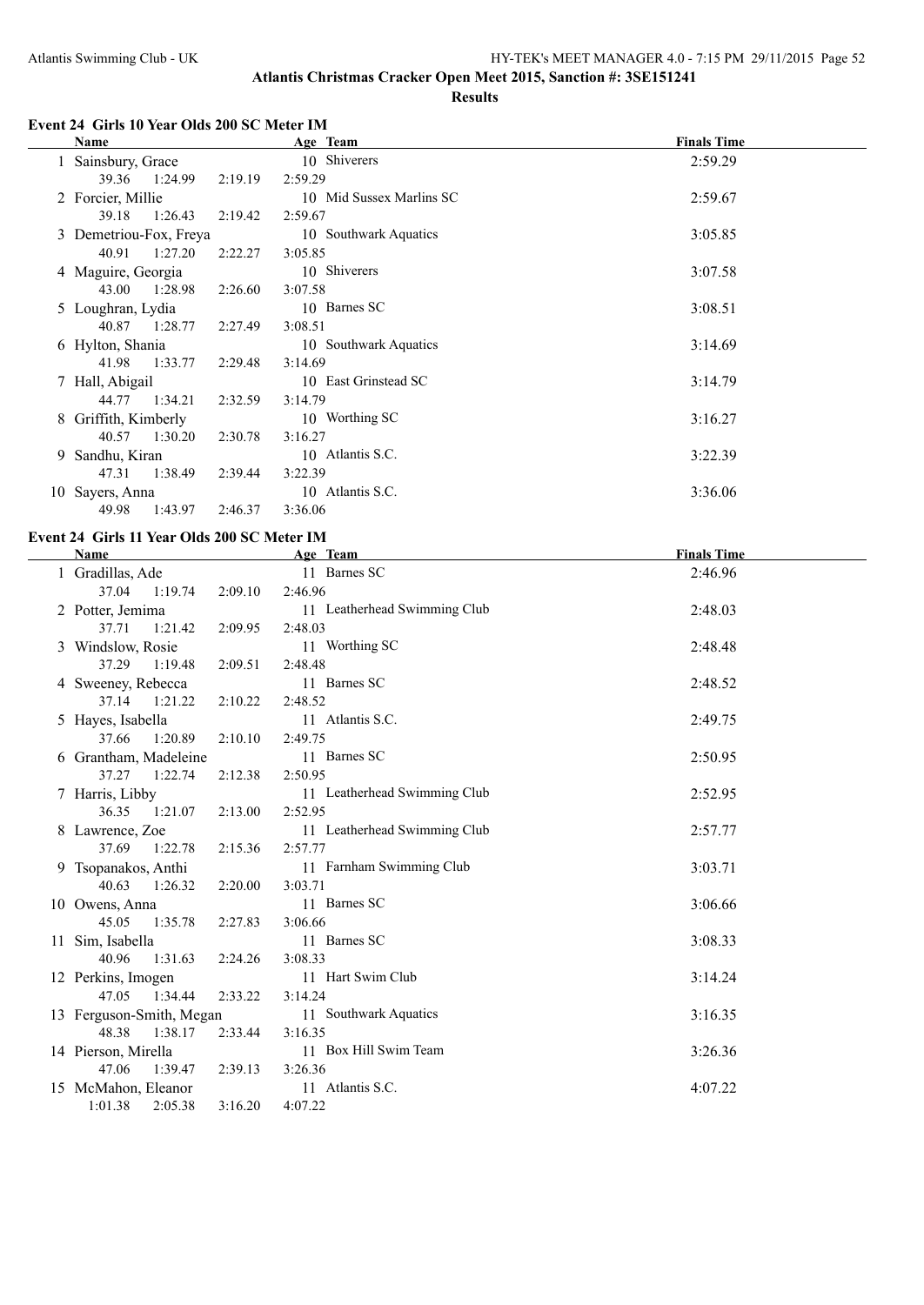Atlantis Swimming Club - UK HY-TEK's MEET MANAGER 4.0 - 7:15 PM 29/11/2015

## Atlantis Christmas Cracker Open Meet 2015, Sanction #: 3SE151241

### Results

#### Event 24 Girls 10 Year Olds 200 SC Meter IM

| Name | Age | Team | Finals Time |
|---|---|---|---|
| 1 Sainsbury, Grace | 10 | Shiverers | 2:59.29 |
| 39.36 1:24.99 2:19.19 2:59.29 | | | |
| 2 Forcier, Millie | 10 | Mid Sussex Marlins SC | 2:59.67 |
| 39.18 1:26.43 2:19.42 2:59.67 | | | |
| 3 Demetriou-Fox, Freya | 10 | Southwark Aquatics | 3:05.85 |
| 40.91 1:27.20 2:22.27 3:05.85 | | | |
| 4 Maguire, Georgia | 10 | Shiverers | 3:07.58 |
| 43.00 1:28.98 2:26.60 3:07.58 | | | |
| 5 Loughran, Lydia | 10 | Barnes SC | 3:08.51 |
| 40.87 1:28.77 2:27.49 3:08.51 | | | |
| 6 Hylton, Shania | 10 | Southwark Aquatics | 3:14.69 |
| 41.98 1:33.77 2:29.48 3:14.69 | | | |
| 7 Hall, Abigail | 10 | East Grinstead SC | 3:14.79 |
| 44.77 1:34.21 2:32.59 3:14.79 | | | |
| 8 Griffith, Kimberly | 10 | Worthing SC | 3:16.27 |
| 40.57 1:30.20 2:30.78 3:16.27 | | | |
| 9 Sandhu, Kiran | 10 | Atlantis S.C. | 3:22.39 |
| 47.31 1:38.49 2:39.44 3:22.39 | | | |
| 10 Sayers, Anna | 10 | Atlantis S.C. | 3:36.06 |
| 49.98 1:43.97 2:46.37 3:36.06 | | | |

#### Event 24 Girls 11 Year Olds 200 SC Meter IM

| Name | Age | Team | Finals Time |
|---|---|---|---|
| 1 Gradillas, Ade | 11 | Barnes SC | 2:46.96 |
| 37.04 1:19.74 2:09.10 2:46.96 | | | |
| 2 Potter, Jemima | 11 | Leatherhead Swimming Club | 2:48.03 |
| 37.71 1:21.42 2:09.95 2:48.03 | | | |
| 3 Windslow, Rosie | 11 | Worthing SC | 2:48.48 |
| 37.29 1:19.48 2:09.51 2:48.48 | | | |
| 4 Sweeney, Rebecca | 11 | Barnes SC | 2:48.52 |
| 37.14 1:21.22 2:10.22 2:48.52 | | | |
| 5 Hayes, Isabella | 11 | Atlantis S.C. | 2:49.75 |
| 37.66 1:20.89 2:10.10 2:49.75 | | | |
| 6 Grantham, Madeleine | 11 | Barnes SC | 2:50.95 |
| 37.27 1:22.74 2:12.38 2:50.95 | | | |
| 7 Harris, Libby | 11 | Leatherhead Swimming Club | 2:52.95 |
| 36.35 1:21.07 2:13.00 2:52.95 | | | |
| 8 Lawrence, Zoe | 11 | Leatherhead Swimming Club | 2:57.77 |
| 37.69 1:22.78 2:15.36 2:57.77 | | | |
| 9 Tsopanakos, Anthi | 11 | Farnham Swimming Club | 3:03.71 |
| 40.63 1:26.32 2:20.00 3:03.71 | | | |
| 10 Owens, Anna | 11 | Barnes SC | 3:06.66 |
| 45.05 1:35.78 2:27.83 3:06.66 | | | |
| 11 Sim, Isabella | 11 | Barnes SC | 3:08.33 |
| 40.96 1:31.63 2:24.26 3:08.33 | | | |
| 12 Perkins, Imogen | 11 | Hart Swim Club | 3:14.24 |
| 47.05 1:34.44 2:33.22 3:14.24 | | | |
| 13 Ferguson-Smith, Megan | 11 | Southwark Aquatics | 3:16.35 |
| 48.38 1:38.17 2:33.44 3:16.35 | | | |
| 14 Pierson, Mirella | 11 | Box Hill Swim Team | 3:26.36 |
| 47.06 1:39.47 2:39.13 3:26.36 | | | |
| 15 McMahon, Eleanor | 11 | Atlantis S.C. | 4:07.22 |
| 1:01.38 2:05.38 3:16.20 4:07.22 | | | |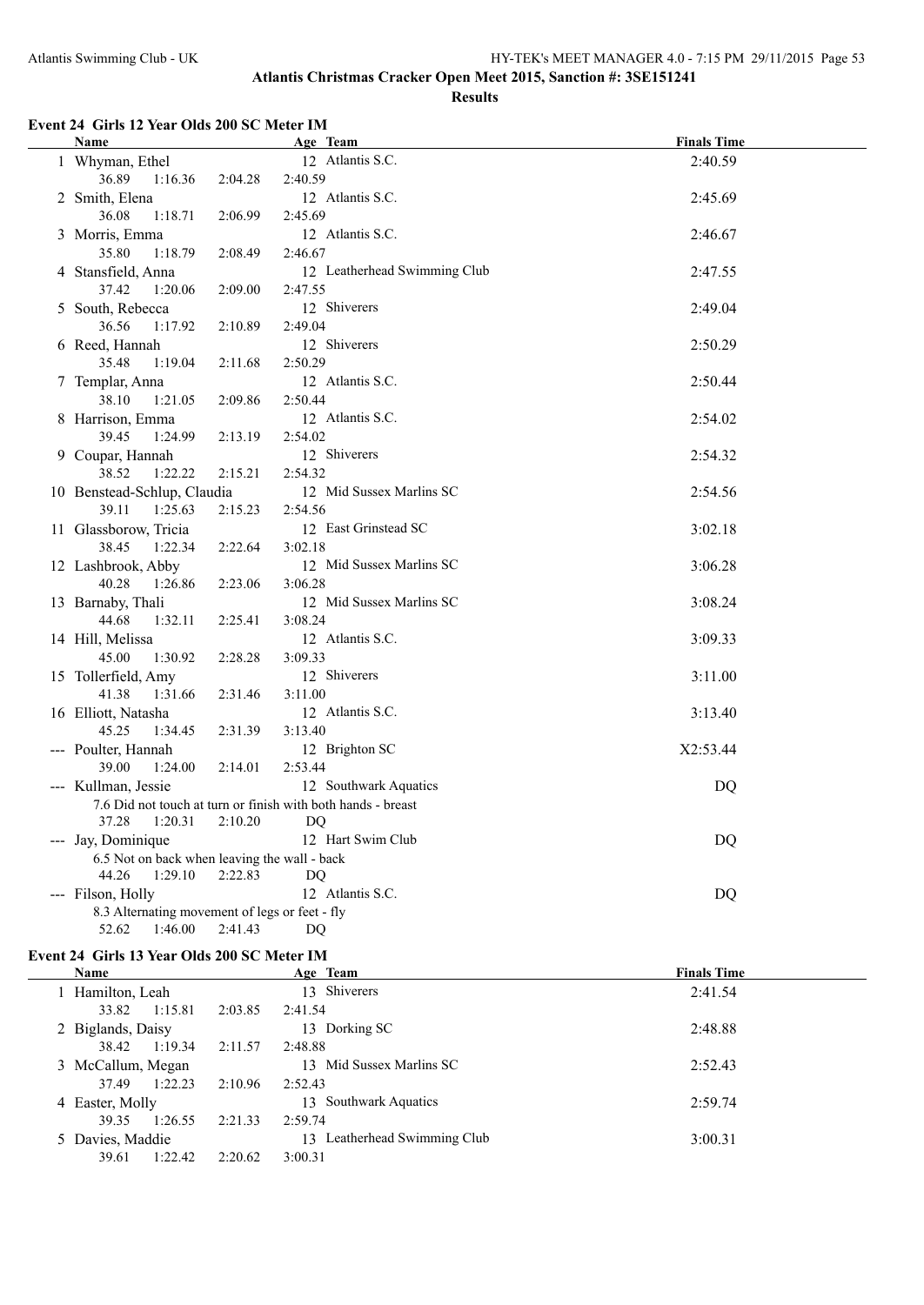# Atlantis Christmas Cracker Open Meet 2015, Sanction #: 3SE151241

## Results

### Event 24 Girls 12 Year Olds 200 SC Meter IM

| | Name | Age | Team | Finals Time |
|---|---|---|---|---|
| 1 | Whyman, Ethel | 12 | Atlantis S.C. | 2:40.59 |
| | 36.89 1:16.36 2:04.28 2:40.59 | | | |
| 2 | Smith, Elena | 12 | Atlantis S.C. | 2:45.69 |
| | 36.08 1:18.71 2:06.99 2:45.69 | | | |
| 3 | Morris, Emma | 12 | Atlantis S.C. | 2:46.67 |
| | 35.80 1:18.79 2:08.49 2:46.67 | | | |
| 4 | Stansfield, Anna | 12 | Leatherhead Swimming Club | 2:47.55 |
| | 37.42 1:20.06 2:09.00 2:47.55 | | | |
| 5 | South, Rebecca | 12 | Shiverers | 2:49.04 |
| | 36.56 1:17.92 2:10.89 2:49.04 | | | |
| 6 | Reed, Hannah | 12 | Shiverers | 2:50.29 |
| | 35.48 1:19.04 2:11.68 2:50.29 | | | |
| 7 | Templar, Anna | 12 | Atlantis S.C. | 2:50.44 |
| | 38.10 1:21.05 2:09.86 2:50.44 | | | |
| 8 | Harrison, Emma | 12 | Atlantis S.C. | 2:54.02 |
| | 39.45 1:24.99 2:13.19 2:54.02 | | | |
| 9 | Coupar, Hannah | 12 | Shiverers | 2:54.32 |
| | 38.52 1:22.22 2:15.21 2:54.32 | | | |
| 10 | Benstead-Schlup, Claudia | 12 | Mid Sussex Marlins SC | 2:54.56 |
| | 39.11 1:25.63 2:15.23 2:54.56 | | | |
| 11 | Glassborow, Tricia | 12 | East Grinstead SC | 3:02.18 |
| | 38.45 1:22.34 2:22.64 3:02.18 | | | |
| 12 | Lashbrook, Abby | 12 | Mid Sussex Marlins SC | 3:06.28 |
| | 40.28 1:26.86 2:23.06 3:06.28 | | | |
| 13 | Barnaby, Thali | 12 | Mid Sussex Marlins SC | 3:08.24 |
| | 44.68 1:32.11 2:25.41 3:08.24 | | | |
| 14 | Hill, Melissa | 12 | Atlantis S.C. | 3:09.33 |
| | 45.00 1:30.92 2:28.28 3:09.33 | | | |
| 15 | Tollerfield, Amy | 12 | Shiverers | 3:11.00 |
| | 41.38 1:31.66 2:31.46 3:11.00 | | | |
| 16 | Elliott, Natasha | 12 | Atlantis S.C. | 3:13.40 |
| | 45.25 1:34.45 2:31.39 3:13.40 | | | |
| --- | Poulter, Hannah | 12 | Brighton SC | X2:53.44 |
| | 39.00 1:24.00 2:14.01 2:53.44 | | | |
| --- | Kullman, Jessie | 12 | Southwark Aquatics | DQ |
| | 7.6 Did not touch at turn or finish with both hands - breast | | | |
| | 37.28 1:20.31 2:10.20 DQ | | | |
| --- | Jay, Dominique | 12 | Hart Swim Club | DQ |
| | 6.5 Not on back when leaving the wall - back | | | |
| | 44.26 1:29.10 2:22.83 DQ | | | |
| --- | Filson, Holly | 12 | Atlantis S.C. | DQ |
| | 8.3 Alternating movement of legs or feet - fly | | | |
| | 52.62 1:46.00 2:41.43 DQ | | | |

### Event 24 Girls 13 Year Olds 200 SC Meter IM

| | Name | Age | Team | Finals Time |
|---|---|---|---|---|
| 1 | Hamilton, Leah | 13 | Shiverers | 2:41.54 |
| | 33.82 1:15.81 2:03.85 2:41.54 | | | |
| 2 | Biglands, Daisy | 13 | Dorking SC | 2:48.88 |
| | 38.42 1:19.34 2:11.57 2:48.88 | | | |
| 3 | McCallum, Megan | 13 | Mid Sussex Marlins SC | 2:52.43 |
| | 37.49 1:22.23 2:10.96 2:52.43 | | | |
| 4 | Easter, Molly | 13 | Southwark Aquatics | 2:59.74 |
| | 39.35 1:26.55 2:21.33 2:59.74 | | | |
| 5 | Davies, Maddie | 13 | Leatherhead Swimming Club | 3:00.31 |
| | 39.61 1:22.42 2:20.62 3:00.31 | | | |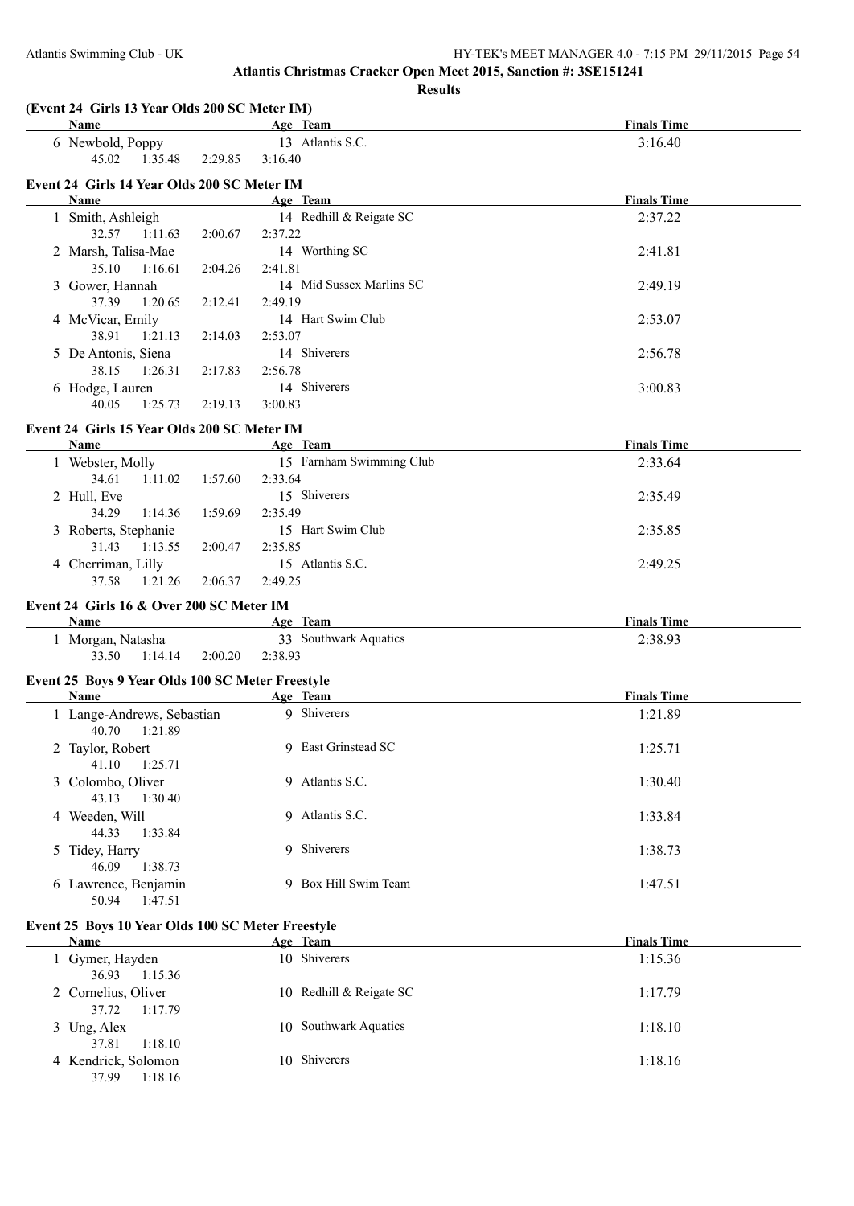**Atlantis Christmas Cracker Open Meet 2015, Sanction #: 3SE151241**

**Results**

### (Event 24 Girls 13 Year Olds 200 SC Meter IM)

| Name | Age | Team | Finals Time |
|---|---|---|---|
| 6 Newbold, Poppy | 13 | Atlantis S.C. | 3:16.40 |
| 45.02 1:35.48 2:29.85 3:16.40 | | | |

### Event 24 Girls 14 Year Olds 200 SC Meter IM

| Name | Age | Team | Finals Time |
|---|---|---|---|
| 1 Smith, Ashleigh | 14 | Redhill & Reigate SC | 2:37.22 |
| 32.57 1:11.63 2:00.67 2:37.22 | | | |
| 2 Marsh, Talisa-Mae | 14 | Worthing SC | 2:41.81 |
| 35.10 1:16.61 2:04.26 2:41.81 | | | |
| 3 Gower, Hannah | 14 | Mid Sussex Marlins SC | 2:49.19 |
| 37.39 1:20.65 2:12.41 2:49.19 | | | |
| 4 McVicar, Emily | 14 | Hart Swim Club | 2:53.07 |
| 38.91 1:21.13 2:14.03 2:53.07 | | | |
| 5 De Antonis, Siena | 14 | Shiverers | 2:56.78 |
| 38.15 1:26.31 2:17.83 2:56.78 | | | |
| 6 Hodge, Lauren | 14 | Shiverers | 3:00.83 |
| 40.05 1:25.73 2:19.13 3:00.83 | | | |

### Event 24 Girls 15 Year Olds 200 SC Meter IM

| Name | Age | Team | Finals Time |
|---|---|---|---|
| 1 Webster, Molly | 15 | Farnham Swimming Club | 2:33.64 |
| 34.61 1:11.02 1:57.60 2:33.64 | | | |
| 2 Hull, Eve | 15 | Shiverers | 2:35.49 |
| 34.29 1:14.36 1:59.69 2:35.49 | | | |
| 3 Roberts, Stephanie | 15 | Hart Swim Club | 2:35.85 |
| 31.43 1:13.55 2:00.47 2:35.85 | | | |
| 4 Cherriman, Lilly | 15 | Atlantis S.C. | 2:49.25 |
| 37.58 1:21.26 2:06.37 2:49.25 | | | |

### Event 24 Girls 16 & Over 200 SC Meter IM

| Name | Age | Team | Finals Time |
|---|---|---|---|
| 1 Morgan, Natasha | 33 | Southwark Aquatics | 2:38.93 |
| 33.50 1:14.14 2:00.20 2:38.93 | | | |

### Event 25 Boys 9 Year Olds 100 SC Meter Freestyle

| Name | Age | Team | Finals Time |
|---|---|---|---|
| 1 Lange-Andrews, Sebastian | 9 | Shiverers | 1:21.89 |
| 40.70 1:21.89 | | | |
| 2 Taylor, Robert | 9 | East Grinstead SC | 1:25.71 |
| 41.10 1:25.71 | | | |
| 3 Colombo, Oliver | 9 | Atlantis S.C. | 1:30.40 |
| 43.13 1:30.40 | | | |
| 4 Weeden, Will | 9 | Atlantis S.C. | 1:33.84 |
| 44.33 1:33.84 | | | |
| 5 Tidey, Harry | 9 | Shiverers | 1:38.73 |
| 46.09 1:38.73 | | | |
| 6 Lawrence, Benjamin | 9 | Box Hill Swim Team | 1:47.51 |
| 50.94 1:47.51 | | | |

### Event 25 Boys 10 Year Olds 100 SC Meter Freestyle

| Name | Age | Team | Finals Time |
|---|---|---|---|
| 1 Gymer, Hayden | 10 | Shiverers | 1:15.36 |
| 36.93 1:15.36 | | | |
| 2 Cornelius, Oliver | 10 | Redhill & Reigate SC | 1:17.79 |
| 37.72 1:17.79 | | | |
| 3 Ung, Alex | 10 | Southwark Aquatics | 1:18.10 |
| 37.81 1:18.10 | | | |
| 4 Kendrick, Solomon | 10 | Shiverers | 1:18.16 |
| 37.99 1:18.16 | | | |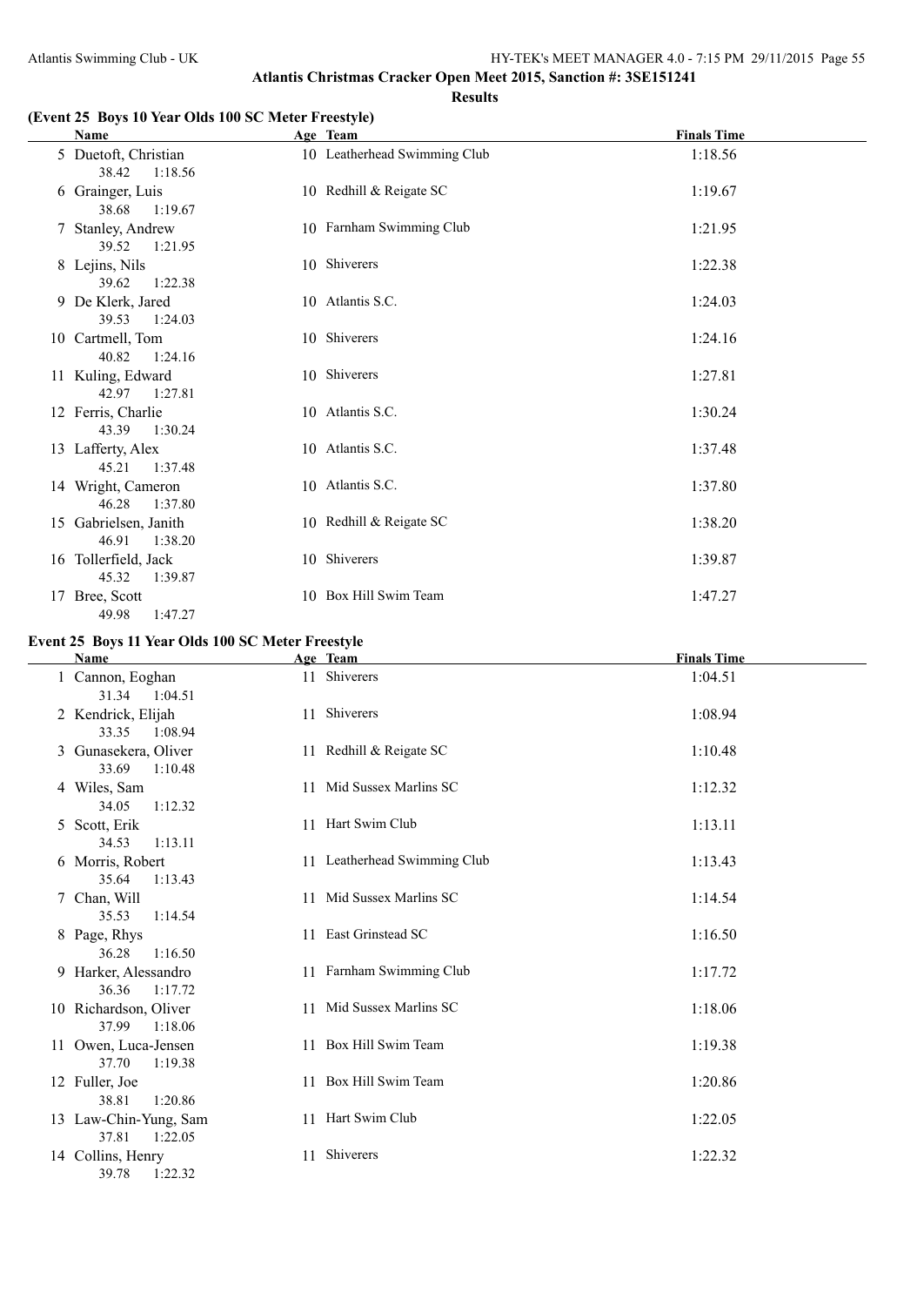**Atlantis Christmas Cracker Open Meet 2015, Sanction #: 3SE151241**

**Results**

### (Event 25 Boys 10 Year Olds 100 SC Meter Freestyle)

| | Name | Age | Team | Finals Time |
|---|---|---|---|---|
| 5 | Duetoft, Christian | 10 | Leatherhead Swimming Club | 1:18.56 |
| | 38.42 1:18.56 | | | |
| 6 | Grainger, Luis | 10 | Redhill & Reigate SC | 1:19.67 |
| | 38.68 1:19.67 | | | |
| 7 | Stanley, Andrew | 10 | Farnham Swimming Club | 1:21.95 |
| | 39.52 1:21.95 | | | |
| 8 | Lejins, Nils | 10 | Shiverers | 1:22.38 |
| | 39.62 1:22.38 | | | |
| 9 | De Klerk, Jared | 10 | Atlantis S.C. | 1:24.03 |
| | 39.53 1:24.03 | | | |
| 10 | Cartmell, Tom | 10 | Shiverers | 1:24.16 |
| | 40.82 1:24.16 | | | |
| 11 | Kuling, Edward | 10 | Shiverers | 1:27.81 |
| | 42.97 1:27.81 | | | |
| 12 | Ferris, Charlie | 10 | Atlantis S.C. | 1:30.24 |
| | 43.39 1:30.24 | | | |
| 13 | Lafferty, Alex | 10 | Atlantis S.C. | 1:37.48 |
| | 45.21 1:37.48 | | | |
| 14 | Wright, Cameron | 10 | Atlantis S.C. | 1:37.80 |
| | 46.28 1:37.80 | | | |
| 15 | Gabrielsen, Janith | 10 | Redhill & Reigate SC | 1:38.20 |
| | 46.91 1:38.20 | | | |
| 16 | Tollerfield, Jack | 10 | Shiverers | 1:39.87 |
| | 45.32 1:39.87 | | | |
| 17 | Bree, Scott | 10 | Box Hill Swim Team | 1:47.27 |
| | 49.98 1:47.27 | | | |

### Event 25 Boys 11 Year Olds 100 SC Meter Freestyle

| | Name | Age | Team | Finals Time |
|---|---|---|---|---|
| 1 | Cannon, Eoghan | 11 | Shiverers | 1:04.51 |
| | 31.34 1:04.51 | | | |
| 2 | Kendrick, Elijah | 11 | Shiverers | 1:08.94 |
| | 33.35 1:08.94 | | | |
| 3 | Gunasekera, Oliver | 11 | Redhill & Reigate SC | 1:10.48 |
| | 33.69 1:10.48 | | | |
| 4 | Wiles, Sam | 11 | Mid Sussex Marlins SC | 1:12.32 |
| | 34.05 1:12.32 | | | |
| 5 | Scott, Erik | 11 | Hart Swim Club | 1:13.11 |
| | 34.53 1:13.11 | | | |
| 6 | Morris, Robert | 11 | Leatherhead Swimming Club | 1:13.43 |
| | 35.64 1:13.43 | | | |
| 7 | Chan, Will | 11 | Mid Sussex Marlins SC | 1:14.54 |
| | 35.53 1:14.54 | | | |
| 8 | Page, Rhys | 11 | East Grinstead SC | 1:16.50 |
| | 36.28 1:16.50 | | | |
| 9 | Harker, Alessandro | 11 | Farnham Swimming Club | 1:17.72 |
| | 36.36 1:17.72 | | | |
| 10 | Richardson, Oliver | 11 | Mid Sussex Marlins SC | 1:18.06 |
| | 37.99 1:18.06 | | | |
| 11 | Owen, Luca-Jensen | 11 | Box Hill Swim Team | 1:19.38 |
| | 37.70 1:19.38 | | | |
| 12 | Fuller, Joe | 11 | Box Hill Swim Team | 1:20.86 |
| | 38.81 1:20.86 | | | |
| 13 | Law-Chin-Yung, Sam | 11 | Hart Swim Club | 1:22.05 |
| | 37.81 1:22.05 | | | |
| 14 | Collins, Henry | 11 | Shiverers | 1:22.32 |
| | 39.78 1:22.32 | | | |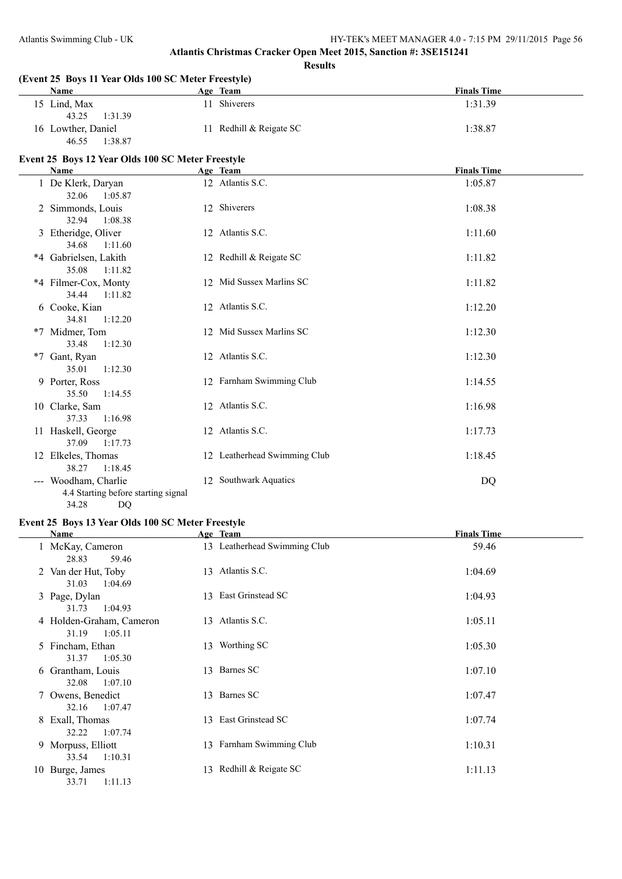# Atlantis Christmas Cracker Open Meet 2015, Sanction #: 3SE151241

## Results

### (Event 25 Boys 11 Year Olds 100 SC Meter Freestyle)

| | Name | Age | Team | Finals Time |
|---|---|---|---|---|
| 15 | Lind, Max | 11 | Shiverers | 1:31.39 |
| | 43.25 1:31.39 | | | |
| 16 | Lowther, Daniel | 11 | Redhill & Reigate SC | 1:38.87 |
| | 46.55 1:38.87 | | | |

### Event 25 Boys 12 Year Olds 100 SC Meter Freestyle

| | Name | Age | Team | Finals Time |
|---|---|---|---|---|
| 1 | De Klerk, Daryan | 12 | Atlantis S.C. | 1:05.87 |
| | 32.06 1:05.87 | | | |
| 2 | Simmonds, Louis | 12 | Shiverers | 1:08.38 |
| | 32.94 1:08.38 | | | |
| 3 | Etheridge, Oliver | 12 | Atlantis S.C. | 1:11.60 |
| | 34.68 1:11.60 | | | |
| *4 | Gabrielsen, Lakith | 12 | Redhill & Reigate SC | 1:11.82 |
| | 35.08 1:11.82 | | | |
| *4 | Filmer-Cox, Monty | 12 | Mid Sussex Marlins SC | 1:11.82 |
| | 34.44 1:11.82 | | | |
| 6 | Cooke, Kian | 12 | Atlantis S.C. | 1:12.20 |
| | 34.81 1:12.20 | | | |
| *7 | Midmer, Tom | 12 | Mid Sussex Marlins SC | 1:12.30 |
| | 33.48 1:12.30 | | | |
| *7 | Gant, Ryan | 12 | Atlantis S.C. | 1:12.30 |
| | 35.01 1:12.30 | | | |
| 9 | Porter, Ross | 12 | Farnham Swimming Club | 1:14.55 |
| | 35.50 1:14.55 | | | |
| 10 | Clarke, Sam | 12 | Atlantis S.C. | 1:16.98 |
| | 37.33 1:16.98 | | | |
| 11 | Haskell, George | 12 | Atlantis S.C. | 1:17.73 |
| | 37.09 1:17.73 | | | |
| 12 | Elkeles, Thomas | 12 | Leatherhead Swimming Club | 1:18.45 |
| | 38.27 1:18.45 | | | |
| --- | Woodham, Charlie | 12 | Southwark Aquatics | DQ |
| | 4.4 Starting before starting signal | | | |
| | 34.28 DQ | | | |

### Event 25 Boys 13 Year Olds 100 SC Meter Freestyle

| | Name | Age | Team | Finals Time |
|---|---|---|---|---|
| 1 | McKay, Cameron | 13 | Leatherhead Swimming Club | 59.46 |
| | 28.83 59.46 | | | |
| 2 | Van der Hut, Toby | 13 | Atlantis S.C. | 1:04.69 |
| | 31.03 1:04.69 | | | |
| 3 | Page, Dylan | 13 | East Grinstead SC | 1:04.93 |
| | 31.73 1:04.93 | | | |
| 4 | Holden-Graham, Cameron | 13 | Atlantis S.C. | 1:05.11 |
| | 31.19 1:05.11 | | | |
| 5 | Fincham, Ethan | 13 | Worthing SC | 1:05.30 |
| | 31.37 1:05.30 | | | |
| 6 | Grantham, Louis | 13 | Barnes SC | 1:07.10 |
| | 32.08 1:07.10 | | | |
| 7 | Owens, Benedict | 13 | Barnes SC | 1:07.47 |
| | 32.16 1:07.47 | | | |
| 8 | Exall, Thomas | 13 | East Grinstead SC | 1:07.74 |
| | 32.22 1:07.74 | | | |
| 9 | Morpuss, Elliott | 13 | Farnham Swimming Club | 1:10.31 |
| | 33.54 1:10.31 | | | |
| 10 | Burge, James | 13 | Redhill & Reigate SC | 1:11.13 |
| | 33.71 1:11.13 | | | |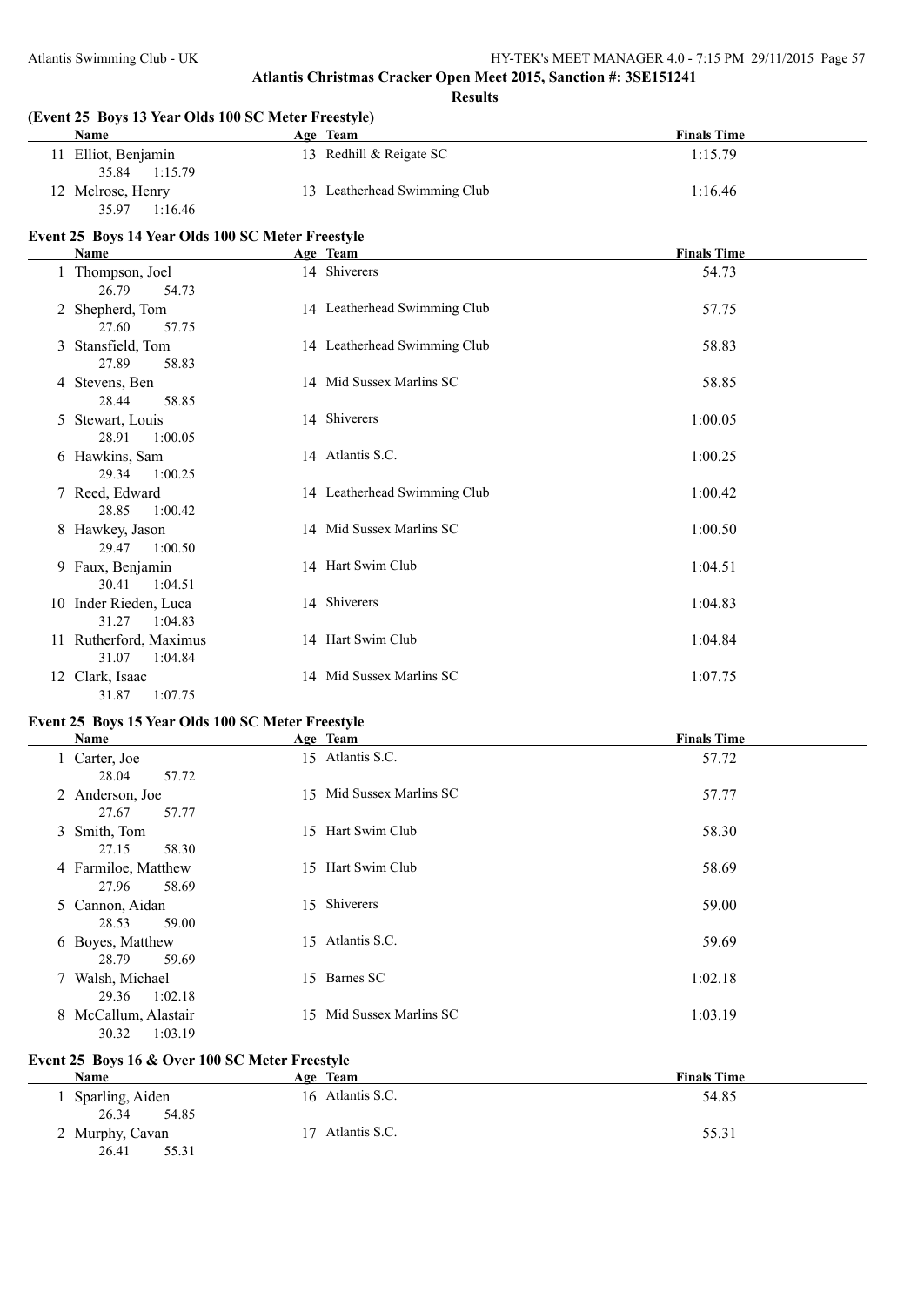**Atlantis Christmas Cracker Open Meet 2015, Sanction #: 3SE151241**

**Results**

**(Event 25 Boys 13 Year Olds 100 SC Meter Freestyle)**

| | Name | Age | Team | Finals Time |
|---|---|---|---|---|
| 11 | Elliot, Benjamin | 13 | Redhill & Reigate SC | 1:15.79 |
| | 35.84 1:15.79 | | | |
| 12 | Melrose, Henry | 13 | Leatherhead Swimming Club | 1:16.46 |
| | 35.97 1:16.46 | | | |

**Event 25 Boys 14 Year Olds 100 SC Meter Freestyle**

| | Name | Age | Team | Finals Time |
|---|---|---|---|---|
| 1 | Thompson, Joel | 14 | Shiverers | 54.73 |
| | 26.79 54.73 | | | |
| 2 | Shepherd, Tom | 14 | Leatherhead Swimming Club | 57.75 |
| | 27.60 57.75 | | | |
| 3 | Stansfield, Tom | 14 | Leatherhead Swimming Club | 58.83 |
| | 27.89 58.83 | | | |
| 4 | Stevens, Ben | 14 | Mid Sussex Marlins SC | 58.85 |
| | 28.44 58.85 | | | |
| 5 | Stewart, Louis | 14 | Shiverers | 1:00.05 |
| | 28.91 1:00.05 | | | |
| 6 | Hawkins, Sam | 14 | Atlantis S.C. | 1:00.25 |
| | 29.34 1:00.25 | | | |
| 7 | Reed, Edward | 14 | Leatherhead Swimming Club | 1:00.42 |
| | 28.85 1:00.42 | | | |
| 8 | Hawkey, Jason | 14 | Mid Sussex Marlins SC | 1:00.50 |
| | 29.47 1:00.50 | | | |
| 9 | Faux, Benjamin | 14 | Hart Swim Club | 1:04.51 |
| | 30.41 1:04.51 | | | |
| 10 | Inder Rieden, Luca | 14 | Shiverers | 1:04.83 |
| | 31.27 1:04.83 | | | |
| 11 | Rutherford, Maximus | 14 | Hart Swim Club | 1:04.84 |
| | 31.07 1:04.84 | | | |
| 12 | Clark, Isaac | 14 | Mid Sussex Marlins SC | 1:07.75 |
| | 31.87 1:07.75 | | | |

**Event 25 Boys 15 Year Olds 100 SC Meter Freestyle**

| | Name | Age | Team | Finals Time |
|---|---|---|---|---|
| 1 | Carter, Joe | 15 | Atlantis S.C. | 57.72 |
| | 28.04 57.72 | | | |
| 2 | Anderson, Joe | 15 | Mid Sussex Marlins SC | 57.77 |
| | 27.67 57.77 | | | |
| 3 | Smith, Tom | 15 | Hart Swim Club | 58.30 |
| | 27.15 58.30 | | | |
| 4 | Farmiloe, Matthew | 15 | Hart Swim Club | 58.69 |
| | 27.96 58.69 | | | |
| 5 | Cannon, Aidan | 15 | Shiverers | 59.00 |
| | 28.53 59.00 | | | |
| 6 | Boyes, Matthew | 15 | Atlantis S.C. | 59.69 |
| | 28.79 59.69 | | | |
| 7 | Walsh, Michael | 15 | Barnes SC | 1:02.18 |
| | 29.36 1:02.18 | | | |
| 8 | McCallum, Alastair | 15 | Mid Sussex Marlins SC | 1:03.19 |
| | 30.32 1:03.19 | | | |

**Event 25 Boys 16 & Over 100 SC Meter Freestyle**

| | Name | Age | Team | Finals Time |
|---|---|---|---|---|
| 1 | Sparling, Aiden | 16 | Atlantis S.C. | 54.85 |
| | 26.34 54.85 | | | |
| 2 | Murphy, Cavan | 17 | Atlantis S.C. | 55.31 |
| | 26.41 55.31 | | | |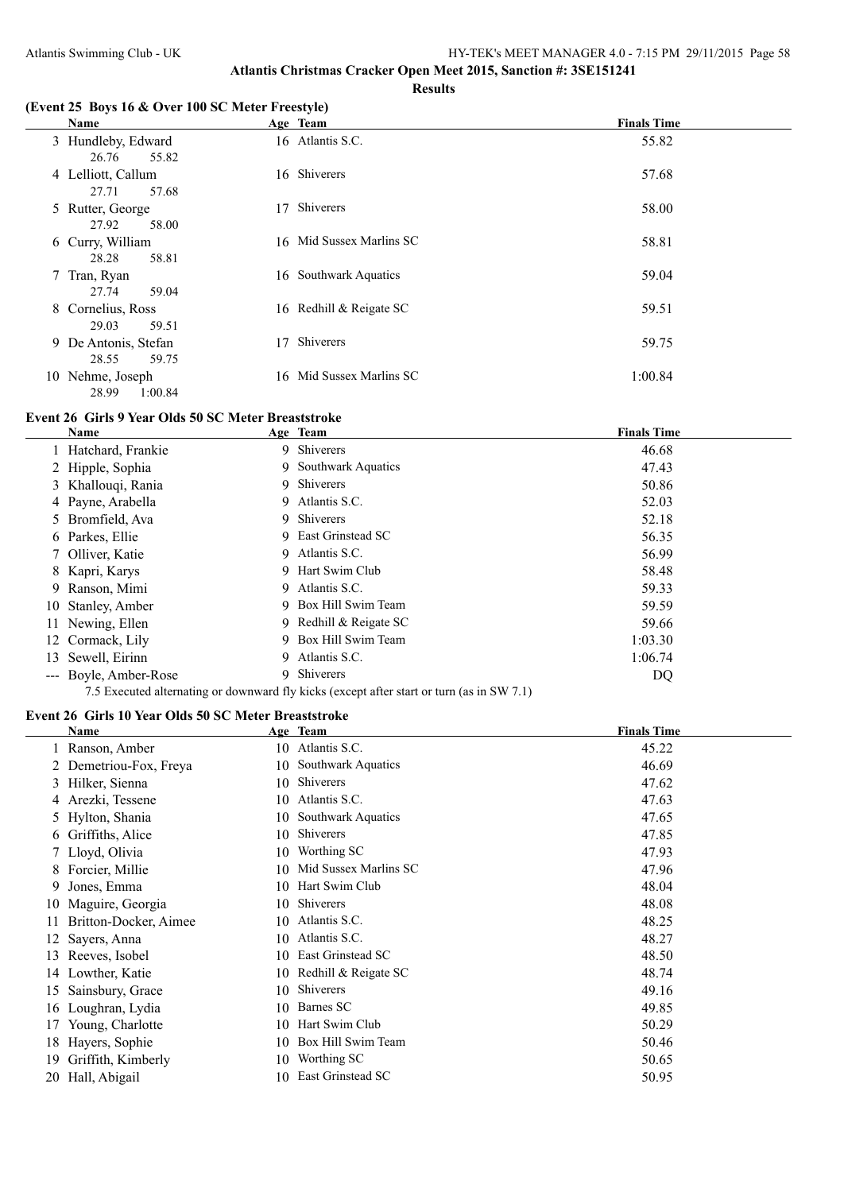**Atlantis Christmas Cracker Open Meet 2015, Sanction #: 3SE151241**

**Results**

### (Event 25 Boys 16 & Over 100 SC Meter Freestyle)

| | Name | Age | Team | Finals Time |
|---|---|---|---|---|
| 3 | Hundleby, Edward | 16 | Atlantis S.C. | 55.82 |
| | 26.76 55.82 | | | |
| 4 | Lelliott, Callum | 16 | Shiverers | 57.68 |
| | 27.71 57.68 | | | |
| 5 | Rutter, George | 17 | Shiverers | 58.00 |
| | 27.92 58.00 | | | |
| 6 | Curry, William | 16 | Mid Sussex Marlins SC | 58.81 |
| | 28.28 58.81 | | | |
| 7 | Tran, Ryan | 16 | Southwark Aquatics | 59.04 |
| | 27.74 59.04 | | | |
| 8 | Cornelius, Ross | 16 | Redhill & Reigate SC | 59.51 |
| | 29.03 59.51 | | | |
| 9 | De Antonis, Stefan | 17 | Shiverers | 59.75 |
| | 28.55 59.75 | | | |
| 10 | Nehme, Joseph | 16 | Mid Sussex Marlins SC | 1:00.84 |
| | 28.99 1:00.84 | | | |

### Event 26 Girls 9 Year Olds 50 SC Meter Breaststroke

| | Name | Age | Team | Finals Time |
|---|---|---|---|---|
| 1 | Hatchard, Frankie | 9 | Shiverers | 46.68 |
| 2 | Hipple, Sophia | 9 | Southwark Aquatics | 47.43 |
| 3 | Khallouqi, Rania | 9 | Shiverers | 50.86 |
| 4 | Payne, Arabella | 9 | Atlantis S.C. | 52.03 |
| 5 | Bromfield, Ava | 9 | Shiverers | 52.18 |
| 6 | Parkes, Ellie | 9 | East Grinstead SC | 56.35 |
| 7 | Olliver, Katie | 9 | Atlantis S.C. | 56.99 |
| 8 | Kapri, Karys | 9 | Hart Swim Club | 58.48 |
| 9 | Ranson, Mimi | 9 | Atlantis S.C. | 59.33 |
| 10 | Stanley, Amber | 9 | Box Hill Swim Team | 59.59 |
| 11 | Newing, Ellen | 9 | Redhill & Reigate SC | 59.66 |
| 12 | Cormack, Lily | 9 | Box Hill Swim Team | 1:03.30 |
| 13 | Sewell, Eirinn | 9 | Atlantis S.C. | 1:06.74 |
| --- | Boyle, Amber-Rose | 9 | Shiverers | DQ |

7.5 Executed alternating or downward fly kicks (except after start or turn (as in SW 7.1)

### Event 26 Girls 10 Year Olds 50 SC Meter Breaststroke

| | Name | Age | Team | Finals Time |
|---|---|---|---|---|
| 1 | Ranson, Amber | 10 | Atlantis S.C. | 45.22 |
| 2 | Demetriou-Fox, Freya | 10 | Southwark Aquatics | 46.69 |
| 3 | Hilker, Sienna | 10 | Shiverers | 47.62 |
| 4 | Arezki, Tessene | 10 | Atlantis S.C. | 47.63 |
| 5 | Hylton, Shania | 10 | Southwark Aquatics | 47.65 |
| 6 | Griffiths, Alice | 10 | Shiverers | 47.85 |
| 7 | Lloyd, Olivia | 10 | Worthing SC | 47.93 |
| 8 | Forcier, Millie | 10 | Mid Sussex Marlins SC | 47.96 |
| 9 | Jones, Emma | 10 | Hart Swim Club | 48.04 |
| 10 | Maguire, Georgia | 10 | Shiverers | 48.08 |
| 11 | Britton-Docker, Aimee | 10 | Atlantis S.C. | 48.25 |
| 12 | Sayers, Anna | 10 | Atlantis S.C. | 48.27 |
| 13 | Reeves, Isobel | 10 | East Grinstead SC | 48.50 |
| 14 | Lowther, Katie | 10 | Redhill & Reigate SC | 48.74 |
| 15 | Sainsbury, Grace | 10 | Shiverers | 49.16 |
| 16 | Loughran, Lydia | 10 | Barnes SC | 49.85 |
| 17 | Young, Charlotte | 10 | Hart Swim Club | 50.29 |
| 18 | Hayers, Sophie | 10 | Box Hill Swim Team | 50.46 |
| 19 | Griffith, Kimberly | 10 | Worthing SC | 50.65 |
| 20 | Hall, Abigail | 10 | East Grinstead SC | 50.95 |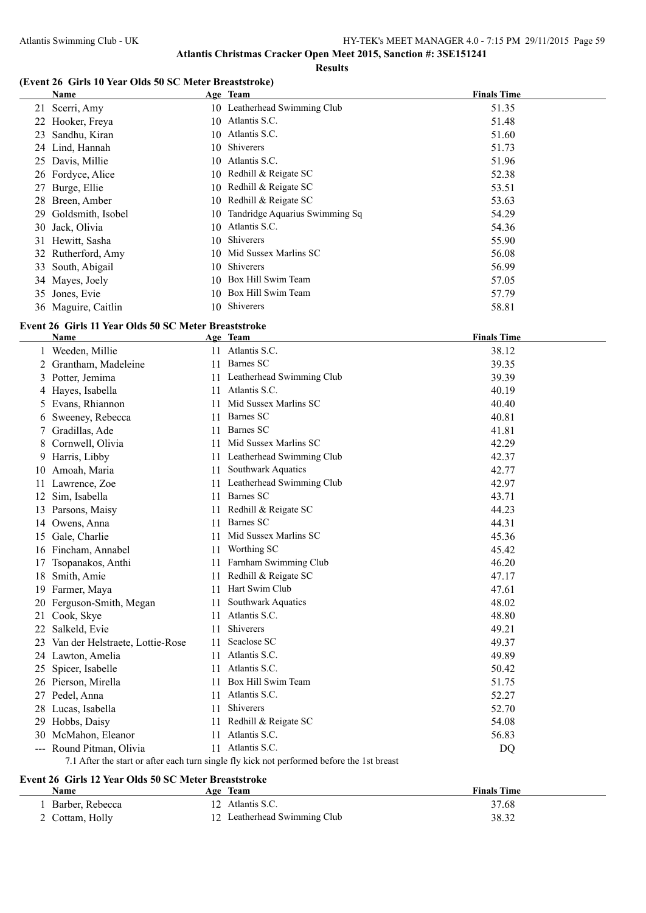**Atlantis Christmas Cracker Open Meet 2015, Sanction #: 3SE151241**

**Results**

### (Event 26 Girls 10 Year Olds 50 SC Meter Breaststroke)

| | Name | Age | Team | Finals Time |
|---|---|---|---|---|
| 21 | Scerri, Amy | 10 | Leatherhead Swimming Club | 51.35 |
| 22 | Hooker, Freya | 10 | Atlantis S.C. | 51.48 |
| 23 | Sandhu, Kiran | 10 | Atlantis S.C. | 51.60 |
| 24 | Lind, Hannah | 10 | Shiverers | 51.73 |
| 25 | Davis, Millie | 10 | Atlantis S.C. | 51.96 |
| 26 | Fordyce, Alice | 10 | Redhill & Reigate SC | 52.38 |
| 27 | Burge, Ellie | 10 | Redhill & Reigate SC | 53.51 |
| 28 | Breen, Amber | 10 | Redhill & Reigate SC | 53.63 |
| 29 | Goldsmith, Isobel | 10 | Tandridge Aquarius Swimming Sq | 54.29 |
| 30 | Jack, Olivia | 10 | Atlantis S.C. | 54.36 |
| 31 | Hewitt, Sasha | 10 | Shiverers | 55.90 |
| 32 | Rutherford, Amy | 10 | Mid Sussex Marlins SC | 56.08 |
| 33 | South, Abigail | 10 | Shiverers | 56.99 |
| 34 | Mayes, Joely | 10 | Box Hill Swim Team | 57.05 |
| 35 | Jones, Evie | 10 | Box Hill Swim Team | 57.79 |
| 36 | Maguire, Caitlin | 10 | Shiverers | 58.81 |

### Event 26 Girls 11 Year Olds 50 SC Meter Breaststroke

| | Name | Age | Team | Finals Time |
|---|---|---|---|---|
| 1 | Weeden, Millie | 11 | Atlantis S.C. | 38.12 |
| 2 | Grantham, Madeleine | 11 | Barnes SC | 39.35 |
| 3 | Potter, Jemima | 11 | Leatherhead Swimming Club | 39.39 |
| 4 | Hayes, Isabella | 11 | Atlantis S.C. | 40.19 |
| 5 | Evans, Rhiannon | 11 | Mid Sussex Marlins SC | 40.40 |
| 6 | Sweeney, Rebecca | 11 | Barnes SC | 40.81 |
| 7 | Gradillas, Ade | 11 | Barnes SC | 41.81 |
| 8 | Cornwell, Olivia | 11 | Mid Sussex Marlins SC | 42.29 |
| 9 | Harris, Libby | 11 | Leatherhead Swimming Club | 42.37 |
| 10 | Amoah, Maria | 11 | Southwark Aquatics | 42.77 |
| 11 | Lawrence, Zoe | 11 | Leatherhead Swimming Club | 42.97 |
| 12 | Sim, Isabella | 11 | Barnes SC | 43.71 |
| 13 | Parsons, Maisy | 11 | Redhill & Reigate SC | 44.23 |
| 14 | Owens, Anna | 11 | Barnes SC | 44.31 |
| 15 | Gale, Charlie | 11 | Mid Sussex Marlins SC | 45.36 |
| 16 | Fincham, Annabel | 11 | Worthing SC | 45.42 |
| 17 | Tsopanakos, Anthi | 11 | Farnham Swimming Club | 46.20 |
| 18 | Smith, Amie | 11 | Redhill & Reigate SC | 47.17 |
| 19 | Farmer, Maya | 11 | Hart Swim Club | 47.61 |
| 20 | Ferguson-Smith, Megan | 11 | Southwark Aquatics | 48.02 |
| 21 | Cook, Skye | 11 | Atlantis S.C. | 48.80 |
| 22 | Salkeld, Evie | 11 | Shiverers | 49.21 |
| 23 | Van der Helstraete, Lottie-Rose | 11 | Seaclose SC | 49.37 |
| 24 | Lawton, Amelia | 11 | Atlantis S.C. | 49.89 |
| 25 | Spicer, Isabelle | 11 | Atlantis S.C. | 50.42 |
| 26 | Pierson, Mirella | 11 | Box Hill Swim Team | 51.75 |
| 27 | Pedel, Anna | 11 | Atlantis S.C. | 52.27 |
| 28 | Lucas, Isabella | 11 | Shiverers | 52.70 |
| 29 | Hobbs, Daisy | 11 | Redhill & Reigate SC | 54.08 |
| 30 | McMahon, Eleanor | 11 | Atlantis S.C. | 56.83 |
| --- | Round Pitman, Olivia | 11 | Atlantis S.C. | DQ |

7.1 After the start or after each turn single fly kick not performed before the 1st breast

### Event 26 Girls 12 Year Olds 50 SC Meter Breaststroke

| | Name | Age | Team | Finals Time |
|---|---|---|---|---|
| 1 | Barber, Rebecca | 12 | Atlantis S.C. | 37.68 |
| 2 | Cottam, Holly | 12 | Leatherhead Swimming Club | 38.32 |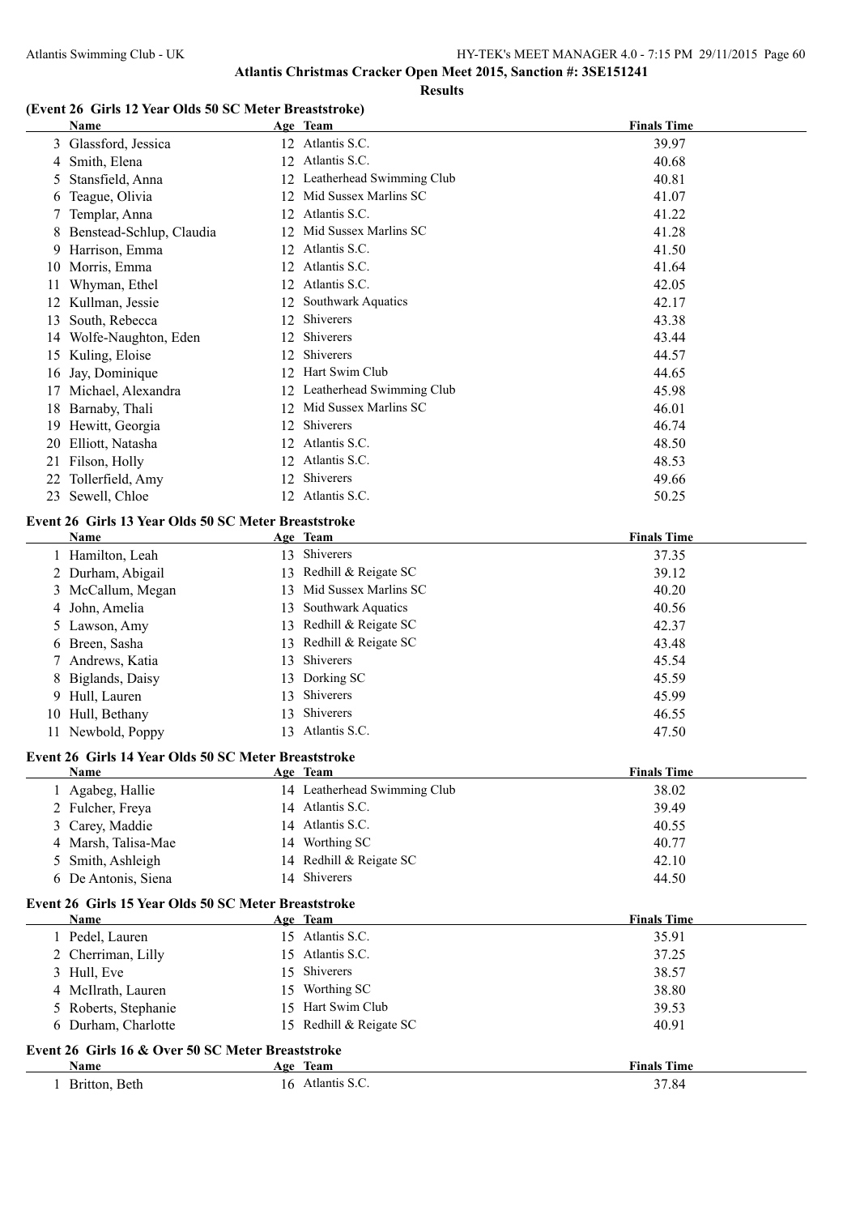## Atlantis Christmas Cracker Open Meet 2015, Sanction #: 3SE151241

### Results

### (Event 26 Girls 12 Year Olds 50 SC Meter Breaststroke)

| | Name | Age | Team | Finals Time |
|---|---|---|---|---|
| 3 | Glassford, Jessica | 12 | Atlantis S.C. | 39.97 |
| 4 | Smith, Elena | 12 | Atlantis S.C. | 40.68 |
| 5 | Stansfield, Anna | 12 | Leatherhead Swimming Club | 40.81 |
| 6 | Teague, Olivia | 12 | Mid Sussex Marlins SC | 41.07 |
| 7 | Templar, Anna | 12 | Atlantis S.C. | 41.22 |
| 8 | Benstead-Schlup, Claudia | 12 | Mid Sussex Marlins SC | 41.28 |
| 9 | Harrison, Emma | 12 | Atlantis S.C. | 41.50 |
| 10 | Morris, Emma | 12 | Atlantis S.C. | 41.64 |
| 11 | Whyman, Ethel | 12 | Atlantis S.C. | 42.05 |
| 12 | Kullman, Jessie | 12 | Southwark Aquatics | 42.17 |
| 13 | South, Rebecca | 12 | Shiverers | 43.38 |
| 14 | Wolfe-Naughton, Eden | 12 | Shiverers | 43.44 |
| 15 | Kuling, Eloise | 12 | Shiverers | 44.57 |
| 16 | Jay, Dominique | 12 | Hart Swim Club | 44.65 |
| 17 | Michael, Alexandra | 12 | Leatherhead Swimming Club | 45.98 |
| 18 | Barnaby, Thali | 12 | Mid Sussex Marlins SC | 46.01 |
| 19 | Hewitt, Georgia | 12 | Shiverers | 46.74 |
| 20 | Elliott, Natasha | 12 | Atlantis S.C. | 48.50 |
| 21 | Filson, Holly | 12 | Atlantis S.C. | 48.53 |
| 22 | Tollerfield, Amy | 12 | Shiverers | 49.66 |
| 23 | Sewell, Chloe | 12 | Atlantis S.C. | 50.25 |

### Event 26 Girls 13 Year Olds 50 SC Meter Breaststroke

| | Name | Age | Team | Finals Time |
|---|---|---|---|---|
| 1 | Hamilton, Leah | 13 | Shiverers | 37.35 |
| 2 | Durham, Abigail | 13 | Redhill & Reigate SC | 39.12 |
| 3 | McCallum, Megan | 13 | Mid Sussex Marlins SC | 40.20 |
| 4 | John, Amelia | 13 | Southwark Aquatics | 40.56 |
| 5 | Lawson, Amy | 13 | Redhill & Reigate SC | 42.37 |
| 6 | Breen, Sasha | 13 | Redhill & Reigate SC | 43.48 |
| 7 | Andrews, Katia | 13 | Shiverers | 45.54 |
| 8 | Biglands, Daisy | 13 | Dorking SC | 45.59 |
| 9 | Hull, Lauren | 13 | Shiverers | 45.99 |
| 10 | Hull, Bethany | 13 | Shiverers | 46.55 |
| 11 | Newbold, Poppy | 13 | Atlantis S.C. | 47.50 |

### Event 26 Girls 14 Year Olds 50 SC Meter Breaststroke

| | Name | Age | Team | Finals Time |
|---|---|---|---|---|
| 1 | Agabeg, Hallie | 14 | Leatherhead Swimming Club | 38.02 |
| 2 | Fulcher, Freya | 14 | Atlantis S.C. | 39.49 |
| 3 | Carey, Maddie | 14 | Atlantis S.C. | 40.55 |
| 4 | Marsh, Talisa-Mae | 14 | Worthing SC | 40.77 |
| 5 | Smith, Ashleigh | 14 | Redhill & Reigate SC | 42.10 |
| 6 | De Antonis, Siena | 14 | Shiverers | 44.50 |

### Event 26 Girls 15 Year Olds 50 SC Meter Breaststroke

| | Name | Age | Team | Finals Time |
|---|---|---|---|---|
| 1 | Pedel, Lauren | 15 | Atlantis S.C. | 35.91 |
| 2 | Cherriman, Lilly | 15 | Atlantis S.C. | 37.25 |
| 3 | Hull, Eve | 15 | Shiverers | 38.57 |
| 4 | McIlrath, Lauren | 15 | Worthing SC | 38.80 |
| 5 | Roberts, Stephanie | 15 | Hart Swim Club | 39.53 |
| 6 | Durham, Charlotte | 15 | Redhill & Reigate SC | 40.91 |

### Event 26 Girls 16 & Over 50 SC Meter Breaststroke

| | Name | Age | Team | Finals Time |
|---|---|---|---|---|
| 1 | Britton, Beth | 16 | Atlantis S.C. | 37.84 |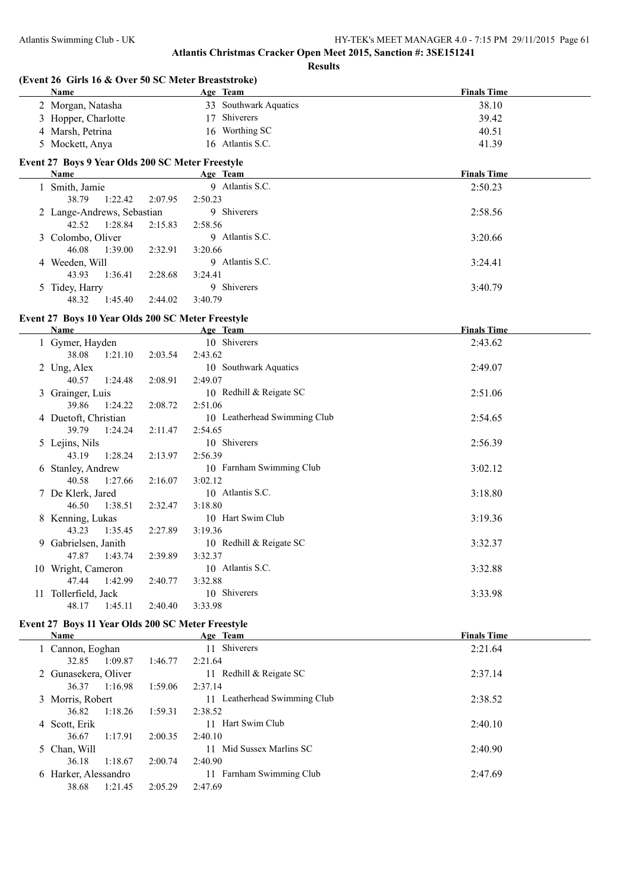## Atlantis Christmas Cracker Open Meet 2015, Sanction #: 3SE151241

### Results

#### (Event 26 Girls 16 & Over 50 SC Meter Breaststroke)

| Name | Age | Team | Finals Time |
|---|---|---|---|
| 2 Morgan, Natasha | 33 | Southwark Aquatics | 38.10 |
| 3 Hopper, Charlotte | 17 | Shiverers | 39.42 |
| 4 Marsh, Petrina | 16 | Worthing SC | 40.51 |
| 5 Mockett, Anya | 16 | Atlantis S.C. | 41.39 |

#### Event 27 Boys 9 Year Olds 200 SC Meter Freestyle

| Name | Age | Team | Finals Time |
|---|---|---|---|
| 1 Smith, Jamie | 9 | Atlantis S.C. | 2:50.23 |
| 38.79 1:22.42 2:07.95 2:50.23 | | | |
| 2 Lange-Andrews, Sebastian | 9 | Shiverers | 2:58.56 |
| 42.52 1:28.84 2:15.83 2:58.56 | | | |
| 3 Colombo, Oliver | 9 | Atlantis S.C. | 3:20.66 |
| 46.08 1:39.00 2:32.91 3:20.66 | | | |
| 4 Weeden, Will | 9 | Atlantis S.C. | 3:24.41 |
| 43.93 1:36.41 2:28.68 3:24.41 | | | |
| 5 Tidey, Harry | 9 | Shiverers | 3:40.79 |
| 48.32 1:45.40 2:44.02 3:40.79 | | | |

#### Event 27 Boys 10 Year Olds 200 SC Meter Freestyle

| Name | Age | Team | Finals Time |
|---|---|---|---|
| 1 Gymer, Hayden | 10 | Shiverers | 2:43.62 |
| 38.08 1:21.10 2:03.54 2:43.62 | | | |
| 2 Ung, Alex | 10 | Southwark Aquatics | 2:49.07 |
| 40.57 1:24.48 2:08.91 2:49.07 | | | |
| 3 Grainger, Luis | 10 | Redhill & Reigate SC | 2:51.06 |
| 39.86 1:24.22 2:08.72 2:51.06 | | | |
| 4 Duetoft, Christian | 10 | Leatherhead Swimming Club | 2:54.65 |
| 39.79 1:24.24 2:11.47 2:54.65 | | | |
| 5 Lejins, Nils | 10 | Shiverers | 2:56.39 |
| 43.19 1:28.24 2:13.97 2:56.39 | | | |
| 6 Stanley, Andrew | 10 | Farnham Swimming Club | 3:02.12 |
| 40.58 1:27.66 2:16.07 3:02.12 | | | |
| 7 De Klerk, Jared | 10 | Atlantis S.C. | 3:18.80 |
| 46.50 1:38.51 2:32.47 3:18.80 | | | |
| 8 Kenning, Lukas | 10 | Hart Swim Club | 3:19.36 |
| 43.23 1:35.45 2:27.89 3:19.36 | | | |
| 9 Gabrielsen, Janith | 10 | Redhill & Reigate SC | 3:32.37 |
| 47.87 1:43.74 2:39.89 3:32.37 | | | |
| 10 Wright, Cameron | 10 | Atlantis S.C. | 3:32.88 |
| 47.44 1:42.99 2:40.77 3:32.88 | | | |
| 11 Tollerfield, Jack | 10 | Shiverers | 3:33.98 |
| 48.17 1:45.11 2:40.40 3:33.98 | | | |

#### Event 27 Boys 11 Year Olds 200 SC Meter Freestyle

| Name | Age | Team | Finals Time |
|---|---|---|---|
| 1 Cannon, Eoghan | 11 | Shiverers | 2:21.64 |
| 32.85 1:09.87 1:46.77 2:21.64 | | | |
| 2 Gunasekera, Oliver | 11 | Redhill & Reigate SC | 2:37.14 |
| 36.37 1:16.98 1:59.06 2:37.14 | | | |
| 3 Morris, Robert | 11 | Leatherhead Swimming Club | 2:38.52 |
| 36.82 1:18.26 1:59.31 2:38.52 | | | |
| 4 Scott, Erik | 11 | Hart Swim Club | 2:40.10 |
| 36.67 1:17.91 2:00.35 2:40.10 | | | |
| 5 Chan, Will | 11 | Mid Sussex Marlins SC | 2:40.90 |
| 36.18 1:18.67 2:00.74 2:40.90 | | | |
| 6 Harker, Alessandro | 11 | Farnham Swimming Club | 2:47.69 |
| 38.68 1:21.45 2:05.29 2:47.69 | | | |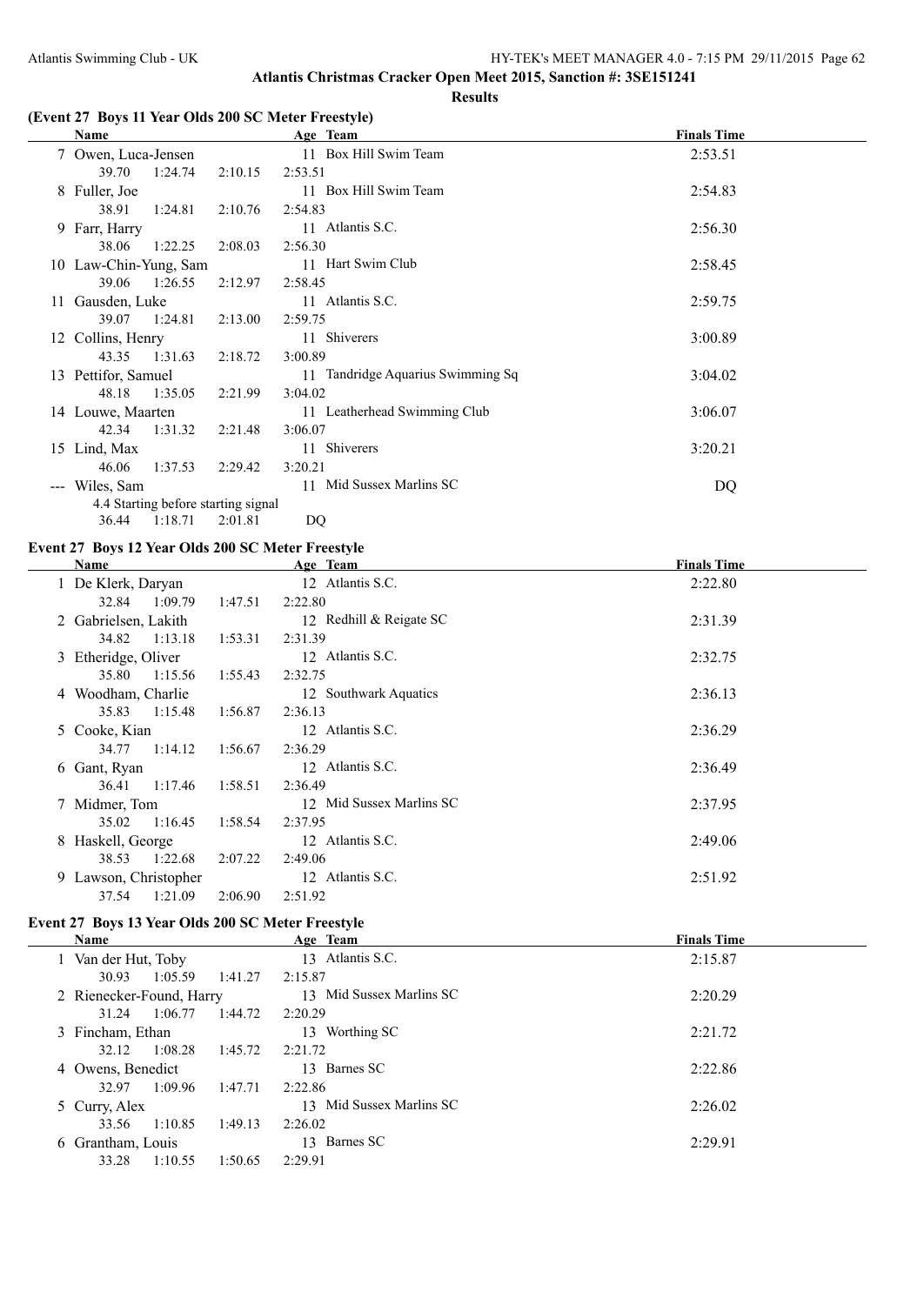## Atlantis Christmas Cracker Open Meet 2015, Sanction #: 3SE151241

### Results

### (Event 27 Boys 11 Year Olds 200 SC Meter Freestyle)

| | Name | Age | Team | Finals Time |
|---|---|---|---|---|
| 7 | Owen, Luca-Jensen | 11 | Box Hill Swim Team | 2:53.51 |
| | 39.70 1:24.74 2:10.15 2:53.51 | | | |
| 8 | Fuller, Joe | 11 | Box Hill Swim Team | 2:54.83 |
| | 38.91 1:24.81 2:10.76 2:54.83 | | | |
| 9 | Farr, Harry | 11 | Atlantis S.C. | 2:56.30 |
| | 38.06 1:22.25 2:08.03 2:56.30 | | | |
| 10 | Law-Chin-Yung, Sam | 11 | Hart Swim Club | 2:58.45 |
| | 39.06 1:26.55 2:12.97 2:58.45 | | | |
| 11 | Gausden, Luke | 11 | Atlantis S.C. | 2:59.75 |
| | 39.07 1:24.81 2:13.00 2:59.75 | | | |
| 12 | Collins, Henry | 11 | Shiverers | 3:00.89 |
| | 43.35 1:31.63 2:18.72 3:00.89 | | | |
| 13 | Pettifor, Samuel | 11 | Tandridge Aquarius Swimming Sq | 3:04.02 |
| | 48.18 1:35.05 2:21.99 3:04.02 | | | |
| 14 | Louwe, Maarten | 11 | Leatherhead Swimming Club | 3:06.07 |
| | 42.34 1:31.32 2:21.48 3:06.07 | | | |
| 15 | Lind, Max | 11 | Shiverers | 3:20.21 |
| | 46.06 1:37.53 2:29.42 3:20.21 | | | |
| --- | Wiles, Sam | 11 | Mid Sussex Marlins SC | DQ |
| | 4.4 Starting before starting signal | | | |
| | 36.44 1:18.71 2:01.81 DQ | | | |

### Event 27 Boys 12 Year Olds 200 SC Meter Freestyle

| | Name | Age | Team | Finals Time |
|---|---|---|---|---|
| 1 | De Klerk, Daryan | 12 | Atlantis S.C. | 2:22.80 |
| | 32.84 1:09.79 1:47.51 2:22.80 | | | |
| 2 | Gabrielsen, Lakith | 12 | Redhill & Reigate SC | 2:31.39 |
| | 34.82 1:13.18 1:53.31 2:31.39 | | | |
| 3 | Etheridge, Oliver | 12 | Atlantis S.C. | 2:32.75 |
| | 35.80 1:15.56 1:55.43 2:32.75 | | | |
| 4 | Woodham, Charlie | 12 | Southwark Aquatics | 2:36.13 |
| | 35.83 1:15.48 1:56.87 2:36.13 | | | |
| 5 | Cooke, Kian | 12 | Atlantis S.C. | 2:36.29 |
| | 34.77 1:14.12 1:56.67 2:36.29 | | | |
| 6 | Gant, Ryan | 12 | Atlantis S.C. | 2:36.49 |
| | 36.41 1:17.46 1:58.51 2:36.49 | | | |
| 7 | Midmer, Tom | 12 | Mid Sussex Marlins SC | 2:37.95 |
| | 35.02 1:16.45 1:58.54 2:37.95 | | | |
| 8 | Haskell, George | 12 | Atlantis S.C. | 2:49.06 |
| | 38.53 1:22.68 2:07.22 2:49.06 | | | |
| 9 | Lawson, Christopher | 12 | Atlantis S.C. | 2:51.92 |
| | 37.54 1:21.09 2:06.90 2:51.92 | | | |

### Event 27 Boys 13 Year Olds 200 SC Meter Freestyle

| | Name | Age | Team | Finals Time |
|---|---|---|---|---|
| 1 | Van der Hut, Toby | 13 | Atlantis S.C. | 2:15.87 |
| | 30.93 1:05.59 1:41.27 2:15.87 | | | |
| 2 | Rienecker-Found, Harry | 13 | Mid Sussex Marlins SC | 2:20.29 |
| | 31.24 1:06.77 1:44.72 2:20.29 | | | |
| 3 | Fincham, Ethan | 13 | Worthing SC | 2:21.72 |
| | 32.12 1:08.28 1:45.72 2:21.72 | | | |
| 4 | Owens, Benedict | 13 | Barnes SC | 2:22.86 |
| | 32.97 1:09.96 1:47.71 2:22.86 | | | |
| 5 | Curry, Alex | 13 | Mid Sussex Marlins SC | 2:26.02 |
| | 33.56 1:10.85 1:49.13 2:26.02 | | | |
| 6 | Grantham, Louis | 13 | Barnes SC | 2:29.91 |
| | 33.28 1:10.55 1:50.65 2:29.91 | | | |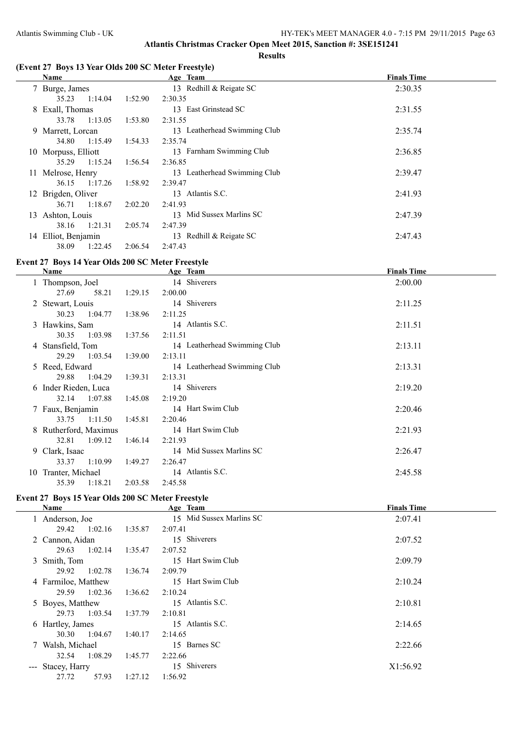**Atlantis Christmas Cracker Open Meet 2015, Sanction #: 3SE151241**

**Results**

## (Event 27 Boys 13 Year Olds 200 SC Meter Freestyle)

| | Name | Age | Team | Finals Time |
|---|---|---|---|---|
| 7 | Burge, James | 13 | Redhill & Reigate SC | 2:30.35 |
| | 35.23 1:14.04 1:52.90 2:30.35 | | | |
| 8 | Exall, Thomas | 13 | East Grinstead SC | 2:31.55 |
| | 33.78 1:13.05 1:53.80 2:31.55 | | | |
| 9 | Marrett, Lorcan | 13 | Leatherhead Swimming Club | 2:35.74 |
| | 34.80 1:15.49 1:54.33 2:35.74 | | | |
| 10 | Morpuss, Elliott | 13 | Farnham Swimming Club | 2:36.85 |
| | 35.29 1:15.24 1:56.54 2:36.85 | | | |
| 11 | Melrose, Henry | 13 | Leatherhead Swimming Club | 2:39.47 |
| | 36.15 1:17.26 1:58.92 2:39.47 | | | |
| 12 | Brigden, Oliver | 13 | Atlantis S.C. | 2:41.93 |
| | 36.71 1:18.67 2:02.20 2:41.93 | | | |
| 13 | Ashton, Louis | 13 | Mid Sussex Marlins SC | 2:47.39 |
| | 38.16 1:21.31 2:05.74 2:47.39 | | | |
| 14 | Elliot, Benjamin | 13 | Redhill & Reigate SC | 2:47.43 |
| | 38.09 1:22.45 2:06.54 2:47.43 | | | |

## Event 27 Boys 14 Year Olds 200 SC Meter Freestyle

| | Name | Age | Team | Finals Time |
|---|---|---|---|---|
| 1 | Thompson, Joel | 14 | Shiverers | 2:00.00 |
| | 27.69 58.21 1:29.15 2:00.00 | | | |
| 2 | Stewart, Louis | 14 | Shiverers | 2:11.25 |
| | 30.23 1:04.77 1:38.96 2:11.25 | | | |
| 3 | Hawkins, Sam | 14 | Atlantis S.C. | 2:11.51 |
| | 30.35 1:03.98 1:37.56 2:11.51 | | | |
| 4 | Stansfield, Tom | 14 | Leatherhead Swimming Club | 2:13.11 |
| | 29.29 1:03.54 1:39.00 2:13.11 | | | |
| 5 | Reed, Edward | 14 | Leatherhead Swimming Club | 2:13.31 |
| | 29.88 1:04.29 1:39.31 2:13.31 | | | |
| 6 | Inder Rieden, Luca | 14 | Shiverers | 2:19.20 |
| | 32.14 1:07.88 1:45.08 2:19.20 | | | |
| 7 | Faux, Benjamin | 14 | Hart Swim Club | 2:20.46 |
| | 33.75 1:11.50 1:45.81 2:20.46 | | | |
| 8 | Rutherford, Maximus | 14 | Hart Swim Club | 2:21.93 |
| | 32.81 1:09.12 1:46.14 2:21.93 | | | |
| 9 | Clark, Isaac | 14 | Mid Sussex Marlins SC | 2:26.47 |
| | 33.37 1:10.99 1:49.27 2:26.47 | | | |
| 10 | Tranter, Michael | 14 | Atlantis S.C. | 2:45.58 |
| | 35.39 1:18.21 2:03.58 2:45.58 | | | |

## Event 27 Boys 15 Year Olds 200 SC Meter Freestyle

| | Name | Age | Team | Finals Time |
|---|---|---|---|---|
| 1 | Anderson, Joe | 15 | Mid Sussex Marlins SC | 2:07.41 |
| | 29.42 1:02.16 1:35.87 2:07.41 | | | |
| 2 | Cannon, Aidan | 15 | Shiverers | 2:07.52 |
| | 29.63 1:02.14 1:35.47 2:07.52 | | | |
| 3 | Smith, Tom | 15 | Hart Swim Club | 2:09.79 |
| | 29.92 1:02.78 1:36.74 2:09.79 | | | |
| 4 | Farmiloe, Matthew | 15 | Hart Swim Club | 2:10.24 |
| | 29.59 1:02.36 1:36.62 2:10.24 | | | |
| 5 | Boyes, Matthew | 15 | Atlantis S.C. | 2:10.81 |
| | 29.73 1:03.54 1:37.79 2:10.81 | | | |
| 6 | Hartley, James | 15 | Atlantis S.C. | 2:14.65 |
| | 30.30 1:04.67 1:40.17 2:14.65 | | | |
| 7 | Walsh, Michael | 15 | Barnes SC | 2:22.66 |
| | 32.54 1:08.29 1:45.77 2:22.66 | | | |
| --- | Stacey, Harry | 15 | Shiverers | X1:56.92 |
| | 27.72 57.93 1:27.12 1:56.92 | | | |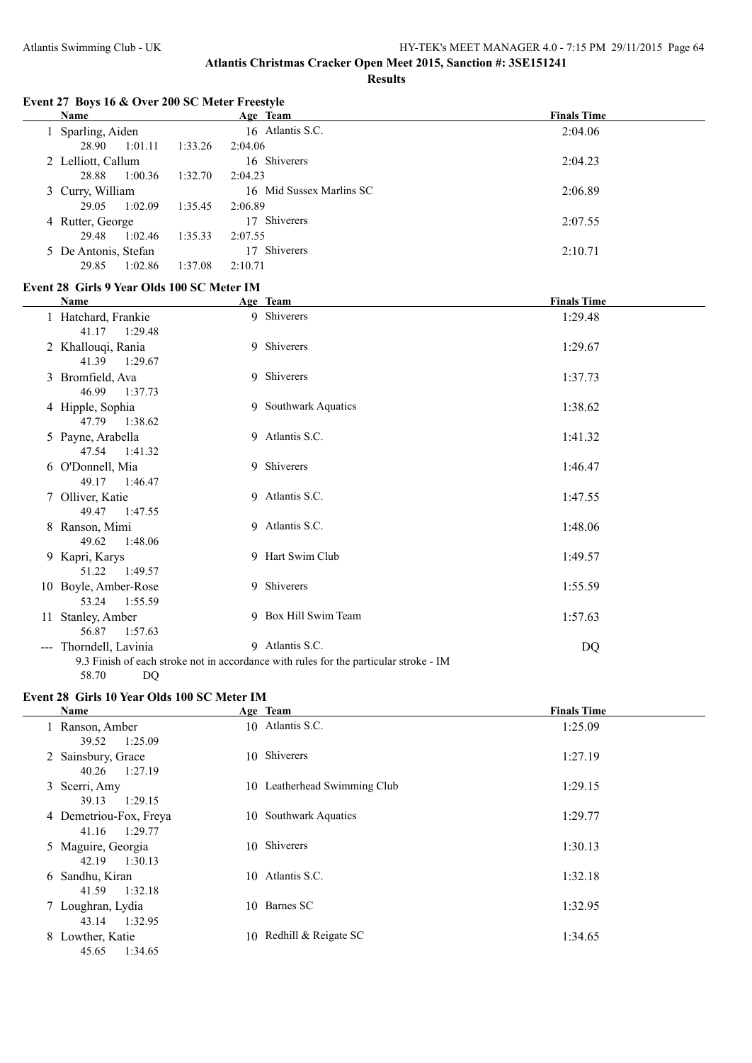## Atlantis Christmas Cracker Open Meet 2015, Sanction #: 3SE151241

### Results

#### Event 27 Boys 16 & Over 200 SC Meter Freestyle

| | Name | Age | Team | Finals Time |
|---|---|---|---|---|
| 1 | Sparling, Aiden | 16 | Atlantis S.C. | 2:04.06 |
| | 28.90 1:01.11 1:33.26 2:04.06 | | | |
| 2 | Lelliott, Callum | 16 | Shiverers | 2:04.23 |
| | 28.88 1:00.36 1:32.70 2:04.23 | | | |
| 3 | Curry, William | 16 | Mid Sussex Marlins SC | 2:06.89 |
| | 29.05 1:02.09 1:35.45 2:06.89 | | | |
| 4 | Rutter, George | 17 | Shiverers | 2:07.55 |
| | 29.48 1:02.46 1:35.33 2:07.55 | | | |
| 5 | De Antonis, Stefan | 17 | Shiverers | 2:10.71 |
| | 29.85 1:02.86 1:37.08 2:10.71 | | | |

#### Event 28 Girls 9 Year Olds 100 SC Meter IM

| | Name | Age | Team | Finals Time |
|---|---|---|---|---|
| 1 | Hatchard, Frankie | 9 | Shiverers | 1:29.48 |
| | 41.17 1:29.48 | | | |
| 2 | Khallouqi, Rania | 9 | Shiverers | 1:29.67 |
| | 41.39 1:29.67 | | | |
| 3 | Bromfield, Ava | 9 | Shiverers | 1:37.73 |
| | 46.99 1:37.73 | | | |
| 4 | Hipple, Sophia | 9 | Southwark Aquatics | 1:38.62 |
| | 47.79 1:38.62 | | | |
| 5 | Payne, Arabella | 9 | Atlantis S.C. | 1:41.32 |
| | 47.54 1:41.32 | | | |
| 6 | O'Donnell, Mia | 9 | Shiverers | 1:46.47 |
| | 49.17 1:46.47 | | | |
| 7 | Olliver, Katie | 9 | Atlantis S.C. | 1:47.55 |
| | 49.47 1:47.55 | | | |
| 8 | Ranson, Mimi | 9 | Atlantis S.C. | 1:48.06 |
| | 49.62 1:48.06 | | | |
| 9 | Kapri, Karys | 9 | Hart Swim Club | 1:49.57 |
| | 51.22 1:49.57 | | | |
| 10 | Boyle, Amber-Rose | 9 | Shiverers | 1:55.59 |
| | 53.24 1:55.59 | | | |
| 11 | Stanley, Amber | 9 | Box Hill Swim Team | 1:57.63 |
| | 56.87 1:57.63 | | | |
| --- | Thorndell, Lavinia | 9 | Atlantis S.C. | DQ |
| | 9.3 Finish of each stroke not in accordance with rules for the particular stroke - IM | | | |
| | 58.70 DQ | | | |

#### Event 28 Girls 10 Year Olds 100 SC Meter IM

| | Name | Age | Team | Finals Time |
|---|---|---|---|---|
| 1 | Ranson, Amber | 10 | Atlantis S.C. | 1:25.09 |
| | 39.52 1:25.09 | | | |
| 2 | Sainsbury, Grace | 10 | Shiverers | 1:27.19 |
| | 40.26 1:27.19 | | | |
| 3 | Scerri, Amy | 10 | Leatherhead Swimming Club | 1:29.15 |
| | 39.13 1:29.15 | | | |
| 4 | Demetriou-Fox, Freya | 10 | Southwark Aquatics | 1:29.77 |
| | 41.16 1:29.77 | | | |
| 5 | Maguire, Georgia | 10 | Shiverers | 1:30.13 |
| | 42.19 1:30.13 | | | |
| 6 | Sandhu, Kiran | 10 | Atlantis S.C. | 1:32.18 |
| | 41.59 1:32.18 | | | |
| 7 | Loughran, Lydia | 10 | Barnes SC | 1:32.95 |
| | 43.14 1:32.95 | | | |
| 8 | Lowther, Katie | 10 | Redhill & Reigate SC | 1:34.65 |
| | 45.65 1:34.65 | | | |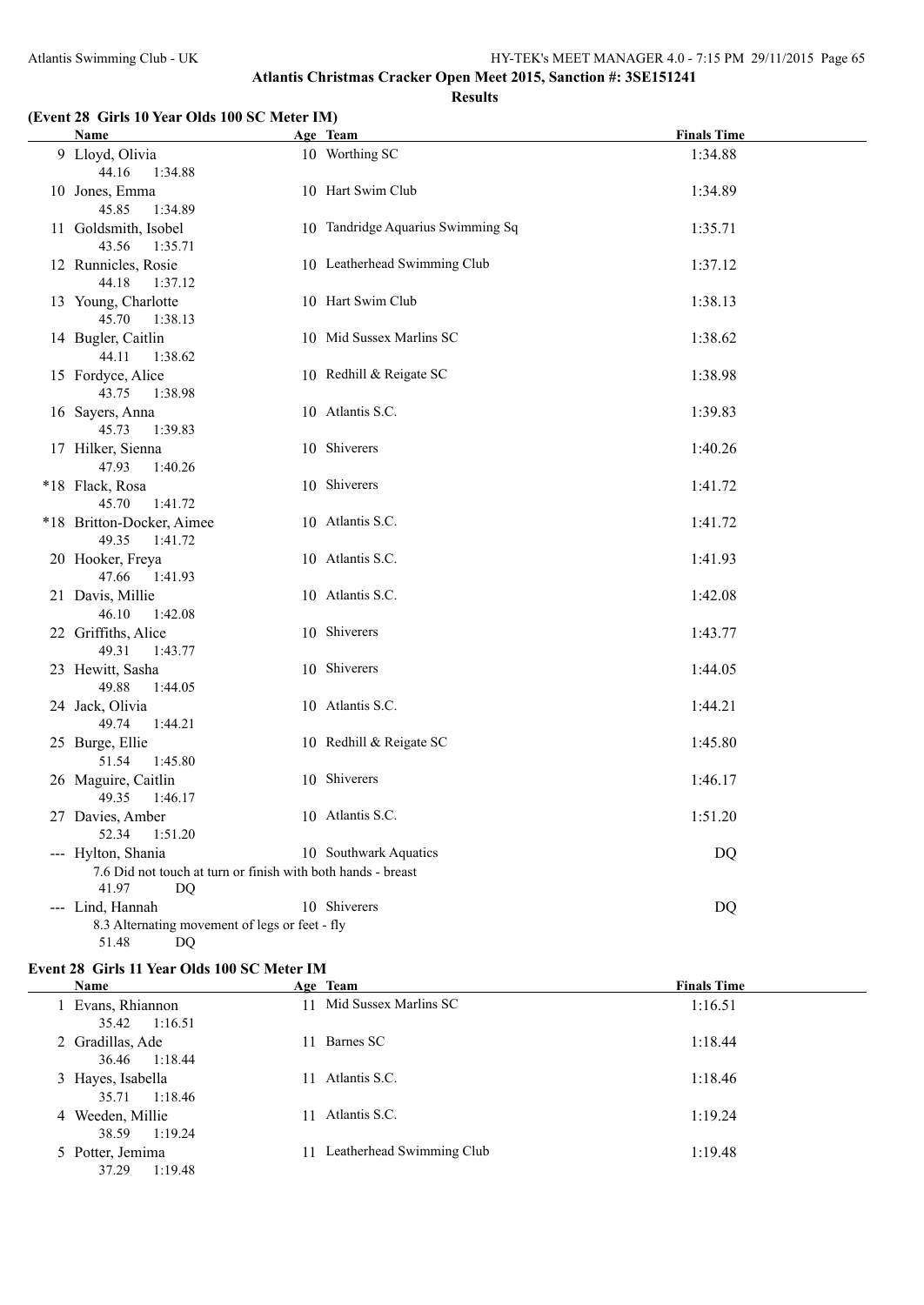**Atlantis Christmas Cracker Open Meet 2015, Sanction #: 3SE151241**

**Results**

### (Event 28 Girls 10 Year Olds 100 SC Meter IM)

| | Name | Age | Team | Finals Time |
|---|---|---|---|---|
| 9 | Lloyd, Olivia | 10 | Worthing SC | 1:34.88 |
| | 44.16 1:34.88 | | | |
| 10 | Jones, Emma | 10 | Hart Swim Club | 1:34.89 |
| | 45.85 1:34.89 | | | |
| 11 | Goldsmith, Isobel | 10 | Tandridge Aquarius Swimming Sq | 1:35.71 |
| | 43.56 1:35.71 | | | |
| 12 | Runnicles, Rosie | 10 | Leatherhead Swimming Club | 1:37.12 |
| | 44.18 1:37.12 | | | |
| 13 | Young, Charlotte | 10 | Hart Swim Club | 1:38.13 |
| | 45.70 1:38.13 | | | |
| 14 | Bugler, Caitlin | 10 | Mid Sussex Marlins SC | 1:38.62 |
| | 44.11 1:38.62 | | | |
| 15 | Fordyce, Alice | 10 | Redhill & Reigate SC | 1:38.98 |
| | 43.75 1:38.98 | | | |
| 16 | Sayers, Anna | 10 | Atlantis S.C. | 1:39.83 |
| | 45.73 1:39.83 | | | |
| 17 | Hilker, Sienna | 10 | Shiverers | 1:40.26 |
| | 47.93 1:40.26 | | | |
| *18 | Flack, Rosa | 10 | Shiverers | 1:41.72 |
| | 45.70 1:41.72 | | | |
| *18 | Britton-Docker, Aimee | 10 | Atlantis S.C. | 1:41.72 |
| | 49.35 1:41.72 | | | |
| 20 | Hooker, Freya | 10 | Atlantis S.C. | 1:41.93 |
| | 47.66 1:41.93 | | | |
| 21 | Davis, Millie | 10 | Atlantis S.C. | 1:42.08 |
| | 46.10 1:42.08 | | | |
| 22 | Griffiths, Alice | 10 | Shiverers | 1:43.77 |
| | 49.31 1:43.77 | | | |
| 23 | Hewitt, Sasha | 10 | Shiverers | 1:44.05 |
| | 49.88 1:44.05 | | | |
| 24 | Jack, Olivia | 10 | Atlantis S.C. | 1:44.21 |
| | 49.74 1:44.21 | | | |
| 25 | Burge, Ellie | 10 | Redhill & Reigate SC | 1:45.80 |
| | 51.54 1:45.80 | | | |
| 26 | Maguire, Caitlin | 10 | Shiverers | 1:46.17 |
| | 49.35 1:46.17 | | | |
| 27 | Davies, Amber | 10 | Atlantis S.C. | 1:51.20 |
| | 52.34 1:51.20 | | | |
| --- | Hylton, Shania | 10 | Southwark Aquatics | DQ |
| | 7.6 Did not touch at turn or finish with both hands - breast | | | |
| | 41.97 DQ | | | |
| --- | Lind, Hannah | 10 | Shiverers | DQ |
| | 8.3 Alternating movement of legs or feet - fly | | | |
| | 51.48 DQ | | | |

### Event 28 Girls 11 Year Olds 100 SC Meter IM

| | Name | Age | Team | Finals Time |
|---|---|---|---|---|
| 1 | Evans, Rhiannon | 11 | Mid Sussex Marlins SC | 1:16.51 |
| | 35.42 1:16.51 | | | |
| 2 | Gradillas, Ade | 11 | Barnes SC | 1:18.44 |
| | 36.46 1:18.44 | | | |
| 3 | Hayes, Isabella | 11 | Atlantis S.C. | 1:18.46 |
| | 35.71 1:18.46 | | | |
| 4 | Weeden, Millie | 11 | Atlantis S.C. | 1:19.24 |
| | 38.59 1:19.24 | | | |
| 5 | Potter, Jemima | 11 | Leatherhead Swimming Club | 1:19.48 |
| | 37.29 1:19.48 | | | |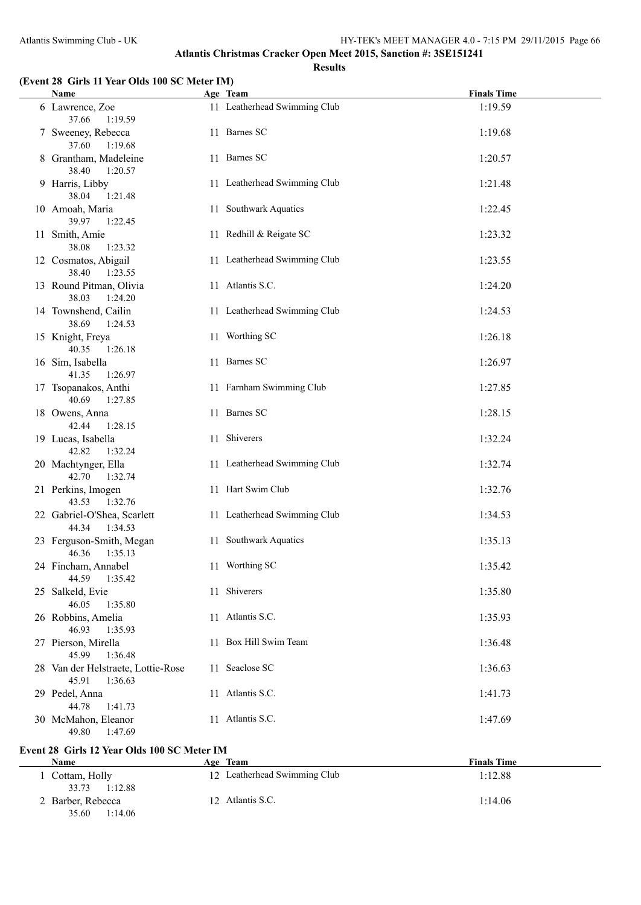Atlantis Christmas Cracker Open Meet 2015, Sanction #: 3SE151241

**Results**

**(Event 28 Girls 11 Year Olds 100 SC Meter IM)**

| Name | Age | Team | Finals Time |
|---|---|---|---|
| 6 Lawrence, Zoe<br>37.66 1:19.59 | 11 | Leatherhead Swimming Club | 1:19.59 |
| 7 Sweeney, Rebecca<br>37.60 1:19.68 | 11 | Barnes SC | 1:19.68 |
| 8 Grantham, Madeleine<br>38.40 1:20.57 | 11 | Barnes SC | 1:20.57 |
| 9 Harris, Libby<br>38.04 1:21.48 | 11 | Leatherhead Swimming Club | 1:21.48 |
| 10 Amoah, Maria<br>39.97 1:22.45 | 11 | Southwark Aquatics | 1:22.45 |
| 11 Smith, Amie<br>38.08 1:23.32 | 11 | Redhill & Reigate SC | 1:23.32 |
| 12 Cosmatos, Abigail<br>38.40 1:23.55 | 11 | Leatherhead Swimming Club | 1:23.55 |
| 13 Round Pitman, Olivia<br>38.03 1:24.20 | 11 | Atlantis S.C. | 1:24.20 |
| 14 Townshend, Cailin<br>38.69 1:24.53 | 11 | Leatherhead Swimming Club | 1:24.53 |
| 15 Knight, Freya<br>40.35 1:26.18 | 11 | Worthing SC | 1:26.18 |
| 16 Sim, Isabella<br>41.35 1:26.97 | 11 | Barnes SC | 1:26.97 |
| 17 Tsopanakos, Anthi<br>40.69 1:27.85 | 11 | Farnham Swimming Club | 1:27.85 |
| 18 Owens, Anna<br>42.44 1:28.15 | 11 | Barnes SC | 1:28.15 |
| 19 Lucas, Isabella<br>42.82 1:32.24 | 11 | Shiverers | 1:32.24 |
| 20 Machtynger, Ella<br>42.70 1:32.74 | 11 | Leatherhead Swimming Club | 1:32.74 |
| 21 Perkins, Imogen<br>43.53 1:32.76 | 11 | Hart Swim Club | 1:32.76 |
| 22 Gabriel-O'Shea, Scarlett<br>44.34 1:34.53 | 11 | Leatherhead Swimming Club | 1:34.53 |
| 23 Ferguson-Smith, Megan<br>46.36 1:35.13 | 11 | Southwark Aquatics | 1:35.13 |
| 24 Fincham, Annabel<br>44.59 1:35.42 | 11 | Worthing SC | 1:35.42 |
| 25 Salkeld, Evie<br>46.05 1:35.80 | 11 | Shiverers | 1:35.80 |
| 26 Robbins, Amelia<br>46.93 1:35.93 | 11 | Atlantis S.C. | 1:35.93 |
| 27 Pierson, Mirella<br>45.99 1:36.48 | 11 | Box Hill Swim Team | 1:36.48 |
| 28 Van der Helstraete, Lottie-Rose<br>45.91 1:36.63 | 11 | Seaclose SC | 1:36.63 |
| 29 Pedel, Anna<br>44.78 1:41.73 | 11 | Atlantis S.C. | 1:41.73 |
| 30 McMahon, Eleanor<br>49.80 1:47.69 | 11 | Atlantis S.C. | 1:47.69 |

**Event 28 Girls 12 Year Olds 100 SC Meter IM**

| Name | Age | Team | Finals Time |
|---|---|---|---|
| 1 Cottam, Holly<br>33.73 1:12.88 | 12 | Leatherhead Swimming Club | 1:12.88 |
| 2 Barber, Rebecca<br>35.60 1:14.06 | 12 | Atlantis S.C. | 1:14.06 |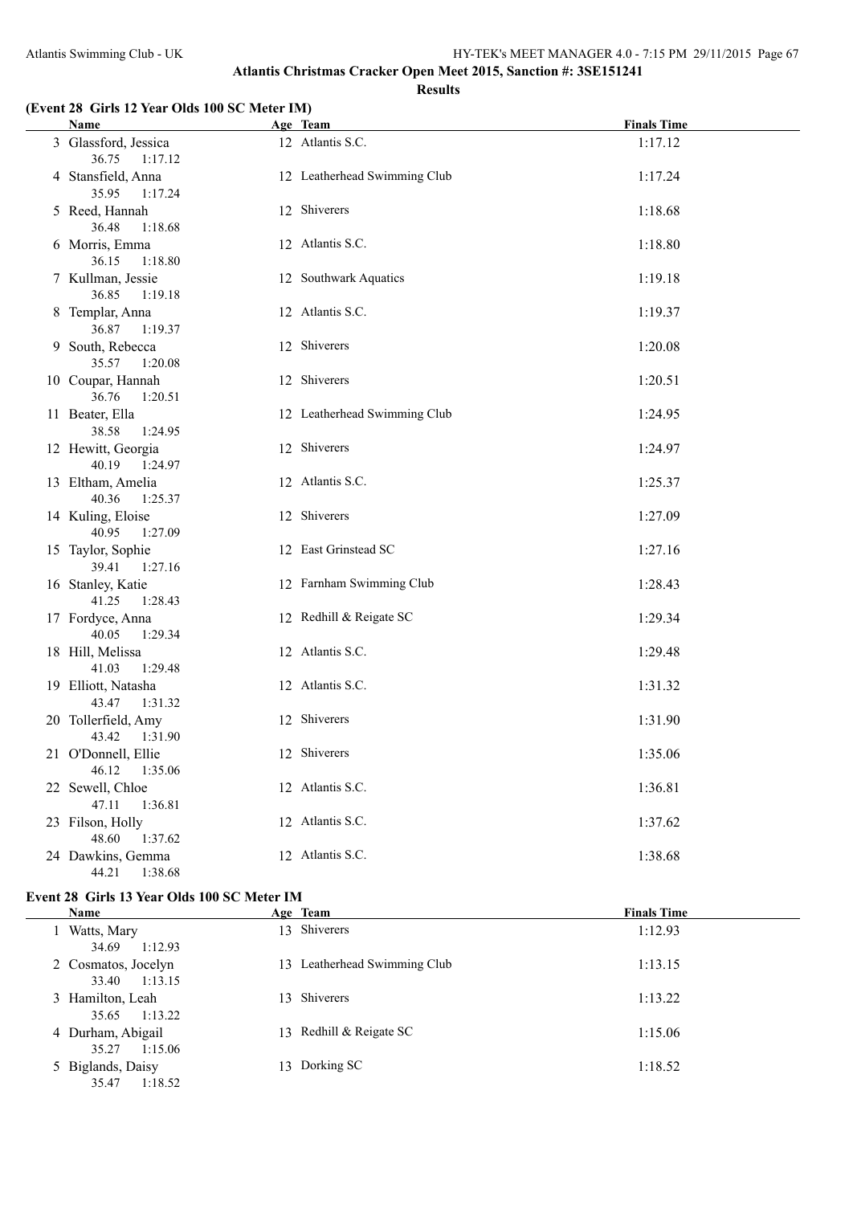## Atlantis Christmas Cracker Open Meet 2015, Sanction #: 3SE151241

### Results

#### (Event 28 Girls 12 Year Olds 100 SC Meter IM)

| | Name | Age | Team | Finals Time |
|---|---|---|---|---|
| 3 | Glassford, Jessica | 12 | Atlantis S.C. | 1:17.12 |
| | 36.75 1:17.12 | | | |
| 4 | Stansfield, Anna | 12 | Leatherhead Swimming Club | 1:17.24 |
| | 35.95 1:17.24 | | | |
| 5 | Reed, Hannah | 12 | Shiverers | 1:18.68 |
| | 36.48 1:18.68 | | | |
| 6 | Morris, Emma | 12 | Atlantis S.C. | 1:18.80 |
| | 36.15 1:18.80 | | | |
| 7 | Kullman, Jessie | 12 | Southwark Aquatics | 1:19.18 |
| | 36.85 1:19.18 | | | |
| 8 | Templar, Anna | 12 | Atlantis S.C. | 1:19.37 |
| | 36.87 1:19.37 | | | |
| 9 | South, Rebecca | 12 | Shiverers | 1:20.08 |
| | 35.57 1:20.08 | | | |
| 10 | Coupar, Hannah | 12 | Shiverers | 1:20.51 |
| | 36.76 1:20.51 | | | |
| 11 | Beater, Ella | 12 | Leatherhead Swimming Club | 1:24.95 |
| | 38.58 1:24.95 | | | |
| 12 | Hewitt, Georgia | 12 | Shiverers | 1:24.97 |
| | 40.19 1:24.97 | | | |
| 13 | Eltham, Amelia | 12 | Atlantis S.C. | 1:25.37 |
| | 40.36 1:25.37 | | | |
| 14 | Kuling, Eloise | 12 | Shiverers | 1:27.09 |
| | 40.95 1:27.09 | | | |
| 15 | Taylor, Sophie | 12 | East Grinstead SC | 1:27.16 |
| | 39.41 1:27.16 | | | |
| 16 | Stanley, Katie | 12 | Farnham Swimming Club | 1:28.43 |
| | 41.25 1:28.43 | | | |
| 17 | Fordyce, Anna | 12 | Redhill & Reigate SC | 1:29.34 |
| | 40.05 1:29.34 | | | |
| 18 | Hill, Melissa | 12 | Atlantis S.C. | 1:29.48 |
| | 41.03 1:29.48 | | | |
| 19 | Elliott, Natasha | 12 | Atlantis S.C. | 1:31.32 |
| | 43.47 1:31.32 | | | |
| 20 | Tollerfield, Amy | 12 | Shiverers | 1:31.90 |
| | 43.42 1:31.90 | | | |
| 21 | O'Donnell, Ellie | 12 | Shiverers | 1:35.06 |
| | 46.12 1:35.06 | | | |
| 22 | Sewell, Chloe | 12 | Atlantis S.C. | 1:36.81 |
| | 47.11 1:36.81 | | | |
| 23 | Filson, Holly | 12 | Atlantis S.C. | 1:37.62 |
| | 48.60 1:37.62 | | | |
| 24 | Dawkins, Gemma | 12 | Atlantis S.C. | 1:38.68 |
| | 44.21 1:38.68 | | | |

#### Event 28 Girls 13 Year Olds 100 SC Meter IM

| | Name | Age | Team | Finals Time |
|---|---|---|---|---|
| 1 | Watts, Mary | 13 | Shiverers | 1:12.93 |
| | 34.69 1:12.93 | | | |
| 2 | Cosmatos, Jocelyn | 13 | Leatherhead Swimming Club | 1:13.15 |
| | 33.40 1:13.15 | | | |
| 3 | Hamilton, Leah | 13 | Shiverers | 1:13.22 |
| | 35.65 1:13.22 | | | |
| 4 | Durham, Abigail | 13 | Redhill & Reigate SC | 1:15.06 |
| | 35.27 1:15.06 | | | |
| 5 | Biglands, Daisy | 13 | Dorking SC | 1:18.52 |
| | 35.47 1:18.52 | | | |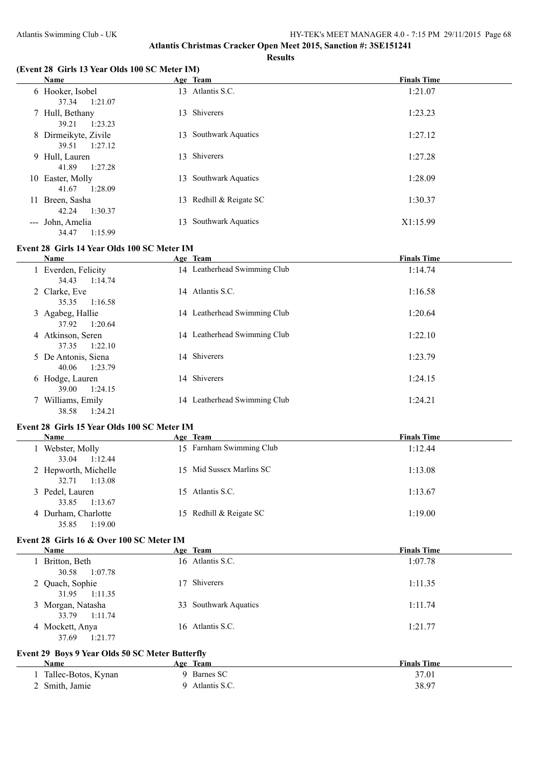# Atlantis Christmas Cracker Open Meet 2015, Sanction #: 3SE151241

## Results

### (Event 28 Girls 13 Year Olds 100 SC Meter IM)

| Name | Age | Team | Finals Time |
|---|---|---|---|
| 6 Hooker, Isobel | 13 | Atlantis S.C. | 1:21.07 |
| 37.34 1:21.07 | | | |
| 7 Hull, Bethany | 13 | Shiverers | 1:23.23 |
| 39.21 1:23.23 | | | |
| 8 Dirmeikyte, Zivile | 13 | Southwark Aquatics | 1:27.12 |
| 39.51 1:27.12 | | | |
| 9 Hull, Lauren | 13 | Shiverers | 1:27.28 |
| 41.89 1:27.28 | | | |
| 10 Easter, Molly | 13 | Southwark Aquatics | 1:28.09 |
| 41.67 1:28.09 | | | |
| 11 Breen, Sasha | 13 | Redhill & Reigate SC | 1:30.37 |
| 42.24 1:30.37 | | | |
| --- John, Amelia | 13 | Southwark Aquatics | X1:15.99 |
| 34.47 1:15.99 | | | |

### Event 28 Girls 14 Year Olds 100 SC Meter IM

| Name | Age | Team | Finals Time |
|---|---|---|---|
| 1 Everden, Felicity | 14 | Leatherhead Swimming Club | 1:14.74 |
| 34.43 1:14.74 | | | |
| 2 Clarke, Eve | 14 | Atlantis S.C. | 1:16.58 |
| 35.35 1:16.58 | | | |
| 3 Agabeg, Hallie | 14 | Leatherhead Swimming Club | 1:20.64 |
| 37.92 1:20.64 | | | |
| 4 Atkinson, Seren | 14 | Leatherhead Swimming Club | 1:22.10 |
| 37.35 1:22.10 | | | |
| 5 De Antonis, Siena | 14 | Shiverers | 1:23.79 |
| 40.06 1:23.79 | | | |
| 6 Hodge, Lauren | 14 | Shiverers | 1:24.15 |
| 39.00 1:24.15 | | | |
| 7 Williams, Emily | 14 | Leatherhead Swimming Club | 1:24.21 |
| 38.58 1:24.21 | | | |

### Event 28 Girls 15 Year Olds 100 SC Meter IM

| Name | Age | Team | Finals Time |
|---|---|---|---|
| 1 Webster, Molly | 15 | Farnham Swimming Club | 1:12.44 |
| 33.04 1:12.44 | | | |
| 2 Hepworth, Michelle | 15 | Mid Sussex Marlins SC | 1:13.08 |
| 32.71 1:13.08 | | | |
| 3 Pedel, Lauren | 15 | Atlantis S.C. | 1:13.67 |
| 33.85 1:13.67 | | | |
| 4 Durham, Charlotte | 15 | Redhill & Reigate SC | 1:19.00 |
| 35.85 1:19.00 | | | |

### Event 28 Girls 16 & Over 100 SC Meter IM

| Name | Age | Team | Finals Time |
|---|---|---|---|
| 1 Britton, Beth | 16 | Atlantis S.C. | 1:07.78 |
| 30.58 1:07.78 | | | |
| 2 Quach, Sophie | 17 | Shiverers | 1:11.35 |
| 31.95 1:11.35 | | | |
| 3 Morgan, Natasha | 33 | Southwark Aquatics | 1:11.74 |
| 33.79 1:11.74 | | | |
| 4 Mockett, Anya | 16 | Atlantis S.C. | 1:21.77 |
| 37.69 1:21.77 | | | |

### Event 29 Boys 9 Year Olds 50 SC Meter Butterfly

| Name | Age | Team | Finals Time |
|---|---|---|---|
| 1 Tallec-Botos, Kynan | 9 | Barnes SC | 37.01 |
| 2 Smith, Jamie | 9 | Atlantis S.C. | 38.97 |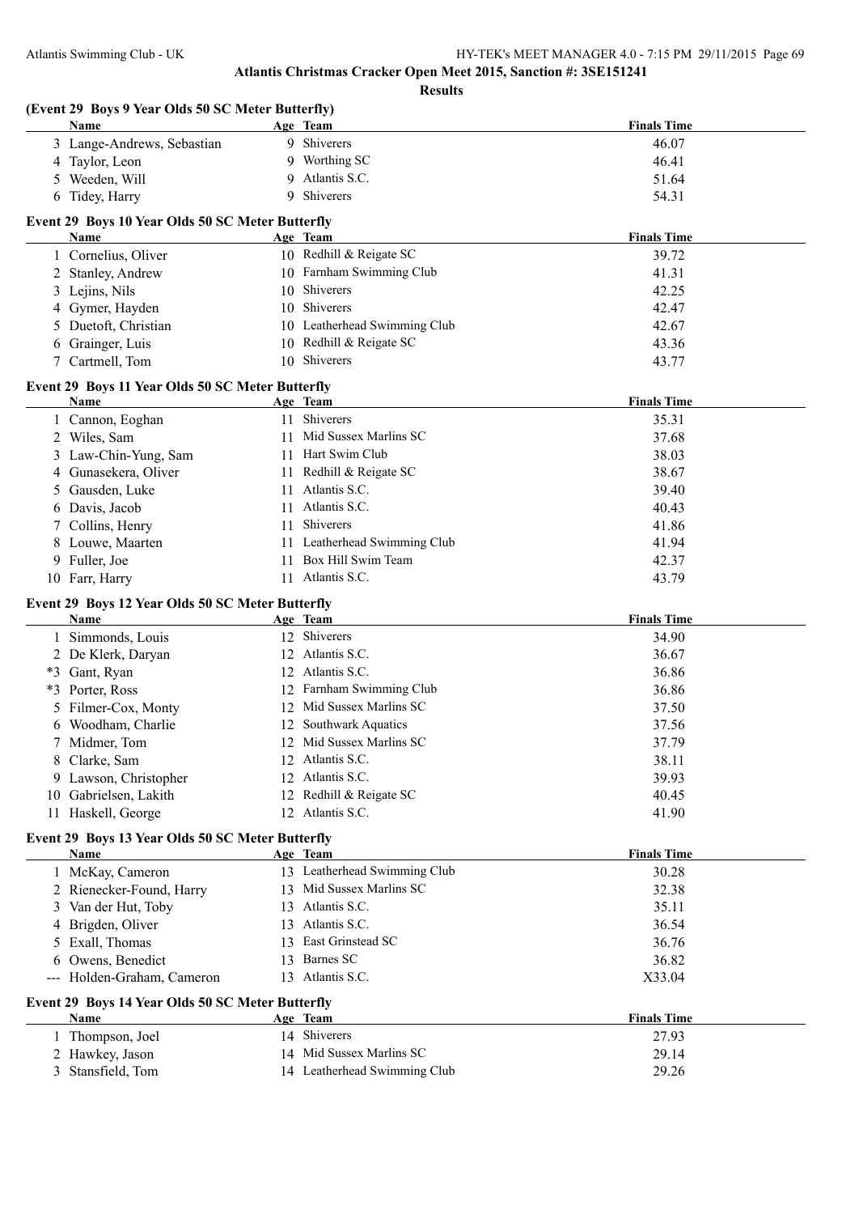# Atlantis Christmas Cracker Open Meet 2015, Sanction #: 3SE151241

## Results

### (Event 29 Boys 9 Year Olds 50 SC Meter Butterfly)

| | Name | Age | Team | Finals Time |
|---|---|---|---|---|
| 3 | Lange-Andrews, Sebastian | 9 | Shiverers | 46.07 |
| 4 | Taylor, Leon | 9 | Worthing SC | 46.41 |
| 5 | Weeden, Will | 9 | Atlantis S.C. | 51.64 |
| 6 | Tidey, Harry | 9 | Shiverers | 54.31 |

### Event 29 Boys 10 Year Olds 50 SC Meter Butterfly

| | Name | Age | Team | Finals Time |
|---|---|---|---|---|
| 1 | Cornelius, Oliver | 10 | Redhill & Reigate SC | 39.72 |
| 2 | Stanley, Andrew | 10 | Farnham Swimming Club | 41.31 |
| 3 | Lejins, Nils | 10 | Shiverers | 42.25 |
| 4 | Gymer, Hayden | 10 | Shiverers | 42.47 |
| 5 | Duetoft, Christian | 10 | Leatherhead Swimming Club | 42.67 |
| 6 | Grainger, Luis | 10 | Redhill & Reigate SC | 43.36 |
| 7 | Cartmell, Tom | 10 | Shiverers | 43.77 |

### Event 29 Boys 11 Year Olds 50 SC Meter Butterfly

| | Name | Age | Team | Finals Time |
|---|---|---|---|---|
| 1 | Cannon, Eoghan | 11 | Shiverers | 35.31 |
| 2 | Wiles, Sam | 11 | Mid Sussex Marlins SC | 37.68 |
| 3 | Law-Chin-Yung, Sam | 11 | Hart Swim Club | 38.03 |
| 4 | Gunasekera, Oliver | 11 | Redhill & Reigate SC | 38.67 |
| 5 | Gausden, Luke | 11 | Atlantis S.C. | 39.40 |
| 6 | Davis, Jacob | 11 | Atlantis S.C. | 40.43 |
| 7 | Collins, Henry | 11 | Shiverers | 41.86 |
| 8 | Louwe, Maarten | 11 | Leatherhead Swimming Club | 41.94 |
| 9 | Fuller, Joe | 11 | Box Hill Swim Team | 42.37 |
| 10 | Farr, Harry | 11 | Atlantis S.C. | 43.79 |

### Event 29 Boys 12 Year Olds 50 SC Meter Butterfly

| | Name | Age | Team | Finals Time |
|---|---|---|---|---|
| 1 | Simmonds, Louis | 12 | Shiverers | 34.90 |
| 2 | De Klerk, Daryan | 12 | Atlantis S.C. | 36.67 |
| *3 | Gant, Ryan | 12 | Atlantis S.C. | 36.86 |
| *3 | Porter, Ross | 12 | Farnham Swimming Club | 36.86 |
| 5 | Filmer-Cox, Monty | 12 | Mid Sussex Marlins SC | 37.50 |
| 6 | Woodham, Charlie | 12 | Southwark Aquatics | 37.56 |
| 7 | Midmer, Tom | 12 | Mid Sussex Marlins SC | 37.79 |
| 8 | Clarke, Sam | 12 | Atlantis S.C. | 38.11 |
| 9 | Lawson, Christopher | 12 | Atlantis S.C. | 39.93 |
| 10 | Gabrielsen, Lakith | 12 | Redhill & Reigate SC | 40.45 |
| 11 | Haskell, George | 12 | Atlantis S.C. | 41.90 |

### Event 29 Boys 13 Year Olds 50 SC Meter Butterfly

| | Name | Age | Team | Finals Time |
|---|---|---|---|---|
| 1 | McKay, Cameron | 13 | Leatherhead Swimming Club | 30.28 |
| 2 | Rienecker-Found, Harry | 13 | Mid Sussex Marlins SC | 32.38 |
| 3 | Van der Hut, Toby | 13 | Atlantis S.C. | 35.11 |
| 4 | Brigden, Oliver | 13 | Atlantis S.C. | 36.54 |
| 5 | Exall, Thomas | 13 | East Grinstead SC | 36.76 |
| 6 | Owens, Benedict | 13 | Barnes SC | 36.82 |
| --- | Holden-Graham, Cameron | 13 | Atlantis S.C. | X33.04 |

### Event 29 Boys 14 Year Olds 50 SC Meter Butterfly

| | Name | Age | Team | Finals Time |
|---|---|---|---|---|
| 1 | Thompson, Joel | 14 | Shiverers | 27.93 |
| 2 | Hawkey, Jason | 14 | Mid Sussex Marlins SC | 29.14 |
| 3 | Stansfield, Tom | 14 | Leatherhead Swimming Club | 29.26 |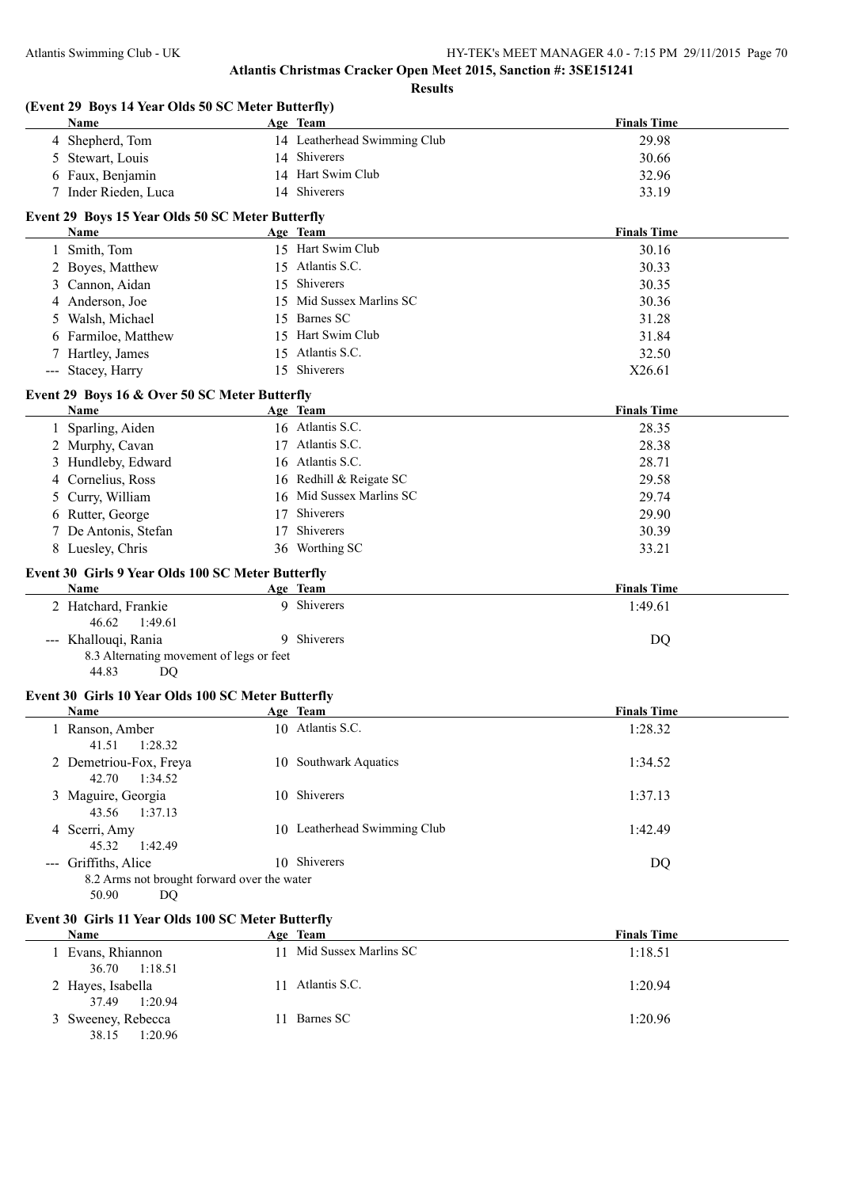## Atlantis Christmas Cracker Open Meet 2015, Sanction #: 3SE151241

### Results

### (Event 29 Boys 14 Year Olds 50 SC Meter Butterfly)

| | Name | Age | Team | Finals Time |
|---|---|---|---|---|
| 4 | Shepherd, Tom | 14 | Leatherhead Swimming Club | 29.98 |
| 5 | Stewart, Louis | 14 | Shiverers | 30.66 |
| 6 | Faux, Benjamin | 14 | Hart Swim Club | 32.96 |
| 7 | Inder Rieden, Luca | 14 | Shiverers | 33.19 |

### Event 29 Boys 15 Year Olds 50 SC Meter Butterfly

| | Name | Age | Team | Finals Time |
|---|---|---|---|---|
| 1 | Smith, Tom | 15 | Hart Swim Club | 30.16 |
| 2 | Boyes, Matthew | 15 | Atlantis S.C. | 30.33 |
| 3 | Cannon, Aidan | 15 | Shiverers | 30.35 |
| 4 | Anderson, Joe | 15 | Mid Sussex Marlins SC | 30.36 |
| 5 | Walsh, Michael | 15 | Barnes SC | 31.28 |
| 6 | Farmiloe, Matthew | 15 | Hart Swim Club | 31.84 |
| 7 | Hartley, James | 15 | Atlantis S.C. | 32.50 |
| --- | Stacey, Harry | 15 | Shiverers | X26.61 |

### Event 29 Boys 16 & Over 50 SC Meter Butterfly

| | Name | Age | Team | Finals Time |
|---|---|---|---|---|
| 1 | Sparling, Aiden | 16 | Atlantis S.C. | 28.35 |
| 2 | Murphy, Cavan | 17 | Atlantis S.C. | 28.38 |
| 3 | Hundleby, Edward | 16 | Atlantis S.C. | 28.71 |
| 4 | Cornelius, Ross | 16 | Redhill & Reigate SC | 29.58 |
| 5 | Curry, William | 16 | Mid Sussex Marlins SC | 29.74 |
| 6 | Rutter, George | 17 | Shiverers | 29.90 |
| 7 | De Antonis, Stefan | 17 | Shiverers | 30.39 |
| 8 | Luesley, Chris | 36 | Worthing SC | 33.21 |

### Event 30 Girls 9 Year Olds 100 SC Meter Butterfly

| | Name | Age | Team | Finals Time |
|---|---|---|---|---|
| 2 | Hatchard, Frankie | 9 | Shiverers | 1:49.61 |
| | 46.62 1:49.61 | | | |
| --- | Khallouqi, Rania | 9 | Shiverers | DQ |
| | 8.3 Alternating movement of legs or feet | | | |
| | 44.83 DQ | | | |

### Event 30 Girls 10 Year Olds 100 SC Meter Butterfly

| | Name | Age | Team | Finals Time |
|---|---|---|---|---|
| 1 | Ranson, Amber | 10 | Atlantis S.C. | 1:28.32 |
| | 41.51 1:28.32 | | | |
| 2 | Demetriou-Fox, Freya | 10 | Southwark Aquatics | 1:34.52 |
| | 42.70 1:34.52 | | | |
| 3 | Maguire, Georgia | 10 | Shiverers | 1:37.13 |
| | 43.56 1:37.13 | | | |
| 4 | Scerri, Amy | 10 | Leatherhead Swimming Club | 1:42.49 |
| | 45.32 1:42.49 | | | |
| --- | Griffiths, Alice | 10 | Shiverers | DQ |
| | 8.2 Arms not brought forward over the water | | | |
| | 50.90 DQ | | | |

### Event 30 Girls 11 Year Olds 100 SC Meter Butterfly

| | Name | Age | Team | Finals Time |
|---|---|---|---|---|
| 1 | Evans, Rhiannon | 11 | Mid Sussex Marlins SC | 1:18.51 |
| | 36.70 1:18.51 | | | |
| 2 | Hayes, Isabella | 11 | Atlantis S.C. | 1:20.94 |
| | 37.49 1:20.94 | | | |
| 3 | Sweeney, Rebecca | 11 | Barnes SC | 1:20.96 |
| | 38.15 1:20.96 | | | |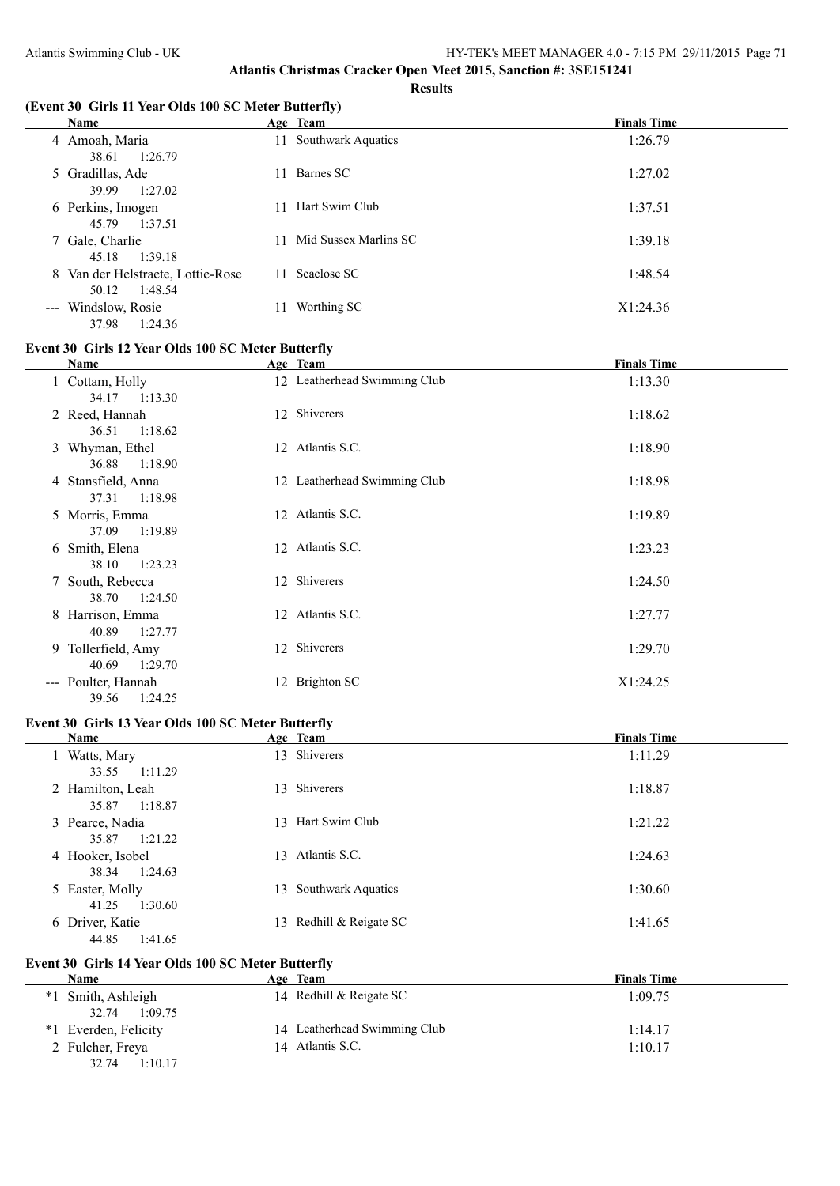## Atlantis Christmas Cracker Open Meet 2015, Sanction #: 3SE151241

### Results

### (Event 30 Girls 11 Year Olds 100 SC Meter Butterfly)

| Name | Age | Team | Finals Time |
| --- | --- | --- | --- |
| 4 Amoah, Maria | 11 | Southwark Aquatics | 1:26.79 |
| 38.61 1:26.79 | | | |
| 5 Gradillas, Ade | 11 | Barnes SC | 1:27.02 |
| 39.99 1:27.02 | | | |
| 6 Perkins, Imogen | 11 | Hart Swim Club | 1:37.51 |
| 45.79 1:37.51 | | | |
| 7 Gale, Charlie | 11 | Mid Sussex Marlins SC | 1:39.18 |
| 45.18 1:39.18 | | | |
| 8 Van der Helstraete, Lottie-Rose | 11 | Seaclose SC | 1:48.54 |
| 50.12 1:48.54 | | | |
| --- Windslow, Rosie | 11 | Worthing SC | X1:24.36 |
| 37.98 1:24.36 | | | |

### Event 30 Girls 12 Year Olds 100 SC Meter Butterfly

| Name | Age | Team | Finals Time |
| --- | --- | --- | --- |
| 1 Cottam, Holly | 12 | Leatherhead Swimming Club | 1:13.30 |
| 34.17 1:13.30 | | | |
| 2 Reed, Hannah | 12 | Shiverers | 1:18.62 |
| 36.51 1:18.62 | | | |
| 3 Whyman, Ethel | 12 | Atlantis S.C. | 1:18.90 |
| 36.88 1:18.90 | | | |
| 4 Stansfield, Anna | 12 | Leatherhead Swimming Club | 1:18.98 |
| 37.31 1:18.98 | | | |
| 5 Morris, Emma | 12 | Atlantis S.C. | 1:19.89 |
| 37.09 1:19.89 | | | |
| 6 Smith, Elena | 12 | Atlantis S.C. | 1:23.23 |
| 38.10 1:23.23 | | | |
| 7 South, Rebecca | 12 | Shiverers | 1:24.50 |
| 38.70 1:24.50 | | | |
| 8 Harrison, Emma | 12 | Atlantis S.C. | 1:27.77 |
| 40.89 1:27.77 | | | |
| 9 Tollerfield, Amy | 12 | Shiverers | 1:29.70 |
| 40.69 1:29.70 | | | |
| --- Poulter, Hannah | 12 | Brighton SC | X1:24.25 |
| 39.56 1:24.25 | | | |

### Event 30 Girls 13 Year Olds 100 SC Meter Butterfly

| Name | Age | Team | Finals Time |
| --- | --- | --- | --- |
| 1 Watts, Mary | 13 | Shiverers | 1:11.29 |
| 33.55 1:11.29 | | | |
| 2 Hamilton, Leah | 13 | Shiverers | 1:18.87 |
| 35.87 1:18.87 | | | |
| 3 Pearce, Nadia | 13 | Hart Swim Club | 1:21.22 |
| 35.87 1:21.22 | | | |
| 4 Hooker, Isobel | 13 | Atlantis S.C. | 1:24.63 |
| 38.34 1:24.63 | | | |
| 5 Easter, Molly | 13 | Southwark Aquatics | 1:30.60 |
| 41.25 1:30.60 | | | |
| 6 Driver, Katie | 13 | Redhill & Reigate SC | 1:41.65 |
| 44.85 1:41.65 | | | |

### Event 30 Girls 14 Year Olds 100 SC Meter Butterfly

| Name | Age | Team | Finals Time |
| --- | --- | --- | --- |
| *1 Smith, Ashleigh | 14 | Redhill & Reigate SC | 1:09.75 |
| 32.74 1:09.75 | | | |
| *1 Everden, Felicity | 14 | Leatherhead Swimming Club | 1:14.17 |
| 2 Fulcher, Freya | 14 | Atlantis S.C. | 1:10.17 |
| 32.74 1:10.17 | | | |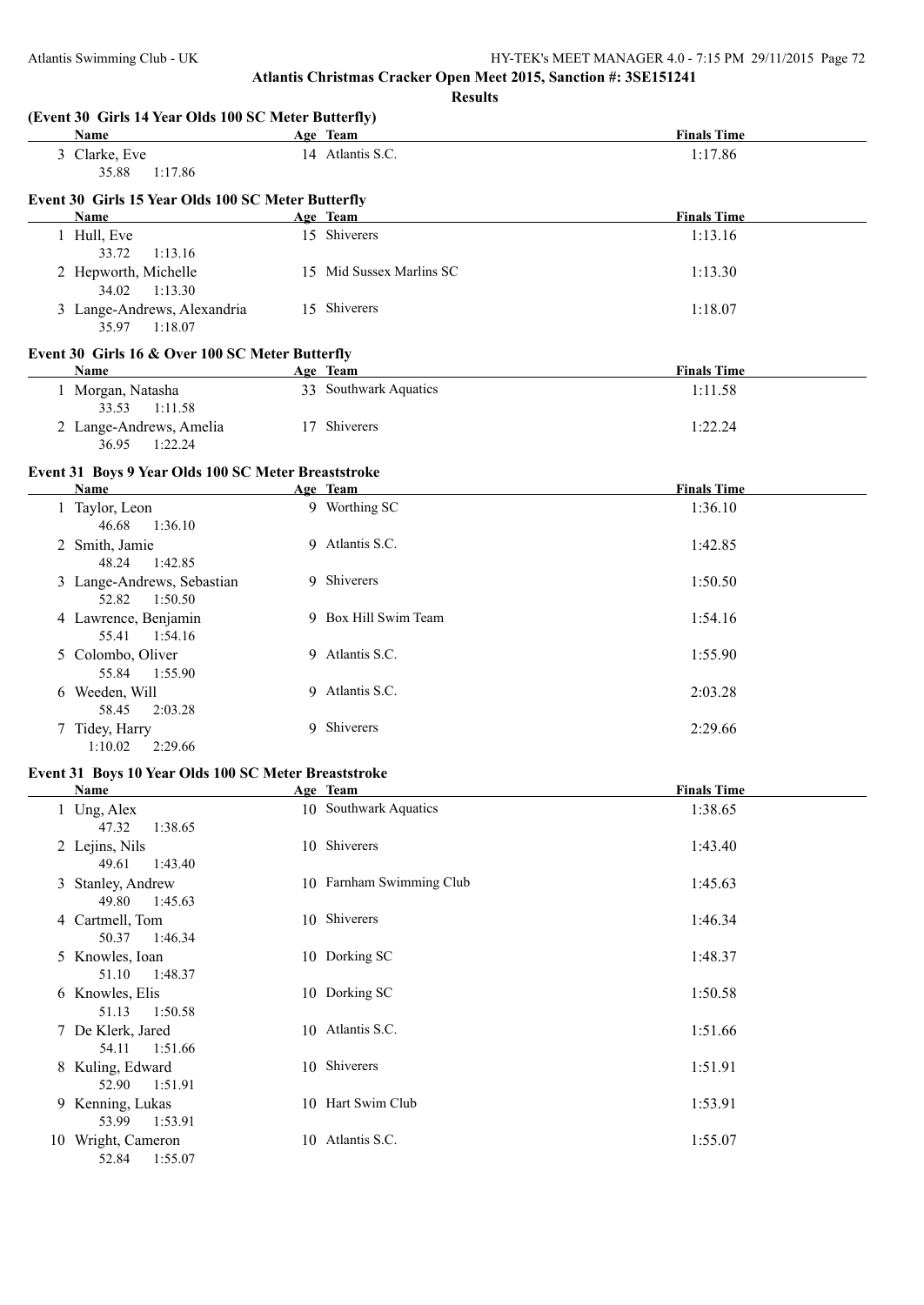**Atlantis Christmas Cracker Open Meet 2015, Sanction #: 3SE151241**

**Results**

**(Event 30 Girls 14 Year Olds 100 SC Meter Butterfly)**

| Name | Age | Team | Finals Time |
|---|---|---|---|
| 3 Clarke, Eve | 14 | Atlantis S.C. | 1:17.86 |
| 35.88 1:17.86 | | | |

**Event 30 Girls 15 Year Olds 100 SC Meter Butterfly**

| Name | Age | Team | Finals Time |
|---|---|---|---|
| 1 Hull, Eve | 15 | Shiverers | 1:13.16 |
| 33.72 1:13.16 | | | |
| 2 Hepworth, Michelle | 15 | Mid Sussex Marlins SC | 1:13.30 |
| 34.02 1:13.30 | | | |
| 3 Lange-Andrews, Alexandria | 15 | Shiverers | 1:18.07 |
| 35.97 1:18.07 | | | |

**Event 30 Girls 16 & Over 100 SC Meter Butterfly**

| Name | Age | Team | Finals Time |
|---|---|---|---|
| 1 Morgan, Natasha | 33 | Southwark Aquatics | 1:11.58 |
| 33.53 1:11.58 | | | |
| 2 Lange-Andrews, Amelia | 17 | Shiverers | 1:22.24 |
| 36.95 1:22.24 | | | |

**Event 31 Boys 9 Year Olds 100 SC Meter Breaststroke**

| Name | Age | Team | Finals Time |
|---|---|---|---|
| 1 Taylor, Leon | 9 | Worthing SC | 1:36.10 |
| 46.68 1:36.10 | | | |
| 2 Smith, Jamie | 9 | Atlantis S.C. | 1:42.85 |
| 48.24 1:42.85 | | | |
| 3 Lange-Andrews, Sebastian | 9 | Shiverers | 1:50.50 |
| 52.82 1:50.50 | | | |
| 4 Lawrence, Benjamin | 9 | Box Hill Swim Team | 1:54.16 |
| 55.41 1:54.16 | | | |
| 5 Colombo, Oliver | 9 | Atlantis S.C. | 1:55.90 |
| 55.84 1:55.90 | | | |
| 6 Weeden, Will | 9 | Atlantis S.C. | 2:03.28 |
| 58.45 2:03.28 | | | |
| 7 Tidey, Harry | 9 | Shiverers | 2:29.66 |
| 1:10.02 2:29.66 | | | |

**Event 31 Boys 10 Year Olds 100 SC Meter Breaststroke**

| Name | Age | Team | Finals Time |
|---|---|---|---|
| 1 Ung, Alex | 10 | Southwark Aquatics | 1:38.65 |
| 47.32 1:38.65 | | | |
| 2 Lejins, Nils | 10 | Shiverers | 1:43.40 |
| 49.61 1:43.40 | | | |
| 3 Stanley, Andrew | 10 | Farnham Swimming Club | 1:45.63 |
| 49.80 1:45.63 | | | |
| 4 Cartmell, Tom | 10 | Shiverers | 1:46.34 |
| 50.37 1:46.34 | | | |
| 5 Knowles, Ioan | 10 | Dorking SC | 1:48.37 |
| 51.10 1:48.37 | | | |
| 6 Knowles, Elis | 10 | Dorking SC | 1:50.58 |
| 51.13 1:50.58 | | | |
| 7 De Klerk, Jared | 10 | Atlantis S.C. | 1:51.66 |
| 54.11 1:51.66 | | | |
| 8 Kuling, Edward | 10 | Shiverers | 1:51.91 |
| 52.90 1:51.91 | | | |
| 9 Kenning, Lukas | 10 | Hart Swim Club | 1:53.91 |
| 53.99 1:53.91 | | | |
| 10 Wright, Cameron | 10 | Atlantis S.C. | 1:55.07 |
| 52.84 1:55.07 | | | |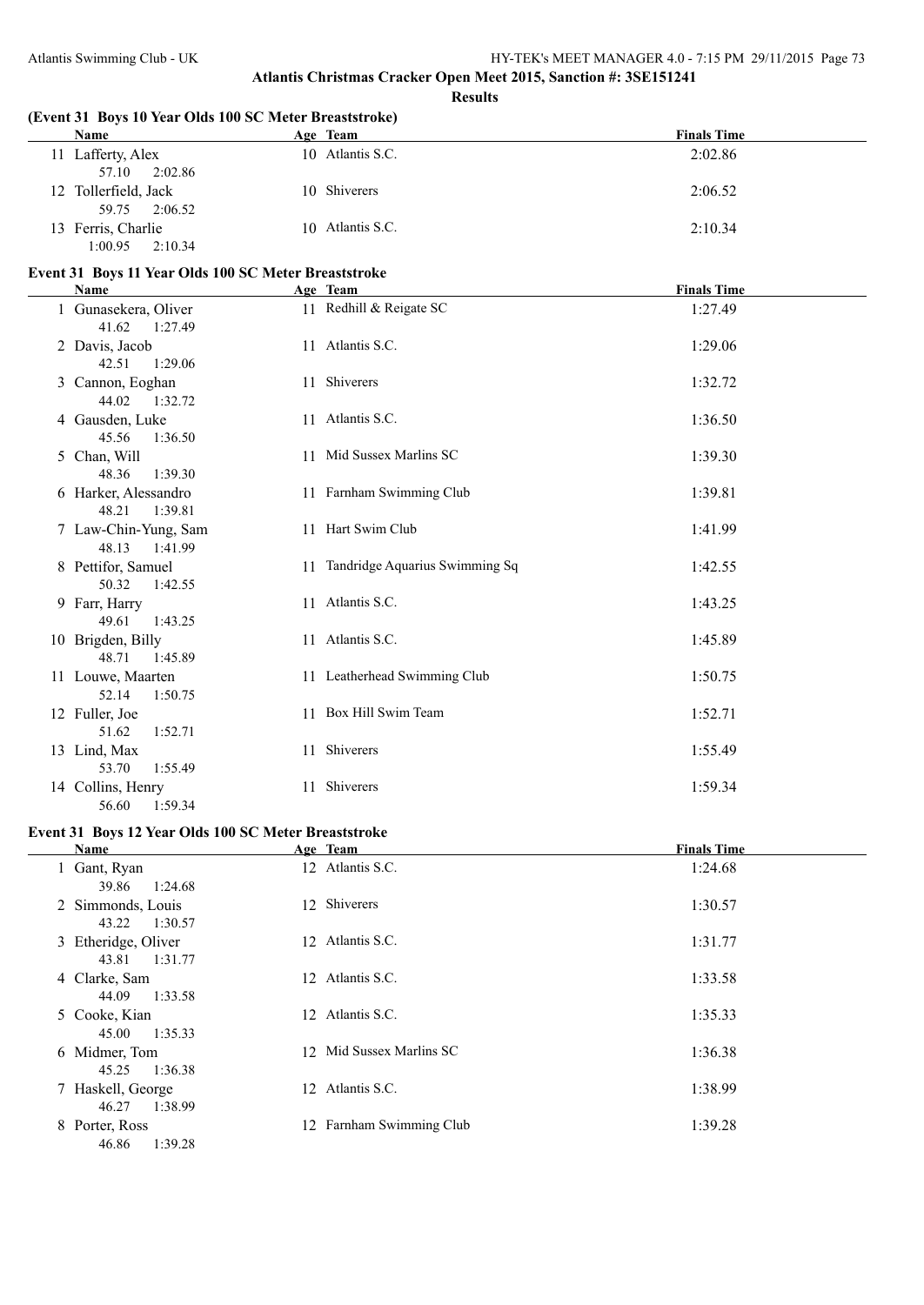## Atlantis Christmas Cracker Open Meet 2015, Sanction #: 3SE151241

### Results

### (Event 31 Boys 10 Year Olds 100 SC Meter Breaststroke)

| Name | Age | Team | Finals Time |
|---|---|---|---|
| 11 Lafferty, Alex | 10 | Atlantis S.C. | 2:02.86 |
| 57.10 2:02.86 | | | |
| 12 Tollerfield, Jack | 10 | Shiverers | 2:06.52 |
| 59.75 2:06.52 | | | |
| 13 Ferris, Charlie | 10 | Atlantis S.C. | 2:10.34 |
| 1:00.95 2:10.34 | | | |

### Event 31 Boys 11 Year Olds 100 SC Meter Breaststroke

| Name | Age | Team | Finals Time |
|---|---|---|---|
| 1 Gunasekera, Oliver | 11 | Redhill & Reigate SC | 1:27.49 |
| 41.62 1:27.49 | | | |
| 2 Davis, Jacob | 11 | Atlantis S.C. | 1:29.06 |
| 42.51 1:29.06 | | | |
| 3 Cannon, Eoghan | 11 | Shiverers | 1:32.72 |
| 44.02 1:32.72 | | | |
| 4 Gausden, Luke | 11 | Atlantis S.C. | 1:36.50 |
| 45.56 1:36.50 | | | |
| 5 Chan, Will | 11 | Mid Sussex Marlins SC | 1:39.30 |
| 48.36 1:39.30 | | | |
| 6 Harker, Alessandro | 11 | Farnham Swimming Club | 1:39.81 |
| 48.21 1:39.81 | | | |
| 7 Law-Chin-Yung, Sam | 11 | Hart Swim Club | 1:41.99 |
| 48.13 1:41.99 | | | |
| 8 Pettifor, Samuel | 11 | Tandridge Aquarius Swimming Sq | 1:42.55 |
| 50.32 1:42.55 | | | |
| 9 Farr, Harry | 11 | Atlantis S.C. | 1:43.25 |
| 49.61 1:43.25 | | | |
| 10 Brigden, Billy | 11 | Atlantis S.C. | 1:45.89 |
| 48.71 1:45.89 | | | |
| 11 Louwe, Maarten | 11 | Leatherhead Swimming Club | 1:50.75 |
| 52.14 1:50.75 | | | |
| 12 Fuller, Joe | 11 | Box Hill Swim Team | 1:52.71 |
| 51.62 1:52.71 | | | |
| 13 Lind, Max | 11 | Shiverers | 1:55.49 |
| 53.70 1:55.49 | | | |
| 14 Collins, Henry | 11 | Shiverers | 1:59.34 |
| 56.60 1:59.34 | | | |

### Event 31 Boys 12 Year Olds 100 SC Meter Breaststroke

| Name | Age | Team | Finals Time |
|---|---|---|---|
| 1 Gant, Ryan | 12 | Atlantis S.C. | 1:24.68 |
| 39.86 1:24.68 | | | |
| 2 Simmonds, Louis | 12 | Shiverers | 1:30.57 |
| 43.22 1:30.57 | | | |
| 3 Etheridge, Oliver | 12 | Atlantis S.C. | 1:31.77 |
| 43.81 1:31.77 | | | |
| 4 Clarke, Sam | 12 | Atlantis S.C. | 1:33.58 |
| 44.09 1:33.58 | | | |
| 5 Cooke, Kian | 12 | Atlantis S.C. | 1:35.33 |
| 45.00 1:35.33 | | | |
| 6 Midmer, Tom | 12 | Mid Sussex Marlins SC | 1:36.38 |
| 45.25 1:36.38 | | | |
| 7 Haskell, George | 12 | Atlantis S.C. | 1:38.99 |
| 46.27 1:38.99 | | | |
| 8 Porter, Ross | 12 | Farnham Swimming Club | 1:39.28 |
| 46.86 1:39.28 | | | |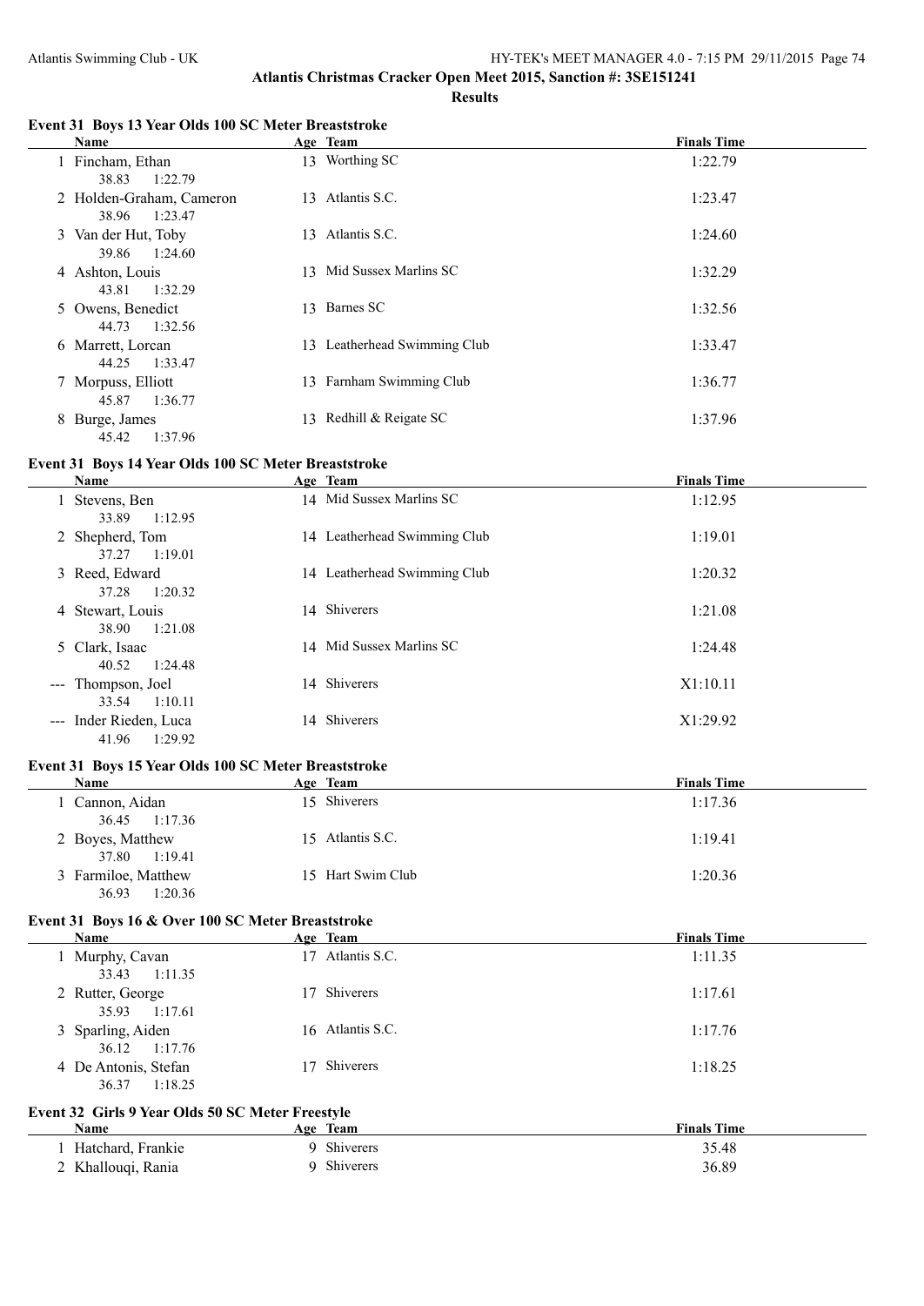# Atlantis Christmas Cracker Open Meet 2015, Sanction #: 3SE151241

## Results

### Event 31 Boys 13 Year Olds 100 SC Meter Breaststroke

| | Name | Age | Team | Finals Time |
|---|---|---|---|---|
| 1 | Fincham, Ethan | 13 | Worthing SC | 1:22.79 |
| | 38.83 1:22.79 | | | |
| 2 | Holden-Graham, Cameron | 13 | Atlantis S.C. | 1:23.47 |
| | 38.96 1:23.47 | | | |
| 3 | Van der Hut, Toby | 13 | Atlantis S.C. | 1:24.60 |
| | 39.86 1:24.60 | | | |
| 4 | Ashton, Louis | 13 | Mid Sussex Marlins SC | 1:32.29 |
| | 43.81 1:32.29 | | | |
| 5 | Owens, Benedict | 13 | Barnes SC | 1:32.56 |
| | 44.73 1:32.56 | | | |
| 6 | Marrett, Lorcan | 13 | Leatherhead Swimming Club | 1:33.47 |
| | 44.25 1:33.47 | | | |
| 7 | Morpuss, Elliott | 13 | Farnham Swimming Club | 1:36.77 |
| | 45.87 1:36.77 | | | |
| 8 | Burge, James | 13 | Redhill & Reigate SC | 1:37.96 |
| | 45.42 1:37.96 | | | |

### Event 31 Boys 14 Year Olds 100 SC Meter Breaststroke

| | Name | Age | Team | Finals Time |
|---|---|---|---|---|
| 1 | Stevens, Ben | 14 | Mid Sussex Marlins SC | 1:12.95 |
| | 33.89 1:12.95 | | | |
| 2 | Shepherd, Tom | 14 | Leatherhead Swimming Club | 1:19.01 |
| | 37.27 1:19.01 | | | |
| 3 | Reed, Edward | 14 | Leatherhead Swimming Club | 1:20.32 |
| | 37.28 1:20.32 | | | |
| 4 | Stewart, Louis | 14 | Shiverers | 1:21.08 |
| | 38.90 1:21.08 | | | |
| 5 | Clark, Isaac | 14 | Mid Sussex Marlins SC | 1:24.48 |
| | 40.52 1:24.48 | | | |
| --- | Thompson, Joel | 14 | Shiverers | X1:10.11 |
| | 33.54 1:10.11 | | | |
| --- | Inder Rieden, Luca | 14 | Shiverers | X1:29.92 |
| | 41.96 1:29.92 | | | |

### Event 31 Boys 15 Year Olds 100 SC Meter Breaststroke

| | Name | Age | Team | Finals Time |
|---|---|---|---|---|
| 1 | Cannon, Aidan | 15 | Shiverers | 1:17.36 |
| | 36.45 1:17.36 | | | |
| 2 | Boyes, Matthew | 15 | Atlantis S.C. | 1:19.41 |
| | 37.80 1:19.41 | | | |
| 3 | Farmiloe, Matthew | 15 | Hart Swim Club | 1:20.36 |
| | 36.93 1:20.36 | | | |

### Event 31 Boys 16 & Over 100 SC Meter Breaststroke

| | Name | Age | Team | Finals Time |
|---|---|---|---|---|
| 1 | Murphy, Cavan | 17 | Atlantis S.C. | 1:11.35 |
| | 33.43 1:11.35 | | | |
| 2 | Rutter, George | 17 | Shiverers | 1:17.61 |
| | 35.93 1:17.61 | | | |
| 3 | Sparling, Aiden | 16 | Atlantis S.C. | 1:17.76 |
| | 36.12 1:17.76 | | | |
| 4 | De Antonis, Stefan | 17 | Shiverers | 1:18.25 |
| | 36.37 1:18.25 | | | |

### Event 32 Girls 9 Year Olds 50 SC Meter Freestyle

| | Name | Age | Team | Finals Time |
|---|---|---|---|---|
| 1 | Hatchard, Frankie | 9 | Shiverers | 35.48 |
| 2 | Khallouqi, Rania | 9 | Shiverers | 36.89 |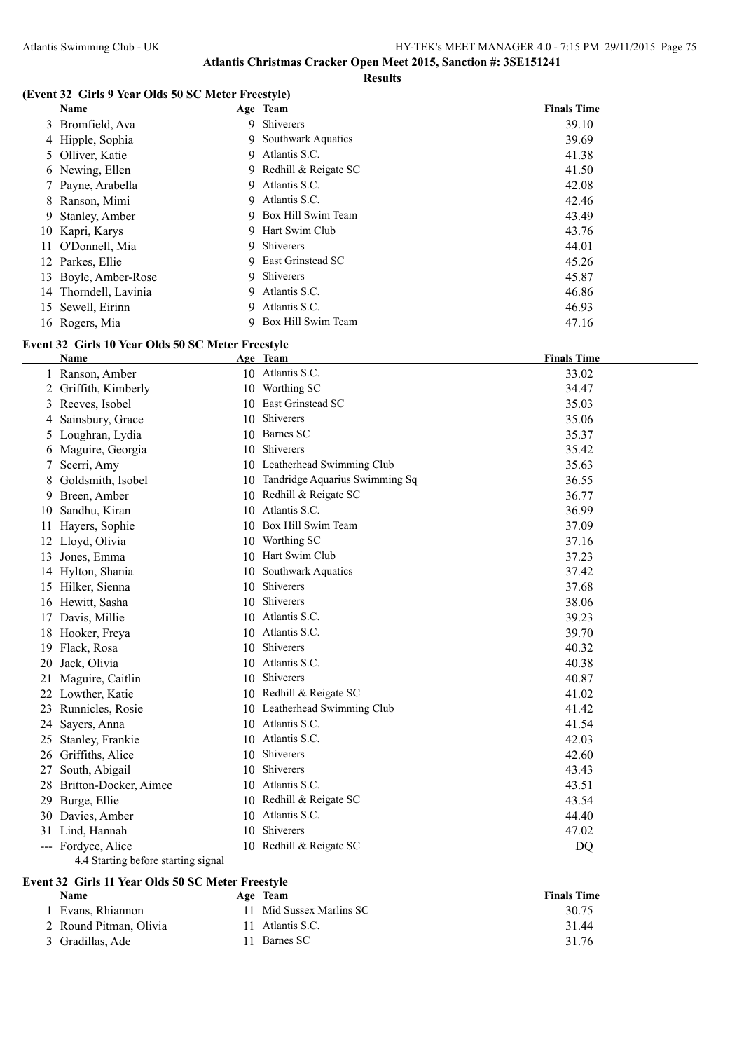## Results

### (Event 32 Girls 9 Year Olds 50 SC Meter Freestyle)

| | Name | Age | Team | Finals Time |
|---|---|---|---|---|
| 3 | Bromfield, Ava | 9 | Shiverers | 39.10 |
| 4 | Hipple, Sophia | 9 | Southwark Aquatics | 39.69 |
| 5 | Olliver, Katie | 9 | Atlantis S.C. | 41.38 |
| 6 | Newing, Ellen | 9 | Redhill & Reigate SC | 41.50 |
| 7 | Payne, Arabella | 9 | Atlantis S.C. | 42.08 |
| 8 | Ranson, Mimi | 9 | Atlantis S.C. | 42.46 |
| 9 | Stanley, Amber | 9 | Box Hill Swim Team | 43.49 |
| 10 | Kapri, Karys | 9 | Hart Swim Club | 43.76 |
| 11 | O'Donnell, Mia | 9 | Shiverers | 44.01 |
| 12 | Parkes, Ellie | 9 | East Grinstead SC | 45.26 |
| 13 | Boyle, Amber-Rose | 9 | Shiverers | 45.87 |
| 14 | Thorndell, Lavinia | 9 | Atlantis S.C. | 46.86 |
| 15 | Sewell, Eirinn | 9 | Atlantis S.C. | 46.93 |
| 16 | Rogers, Mia | 9 | Box Hill Swim Team | 47.16 |

### Event 32 Girls 10 Year Olds 50 SC Meter Freestyle

| | Name | Age | Team | Finals Time |
|---|---|---|---|---|
| 1 | Ranson, Amber | 10 | Atlantis S.C. | 33.02 |
| 2 | Griffith, Kimberly | 10 | Worthing SC | 34.47 |
| 3 | Reeves, Isobel | 10 | East Grinstead SC | 35.03 |
| 4 | Sainsbury, Grace | 10 | Shiverers | 35.06 |
| 5 | Loughran, Lydia | 10 | Barnes SC | 35.37 |
| 6 | Maguire, Georgia | 10 | Shiverers | 35.42 |
| 7 | Scerri, Amy | 10 | Leatherhead Swimming Club | 35.63 |
| 8 | Goldsmith, Isobel | 10 | Tandridge Aquarius Swimming Sq | 36.55 |
| 9 | Breen, Amber | 10 | Redhill & Reigate SC | 36.77 |
| 10 | Sandhu, Kiran | 10 | Atlantis S.C. | 36.99 |
| 11 | Hayers, Sophie | 10 | Box Hill Swim Team | 37.09 |
| 12 | Lloyd, Olivia | 10 | Worthing SC | 37.16 |
| 13 | Jones, Emma | 10 | Hart Swim Club | 37.23 |
| 14 | Hylton, Shania | 10 | Southwark Aquatics | 37.42 |
| 15 | Hilker, Sienna | 10 | Shiverers | 37.68 |
| 16 | Hewitt, Sasha | 10 | Shiverers | 38.06 |
| 17 | Davis, Millie | 10 | Atlantis S.C. | 39.23 |
| 18 | Hooker, Freya | 10 | Atlantis S.C. | 39.70 |
| 19 | Flack, Rosa | 10 | Shiverers | 40.32 |
| 20 | Jack, Olivia | 10 | Atlantis S.C. | 40.38 |
| 21 | Maguire, Caitlin | 10 | Shiverers | 40.87 |
| 22 | Lowther, Katie | 10 | Redhill & Reigate SC | 41.02 |
| 23 | Runnicles, Rosie | 10 | Leatherhead Swimming Club | 41.42 |
| 24 | Sayers, Anna | 10 | Atlantis S.C. | 41.54 |
| 25 | Stanley, Frankie | 10 | Atlantis S.C. | 42.03 |
| 26 | Griffiths, Alice | 10 | Shiverers | 42.60 |
| 27 | South, Abigail | 10 | Shiverers | 43.43 |
| 28 | Britton-Docker, Aimee | 10 | Atlantis S.C. | 43.51 |
| 29 | Burge, Ellie | 10 | Redhill & Reigate SC | 43.54 |
| 30 | Davies, Amber | 10 | Atlantis S.C. | 44.40 |
| 31 | Lind, Hannah | 10 | Shiverers | 47.02 |
| --- | Fordyce, Alice | 10 | Redhill & Reigate SC | DQ |

4.4 Starting before starting signal

### Event 32 Girls 11 Year Olds 50 SC Meter Freestyle

| | Name | Age | Team | Finals Time |
|---|---|---|---|---|
| 1 | Evans, Rhiannon | 11 | Mid Sussex Marlins SC | 30.75 |
| 2 | Round Pitman, Olivia | 11 | Atlantis S.C. | 31.44 |
| 3 | Gradillas, Ade | 11 | Barnes SC | 31.76 |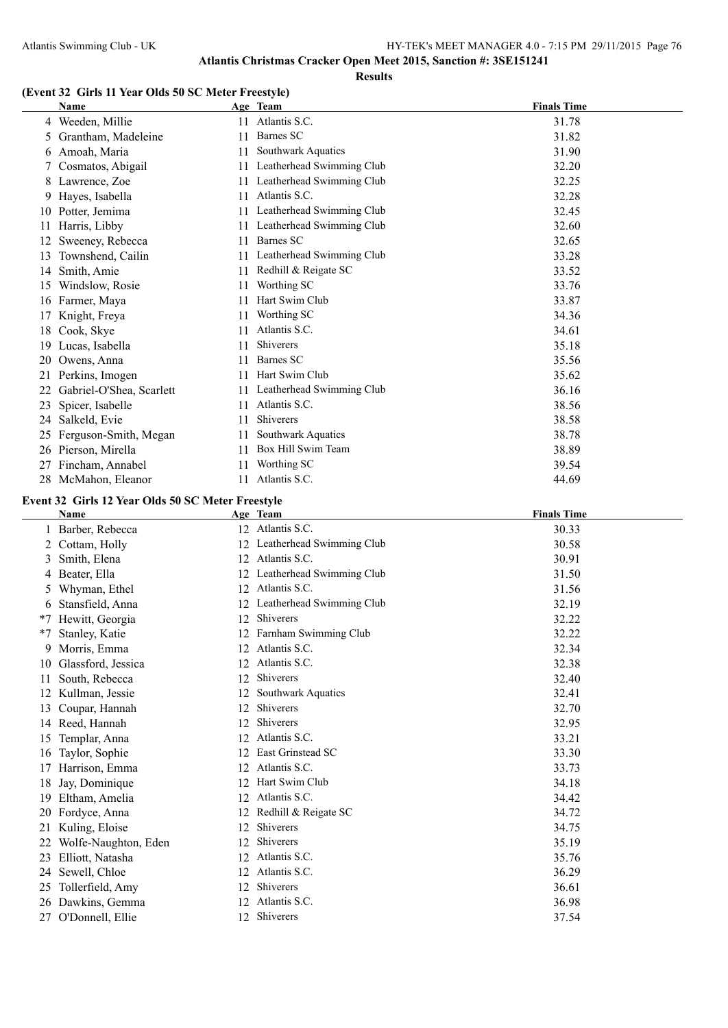**Atlantis Christmas Cracker Open Meet 2015, Sanction #: 3SE151241**

**Results**

### (Event 32 Girls 11 Year Olds 50 SC Meter Freestyle)

| | Name | Age | Team | Finals Time |
|---|---|---|---|---|
| 4 | Weeden, Millie | 11 | Atlantis S.C. | 31.78 |
| 5 | Grantham, Madeleine | 11 | Barnes SC | 31.82 |
| 6 | Amoah, Maria | 11 | Southwark Aquatics | 31.90 |
| 7 | Cosmatos, Abigail | 11 | Leatherhead Swimming Club | 32.20 |
| 8 | Lawrence, Zoe | 11 | Leatherhead Swimming Club | 32.25 |
| 9 | Hayes, Isabella | 11 | Atlantis S.C. | 32.28 |
| 10 | Potter, Jemima | 11 | Leatherhead Swimming Club | 32.45 |
| 11 | Harris, Libby | 11 | Leatherhead Swimming Club | 32.60 |
| 12 | Sweeney, Rebecca | 11 | Barnes SC | 32.65 |
| 13 | Townshend, Cailin | 11 | Leatherhead Swimming Club | 33.28 |
| 14 | Smith, Amie | 11 | Redhill & Reigate SC | 33.52 |
| 15 | Windslow, Rosie | 11 | Worthing SC | 33.76 |
| 16 | Farmer, Maya | 11 | Hart Swim Club | 33.87 |
| 17 | Knight, Freya | 11 | Worthing SC | 34.36 |
| 18 | Cook, Skye | 11 | Atlantis S.C. | 34.61 |
| 19 | Lucas, Isabella | 11 | Shiverers | 35.18 |
| 20 | Owens, Anna | 11 | Barnes SC | 35.56 |
| 21 | Perkins, Imogen | 11 | Hart Swim Club | 35.62 |
| 22 | Gabriel-O'Shea, Scarlett | 11 | Leatherhead Swimming Club | 36.16 |
| 23 | Spicer, Isabelle | 11 | Atlantis S.C. | 38.56 |
| 24 | Salkeld, Evie | 11 | Shiverers | 38.58 |
| 25 | Ferguson-Smith, Megan | 11 | Southwark Aquatics | 38.78 |
| 26 | Pierson, Mirella | 11 | Box Hill Swim Team | 38.89 |
| 27 | Fincham, Annabel | 11 | Worthing SC | 39.54 |
| 28 | McMahon, Eleanor | 11 | Atlantis S.C. | 44.69 |

### Event 32 Girls 12 Year Olds 50 SC Meter Freestyle

| | Name | Age | Team | Finals Time |
|---|---|---|---|---|
| 1 | Barber, Rebecca | 12 | Atlantis S.C. | 30.33 |
| 2 | Cottam, Holly | 12 | Leatherhead Swimming Club | 30.58 |
| 3 | Smith, Elena | 12 | Atlantis S.C. | 30.91 |
| 4 | Beater, Ella | 12 | Leatherhead Swimming Club | 31.50 |
| 5 | Whyman, Ethel | 12 | Atlantis S.C. | 31.56 |
| 6 | Stansfield, Anna | 12 | Leatherhead Swimming Club | 32.19 |
| *7 | Hewitt, Georgia | 12 | Shiverers | 32.22 |
| *7 | Stanley, Katie | 12 | Farnham Swimming Club | 32.22 |
| 9 | Morris, Emma | 12 | Atlantis S.C. | 32.34 |
| 10 | Glassford, Jessica | 12 | Atlantis S.C. | 32.38 |
| 11 | South, Rebecca | 12 | Shiverers | 32.40 |
| 12 | Kullman, Jessie | 12 | Southwark Aquatics | 32.41 |
| 13 | Coupar, Hannah | 12 | Shiverers | 32.70 |
| 14 | Reed, Hannah | 12 | Shiverers | 32.95 |
| 15 | Templar, Anna | 12 | Atlantis S.C. | 33.21 |
| 16 | Taylor, Sophie | 12 | East Grinstead SC | 33.30 |
| 17 | Harrison, Emma | 12 | Atlantis S.C. | 33.73 |
| 18 | Jay, Dominique | 12 | Hart Swim Club | 34.18 |
| 19 | Eltham, Amelia | 12 | Atlantis S.C. | 34.42 |
| 20 | Fordyce, Anna | 12 | Redhill & Reigate SC | 34.72 |
| 21 | Kuling, Eloise | 12 | Shiverers | 34.75 |
| 22 | Wolfe-Naughton, Eden | 12 | Shiverers | 35.19 |
| 23 | Elliott, Natasha | 12 | Atlantis S.C. | 35.76 |
| 24 | Sewell, Chloe | 12 | Atlantis S.C. | 36.29 |
| 25 | Tollerfield, Amy | 12 | Shiverers | 36.61 |
| 26 | Dawkins, Gemma | 12 | Atlantis S.C. | 36.98 |
| 27 | O'Donnell, Ellie | 12 | Shiverers | 37.54 |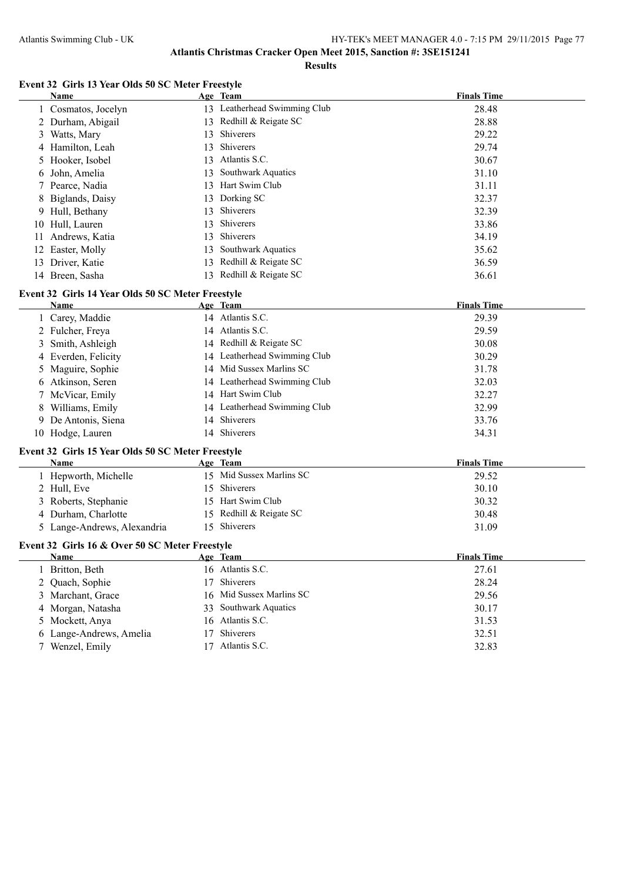# Atlantis Christmas Cracker Open Meet 2015, Sanction #: 3SE151241

## Results

### Event 32 Girls 13 Year Olds 50 SC Meter Freestyle

| | Name | Age | Team | Finals Time |
|---|---|---|---|---|
| 1 | Cosmatos, Jocelyn | 13 | Leatherhead Swimming Club | 28.48 |
| 2 | Durham, Abigail | 13 | Redhill & Reigate SC | 28.88 |
| 3 | Watts, Mary | 13 | Shiverers | 29.22 |
| 4 | Hamilton, Leah | 13 | Shiverers | 29.74 |
| 5 | Hooker, Isobel | 13 | Atlantis S.C. | 30.67 |
| 6 | John, Amelia | 13 | Southwark Aquatics | 31.10 |
| 7 | Pearce, Nadia | 13 | Hart Swim Club | 31.11 |
| 8 | Biglands, Daisy | 13 | Dorking SC | 32.37 |
| 9 | Hull, Bethany | 13 | Shiverers | 32.39 |
| 10 | Hull, Lauren | 13 | Shiverers | 33.86 |
| 11 | Andrews, Katia | 13 | Shiverers | 34.19 |
| 12 | Easter, Molly | 13 | Southwark Aquatics | 35.62 |
| 13 | Driver, Katie | 13 | Redhill & Reigate SC | 36.59 |
| 14 | Breen, Sasha | 13 | Redhill & Reigate SC | 36.61 |

### Event 32 Girls 14 Year Olds 50 SC Meter Freestyle

| | Name | Age | Team | Finals Time |
|---|---|---|---|---|
| 1 | Carey, Maddie | 14 | Atlantis S.C. | 29.39 |
| 2 | Fulcher, Freya | 14 | Atlantis S.C. | 29.59 |
| 3 | Smith, Ashleigh | 14 | Redhill & Reigate SC | 30.08 |
| 4 | Everden, Felicity | 14 | Leatherhead Swimming Club | 30.29 |
| 5 | Maguire, Sophie | 14 | Mid Sussex Marlins SC | 31.78 |
| 6 | Atkinson, Seren | 14 | Leatherhead Swimming Club | 32.03 |
| 7 | McVicar, Emily | 14 | Hart Swim Club | 32.27 |
| 8 | Williams, Emily | 14 | Leatherhead Swimming Club | 32.99 |
| 9 | De Antonis, Siena | 14 | Shiverers | 33.76 |
| 10 | Hodge, Lauren | 14 | Shiverers | 34.31 |

### Event 32 Girls 15 Year Olds 50 SC Meter Freestyle

| | Name | Age | Team | Finals Time |
|---|---|---|---|---|
| 1 | Hepworth, Michelle | 15 | Mid Sussex Marlins SC | 29.52 |
| 2 | Hull, Eve | 15 | Shiverers | 30.10 |
| 3 | Roberts, Stephanie | 15 | Hart Swim Club | 30.32 |
| 4 | Durham, Charlotte | 15 | Redhill & Reigate SC | 30.48 |
| 5 | Lange-Andrews, Alexandria | 15 | Shiverers | 31.09 |

### Event 32 Girls 16 & Over 50 SC Meter Freestyle

| | Name | Age | Team | Finals Time |
|---|---|---|---|---|
| 1 | Britton, Beth | 16 | Atlantis S.C. | 27.61 |
| 2 | Quach, Sophie | 17 | Shiverers | 28.24 |
| 3 | Marchant, Grace | 16 | Mid Sussex Marlins SC | 29.56 |
| 4 | Morgan, Natasha | 33 | Southwark Aquatics | 30.17 |
| 5 | Mockett, Anya | 16 | Atlantis S.C. | 31.53 |
| 6 | Lange-Andrews, Amelia | 17 | Shiverers | 32.51 |
| 7 | Wenzel, Emily | 17 | Atlantis S.C. | 32.83 |